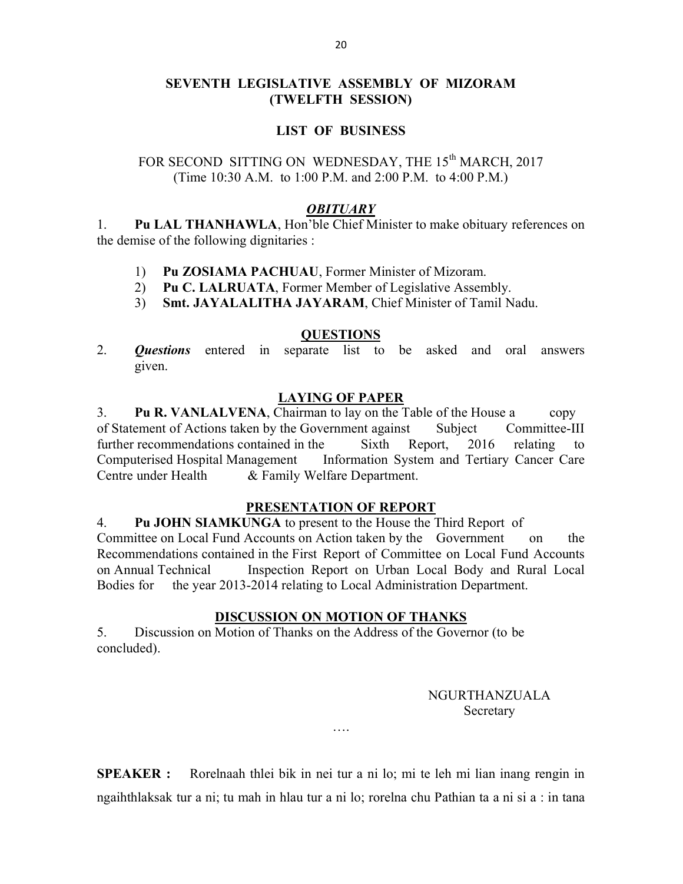## SEVENTH LEGISLATIVE ASSEMBLY OF MIZORAM (TWELFTH SESSION)

### LIST OF BUSINESS

FOR SECOND SITTING ON WEDNESDAY, THE 15th MARCH, 2017
(Time 10:30 A.M. to 1:00 P.M. and 2:00 P.M. to 4:00 P.M.)

#### *OBITUARY*

1. **Pu LAL THANHAWLA**, Hon'ble Chief Minister to make obituary references on the demise of the following dignitaries :

   1) **Pu ZOSIAMA PACHUAU**, Former Minister of Mizoram.
   2) **Pu C. LALRUATA**, Former Member of Legislative Assembly.
   3) **Smt. JAYALALITHA JAYARAM**, Chief Minister of Tamil Nadu.

#### QUESTIONS

2. ***Questions*** entered in separate list to be asked and oral answers given.

#### LAYING OF PAPER

3. **Pu R. VANLALVENA**, Chairman to lay on the Table of the House a copy of Statement of Actions taken by the Government against Subject Committee-III further recommendations contained in the Sixth Report, 2016 relating to Computerised Hospital Management Information System and Tertiary Cancer Care Centre under Health & Family Welfare Department.

#### PRESENTATION OF REPORT

4. **Pu JOHN SIAMKUNGA** to present to the House the Third Report of Committee on Local Fund Accounts on Action taken by the Government on the Recommendations contained in the First Report of Committee on Local Fund Accounts on Annual Technical Inspection Report on Urban Local Body and Rural Local Bodies for the year 2013-2014 relating to Local Administration Department.

#### DISCUSSION ON MOTION OF THANKS

5. Discussion on Motion of Thanks on the Address of the Governor (to be concluded).

NGURTHANZUALA
Secretary

….

**SPEAKER :** Rorelnaah thlei bik in nei tur a ni lo; mi te leh mi lian inang rengin in ngaihthlaksak tur a ni; tu mah in hlau tur a ni lo; rorelna chu Pathian ta a ni si a : in tana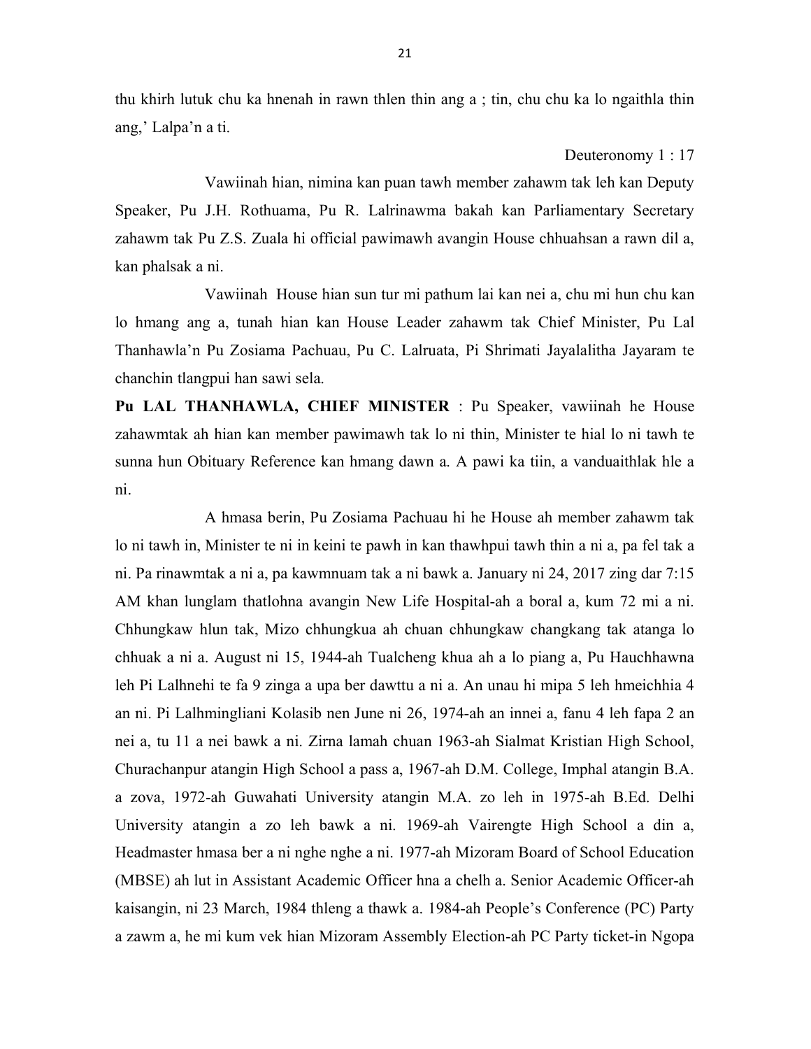thu khirh lutuk chu ka hnenah in rawn thlen thin ang a ; tin, chu chu ka lo ngaithla thin ang,' Lalpa'n a ti.

Deuteronomy 1 : 17

Vawiinah hian, nimina kan puan tawh member zahawm tak leh kan Deputy Speaker, Pu J.H. Rothuama, Pu R. Lalrinawma bakah kan Parliamentary Secretary zahawm tak Pu Z.S. Zuala hi official pawimawh avangin House chhuahsan a rawn dil a, kan phalsak a ni.

Vawiinah House hian sun tur mi pathum lai kan nei a, chu mi hun chu kan lo hmang ang a, tunah hian kan House Leader zahawm tak Chief Minister, Pu Lal Thanhawla'n Pu Zosiama Pachuau, Pu C. Lalruata, Pi Shrimati Jayalalitha Jayaram te chanchin tlangpui han sawi sela.

**Pu LAL THANHAWLA, CHIEF MINISTER** : Pu Speaker, vawiinah he House zahawmtak ah hian kan member pawimawh tak lo ni thin, Minister te hial lo ni tawh te sunna hun Obituary Reference kan hmang dawn a. A pawi ka tiin, a vanduaithlak hle a ni.

A hmasa berin, Pu Zosiama Pachuau hi he House ah member zahawm tak lo ni tawh in, Minister te ni in keini te pawh in kan thawhpui tawh thin a ni a, pa fel tak a ni. Pa rinawmtak a ni a, pa kawmnuam tak a ni bawk a. January ni 24, 2017 zing dar 7:15 AM khan lunglam thatlohna avangin New Life Hospital-ah a boral a, kum 72 mi a ni. Chhungkaw hlun tak, Mizo chhungkua ah chuan chhungkaw changkang tak atanga lo chhuak a ni a. August ni 15, 1944-ah Tualcheng khua ah a lo piang a, Pu Hauchhawna leh Pi Lalhnehi te fa 9 zinga a upa ber dawttu a ni a. An unau hi mipa 5 leh hmeichhia 4 an ni. Pi Lalhmingliani Kolasib nen June ni 26, 1974-ah an innei a, fanu 4 leh fapa 2 an nei a, tu 11 a nei bawk a ni. Zirna lamah chuan 1963-ah Sialmat Kristian High School, Churachanpur atangin High School a pass a, 1967-ah D.M. College, Imphal atangin B.A. a zova, 1972-ah Guwahati University atangin M.A. zo leh in 1975-ah B.Ed. Delhi University atangin a zo leh bawk a ni. 1969-ah Vairengte High School a din a, Headmaster hmasa ber a ni nghe nghe a ni. 1977-ah Mizoram Board of School Education (MBSE) ah lut in Assistant Academic Officer hna a chelh a. Senior Academic Officer-ah kaisangin, ni 23 March, 1984 thleng a thawk a. 1984-ah People's Conference (PC) Party a zawm a, he mi kum vek hian Mizoram Assembly Election-ah PC Party ticket-in Ngopa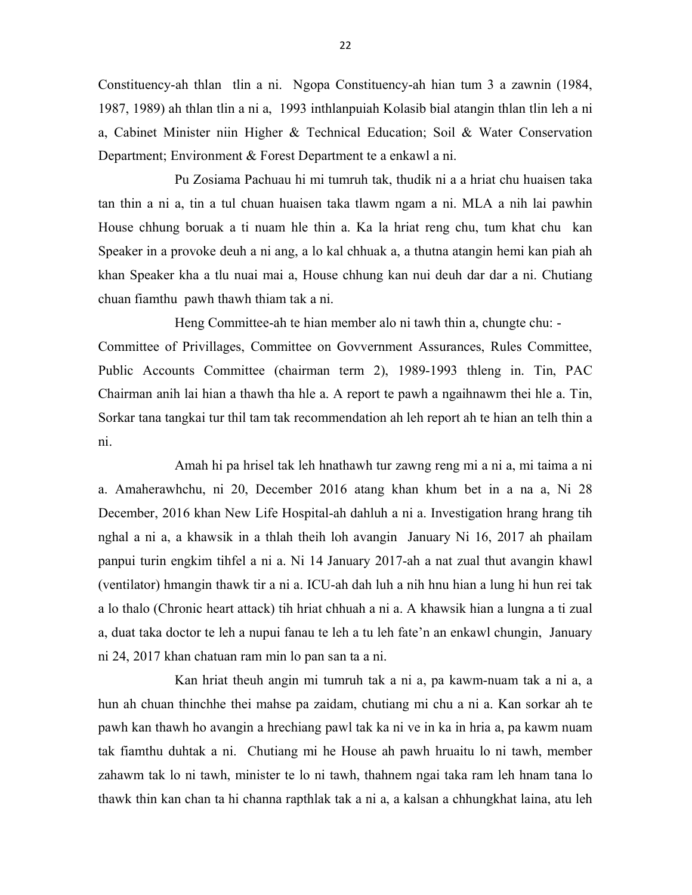Constituency-ah thlan tlin a ni. Ngopa Constituency-ah hian tum 3 a zawnin (1984, 1987, 1989) ah thlan tlin a ni a, 1993 inthlanpuiah Kolasib bial atangin thlan tlin leh a ni a, Cabinet Minister niin Higher & Technical Education; Soil & Water Conservation Department; Environment & Forest Department te a enkawl a ni.

Pu Zosiama Pachuau hi mi tumruh tak, thudik ni a a hriat chu huaisen taka tan thin a ni a, tin a tul chuan huaisen taka tlawm ngam a ni. MLA a nih lai pawhin House chhung boruak a ti nuam hle thin a. Ka la hriat reng chu, tum khat chu kan Speaker in a provoke deuh a ni ang, a lo kal chhuak a, a thutna atangin hemi kan piah ah khan Speaker kha a tlu nuai mai a, House chhung kan nui deuh dar dar a ni. Chutiang chuan fiamthu pawh thawh thiam tak a ni.

Heng Committee-ah te hian member alo ni tawh thin a, chungte chu: - Committee of Privillages, Committee on Govvernment Assurances, Rules Committee, Public Accounts Committee (chairman term 2), 1989-1993 thleng in. Tin, PAC Chairman anih lai hian a thawh tha hle a. A report te pawh a ngaihnawm thei hle a. Tin, Sorkar tana tangkai tur thil tam tak recommendation ah leh report ah te hian an telh thin a ni.

Amah hi pa hrisel tak leh hnathawh tur zawng reng mi a ni a, mi taima a ni a. Amaherawhchu, ni 20, December 2016 atang khan khum bet in a na a, Ni 28 December, 2016 khan New Life Hospital-ah dahluh a ni a. Investigation hrang hrang tih nghal a ni a, a khawsik in a thlah theih loh avangin January Ni 16, 2017 ah phailam panpui turin engkim tihfel a ni a. Ni 14 January 2017-ah a nat zual thut avangin khawl (ventilator) hmangin thawk tir a ni a. ICU-ah dah luh a nih hnu hian a lung hi hun rei tak a lo thalo (Chronic heart attack) tih hriat chhuah a ni a. A khawsik hian a lungna a ti zual a, duat taka doctor te leh a nupui fanau te leh a tu leh fate'n an enkawl chungin, January ni 24, 2017 khan chatuan ram min lo pan san ta a ni.

Kan hriat theuh angin mi tumruh tak a ni a, pa kawm-nuam tak a ni a, a hun ah chuan thinchhe thei mahse pa zaidam, chutiang mi chu a ni a. Kan sorkar ah te pawh kan thawh ho avangin a hrechiang pawl tak ka ni ve in ka in hria a, pa kawm nuam tak fiamthu duhtak a ni. Chutiang mi he House ah pawh hruaitu lo ni tawh, member zahawm tak lo ni tawh, minister te lo ni tawh, thahnem ngai taka ram leh hnam tana lo thawk thin kan chan ta hi channa rapthlak tak a ni a, a kalsan a chhungkhat laina, atu leh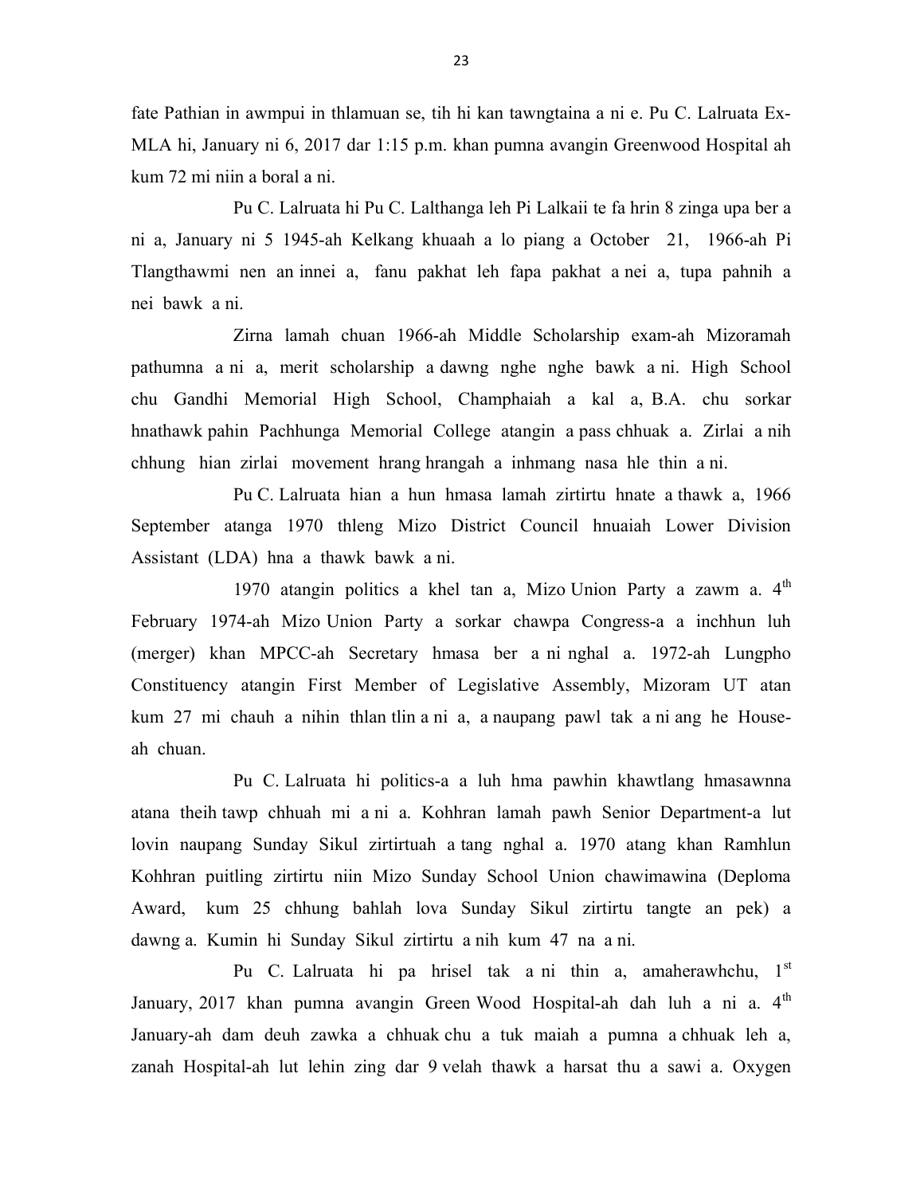fate Pathian in awmpui in thlamuan se, tih hi kan tawngtaina a ni e. Pu C. Lalruata Ex-MLA hi, January ni 6, 2017 dar 1:15 p.m. khan pumna avangin Greenwood Hospital ah kum 72 mi niin a boral a ni.

Pu C. Lalruata hi Pu C. Lalthanga leh Pi Lalkaii te fa hrin 8 zinga upa ber a ni a, January ni 5 1945-ah Kelkang khuaah a lo piang a October 21, 1966-ah Pi Tlangthawmi nen an innei a, fanu pakhat leh fapa pakhat a nei a, tupa pahnih a nei bawk a ni.

Zirna lamah chuan 1966-ah Middle Scholarship exam-ah Mizoramah pathumna a ni a, merit scholarship a dawng nghe nghe bawk a ni. High School chu Gandhi Memorial High School, Champhaiah a kal a, B.A. chu sorkar hnathawk pahin Pachhunga Memorial College atangin a pass chhuak a. Zirlai a nih chhung hian zirlai movement hrang hrangah a inhmang nasa hle thin a ni.

Pu C. Lalruata hian a hun hmasa lamah zirtirtu hnate a thawk a, 1966 September atanga 1970 thleng Mizo District Council hnuaiah Lower Division Assistant (LDA) hna a thawk bawk a ni.

1970 atangin politics a khel tan a, Mizo Union Party a zawm a. 4th February 1974-ah Mizo Union Party a sorkar chawpa Congress-a a inchhun luh (merger) khan MPCC-ah Secretary hmasa ber a ni nghal a. 1972-ah Lungpho Constituency atangin First Member of Legislative Assembly, Mizoram UT atan kum 27 mi chauh a nihin thlan tlin a ni a, a naupang pawl tak a ni ang he House-ah chuan.

Pu C. Lalruata hi politics-a a luh hma pawhin khawtlang hmasawnna atana theih tawp chhuah mi a ni a. Kohhran lamah pawh Senior Department-a lut lovin naupang Sunday Sikul zirtirtuah a tang nghal a. 1970 atang khan Ramhlun Kohhran puitling zirtirtu niin Mizo Sunday School Union chawimawina (Deploma Award, kum 25 chhung bahlah lova Sunday Sikul zirtirtu tangte an pek) a dawng a. Kumin hi Sunday Sikul zirtirtu a nih kum 47 na a ni.

Pu C. Lalruata hi pa hrisel tak a ni thin a, amaherawhchu, 1st January, 2017 khan pumna avangin Green Wood Hospital-ah dah luh a ni a. 4th January-ah dam deuh zawka a chhuak chu a tuk maiah a pumna a chhuak leh a, zanah Hospital-ah lut lehin zing dar 9 velah thawk a harsat thu a sawi a. Oxygen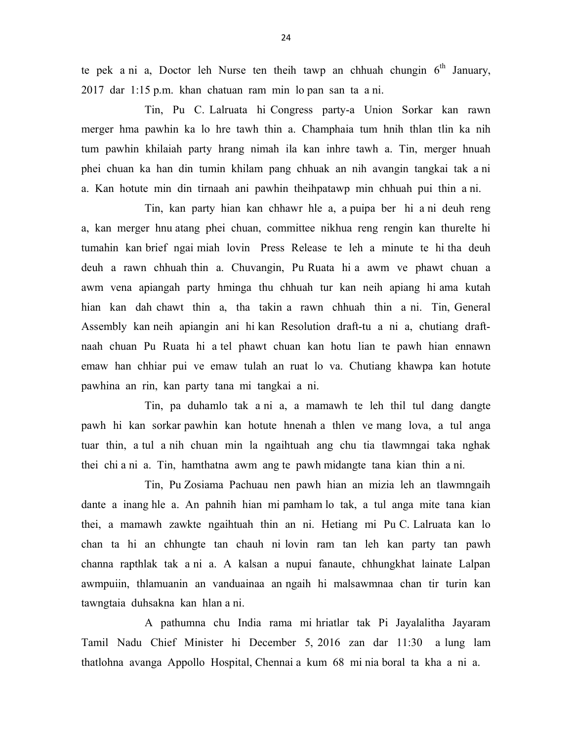te pek a ni a, Doctor leh Nurse ten theih tawp an chhuah chungin 6th January, 2017 dar 1:15 p.m. khan chatuan ram min lo pan san ta a ni.

Tin, Pu C. Lalruata hi Congress party-a Union Sorkar kan rawn merger hma pawhin ka lo hre tawh thin a. Champhaia tum hnih thlan tlin ka nih tum pawhin khilaiah party hrang nimah ila kan inhre tawh a. Tin, merger hnuah phei chuan ka han din tumin khilam pang chhuak an nih avangin tangkai tak a ni a. Kan hotute min din tirnaah ani pawhin theihpatawp min chhuah pui thin a ni.

Tin, kan party hian kan chhawr hle a, a puipa ber hi a ni deuh reng a, kan merger hnu atang phei chuan, committee nikhua reng rengin kan thurelte hi tumahin kan brief ngai miah lovin Press Release te leh a minute te hi tha deuh deuh a rawn chhuah thin a. Chuvangin, Pu Ruata hi a awm ve phawt chuan a awm vena apiangah party hminga thu chhuah tur kan neih apiang hi ama kutah hian kan dah chawt thin a, tha takin a rawn chhuah thin a ni. Tin, General Assembly kan neih apiangin ani hi kan Resolution draft-tu a ni a, chutiang draft-naah chuan Pu Ruata hi a tel phawt chuan kan hotu lian te pawh hian ennawn emaw han chhiar pui ve emaw tulah an ruat lo va. Chutiang khawpa kan hotute pawhina an rin, kan party tana mi tangkai a ni.

Tin, pa duhamlo tak a ni a, a mamawh te leh thil tul dang dangte pawh hi kan sorkar pawhin kan hotute hnenah a thlen ve mang lova, a tul anga tuar thin, a tul a nih chuan min la ngaihtuah ang chu tia tlawmngai taka nghak thei chi a ni a. Tin, hamthatna awm ang te pawh midangte tana kian thin a ni.

Tin, Pu Zosiama Pachuau nen pawh hian an mizia leh an tlawmngaih dante a inang hle a. An pahnih hian mi pamham lo tak, a tul anga mite tana kian thei, a mamawh zawkte ngaihtuah thin an ni. Hetiang mi Pu C. Lalruata kan lo chan ta hi an chhungte tan chauh ni lovin ram tan leh kan party tan pawh channa rapthlak tak a ni a. A kalsan a nupui fanaute, chhungkhat lainate Lalpan awmpuiin, thlamuanin an vanduainaa an ngaih hi malsawmnaa chan tir turin kan tawngtaia duhsakna kan hlan a ni.

A pathumna chu India rama mi hriatlar tak Pi Jayalalitha Jayaram Tamil Nadu Chief Minister hi December 5, 2016 zan dar 11:30 a lung lam thatlohna avanga Appollo Hospital, Chennai a kum 68 mi nia boral ta kha a ni a.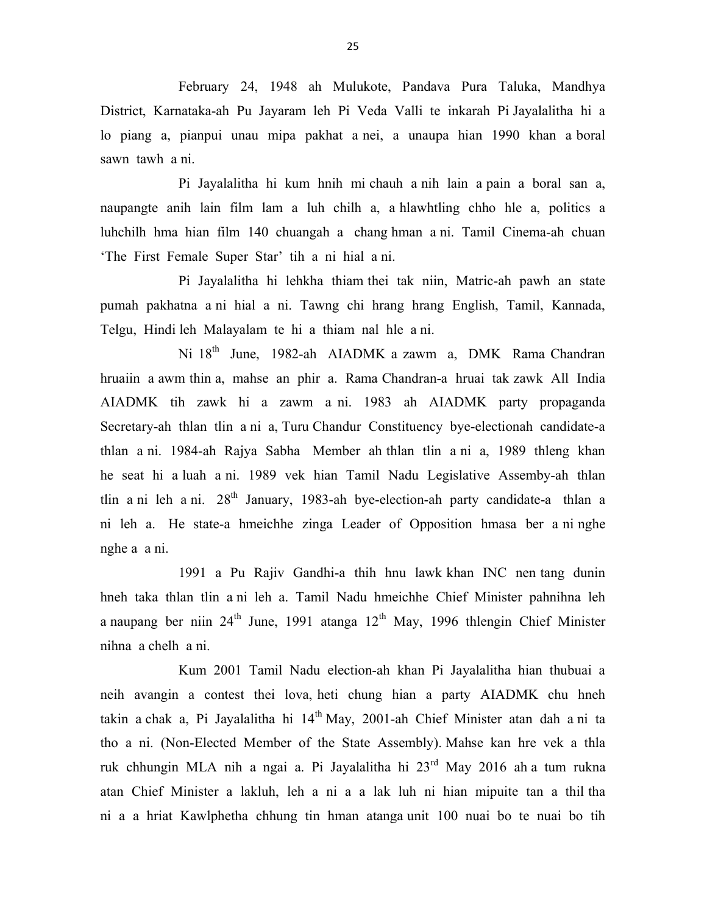February 24, 1948 ah Mulukote, Pandava Pura Taluka, Mandhya District, Karnataka-ah Pu Jayaram leh Pi Veda Valli te inkarah Pi Jayalalitha hi a lo piang a, pianpui unau mipa pakhat a nei, a unaupa hian 1990 khan a boral sawn tawh a ni.

Pi Jayalalitha hi kum hnih mi chauh a nih lain a pain a boral san a, naupangte anih lain film lam a luh chilh a, a hlawhtling chho hle a, politics a luhchilh hma hian film 140 chuangah a chang hman a ni. Tamil Cinema-ah chuan 'The First Female Super Star' tih a ni hial a ni.

Pi Jayalalitha hi lehkha thiam thei tak niin, Matric-ah pawh an state pumah pakhatna a ni hial a ni. Tawng chi hrang hrang English, Tamil, Kannada, Telgu, Hindi leh Malayalam te hi a thiam nal hle a ni.

Ni 18th June, 1982-ah AIADMK a zawm a, DMK Rama Chandran hruaiin a awm thin a, mahse an phir a. Rama Chandran-a hruai tak zawk All India AIADMK tih zawk hi a zawm a ni. 1983 ah AIADMK party propaganda Secretary-ah thlan tlin a ni a, Turu Chandur Constituency bye-electionah candidate-a thlan a ni. 1984-ah Rajya Sabha Member ah thlan tlin a ni a, 1989 thleng khan he seat hi a luah a ni. 1989 vek hian Tamil Nadu Legislative Assemby-ah thlan tlin a ni leh a ni. 28th January, 1983-ah bye-election-ah party candidate-a thlan a ni leh a. He state-a hmeichhe zinga Leader of Opposition hmasa ber a ni nghe nghe a a ni.

1991 a Pu Rajiv Gandhi-a thih hnu lawk khan INC nen tang dunin hneh taka thlan tlin a ni leh a. Tamil Nadu hmeichhe Chief Minister pahnihna leh a naupang ber niin 24th June, 1991 atanga 12th May, 1996 thlengin Chief Minister nihna a chelh a ni.

Kum 2001 Tamil Nadu election-ah khan Pi Jayalalitha hian thubuai a neih avangin a contest thei lova, heti chung hian a party AIADMK chu hneh takin a chak a, Pi Jayalalitha hi 14th May, 2001-ah Chief Minister atan dah a ni ta tho a ni. (Non-Elected Member of the State Assembly). Mahse kan hre vek a thla ruk chhungin MLA nih a ngai a. Pi Jayalalitha hi 23rd May 2016 ah a tum rukna atan Chief Minister a lakluh, leh a ni a a lak luh ni hian mipuite tan a thil tha ni a a hriat Kawlphetha chhung tin hman atanga unit 100 nuai bo te nuai bo tih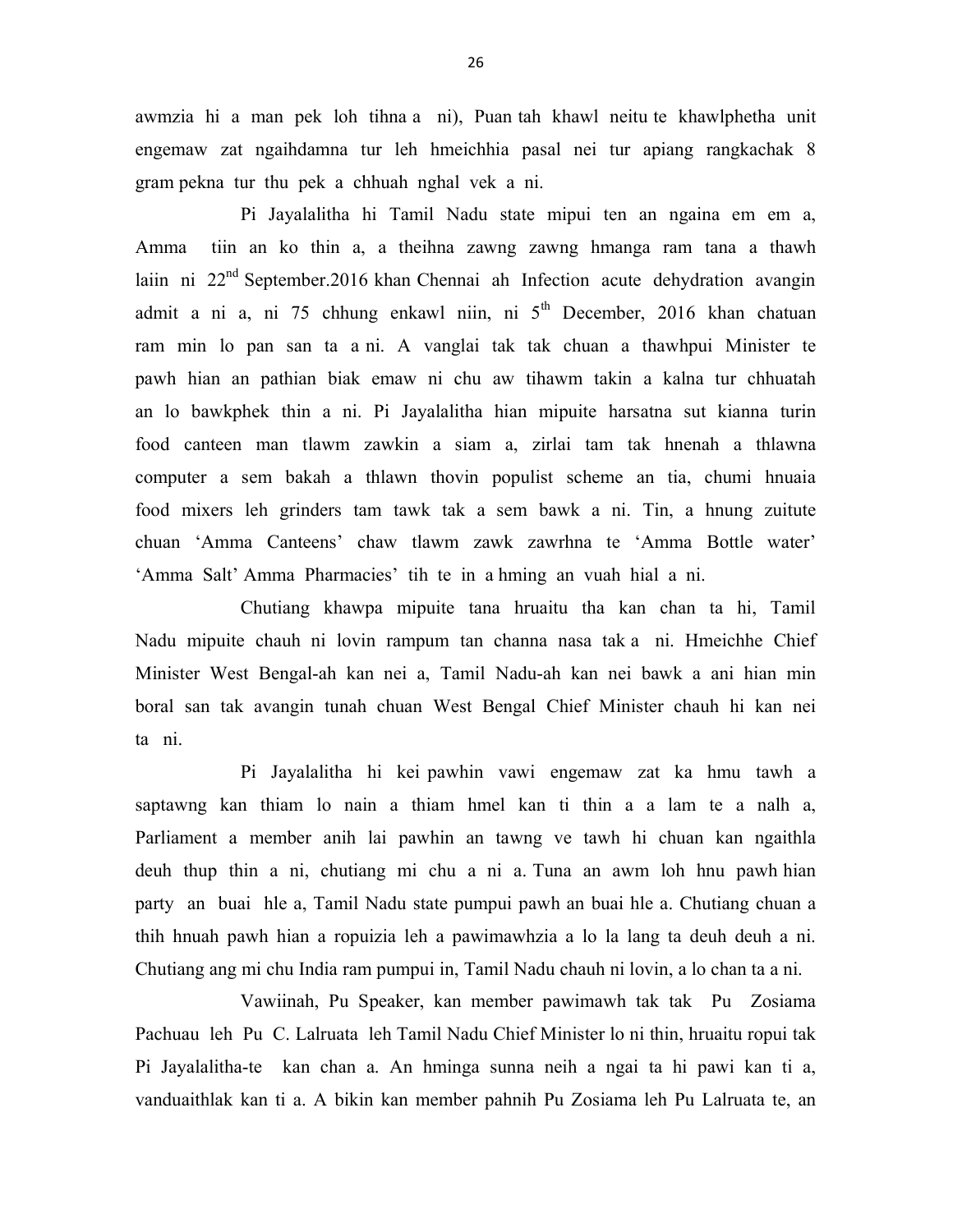awmzia hi a man pek loh tihna a ni), Puan tah khawl neitu te khawlphetha unit engemaw zat ngaihdamna tur leh hmeichhia pasal nei tur apiang rangkachak 8 gram pekna tur thu pek a chhuah nghal vek a ni.

Pi Jayalalitha hi Tamil Nadu state mipui ten an ngaina em em a, Amma tiin an ko thin a, a theihna zawng zawng hmanga ram tana a thawh laiin ni 22nd September.2016 khan Chennai ah Infection acute dehydration avangin admit a ni a, ni 75 chhung enkawl niin, ni 5th December, 2016 khan chatuan ram min lo pan san ta a ni. A vanglai tak tak chuan a thawhpui Minister te pawh hian an pathian biak emaw ni chu aw tihawm takin a kalna tur chhuatah an lo bawkphek thin a ni. Pi Jayalalitha hian mipuite harsatna sut kianna turin food canteen man tlawm zawkin a siam a, zirlai tam tak hnenah a thlawna computer a sem bakah a thlawn thovin populist scheme an tia, chumi hnuaia food mixers leh grinders tam tawk tak a sem bawk a ni. Tin, a hnung zuitute chuan 'Amma Canteens' chaw tlawm zawk zawrhna te 'Amma Bottle water' 'Amma Salt' Amma Pharmacies' tih te in a hming an vuah hial a ni.

Chutiang khawpa mipuite tana hruaitu tha kan chan ta hi, Tamil Nadu mipuite chauh ni lovin rampum tan channa nasa tak a ni. Hmeichhe Chief Minister West Bengal-ah kan nei a, Tamil Nadu-ah kan nei bawk a ani hian min boral san tak avangin tunah chuan West Bengal Chief Minister chauh hi kan nei ta ni.

Pi Jayalalitha hi kei pawhin vawi engemaw zat ka hmu tawh a saptawng kan thiam lo nain a thiam hmel kan ti thin a a lam te a nalh a, Parliament a member anih lai pawhin an tawng ve tawh hi chuan kan ngaithla deuh thup thin a ni, chutiang mi chu a ni a. Tuna an awm loh hnu pawh hian party an buai hle a, Tamil Nadu state pumpui pawh an buai hle a. Chutiang chuan a thih hnuah pawh hian a ropuizia leh a pawimawhzia a lo la lang ta deuh deuh a ni. Chutiang ang mi chu India ram pumpui in, Tamil Nadu chauh ni lovin, a lo chan ta a ni.

Vawiinah, Pu Speaker, kan member pawimawh tak tak Pu Zosiama Pachuau leh Pu C. Lalruata leh Tamil Nadu Chief Minister lo ni thin, hruaitu ropui tak Pi Jayalalitha-te kan chan a. An hminga sunna neih a ngai ta hi pawi kan ti a, vanduaithlak kan ti a. A bikin kan member pahnih Pu Zosiama leh Pu Lalruata te, an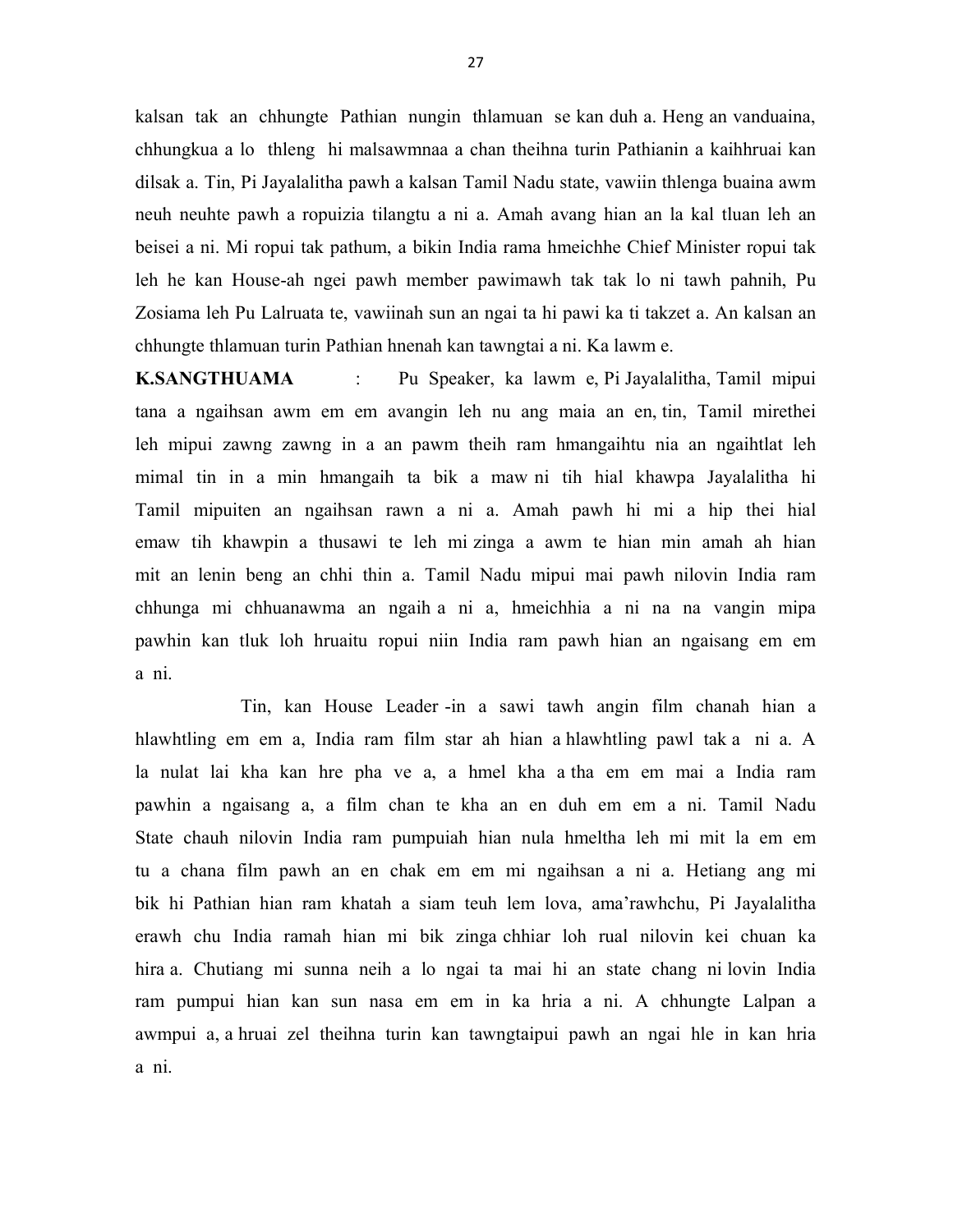kalsan tak an chhungte Pathian nungin thlamuan se kan duh a. Heng an vanduaina, chhungkua a lo thleng hi malsawmnaa a chan theihna turin Pathianin a kaihhruai kan dilsak a. Tin, Pi Jayalalitha pawh a kalsan Tamil Nadu state, vawiin thlenga buaina awm neuh neuhte pawh a ropuizia tilangtu a ni a. Amah avang hian an la kal tluan leh an beisei a ni. Mi ropui tak pathum, a bikin India rama hmeichhe Chief Minister ropui tak leh he kan House-ah ngei pawh member pawimawh tak tak lo ni tawh pahnih, Pu Zosiama leh Pu Lalruata te, vawiinah sun an ngai ta hi pawi ka ti takzet a. An kalsan an chhungte thlamuan turin Pathian hnenah kan tawngtai a ni. Ka lawm e.

**K.SANGTHUAMA** : Pu Speaker, ka lawm e, Pi Jayalalitha, Tamil mipui tana a ngaihsan awm em em avangin leh nu ang maia an en, tin, Tamil mirethei leh mipui zawng zawng in a an pawm theih ram hmangaihtu nia an ngaihtlat leh mimal tin in a min hmangaih ta bik a maw ni tih hial khawpa Jayalalitha hi Tamil mipuiten an ngaihsan rawn a ni a. Amah pawh hi mi a hip thei hial emaw tih khawpin a thusawi te leh mi zinga a awm te hian min amah ah hian mit an lenin beng an chhi thin a. Tamil Nadu mipui mai pawh nilovin India ram chhunga mi chhuanawma an ngaih a ni a, hmeichhia a ni na na vangin mipa pawhin kan tluk loh hruaitu ropui niin India ram pawh hian an ngaisang em em a ni.

Tin, kan House Leader -in a sawi tawh angin film chanah hian a hlawhtling em em a, India ram film star ah hian a hlawhtling pawl tak a ni a. A la nulat lai kha kan hre pha ve a, a hmel kha a tha em em mai a India ram pawhin a ngaisang a, a film chan te kha an en duh em em a ni. Tamil Nadu State chauh nilovin India ram pumpuiah hian nula hmeltha leh mi mit la em em tu a chana film pawh an en chak em em mi ngaihsan a ni a. Hetiang ang mi bik hi Pathian hian ram khatah a siam teuh lem lova, ama'rawhchu, Pi Jayalalitha erawh chu India ramah hian mi bik zinga chhiar loh rual nilovin kei chuan ka hira a. Chutiang mi sunna neih a lo ngai ta mai hi an state chang ni lovin India ram pumpui hian kan sun nasa em em in ka hria a ni. A chhungte Lalpan a awmpui a, a hruai zel theihna turin kan tawngtaipui pawh an ngai hle in kan hria a ni.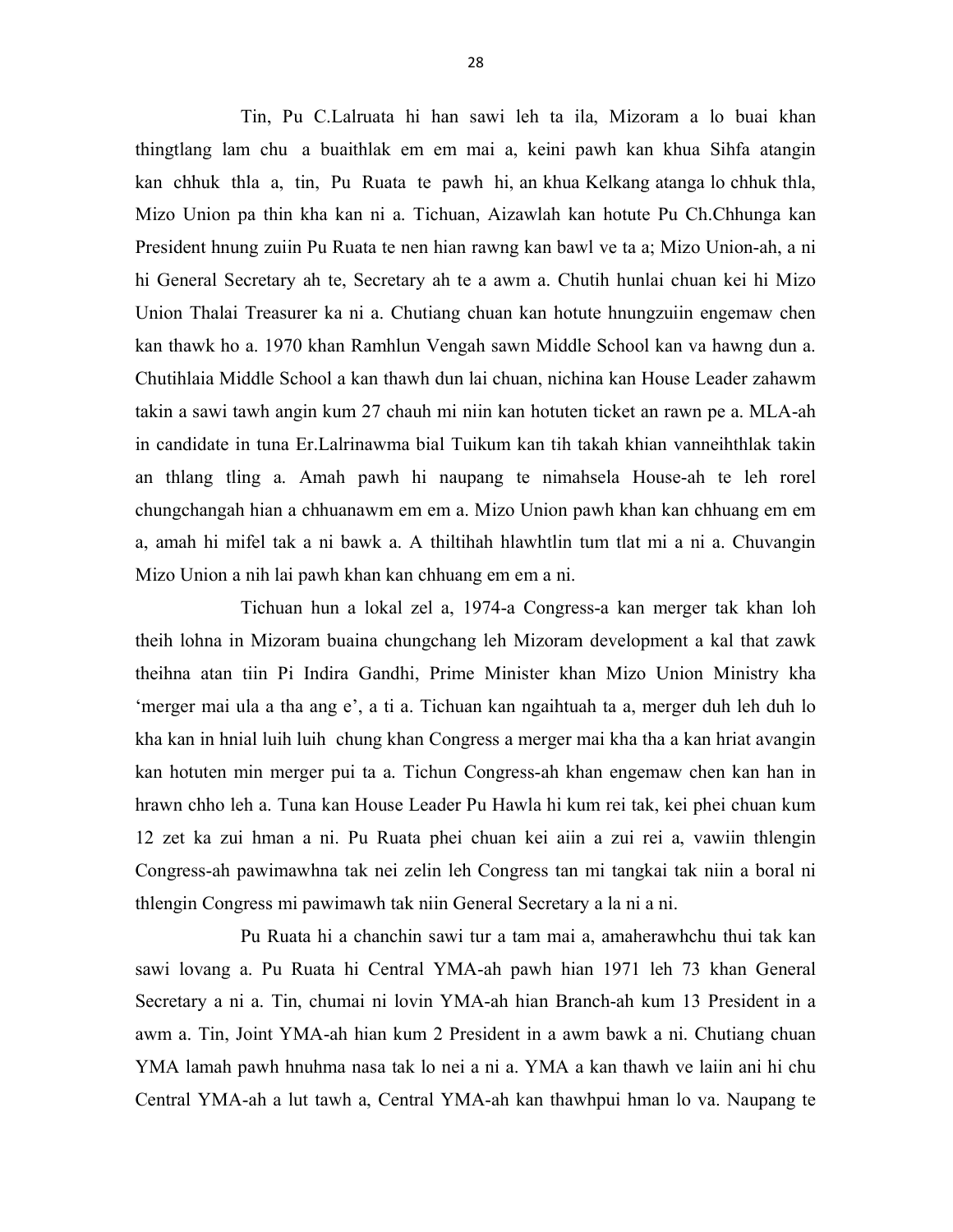Tin, Pu C.Lalruata hi han sawi leh ta ila, Mizoram a lo buai khan thingtlang lam chu a buaithlak em em mai a, keini pawh kan khua Sihfa atangin kan chhuk thla a, tin, Pu Ruata te pawh hi, an khua Kelkang atanga lo chhuk thla, Mizo Union pa thin kha kan ni a. Tichuan, Aizawlah kan hotute Pu Ch.Chhunga kan President hnung zuiin Pu Ruata te nen hian rawng kan bawl ve ta a; Mizo Union-ah, a ni hi General Secretary ah te, Secretary ah te a awm a. Chutih hunlai chuan kei hi Mizo Union Thalai Treasurer ka ni a. Chutiang chuan kan hotute hnungzuiin engemaw chen kan thawk ho a. 1970 khan Ramhlun Vengah sawn Middle School kan va hawng dun a. Chutihlaia Middle School a kan thawh dun lai chuan, nichina kan House Leader zahawm takin a sawi tawh angin kum 27 chauh mi niin kan hotuten ticket an rawn pe a. MLA-ah in candidate in tuna Er.Lalrinawma bial Tuikum kan tih takah khian vanneihthlak takin an thlang tling a. Amah pawh hi naupang te nimahsela House-ah te leh rorel chungchangah hian a chhuanawm em em a. Mizo Union pawh khan kan chhuang em em a, amah hi mifel tak a ni bawk a. A thiltihah hlawhtlin tum tlat mi a ni a. Chuvangin Mizo Union a nih lai pawh khan kan chhuang em em a ni.

Tichuan hun a lokal zel a, 1974-a Congress-a kan merger tak khan loh theih lohna in Mizoram buaina chungchang leh Mizoram development a kal that zawk theihna atan tiin Pi Indira Gandhi, Prime Minister khan Mizo Union Ministry kha 'merger mai ula a tha ang e', a ti a. Tichuan kan ngaihtuah ta a, merger duh leh duh lo kha kan in hnial luih luih chung khan Congress a merger mai kha tha a kan hriat avangin kan hotuten min merger pui ta a. Tichun Congress-ah khan engemaw chen kan han in hrawn chho leh a. Tuna kan House Leader Pu Hawla hi kum rei tak, kei phei chuan kum 12 zet ka zui hman a ni. Pu Ruata phei chuan kei aiin a zui rei a, vawiin thlengin Congress-ah pawimawhna tak nei zelin leh Congress tan mi tangkai tak niin a boral ni thlengin Congress mi pawimawh tak niin General Secretary a la ni a ni.

Pu Ruata hi a chanchin sawi tur a tam mai a, amaherawhchu thui tak kan sawi lovang a. Pu Ruata hi Central YMA-ah pawh hian 1971 leh 73 khan General Secretary a ni a. Tin, chumai ni lovin YMA-ah hian Branch-ah kum 13 President in a awm a. Tin, Joint YMA-ah hian kum 2 President in a awm bawk a ni. Chutiang chuan YMA lamah pawh hnuhma nasa tak lo nei a ni a. YMA a kan thawh ve laiin ani hi chu Central YMA-ah a lut tawh a, Central YMA-ah kan thawhpui hman lo va. Naupang te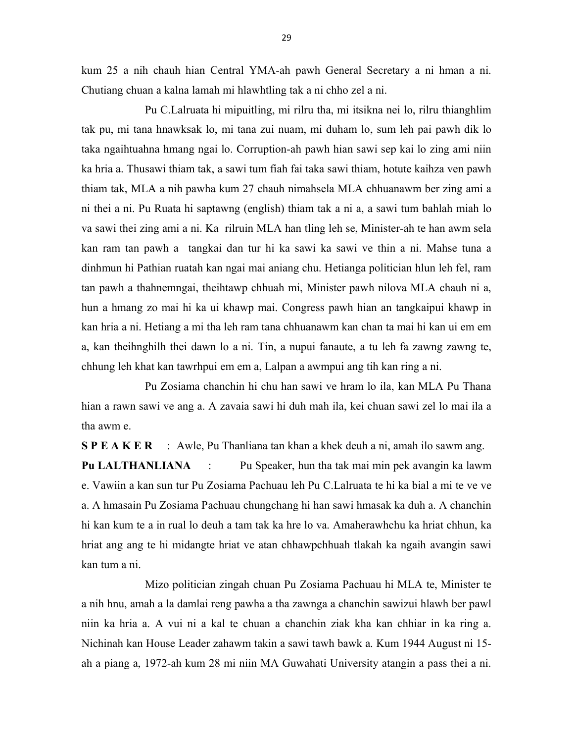kum 25 a nih chauh hian Central YMA-ah pawh General Secretary a ni hman a ni. Chutiang chuan a kalna lamah mi hlawhtling tak a ni chho zel a ni.

Pu C.Lalruata hi mipuitling, mi rilru tha, mi itsikna nei lo, rilru thianghlim tak pu, mi tana hnawksak lo, mi tana zui nuam, mi duham lo, sum leh pai pawh dik lo taka ngaihtuahna hmang ngai lo. Corruption-ah pawh hian sawi sep kai lo zing ami niin ka hria a. Thusawi thiam tak, a sawi tum fiah fai taka sawi thiam, hotute kaihza ven pawh thiam tak, MLA a nih pawha kum 27 chauh nimahsela MLA chhuanawm ber zing ami a ni thei a ni. Pu Ruata hi saptawng (english) thiam tak a ni a, a sawi tum bahlah miah lo va sawi thei zing ami a ni. Ka rilruin MLA han tling leh se, Minister-ah te han awm sela kan ram tan pawh a tangkai dan tur hi ka sawi ka sawi ve thin a ni. Mahse tuna a dinhmun hi Pathian ruatah kan ngai mai aniang chu. Hetianga politician hlun leh fel, ram tan pawh a thahnemngai, theihtawp chhuah mi, Minister pawh nilova MLA chauh ni a, hun a hmang zo mai hi ka ui khawp mai. Congress pawh hian an tangkaipui khawp in kan hria a ni. Hetiang a mi tha leh ram tana chhuanawm kan chan ta mai hi kan ui em em a, kan theihnghilh thei dawn lo a ni. Tin, a nupui fanaute, a tu leh fa zawng zawng te, chhung leh khat kan tawrhpui em em a, Lalpan a awmpui ang tih kan ring a ni.

Pu Zosiama chanchin hi chu han sawi ve hram lo ila, kan MLA Pu Thana hian a rawn sawi ve ang a. A zavaia sawi hi duh mah ila, kei chuan sawi zel lo mai ila a tha awm e.

**S P E A K E R** : Awle, Pu Thanliana tan khan a khek deuh a ni, amah ilo sawm ang.

**Pu LALTHANLIANA** : Pu Speaker, hun tha tak mai min pek avangin ka lawm e. Vawiin a kan sun tur Pu Zosiama Pachuau leh Pu C.Lalruata te hi ka bial a mi te ve ve a. A hmasain Pu Zosiama Pachuau chungchang hi han sawi hmasak ka duh a. A chanchin hi kan kum te a in rual lo deuh a tam tak ka hre lo va. Amaherawhchu ka hriat chhun, ka hriat ang ang te hi midangte hriat ve atan chhawpchhuah tlakah ka ngaih avangin sawi kan tum a ni.

Mizo politician zingah chuan Pu Zosiama Pachuau hi MLA te, Minister te a nih hnu, amah a la damlai reng pawha a tha zawnga a chanchin sawizui hlawh ber pawl niin ka hria a. A vui ni a kal te chuan a chanchin ziak kha kan chhiar in ka ring a. Nichinah kan House Leader zahawm takin a sawi tawh bawk a. Kum 1944 August ni 15-ah a piang a, 1972-ah kum 28 mi niin MA Guwahati University atangin a pass thei a ni.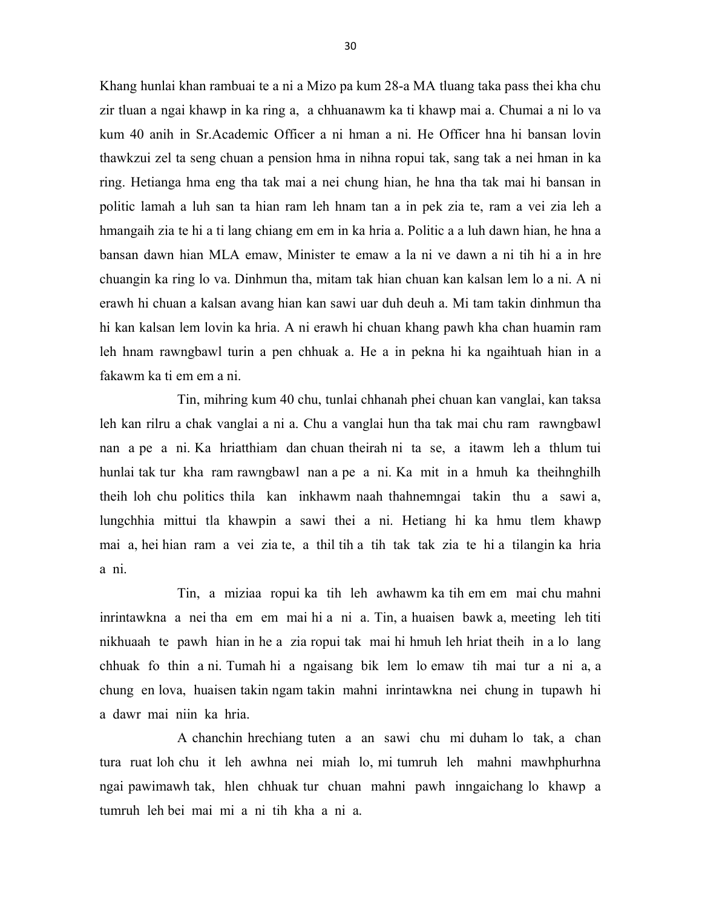Khang hunlai khan rambuai te a ni a Mizo pa kum 28-a MA tluang taka pass thei kha chu zir tluan a ngai khawp in ka ring a, a chhuanawm ka ti khawp mai a. Chumai a ni lo va kum 40 anih in Sr.Academic Officer a ni hman a ni. He Officer hna hi bansan lovin thawkzui zel ta seng chuan a pension hma in nihna ropui tak, sang tak a nei hman in ka ring. Hetianga hma eng tha tak mai a nei chung hian, he hna tha tak mai hi bansan in politic lamah a luh san ta hian ram leh hnam tan a in pek zia te, ram a vei zia leh a hmangaih zia te hi a ti lang chiang em em in ka hria a. Politic a a luh dawn hian, he hna a bansan dawn hian MLA emaw, Minister te emaw a la ni ve dawn a ni tih hi a in hre chuangin ka ring lo va. Dinhmun tha, mitam tak hian chuan kan kalsan lem lo a ni. A ni erawh hi chuan a kalsan avang hian kan sawi uar duh deuh a. Mi tam takin dinhmun tha hi kan kalsan lem lovin ka hria. A ni erawh hi chuan khang pawh kha chan huamin ram leh hnam rawngbawl turin a pen chhuak a. He a in pekna hi ka ngaihtuah hian in a fakawm ka ti em em a ni.

Tin, mihring kum 40 chu, tunlai chhanah phei chuan kan vanglai, kan taksa leh kan rilru a chak vanglai a ni a. Chu a vanglai hun tha tak mai chu ram rawngbawl nan a pe a ni. Ka hriatthiam dan chuan theirah ni ta se, a itawm leh a thlum tui hunlai tak tur kha ram rawngbawl nan a pe a ni. Ka mit in a hmuh ka theihnghilh theih loh chu politics thila kan inkhawm naah thahnemngai takin thu a sawi a, lungchhia mittui tla khawpin a sawi thei a ni. Hetiang hi ka hmu tlem khawp mai a, hei hian ram a vei zia te, a thil tih a tih tak tak zia te hi a tilangin ka hria a ni.

Tin, a miziaa ropui ka tih leh awhawm ka tih em em mai chu mahni inrintawkna a nei tha em em mai hi a ni a. Tin, a huaisen bawk a, meeting leh titi nikhuaah te pawh hian in he a zia ropui tak mai hi hmuh leh hriat theih in a lo lang chhuak fo thin a ni. Tumah hi a ngaisang bik lem lo emaw tih mai tur a ni a, a chung en lova, huaisen takin ngam takin mahni inrintawkna nei chung in tupawh hi a dawr mai niin ka hria.

A chanchin hrechiang tuten a an sawi chu mi duham lo tak, a chan tura ruat loh chu it leh awhna nei miah lo, mi tumruh leh mahni mawhphurhna ngai pawimawh tak, hlen chhuak tur chuan mahni pawh inngaichang lo khawp a tumruh leh bei mai mi a ni tih kha a ni a.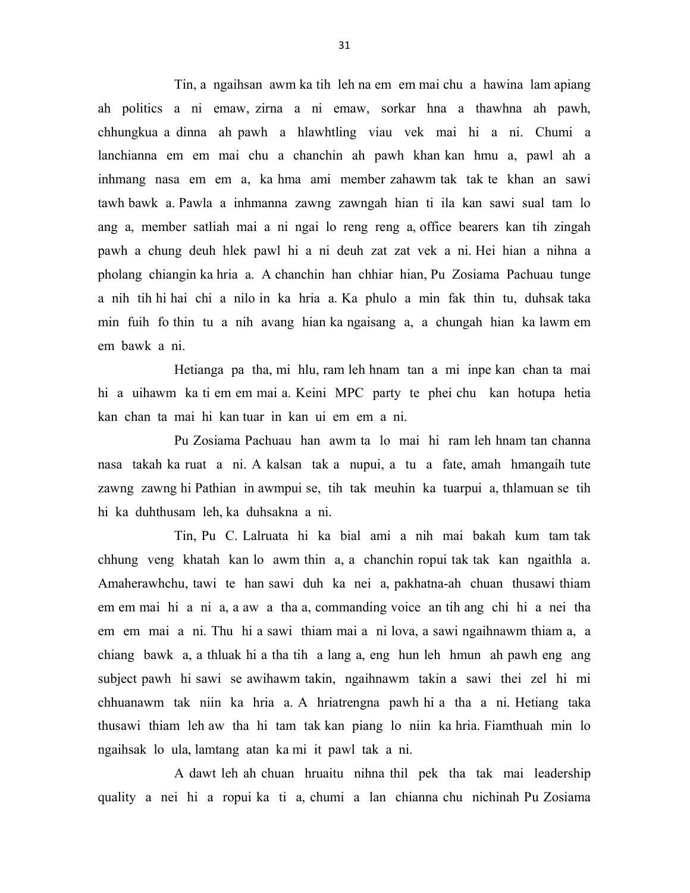Tin, a ngaihsan awm ka tih leh na em em mai chu a hawina lam apiang ah politics a ni emaw, zirna a ni emaw, sorkar hna a thawhna ah pawh, chhungkua a dinna ah pawh a hlawhtling viau vek mai hi a ni. Chumi a lanchianna em em mai chu a chanchin ah pawh khan kan hmu a, pawl ah a inhmang nasa em em a, ka hma ami member zahawm tak tak te khan an sawi tawh bawk a. Pawla a inhmanna zawng zawngah hian ti ila kan sawi sual tam lo ang a, member satliah mai a ni ngai lo reng reng a, office bearers kan tih zingah pawh a chung deuh hlek pawl hi a ni deuh zat zat vek a ni. Hei hian a nihna a pholang chiangin ka hria a. A chanchin han chhiar hian, Pu Zosiama Pachuau tunge a nih tih hi hai chi a nilo in ka hria a. Ka phulo a min fak thin tu, duhsak taka min fuih fo thin tu a nih avang hian ka ngaisang a, a chungah hian ka lawm em em bawk a ni.

Hetianga pa tha, mi hlu, ram leh hnam tan a mi inpe kan chan ta mai hi a uihawm ka ti em em mai a. Keini MPC party te phei chu kan hotupa hetia kan chan ta mai hi kan tuar in kan ui em em a ni.

Pu Zosiama Pachuau han awm ta lo mai hi ram leh hnam tan channa nasa takah ka ruat a ni. A kalsan tak a nupui, a tu a fate, amah hmangaih tute zawng zawng hi Pathian in awmpui se, tih tak meuhin ka tuarpui a, thlamuan se tih hi ka duhthusam leh, ka duhsakna a ni.

Tin, Pu C. Lalruata hi ka bial ami a nih mai bakah kum tam tak chhung veng khatah kan lo awm thin a, a chanchin ropui tak tak kan ngaithla a. Amaherawhchu, tawi te han sawi duh ka nei a, pakhatna-ah chuan thusawi thiam em em mai hi a ni a, a aw a tha a, commanding voice an tih ang chi hi a nei tha em em mai a ni. Thu hi a sawi thiam mai a ni lova, a sawi ngaihnawm thiam a, a chiang bawk a, a thluak hi a tha tih a lang a, eng hun leh hmun ah pawh eng ang subject pawh hi sawi se awihawm takin, ngaihnawm takin a sawi thei zel hi mi chhuanawm tak niin ka hria a. A hriatrengna pawh hi a tha a ni. Hetiang taka thusawi thiam leh aw tha hi tam tak kan piang lo niin ka hria. Fiamthuah min lo ngaihsak lo ula, lamtang atan ka mi it pawl tak a ni.

A dawt leh ah chuan hruaitu nihna thil pek tha tak mai leadership quality a nei hi a ropui ka ti a, chumi a lan chianna chu nichinah Pu Zosiama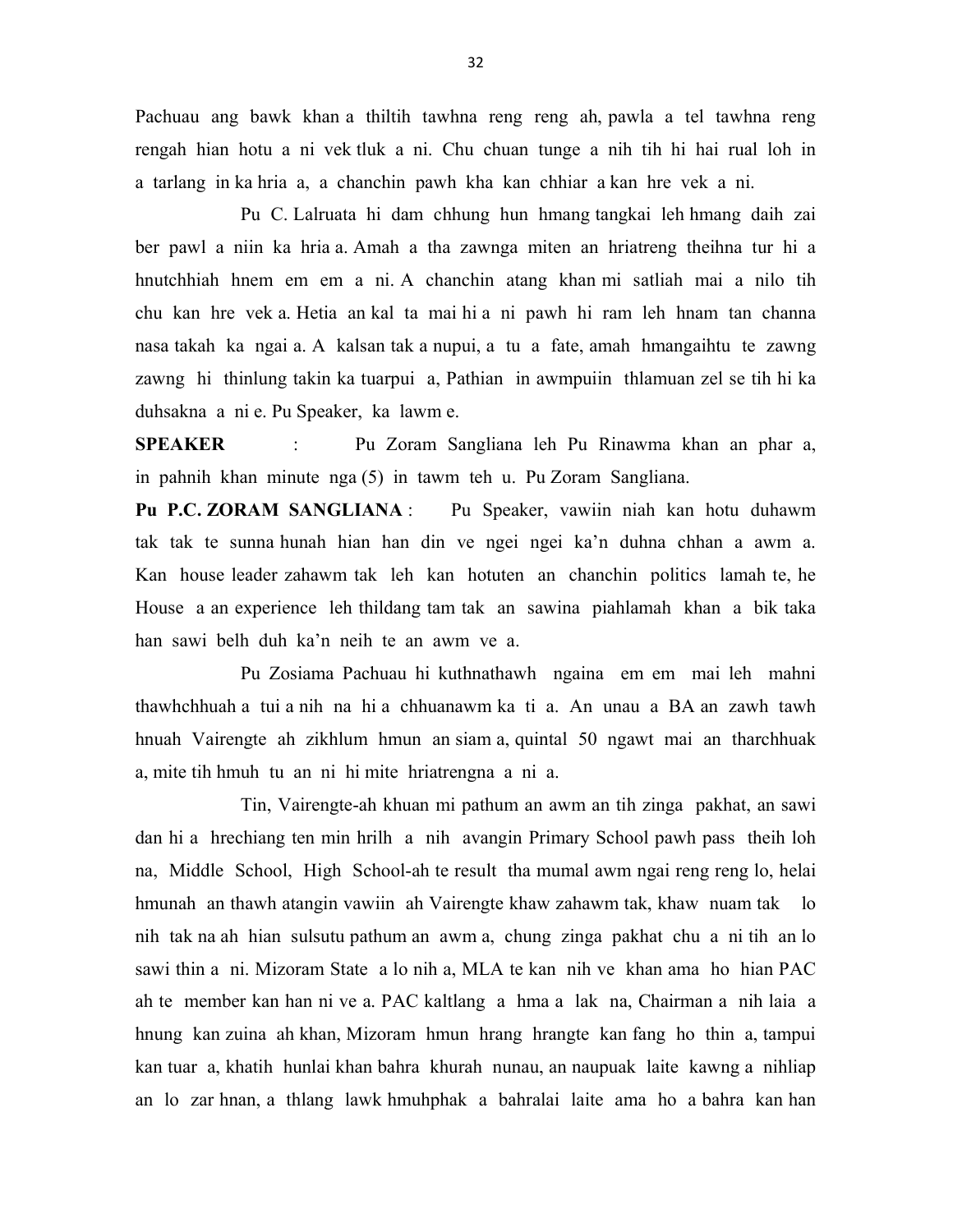Pachuau ang bawk khan a thiltih tawhna reng reng ah, pawla a tel tawhna reng rengah hian hotu a ni vek tluk a ni. Chu chuan tunge a nih tih hi hai rual loh in a tarlang in ka hria a, a chanchin pawh kha kan chhiar a kan hre vek a ni.

Pu C. Lalruata hi dam chhung hun hmang tangkai leh hmang daih zai ber pawl a niin ka hria a. Amah a tha zawnga miten an hriatreng theihna tur hi a hnutchhiah hnem em em a ni. A chanchin atang khan mi satliah mai a nilo tih chu kan hre vek a. Hetia an kal ta mai hi a ni pawh hi ram leh hnam tan channa nasa takah ka ngai a. A kalsan tak a nupui, a tu a fate, amah hmangaihtu te zawng zawng hi thinlung takin ka tuarpui a, Pathian in awmpuiin thlamuan zel se tih hi ka duhsakna a ni e. Pu Speaker, ka lawm e.

**SPEAKER** : Pu Zoram Sangliana leh Pu Rinawma khan an phar a, in pahnih khan minute nga (5) in tawm teh u. Pu Zoram Sangliana.

**Pu P.C. ZORAM SANGLIANA** : Pu Speaker, vawiin niah kan hotu duhawm tak tak te sunna hunah hian han din ve ngei ngei ka'n duhna chhan a awm a. Kan house leader zahawm tak leh kan hotuten an chanchin politics lamah te, he House a an experience leh thildang tam tak an sawina piahlamah khan a bik taka han sawi belh duh ka'n neih te an awm ve a.

Pu Zosiama Pachuau hi kuthnathawh ngaina em em mai leh mahni thawhchhuah a tui a nih na hi a chhuanawm ka ti a. An unau a BA an zawh tawh hnuah Vairengte ah zikhlum hmun an siam a, quintal 50 ngawt mai an tharchhuak a, mite tih hmuh tu an ni hi mite hriatrengna a ni a.

Tin, Vairengte-ah khuan mi pathum an awm an tih zinga pakhat, an sawi dan hi a hrechiang ten min hrilh a nih avangin Primary School pawh pass theih loh na, Middle School, High School-ah te result tha mumal awm ngai reng reng lo, helai hmunah an thawh atangin vawiin ah Vairengte khaw zahawm tak, khaw nuam tak lo nih tak na ah hian sulsutu pathum an awm a, chung zinga pakhat chu a ni tih an lo sawi thin a ni. Mizoram State a lo nih a, MLA te kan nih ve khan ama ho hian PAC ah te member kan han ni ve a. PAC kaltlang a hma a lak na, Chairman a nih laia a hnung kan zuina ah khan, Mizoram hmun hrang hrangte kan fang ho thin a, tampui kan tuar a, khatih hunlai khan bahra khurah nunau, an naupuak laite kawng a nihliap an lo zar hnan, a thlang lawk hmuhphak a bahralai laite ama ho a bahra kan han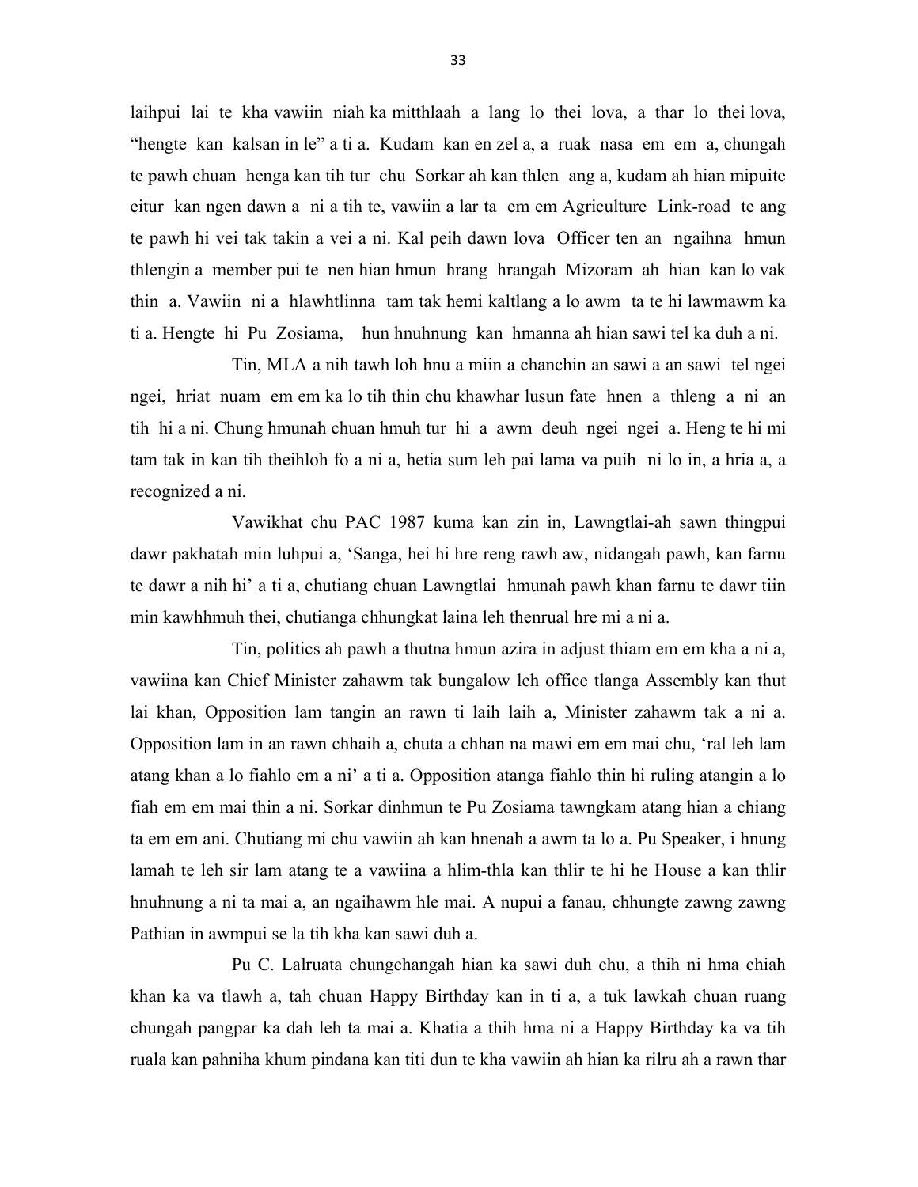laihpui lai te kha vawiin niah ka mitthlaah a lang lo thei lova, a thar lo thei lova, "hengte kan kalsan in le" a ti a. Kudam kan en zel a, a ruak nasa em em a, chungah te pawh chuan henga kan tih tur chu Sorkar ah kan thlen ang a, kudam ah hian mipuite eitur kan ngen dawn a ni a tih te, vawiin a lar ta em em Agriculture Link-road te ang te pawh hi vei tak takin a vei a ni. Kal peih dawn lova Officer ten an ngaihna hmun thlengin a member pui te nen hian hmun hrang hrangah Mizoram ah hian kan lo vak thin a. Vawiin ni a hlawhtlinna tam tak hemi kaltlang a lo awm ta te hi lawmawm ka ti a. Hengte hi Pu Zosiama, hun hnuhnung kan hmanna ah hian sawi tel ka duh a ni.

Tin, MLA a nih tawh loh hnu a miin a chanchin an sawi a an sawi tel ngei ngei, hriat nuam em em ka lo tih thin chu khawhar lusun fate hnen a thleng a ni an tih hi a ni. Chung hmunah chuan hmuh tur hi a awm deuh ngei ngei a. Heng te hi mi tam tak in kan tih theihloh fo a ni a, hetia sum leh pai lama va puih ni lo in, a hria a, a recognized a ni.

Vawikhat chu PAC 1987 kuma kan zin in, Lawngtlai-ah sawn thingpui dawr pakhatah min luhpui a, 'Sanga, hei hi hre reng rawh aw, nidangah pawh, kan farnu te dawr a nih hi' a ti a, chutiang chuan Lawngtlai hmunah pawh khan farnu te dawr tiin min kawhhmuh thei, chutianga chhungkat laina leh thenrual hre mi a ni a.

Tin, politics ah pawh a thutna hmun azira in adjust thiam em em kha a ni a, vawiina kan Chief Minister zahawm tak bungalow leh office tlanga Assembly kan thut lai khan, Opposition lam tangin an rawn ti laih laih a, Minister zahawm tak a ni a. Opposition lam in an rawn chhaih a, chuta a chhan na mawi em em mai chu, 'ral leh lam atang khan a lo fiahlo em a ni' a ti a. Opposition atanga fiahlo thin hi ruling atangin a lo fiah em em mai thin a ni. Sorkar dinhmun te Pu Zosiama tawngkam atang hian a chiang ta em em ani. Chutiang mi chu vawiin ah kan hnenah a awm ta lo a. Pu Speaker, i hnung lamah te leh sir lam atang te a vawiina a hlim-thla kan thlir te hi he House a kan thlir hnuhnung a ni ta mai a, an ngaihawm hle mai. A nupui a fanau, chhungte zawng zawng Pathian in awmpui se la tih kha kan sawi duh a.

Pu C. Lalruata chungchangah hian ka sawi duh chu, a thih ni hma chiah khan ka va tlawh a, tah chuan Happy Birthday kan in ti a, a tuk lawkah chuan ruang chungah pangpar ka dah leh ta mai a. Khatia a thih hma ni a Happy Birthday ka va tih ruala kan pahniha khum pindana kan titi dun te kha vawiin ah hian ka rilru ah a rawn thar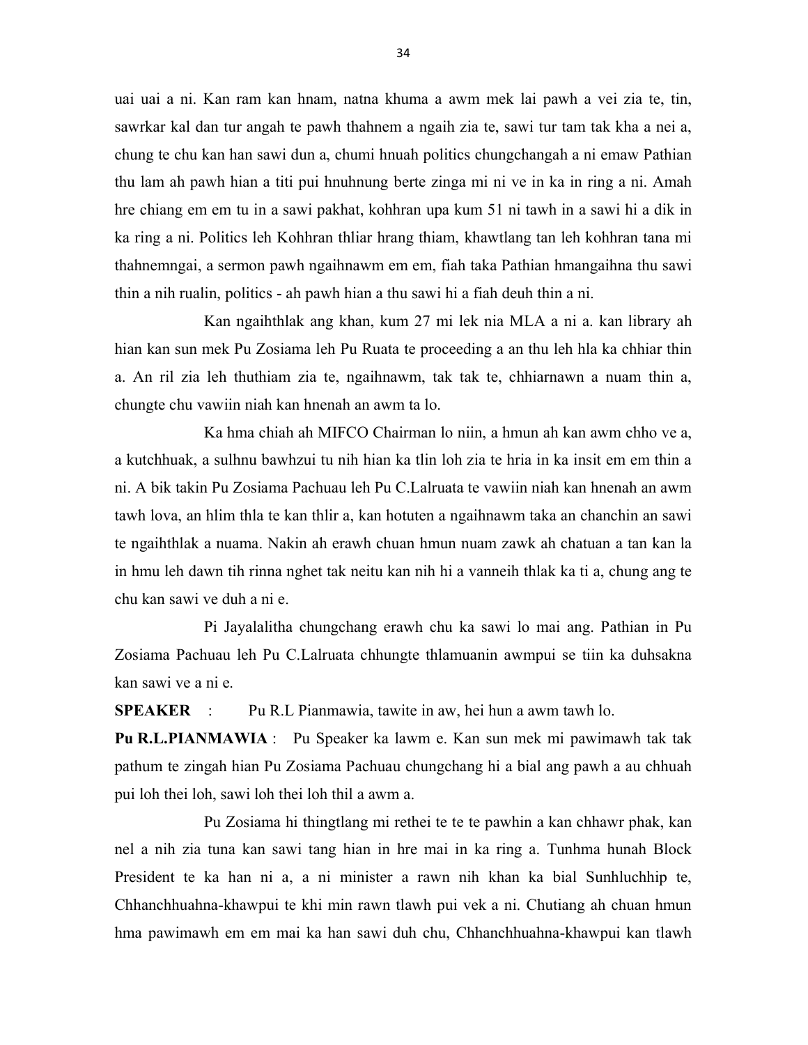uai uai a ni. Kan ram kan hnam, natna khuma a awm mek lai pawh a vei zia te, tin, sawrkar kal dan tur angah te pawh thahnem a ngaih zia te, sawi tur tam tak kha a nei a, chung te chu kan han sawi dun a, chumi hnuah politics chungchangah a ni emaw Pathian thu lam ah pawh hian a titi pui hnuhnung berte zinga mi ni ve in ka in ring a ni. Amah hre chiang em em tu in a sawi pakhat, kohhran upa kum 51 ni tawh in a sawi hi a dik in ka ring a ni. Politics leh Kohhran thliar hrang thiam, khawtlang tan leh kohhran tana mi thahnemngai, a sermon pawh ngaihnawm em em, fiah taka Pathian hmangaihna thu sawi thin a nih rualin, politics - ah pawh hian a thu sawi hi a fiah deuh thin a ni.

Kan ngaihthlak ang khan, kum 27 mi lek nia MLA a ni a. kan library ah hian kan sun mek Pu Zosiama leh Pu Ruata te proceeding a an thu leh hla ka chhiar thin a. An ril zia leh thuthiam zia te, ngaihnawm, tak tak te, chhiarnawn a nuam thin a, chungte chu vawiin niah kan hnenah an awm ta lo.

Ka hma chiah ah MIFCO Chairman lo niin, a hmun ah kan awm chho ve a, a kutchhuak, a sulhnu bawhzui tu nih hian ka tlin loh zia te hria in ka insit em em thin a ni. A bik takin Pu Zosiama Pachuau leh Pu C.Lalruata te vawiin niah kan hnenah an awm tawh lova, an hlim thla te kan thlir a, kan hotuten a ngaihnawm taka an chanchin an sawi te ngaihthlak a nuama. Nakin ah erawh chuan hmun nuam zawk ah chatuan a tan kan la in hmu leh dawn tih rinna nghet tak neitu kan nih hi a vanneih thlak ka ti a, chung ang te chu kan sawi ve duh a ni e.

Pi Jayalalitha chungchang erawh chu ka sawi lo mai ang. Pathian in Pu Zosiama Pachuau leh Pu C.Lalruata chhungte thlamuanin awmpui se tiin ka duhsakna kan sawi ve a ni e.

**SPEAKER** : Pu R.L Pianmawia, tawite in aw, hei hun a awm tawh lo.

**Pu R.L.PIANMAWIA** : Pu Speaker ka lawm e. Kan sun mek mi pawimawh tak tak pathum te zingah hian Pu Zosiama Pachuau chungchang hi a bial ang pawh a au chhuah pui loh thei loh, sawi loh thei loh thil a awm a.

Pu Zosiama hi thingtlang mi rethei te te te pawhin a kan chhawr phak, kan nel a nih zia tuna kan sawi tang hian in hre mai in ka ring a. Tunhma hunah Block President te ka han ni a, a ni minister a rawn nih khan ka bial Sunhluchhip te, Chhanchhuahna-khawpui te khi min rawn tlawh pui vek a ni. Chutiang ah chuan hmun hma pawimawh em em mai ka han sawi duh chu, Chhanchhuahna-khawpui kan tlawh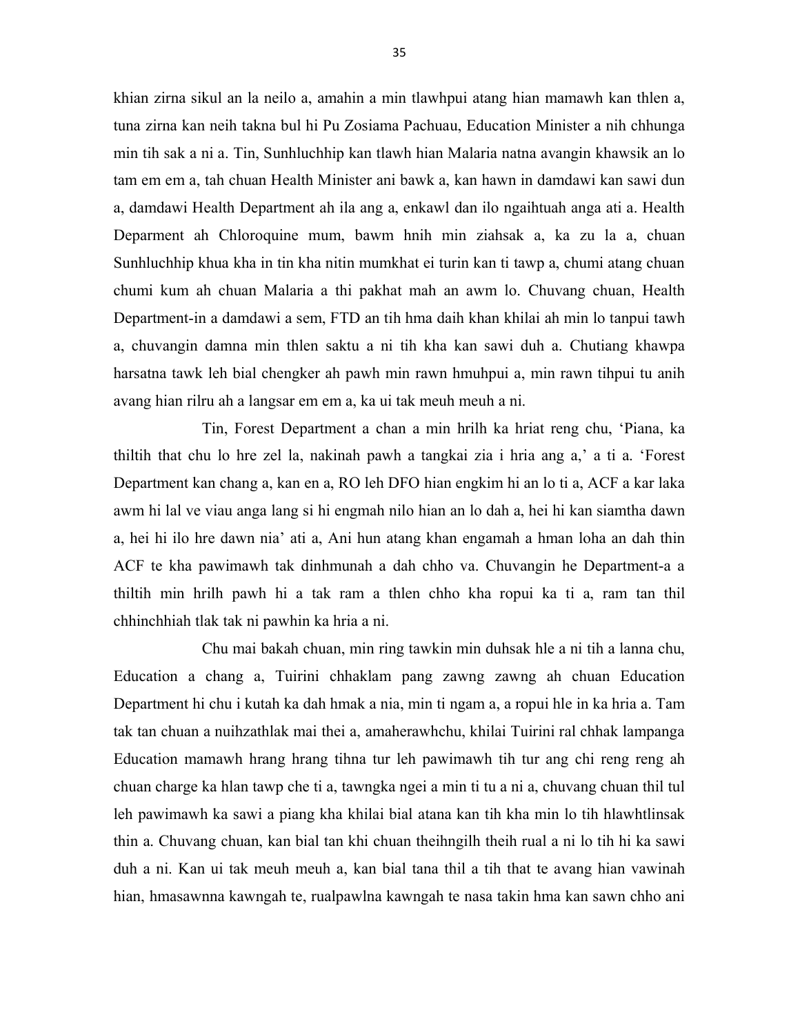khian zirna sikul an la neilo a, amahin a min tlawhpui atang hian mamawh kan thlen a, tuna zirna kan neih takna bul hi Pu Zosiama Pachuau, Education Minister a nih chhunga min tih sak a ni a. Tin, Sunhluchhip kan tlawh hian Malaria natna avangin khawsik an lo tam em em a, tah chuan Health Minister ani bawk a, kan hawn in damdawi kan sawi dun a, damdawi Health Department ah ila ang a, enkawl dan ilo ngaihtuah anga ati a. Health Deparment ah Chloroquine mum, bawm hnih min ziahsak a, ka zu la a, chuan Sunhluchhip khua kha in tin kha nitin mumkhat ei turin kan ti tawp a, chumi atang chuan chumi kum ah chuan Malaria a thi pakhat mah an awm lo. Chuvang chuan, Health Department-in a damdawi a sem, FTD an tih hma daih khan khilai ah min lo tanpui tawh a, chuvangin damna min thlen saktu a ni tih kha kan sawi duh a. Chutiang khawpa harsatna tawk leh bial chengker ah pawh min rawn hmuhpui a, min rawn tihpui tu anih avang hian rilru ah a langsar em em a, ka ui tak meuh meuh a ni.

Tin, Forest Department a chan a min hrilh ka hriat reng chu, 'Piana, ka thiltih that chu lo hre zel la, nakinah pawh a tangkai zia i hria ang a,' a ti a. 'Forest Department kan chang a, kan en a, RO leh DFO hian engkim hi an lo ti a, ACF a kar laka awm hi lal ve viau anga lang si hi engmah nilo hian an lo dah a, hei hi kan siamtha dawn a, hei hi ilo hre dawn nia' ati a, Ani hun atang khan engamah a hman loha an dah thin ACF te kha pawimawh tak dinhmunah a dah chho va. Chuvangin he Department-a a thiltih min hrilh pawh hi a tak ram a thlen chho kha ropui ka ti a, ram tan thil chhinchhiah tlak tak ni pawhin ka hria a ni.

Chu mai bakah chuan, min ring tawkin min duhsak hle a ni tih a lanna chu, Education a chang a, Tuirini chhaklam pang zawng zawng ah chuan Education Department hi chu i kutah ka dah hmak a nia, min ti ngam a, a ropui hle in ka hria a. Tam tak tan chuan a nuihzathlak mai thei a, amaherawhchu, khilai Tuirini ral chhak lampanga Education mamawh hrang hrang tihna tur leh pawimawh tih tur ang chi reng reng ah chuan charge ka hlan tawp che ti a, tawngka ngei a min ti tu a ni a, chuvang chuan thil tul leh pawimawh ka sawi a piang kha khilai bial atana kan tih kha min lo tih hlawhtlinsak thin a. Chuvang chuan, kan bial tan khi chuan theihngilh theih rual a ni lo tih hi ka sawi duh a ni. Kan ui tak meuh meuh a, kan bial tana thil a tih that te avang hian vawinah hian, hmasawnna kawngah te, rualpawlna kawngah te nasa takin hma kan sawn chho ani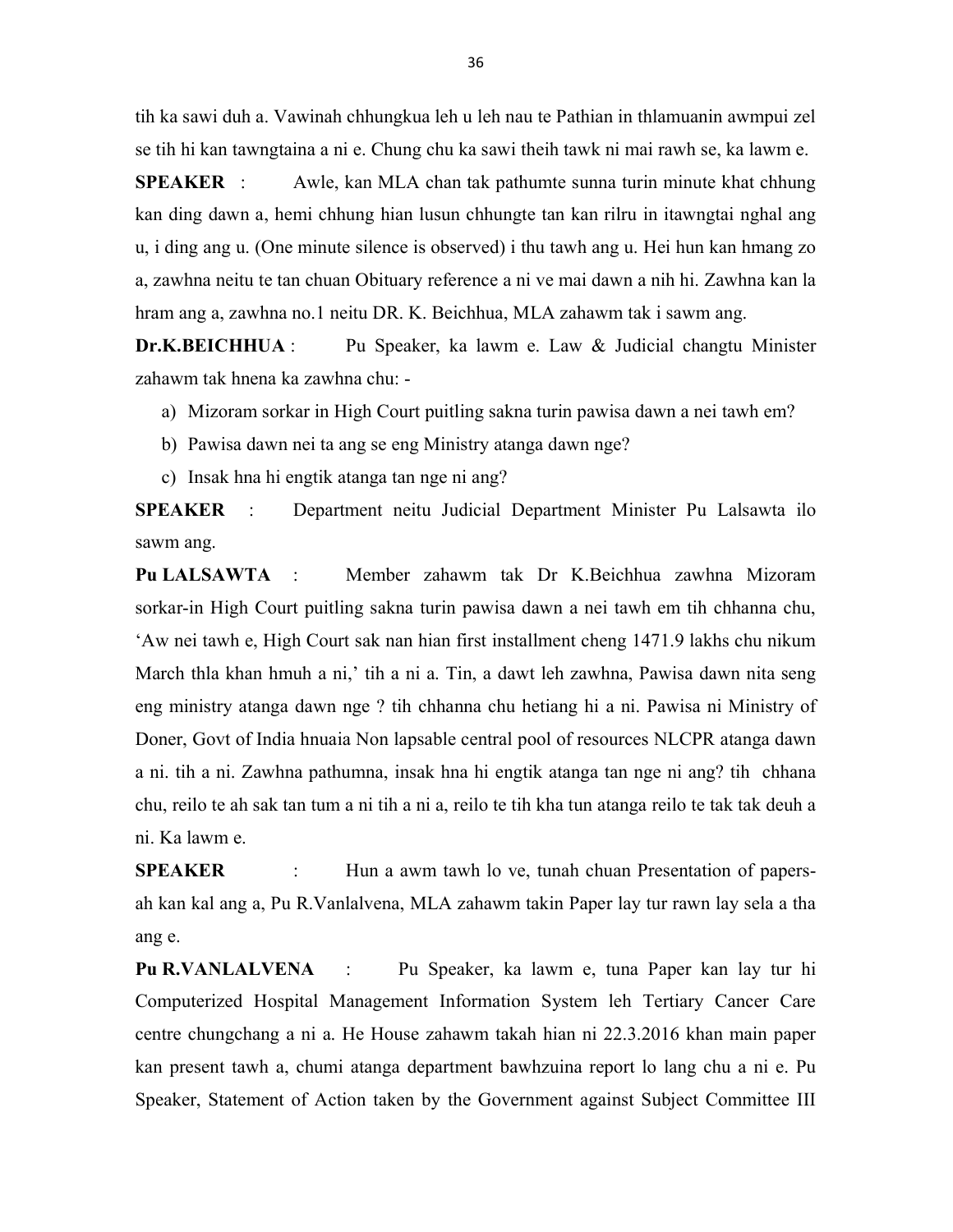tih ka sawi duh a. Vawinah chhungkua leh u leh nau te Pathian in thlamuanin awmpui zel se tih hi kan tawngtaina a ni e. Chung chu ka sawi theih tawk ni mai rawh se, ka lawm e.

**SPEAKER** : Awle, kan MLA chan tak pathumte sunna turin minute khat chhung kan ding dawn a, hemi chhung hian lusun chhungte tan kan rilru in itawngtai nghal ang u, i ding ang u. (One minute silence is observed) i thu tawh ang u. Hei hun kan hmang zo a, zawhna neitu te tan chuan Obituary reference a ni ve mai dawn a nih hi. Zawhna kan la hram ang a, zawhna no.1 neitu DR. K. Beichhua, MLA zahawm tak i sawm ang.

**Dr.K.BEICHHUA** : Pu Speaker, ka lawm e. Law & Judicial changtu Minister zahawm tak hnena ka zawhna chu: -

a) Mizoram sorkar in High Court puitling sakna turin pawisa dawn a nei tawh em?
b) Pawisa dawn nei ta ang se eng Ministry atanga dawn nge?
c) Insak hna hi engtik atanga tan nge ni ang?

**SPEAKER** : Department neitu Judicial Department Minister Pu Lalsawta ilo sawm ang.

**Pu LALSAWTA** : Member zahawm tak Dr K.Beichhua zawhna Mizoram sorkar-in High Court puitling sakna turin pawisa dawn a nei tawh em tih chhanna chu, 'Aw nei tawh e, High Court sak nan hian first installment cheng 1471.9 lakhs chu nikum March thla khan hmuh a ni,' tih a ni a. Tin, a dawt leh zawhna, Pawisa dawn nita seng eng ministry atanga dawn nge ? tih chhanna chu hetiang hi a ni. Pawisa ni Ministry of Doner, Govt of India hnuaia Non lapsable central pool of resources NLCPR atanga dawn a ni. tih a ni. Zawhna pathumna, insak hna hi engtik atanga tan nge ni ang? tih chhana chu, reilo te ah sak tan tum a ni tih a ni a, reilo te tih kha tun atanga reilo te tak tak deuh a ni. Ka lawm e.

**SPEAKER** : Hun a awm tawh lo ve, tunah chuan Presentation of papers-ah kan kal ang a, Pu R.Vanlalvena, MLA zahawm takin Paper lay tur rawn lay sela a tha ang e.

**Pu R.VANLALVENA** : Pu Speaker, ka lawm e, tuna Paper kan lay tur hi Computerized Hospital Management Information System leh Tertiary Cancer Care centre chungchang a ni a. He House zahawm takah hian ni 22.3.2016 khan main paper kan present tawh a, chumi atanga department bawhzuina report lo lang chu a ni e. Pu Speaker, Statement of Action taken by the Government against Subject Committee III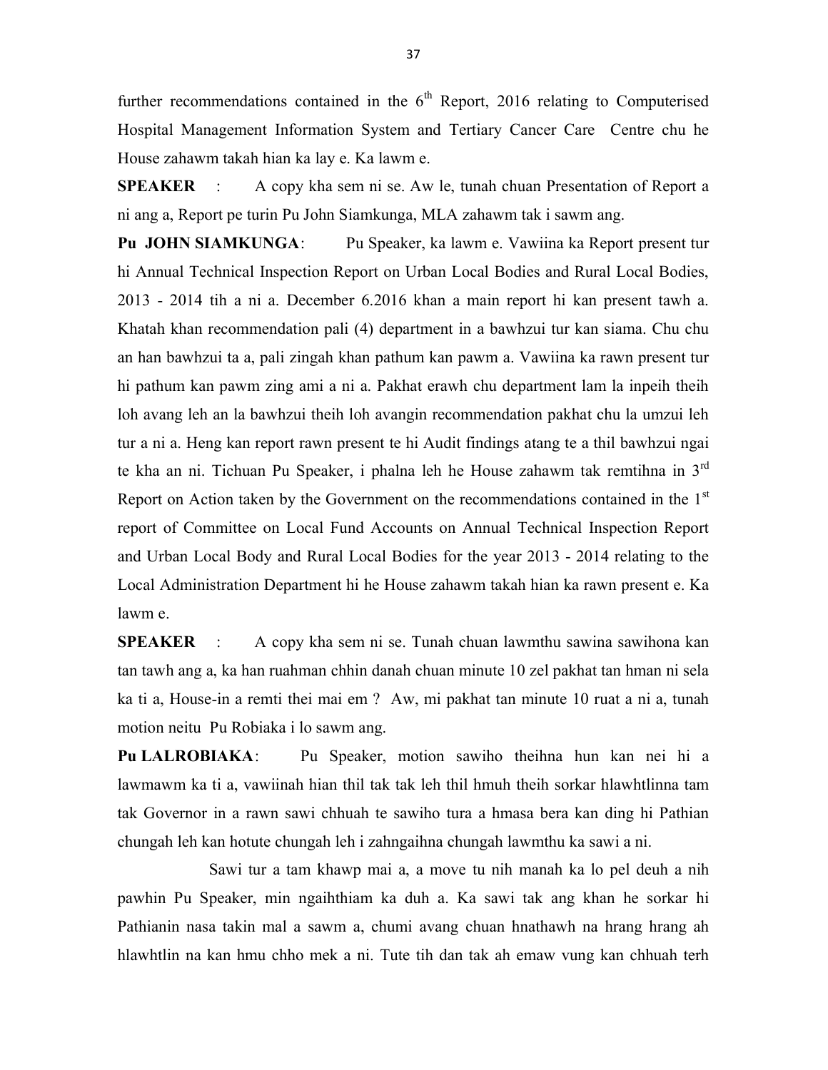further recommendations contained in the 6th Report, 2016 relating to Computerised Hospital Management Information System and Tertiary Cancer Care Centre chu he House zahawm takah hian ka lay e. Ka lawm e.

**SPEAKER** : A copy kha sem ni se. Aw le, tunah chuan Presentation of Report a ni ang a, Report pe turin Pu John Siamkunga, MLA zahawm tak i sawm ang.

**Pu JOHN SIAMKUNGA**: Pu Speaker, ka lawm e. Vawiina ka Report present tur hi Annual Technical Inspection Report on Urban Local Bodies and Rural Local Bodies, 2013 - 2014 tih a ni a. December 6.2016 khan a main report hi kan present tawh a. Khatah khan recommendation pali (4) department in a bawhzui tur kan siama. Chu chu an han bawhzui ta a, pali zingah khan pathum kan pawm a. Vawiina ka rawn present tur hi pathum kan pawm zing ami a ni a. Pakhat erawh chu department lam la inpeih theih loh avang leh an la bawhzui theih loh avangin recommendation pakhat chu la umzui leh tur a ni a. Heng kan report rawn present te hi Audit findings atang te a thil bawhzui ngai te kha an ni. Tichuan Pu Speaker, i phalna leh he House zahawm tak remtihna in 3rd Report on Action taken by the Government on the recommendations contained in the 1st report of Committee on Local Fund Accounts on Annual Technical Inspection Report and Urban Local Body and Rural Local Bodies for the year 2013 - 2014 relating to the Local Administration Department hi he House zahawm takah hian ka rawn present e. Ka lawm e.

**SPEAKER** : A copy kha sem ni se. Tunah chuan lawmthu sawina sawihona kan tan tawh ang a, ka han ruahman chhin danah chuan minute 10 zel pakhat tan hman ni sela ka ti a, House-in a remti thei mai em ? Aw, mi pakhat tan minute 10 ruat a ni a, tunah motion neitu Pu Robiaka i lo sawm ang.

**Pu LALROBIAKA**: Pu Speaker, motion sawiho theihna hun kan nei hi a lawmawm ka ti a, vawiinah hian thil tak tak leh thil hmuh theih sorkar hlawhtlinna tam tak Governor in a rawn sawi chhuah te sawiho tura a hmasa bera kan ding hi Pathian chungah leh kan hotute chungah leh i zahngaihna chungah lawmthu ka sawi a ni.

Sawi tur a tam khawp mai a, a move tu nih manah ka lo pel deuh a nih pawhin Pu Speaker, min ngaihthiam ka duh a. Ka sawi tak ang khan he sorkar hi Pathianin nasa takin mal a sawm a, chumi avang chuan hnathawh na hrang hrang ah hlawhtlin na kan hmu chho mek a ni. Tute tih dan tak ah emaw vung kan chhuah terh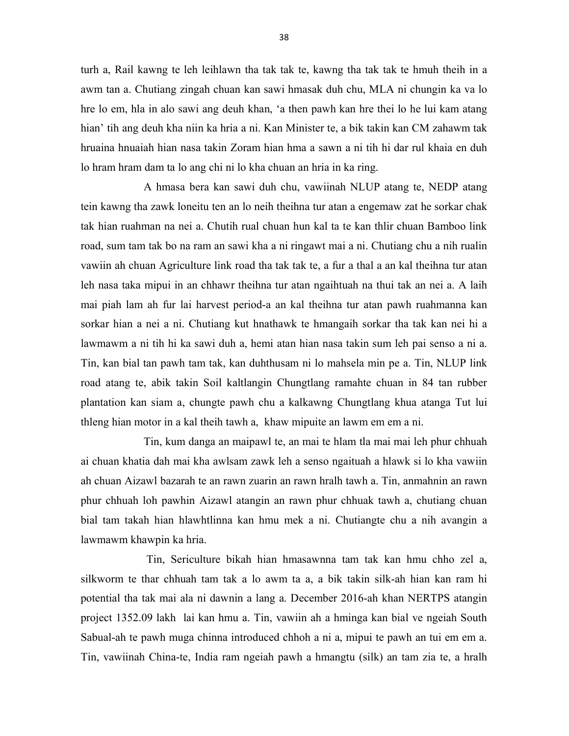turh a, Rail kawng te leh leihlawn tha tak tak te, kawng tha tak tak te hmuh theih in a awm tan a. Chutiang zingah chuan kan sawi hmasak duh chu, MLA ni chungin ka va lo hre lo em, hla in alo sawi ang deuh khan, 'a then pawh kan hre thei lo he lui kam atang hian' tih ang deuh kha niin ka hria a ni. Kan Minister te, a bik takin kan CM zahawm tak hruaina hnuaiah hian nasa takin Zoram hian hma a sawn a ni tih hi dar rul khaia en duh lo hram hram dam ta lo ang chi ni lo kha chuan an hria in ka ring.

A hmasa bera kan sawi duh chu, vawiinah NLUP atang te, NEDP atang tein kawng tha zawk loneitu ten an lo neih theihna tur atan a engemaw zat he sorkar chak tak hian ruahman na nei a. Chutih rual chuan hun kal ta te kan thlir chuan Bamboo link road, sum tam tak bo na ram an sawi kha a ni ringawt mai a ni. Chutiang chu a nih rualin vawiin ah chuan Agriculture link road tha tak tak te, a fur a thal a an kal theihna tur atan leh nasa taka mipui in an chhawr theihna tur atan ngaihtuah na thui tak an nei a. A laih mai piah lam ah fur lai harvest period-a an kal theihna tur atan pawh ruahmanna kan sorkar hian a nei a ni. Chutiang kut hnathawk te hmangaih sorkar tha tak kan nei hi a lawmawm a ni tih hi ka sawi duh a, hemi atan hian nasa takin sum leh pai senso a ni a. Tin, kan bial tan pawh tam tak, kan duhthusam ni lo mahsela min pe a. Tin, NLUP link road atang te, abik takin Soil kaltlangin Chungtlang ramahte chuan in 84 tan rubber plantation kan siam a, chungte pawh chu a kalkawng Chungtlang khua atanga Tut lui thleng hian motor in a kal theih tawh a, khaw mipuite an lawm em em a ni.

Tin, kum danga an maipawl te, an mai te hlam tla mai mai leh phur chhuah ai chuan khatia dah mai kha awlsam zawk leh a senso ngaituah a hlawk si lo kha vawiin ah chuan Aizawl bazarah te an rawn zuarin an rawn hralh tawh a. Tin, anmahnin an rawn phur chhuah loh pawhin Aizawl atangin an rawn phur chhuak tawh a, chutiang chuan bial tam takah hian hlawhtlinna kan hmu mek a ni. Chutiangte chu a nih avangin a lawmawm khawpin ka hria.

Tin, Sericulture bikah hian hmasawnna tam tak kan hmu chho zel a, silkworm te thar chhuah tam tak a lo awm ta a, a bik takin silk-ah hian kan ram hi potential tha tak mai ala ni dawnin a lang a. December 2016-ah khan NERTPS atangin project 1352.09 lakh lai kan hmu a. Tin, vawiin ah a hminga kan bial ve ngeiah South Sabual-ah te pawh muga chinna introduced chhoh a ni a, mipui te pawh an tui em em a. Tin, vawiinah China-te, India ram ngeiah pawh a hmangtu (silk) an tam zia te, a hralh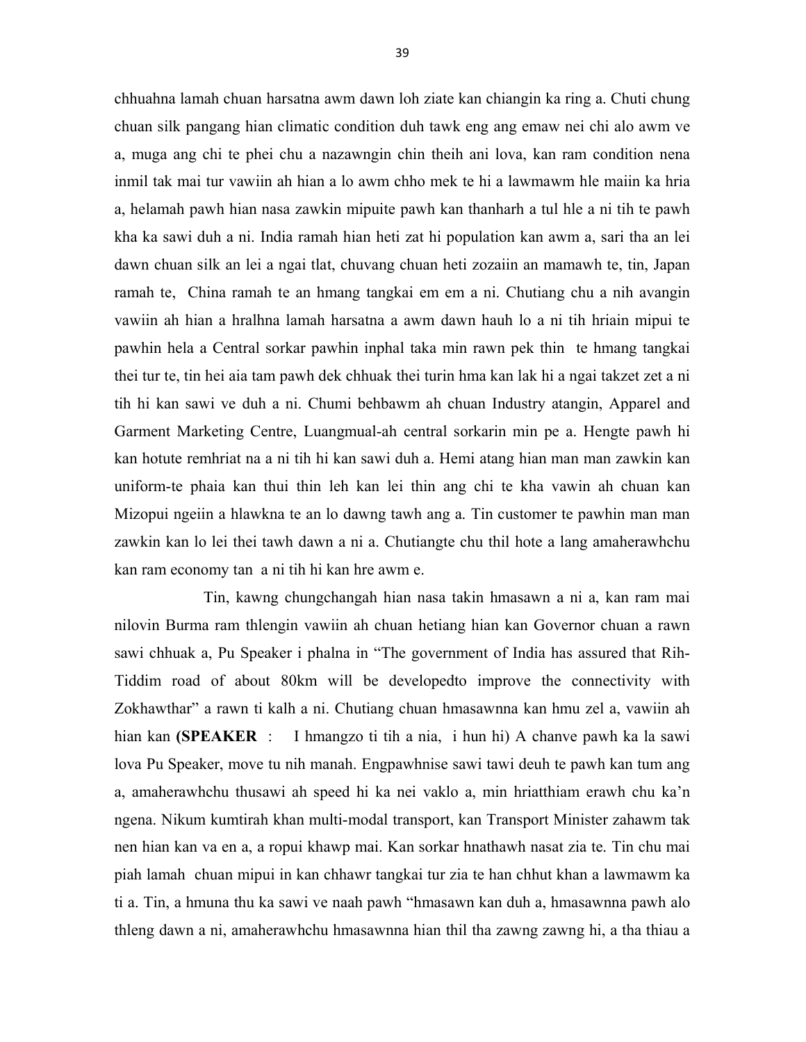chhuahna lamah chuan harsatna awm dawn loh ziate kan chiangin ka ring a. Chuti chung chuan silk pangang hian climatic condition duh tawk eng ang emaw nei chi alo awm ve a, muga ang chi te phei chu a nazawngin chin theih ani lova, kan ram condition nena inmil tak mai tur vawiin ah hian a lo awm chho mek te hi a lawmawm hle maiin ka hria a, helamah pawh hian nasa zawkin mipuite pawh kan thanharh a tul hle a ni tih te pawh kha ka sawi duh a ni. India ramah hian heti zat hi population kan awm a, sari tha an lei dawn chuan silk an lei a ngai tlat, chuvang chuan heti zozaiin an mamawh te, tin, Japan ramah te, China ramah te an hmang tangkai em em a ni. Chutiang chu a nih avangin vawiin ah hian a hralhna lamah harsatna a awm dawn hauh lo a ni tih hriain mipui te pawhin hela a Central sorkar pawhin inphal taka min rawn pek thin te hmang tangkai thei tur te, tin hei aia tam pawh dek chhuak thei turin hma kan lak hi a ngai takzet zet a ni tih hi kan sawi ve duh a ni. Chumi behbawm ah chuan Industry atangin, Apparel and Garment Marketing Centre, Luangmual-ah central sorkarin min pe a. Hengte pawh hi kan hotute remhriat na a ni tih hi kan sawi duh a. Hemi atang hian man man zawkin kan uniform-te phaia kan thui thin leh kan lei thin ang chi te kha vawin ah chuan kan Mizopui ngeiin a hlawkna te an lo dawng tawh ang a. Tin customer te pawhin man man zawkin kan lo lei thei tawh dawn a ni a. Chutiangte chu thil hote a lang amaherawhchu kan ram economy tan a ni tih hi kan hre awm e.

Tin, kawng chungchangah hian nasa takin hmasawn a ni a, kan ram mai nilovin Burma ram thlengin vawiin ah chuan hetiang hian kan Governor chuan a rawn sawi chhuak a, Pu Speaker i phalna in "The government of India has assured that Rih-Tiddim road of about 80km will be developedto improve the connectivity with Zokhawthar" a rawn ti kalh a ni. Chutiang chuan hmasawnna kan hmu zel a, vawiin ah hian kan **(SPEAKER** : I hmangzo ti tih a nia, i hun hi) A chanve pawh ka la sawi lova Pu Speaker, move tu nih manah. Engpawhnise sawi tawi deuh te pawh kan tum ang a, amaherawhchu thusawi ah speed hi ka nei vaklo a, min hriatthiam erawh chu ka'n ngena. Nikum kumtirah khan multi-modal transport, kan Transport Minister zahawm tak nen hian kan va en a, a ropui khawp mai. Kan sorkar hnathawh nasat zia te. Tin chu mai piah lamah chuan mipui in kan chhawr tangkai tur zia te han chhut khan a lawmawm ka ti a. Tin, a hmuna thu ka sawi ve naah pawh "hmasawn kan duh a, hmasawnna pawh alo thleng dawn a ni, amaherawhchu hmasawnna hian thil tha zawng zawng hi, a tha thiau a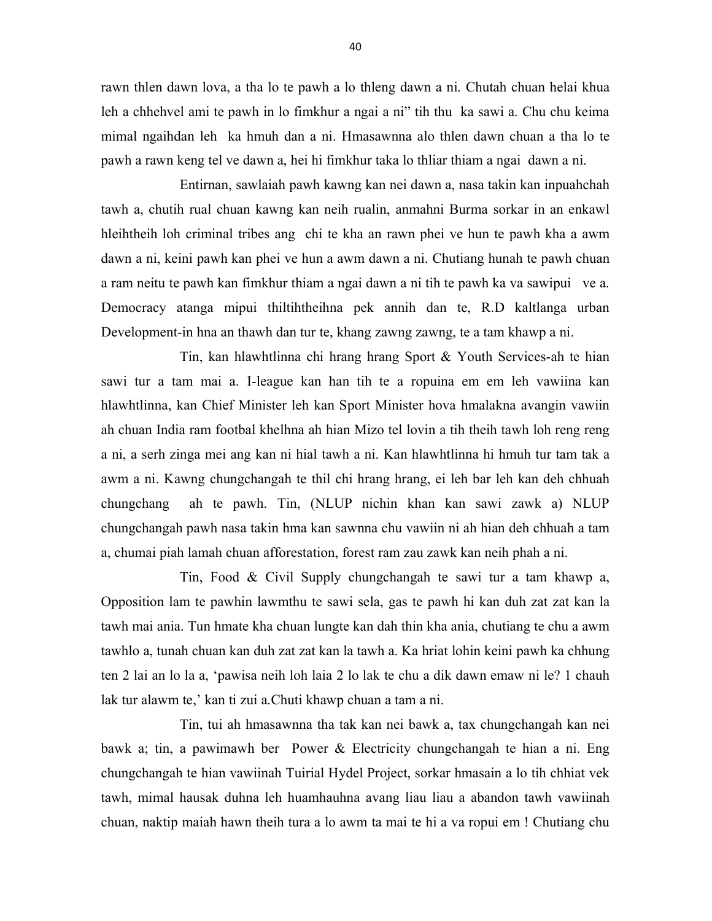rawn thlen dawn lova, a tha lo te pawh a lo thleng dawn a ni. Chutah chuan helai khua leh a chhehvel ami te pawh in lo fimkhur a ngai a ni" tih thu ka sawi a. Chu chu keima mimal ngaihdan leh ka hmuh dan a ni. Hmasawnna alo thlen dawn chuan a tha lo te pawh a rawn keng tel ve dawn a, hei hi fimkhur taka lo thliar thiam a ngai dawn a ni.

Entirnan, sawlaiah pawh kawng kan nei dawn a, nasa takin kan inpuahchah tawh a, chutih rual chuan kawng kan neih rualin, anmahni Burma sorkar in an enkawl hleihtheih loh criminal tribes ang chi te kha an rawn phei ve hun te pawh kha a awm dawn a ni, keini pawh kan phei ve hun a awm dawn a ni. Chutiang hunah te pawh chuan a ram neitu te pawh kan fimkhur thiam a ngai dawn a ni tih te pawh ka va sawipui ve a. Democracy atanga mipui thiltihtheihna pek annih dan te, R.D kaltlanga urban Development-in hna an thawh dan tur te, khang zawng zawng, te a tam khawp a ni.

Tin, kan hlawhtlinna chi hrang hrang Sport & Youth Services-ah te hian sawi tur a tam mai a. I-league kan han tih te a ropuina em em leh vawiina kan hlawhtlinna, kan Chief Minister leh kan Sport Minister hova hmalakna avangin vawiin ah chuan India ram footbal khelhna ah hian Mizo tel lovin a tih theih tawh loh reng reng a ni, a serh zinga mei ang kan ni hial tawh a ni. Kan hlawhtlinna hi hmuh tur tam tak a awm a ni. Kawng chungchangah te thil chi hrang hrang, ei leh bar leh kan deh chhuah chungchang ah te pawh. Tin, (NLUP nichin khan kan sawi zawk a) NLUP chungchangah pawh nasa takin hma kan sawnna chu vawiin ni ah hian deh chhuah a tam a, chumai piah lamah chuan afforestation, forest ram zau zawk kan neih phah a ni.

Tin, Food & Civil Supply chungchangah te sawi tur a tam khawp a, Opposition lam te pawhin lawmthu te sawi sela, gas te pawh hi kan duh zat zat kan la tawh mai ania. Tun hmate kha chuan lungte kan dah thin kha ania, chutiang te chu a awm tawhlo a, tunah chuan kan duh zat zat kan la tawh a. Ka hriat lohin keini pawh ka chhung ten 2 lai an lo la a, 'pawisa neih loh laia 2 lo lak te chu a dik dawn emaw ni le? 1 chauh lak tur alawm te,' kan ti zui a.Chuti khawp chuan a tam a ni.

Tin, tui ah hmasawnna tha tak kan nei bawk a, tax chungchangah kan nei bawk a; tin, a pawimawh ber Power & Electricity chungchangah te hian a ni. Eng chungchangah te hian vawiinah Tuirial Hydel Project, sorkar hmasain a lo tih chhiat vek tawh, mimal hausak duhna leh huamhauhna avang liau liau a abandon tawh vawiinah chuan, naktip maiah hawn theih tura a lo awm ta mai te hi a va ropui em ! Chutiang chu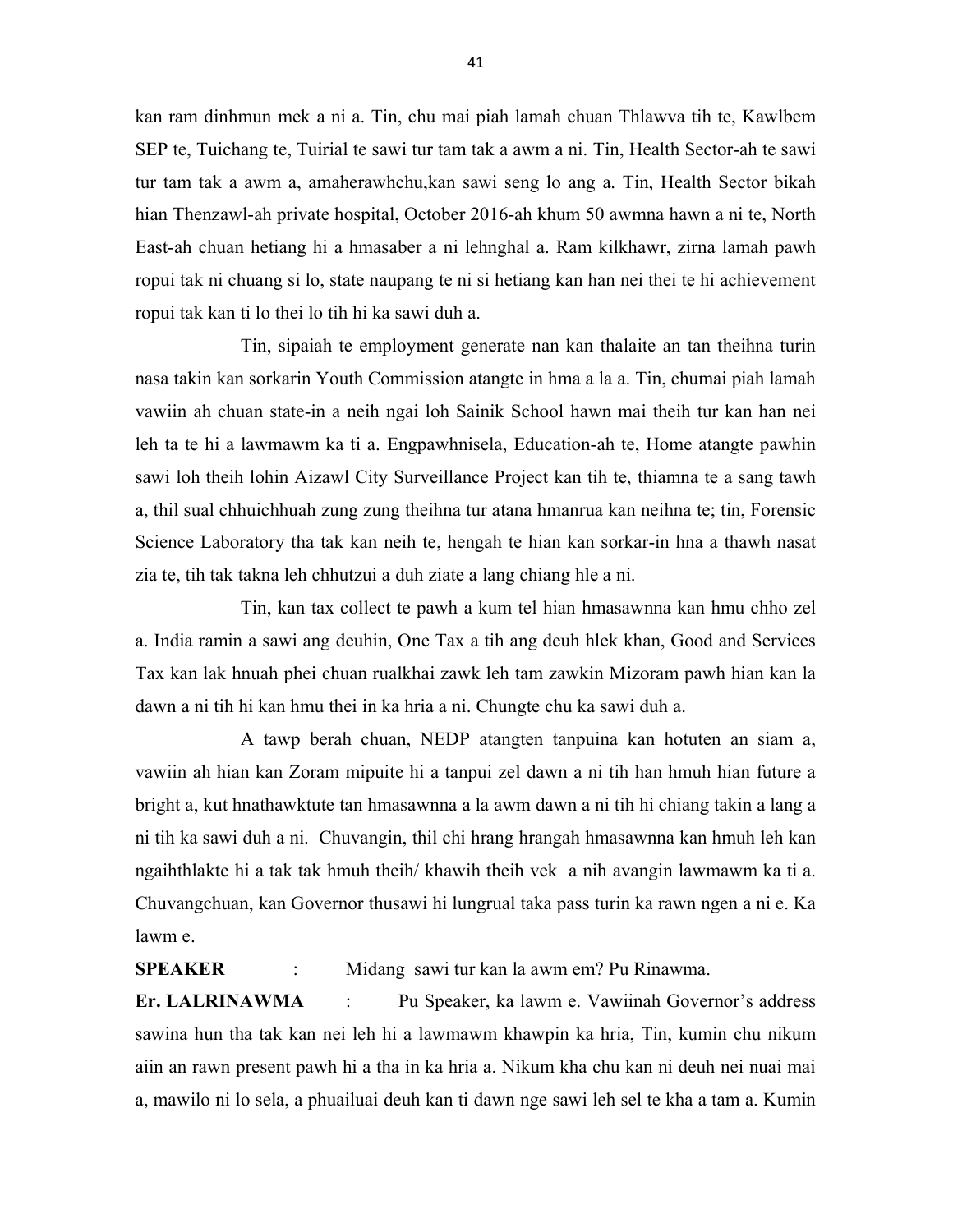kan ram dinhmun mek a ni a. Tin, chu mai piah lamah chuan Thlawva tih te, Kawlbem SEP te, Tuichang te, Tuirial te sawi tur tam tak a awm a ni. Tin, Health Sector-ah te sawi tur tam tak a awm a, amaherawhchu,kan sawi seng lo ang a. Tin, Health Sector bikah hian Thenzawl-ah private hospital, October 2016-ah khum 50 awmna hawn a ni te, North East-ah chuan hetiang hi a hmasaber a ni lehnghal a. Ram kilkhawr, zirna lamah pawh ropui tak ni chuang si lo, state naupang te ni si hetiang kan han nei thei te hi achievement ropui tak kan ti lo thei lo tih hi ka sawi duh a.

Tin, sipaiah te employment generate nan kan thalaite an tan theihna turin nasa takin kan sorkarin Youth Commission atangte in hma a la a. Tin, chumai piah lamah vawiin ah chuan state-in a neih ngai loh Sainik School hawn mai theih tur kan han nei leh ta te hi a lawmawm ka ti a. Engpawhnisela, Education-ah te, Home atangte pawhin sawi loh theih lohin Aizawl City Surveillance Project kan tih te, thiamna te a sang tawh a, thil sual chhuichhuah zung zung theihna tur atana hmanrua kan neihna te; tin, Forensic Science Laboratory tha tak kan neih te, hengah te hian kan sorkar-in hna a thawh nasat zia te, tih tak takna leh chhutzui a duh ziate a lang chiang hle a ni.

Tin, kan tax collect te pawh a kum tel hian hmasawnna kan hmu chho zel a. India ramin a sawi ang deuhin, One Tax a tih ang deuh hlek khan, Good and Services Tax kan lak hnuah phei chuan rualkhai zawk leh tam zawkin Mizoram pawh hian kan la dawn a ni tih hi kan hmu thei in ka hria a ni. Chungte chu ka sawi duh a.

A tawp berah chuan, NEDP atangten tanpuina kan hotuten an siam a, vawiin ah hian kan Zoram mipuite hi a tanpui zel dawn a ni tih han hmuh hian future a bright a, kut hnathawktute tan hmasawnna a la awm dawn a ni tih hi chiang takin a lang a ni tih ka sawi duh a ni. Chuvangin, thil chi hrang hrangah hmasawnna kan hmuh leh kan ngaihthlakte hi a tak tak hmuh theih/ khawih theih vek a nih avangin lawmawm ka ti a. Chuvangchuan, kan Governor thusawi hi lungrual taka pass turin ka rawn ngen a ni e. Ka lawm e.

**SPEAKER** : Midang sawi tur kan la awm em? Pu Rinawma.

**Er. LALRINAWMA** : Pu Speaker, ka lawm e. Vawiinah Governor's address sawina hun tha tak kan nei leh hi a lawmawm khawpin ka hria, Tin, kumin chu nikum aiin an rawn present pawh hi a tha in ka hria a. Nikum kha chu kan ni deuh nei nuai mai a, mawilo ni lo sela, a phuailuai deuh kan ti dawn nge sawi leh sel te kha a tam a. Kumin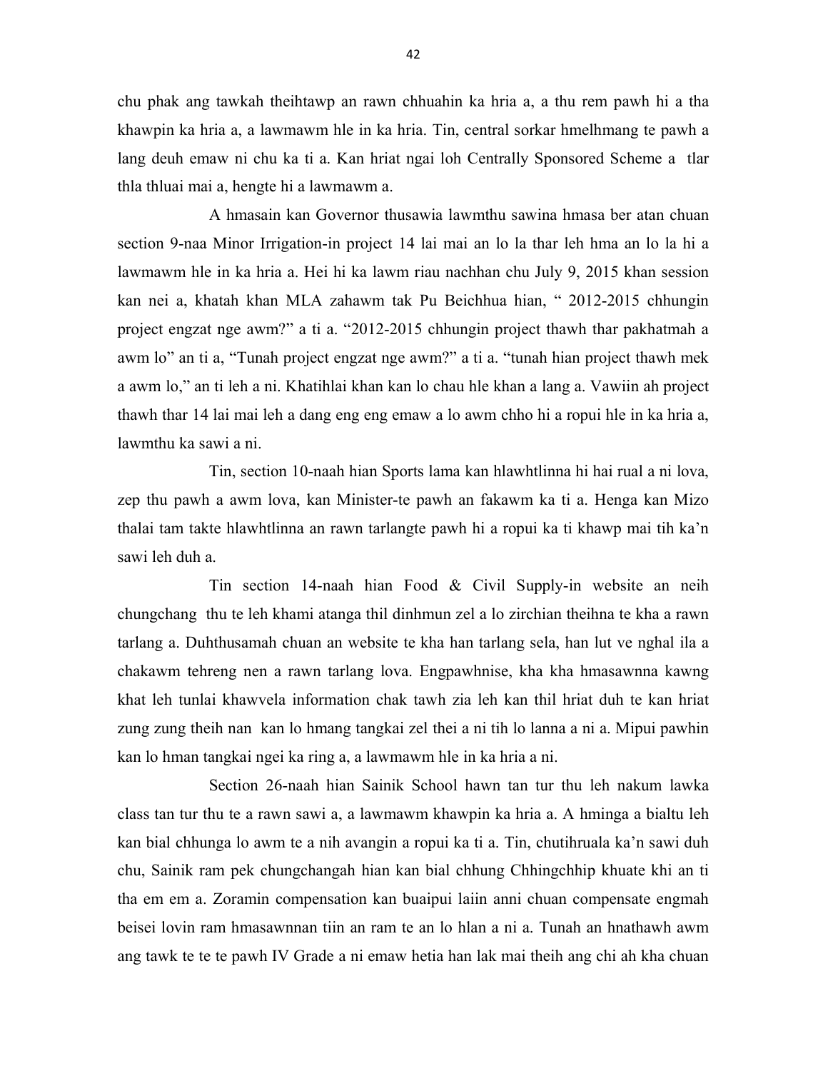chu phak ang tawkah theihtawp an rawn chhuahin ka hria a, a thu rem pawh hi a tha khawpin ka hria a, a lawmawm hle in ka hria. Tin, central sorkar hmelhmang te pawh a lang deuh emaw ni chu ka ti a. Kan hriat ngai loh Centrally Sponsored Scheme a tlar thla thluai mai a, hengte hi a lawmawm a.

A hmasain kan Governor thusawia lawmthu sawina hmasa ber atan chuan section 9-naa Minor Irrigation-in project 14 lai mai an lo la thar leh hma an lo la hi a lawmawm hle in ka hria a. Hei hi ka lawm riau nachhan chu July 9, 2015 khan session kan nei a, khatah khan MLA zahawm tak Pu Beichhua hian, " 2012-2015 chhungin project engzat nge awm?" a ti a. "2012-2015 chhungin project thawh thar pakhatmah a awm lo" an ti a, "Tunah project engzat nge awm?" a ti a. "tunah hian project thawh mek a awm lo," an ti leh a ni. Khatihlai khan kan lo chau hle khan a lang a. Vawiin ah project thawh thar 14 lai mai leh a dang eng eng emaw a lo awm chho hi a ropui hle in ka hria a, lawmthu ka sawi a ni.

Tin, section 10-naah hian Sports lama kan hlawhtlinna hi hai rual a ni lova, zep thu pawh a awm lova, kan Minister-te pawh an fakawm ka ti a. Henga kan Mizo thalai tam takte hlawhtlinna an rawn tarlangte pawh hi a ropui ka ti khawp mai tih ka'n sawi leh duh a.

Tin section 14-naah hian Food & Civil Supply-in website an neih chungchang thu te leh khami atanga thil dinhmun zel a lo zirchian theihna te kha a rawn tarlang a. Duhthusamah chuan an website te kha han tarlang sela, han lut ve nghal ila a chakawm tehreng nen a rawn tarlang lova. Engpawhnise, kha kha hmasawnna kawng khat leh tunlai khawvela information chak tawh zia leh kan thil hriat duh te kan hriat zung zung theih nan kan lo hmang tangkai zel thei a ni tih lo lanna a ni a. Mipui pawhin kan lo hman tangkai ngei ka ring a, a lawmawm hle in ka hria a ni.

Section 26-naah hian Sainik School hawn tan tur thu leh nakum lawka class tan tur thu te a rawn sawi a, a lawmawm khawpin ka hria a. A hminga a bialtu leh kan bial chhunga lo awm te a nih avangin a ropui ka ti a. Tin, chutihruala ka'n sawi duh chu, Sainik ram pek chungchangah hian kan bial chhung Chhingchhip khuate khi an ti tha em em a. Zoramin compensation kan buaipui laiin anni chuan compensate engmah beisei lovin ram hmasawnnan tiin an ram te an lo hlan a ni a. Tunah an hnathawh awm ang tawk te te te pawh IV Grade a ni emaw hetia han lak mai theih ang chi ah kha chuan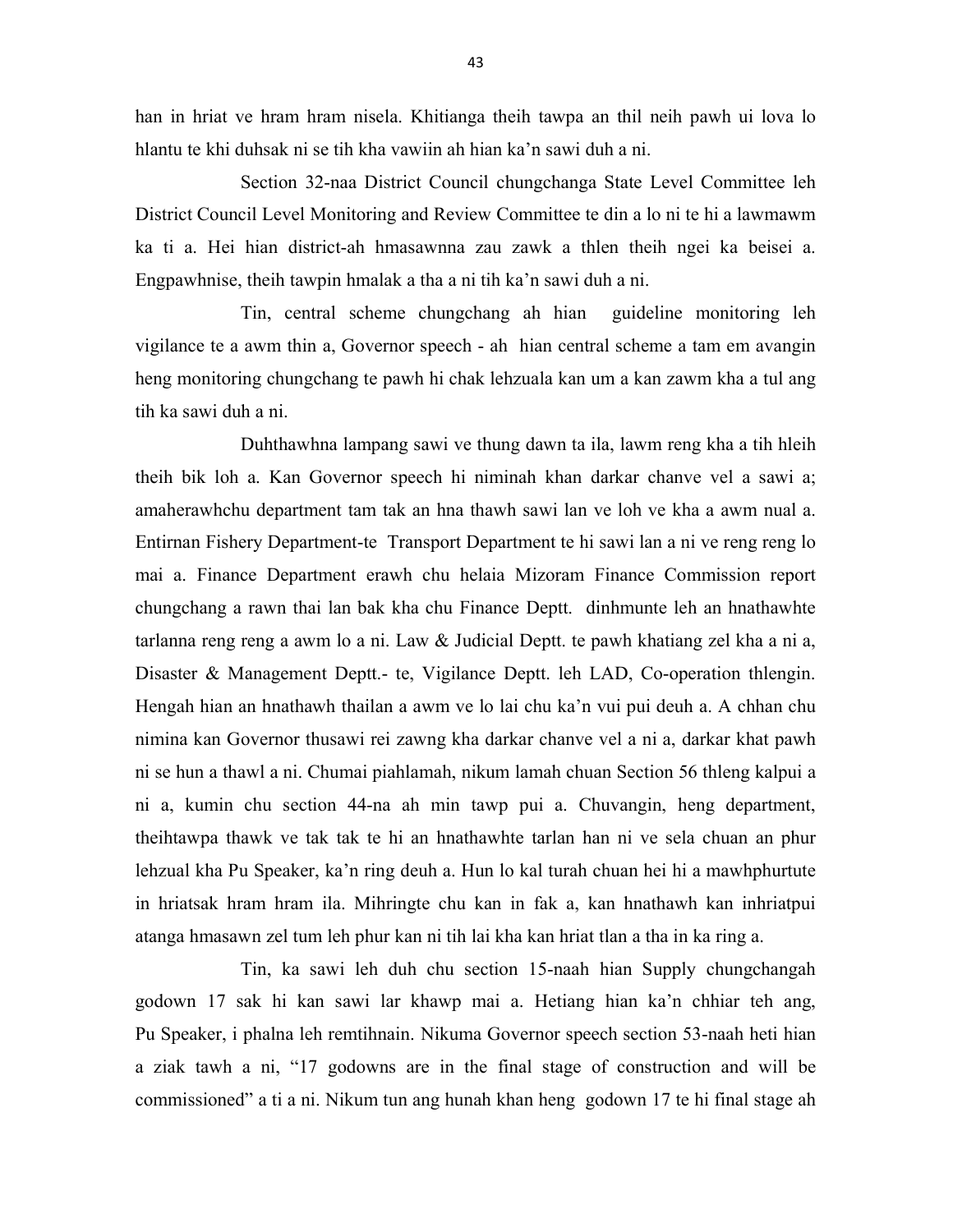han in hriat ve hram hram nisela. Khitianga theih tawpa an thil neih pawh ui lova lo hlantu te khi duhsak ni se tih kha vawiin ah hian ka'n sawi duh a ni.

Section 32-naa District Council chungchanga State Level Committee leh District Council Level Monitoring and Review Committee te din a lo ni te hi a lawmawm ka ti a. Hei hian district-ah hmasawnna zau zawk a thlen theih ngei ka beisei a. Engpawhnise, theih tawpin hmalak a tha a ni tih ka'n sawi duh a ni.

Tin, central scheme chungchang ah hian guideline monitoring leh vigilance te a awm thin a, Governor speech - ah hian central scheme a tam em avangin heng monitoring chungchang te pawh hi chak lehzuala kan um a kan zawm kha a tul ang tih ka sawi duh a ni.

Duhthawhna lampang sawi ve thung dawn ta ila, lawm reng kha a tih hleih theih bik loh a. Kan Governor speech hi niminah khan darkar chanve vel a sawi a; amaherawhchu department tam tak an hna thawh sawi lan ve loh ve kha a awm nual a. Entirnan Fishery Department-te Transport Department te hi sawi lan a ni ve reng reng lo mai a. Finance Department erawh chu helaia Mizoram Finance Commission report chungchang a rawn thai lan bak kha chu Finance Deptt. dinhmunte leh an hnathawhte tarlanna reng reng a awm lo a ni. Law & Judicial Deptt. te pawh khatiang zel kha a ni a, Disaster & Management Deptt.- te, Vigilance Deptt. leh LAD, Co-operation thlengin. Hengah hian an hnathawh thailan a awm ve lo lai chu ka'n vui pui deuh a. A chhan chu nimina kan Governor thusawi rei zawng kha darkar chanve vel a ni a, darkar khat pawh ni se hun a thawl a ni. Chumai piahlamah, nikum lamah chuan Section 56 thleng kalpui a ni a, kumin chu section 44-na ah min tawp pui a. Chuvangin, heng department, theihtawpa thawk ve tak tak te hi an hnathawhte tarlan han ni ve sela chuan an phur lehzual kha Pu Speaker, ka'n ring deuh a. Hun lo kal turah chuan hei hi a mawhphurtute in hriatsak hram hram ila. Mihringte chu kan in fak a, kan hnathawh kan inhriatpui atanga hmasawn zel tum leh phur kan ni tih lai kha kan hriat tlan a tha in ka ring a.

Tin, ka sawi leh duh chu section 15-naah hian Supply chungchangah godown 17 sak hi kan sawi lar khawp mai a. Hetiang hian ka'n chhiar teh ang, Pu Speaker, i phalna leh remtihnain. Nikuma Governor speech section 53-naah heti hian a ziak tawh a ni, "17 godowns are in the final stage of construction and will be commissioned" a ti a ni. Nikum tun ang hunah khan heng godown 17 te hi final stage ah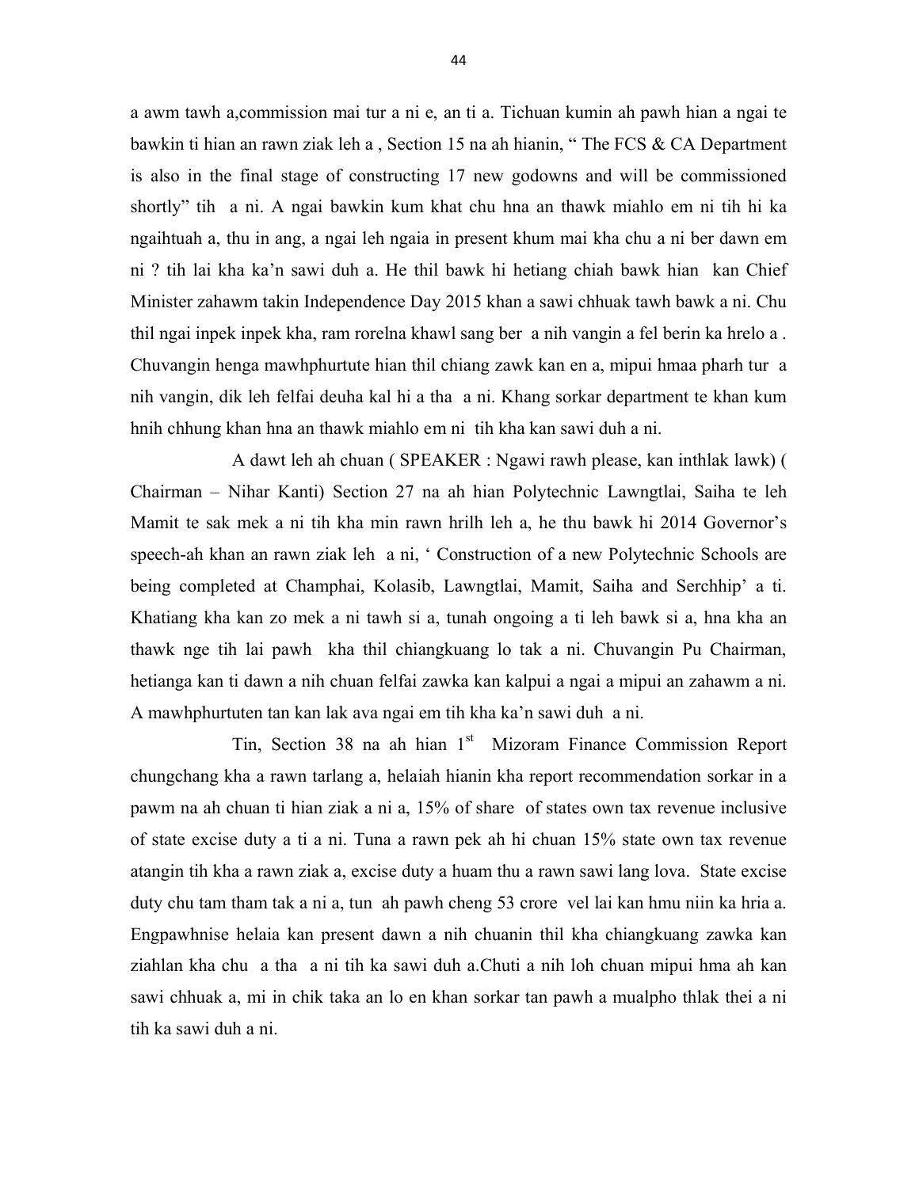a awm tawh a,commission mai tur a ni e, an ti a. Tichuan kumin ah pawh hian a ngai te bawkin ti hian an rawn ziak leh a , Section 15 na ah hianin, " The FCS & CA Department is also in the final stage of constructing 17 new godowns and will be commissioned shortly" tih a ni. A ngai bawkin kum khat chu hna an thawk miahlo em ni tih hi ka ngaihtuah a, thu in ang, a ngai leh ngaia in present khum mai kha chu a ni ber dawn em ni ? tih lai kha ka'n sawi duh a. He thil bawk hi hetiang chiah bawk hian kan Chief Minister zahawm takin Independence Day 2015 khan a sawi chhuak tawh bawk a ni. Chu thil ngai inpek inpek kha, ram rorelna khawl sang ber a nih vangin a fel berin ka hrelo a . Chuvangin henga mawhphurtute hian thil chiang zawk kan en a, mipui hmaa pharh tur a nih vangin, dik leh felfai deuha kal hi a tha a ni. Khang sorkar department te khan kum hnih chhung khan hna an thawk miahlo em ni tih kha kan sawi duh a ni.

A dawt leh ah chuan ( SPEAKER : Ngawi rawh please, kan inthlak lawk) ( Chairman – Nihar Kanti) Section 27 na ah hian Polytechnic Lawngtlai, Saiha te leh Mamit te sak mek a ni tih kha min rawn hrilh leh a, he thu bawk hi 2014 Governor's speech-ah khan an rawn ziak leh a ni, ' Construction of a new Polytechnic Schools are being completed at Champhai, Kolasib, Lawngtlai, Mamit, Saiha and Serchhip' a ti. Khatiang kha kan zo mek a ni tawh si a, tunah ongoing a ti leh bawk si a, hna kha an thawk nge tih lai pawh kha thil chiangkuang lo tak a ni. Chuvangin Pu Chairman, hetianga kan ti dawn a nih chuan felfai zawka kan kalpui a ngai a mipui an zahawm a ni. A mawhphurtuten tan kan lak ava ngai em tih kha ka'n sawi duh a ni.

Tin, Section 38 na ah hian 1st Mizoram Finance Commission Report chungchang kha a rawn tarlang a, helaiah hianin kha report recommendation sorkar in a pawm na ah chuan ti hian ziak a ni a, 15% of share of states own tax revenue inclusive of state excise duty a ti a ni. Tuna a rawn pek ah hi chuan 15% state own tax revenue atangin tih kha a rawn ziak a, excise duty a huam thu a rawn sawi lang lova. State excise duty chu tam tham tak a ni a, tun ah pawh cheng 53 crore vel lai kan hmu niin ka hria a. Engpawhnise helaia kan present dawn a nih chuanin thil kha chiangkuang zawka kan ziahlan kha chu a tha a ni tih ka sawi duh a.Chuti a nih loh chuan mipui hma ah kan sawi chhuak a, mi in chik taka an lo en khan sorkar tan pawh a mualpho thlak thei a ni tih ka sawi duh a ni.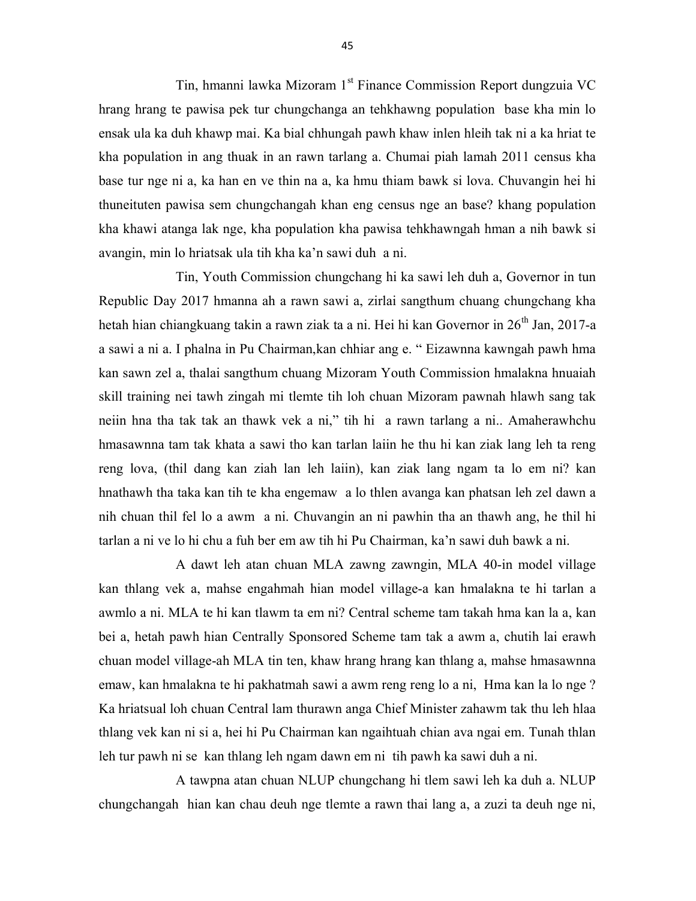Tin, hmanni lawka Mizoram 1st Finance Commission Report dungzuia VC hrang hrang te pawisa pek tur chungchanga an tehkhawng population base kha min lo ensak ula ka duh khawp mai. Ka bial chhungah pawh khaw inlen hleih tak ni a ka hriat te kha population in ang thuak in an rawn tarlang a. Chumai piah lamah 2011 census kha base tur nge ni a, ka han en ve thin na a, ka hmu thiam bawk si lova. Chuvangin hei hi thuneituten pawisa sem chungchangah khan eng census nge an base? khang population kha khawi atanga lak nge, kha population kha pawisa tehkhawngah hman a nih bawk si avangin, min lo hriatsak ula tih kha ka'n sawi duh a ni.

Tin, Youth Commission chungchang hi ka sawi leh duh a, Governor in tun Republic Day 2017 hmanna ah a rawn sawi a, zirlai sangthum chuang chungchang kha hetah hian chiangkuang takin a rawn ziak ta a ni. Hei hi kan Governor in 26th Jan, 2017-a a sawi a ni a. I phalna in Pu Chairman,kan chhiar ang e. " Eizawnna kawngah pawh hma kan sawn zel a, thalai sangthum chuang Mizoram Youth Commission hmalakna hnuaiah skill training nei tawh zingah mi tlemte tih loh chuan Mizoram pawnah hlawh sang tak neiin hna tha tak tak an thawk vek a ni," tih hi a rawn tarlang a ni.. Amaherawhchu hmasawnna tam tak khata a sawi tho kan tarlan laiin he thu hi kan ziak lang leh ta reng reng lova, (thil dang kan ziah lan leh laiin), kan ziak lang ngam ta lo em ni? kan hnathawh tha taka kan tih te kha engemaw a lo thlen avanga kan phatsan leh zel dawn a nih chuan thil fel lo a awm a ni. Chuvangin an ni pawhin tha an thawh ang, he thil hi tarlan a ni ve lo hi chu a fuh ber em aw tih hi Pu Chairman, ka'n sawi duh bawk a ni.

A dawt leh atan chuan MLA zawng zawngin, MLA 40-in model village kan thlang vek a, mahse engahmah hian model village-a kan hmalakna te hi tarlan a awmlo a ni. MLA te hi kan tlawm ta em ni? Central scheme tam takah hma kan la a, kan bei a, hetah pawh hian Centrally Sponsored Scheme tam tak a awm a, chutih lai erawh chuan model village-ah MLA tin ten, khaw hrang hrang kan thlang a, mahse hmasawnna emaw, kan hmalakna te hi pakhatmah sawi a awm reng reng lo a ni, Hma kan la lo nge ? Ka hriatsual loh chuan Central lam thurawn anga Chief Minister zahawm tak thu leh hlaa thlang vek kan ni si a, hei hi Pu Chairman kan ngaihtuah chian ava ngai em. Tunah thlan leh tur pawh ni se kan thlang leh ngam dawn em ni tih pawh ka sawi duh a ni.

A tawpna atan chuan NLUP chungchang hi tlem sawi leh ka duh a. NLUP chungchangah hian kan chau deuh nge tlemte a rawn thai lang a, a zuzi ta deuh nge ni,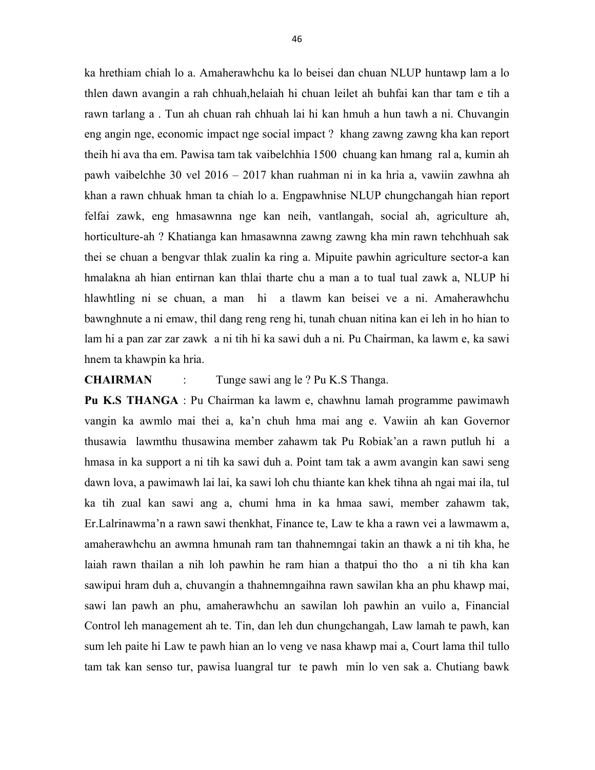ka hrethiam chiah lo a. Amaherawhchu ka lo beisei dan chuan NLUP huntawp lam a lo thlen dawn avangin a rah chhuah,helaiah hi chuan leilet ah buhfai kan thar tam e tih a rawn tarlang a . Tun ah chuan rah chhuah lai hi kan hmuh a hun tawh a ni. Chuvangin eng angin nge, economic impact nge social impact ? khang zawng zawng kha kan report theih hi ava tha em. Pawisa tam tak vaibelchhia 1500 chuang kan hmang ral a, kumin ah pawh vaibelchhe 30 vel 2016 – 2017 khan ruahman ni in ka hria a, vawiin zawhna ah khan a rawn chhuak hman ta chiah lo a. Engpawhnise NLUP chungchangah hian report felfai zawk, eng hmasawnna nge kan neih, vantlangah, social ah, agriculture ah, horticulture-ah ? Khatianga kan hmasawnna zawng zawng kha min rawn tehchhuah sak thei se chuan a bengvar thlak zualin ka ring a. Mipuite pawhin agriculture sector-a kan hmalakna ah hian entirnan kan thlai tharte chu a man a to tual tual zawk a, NLUP hi hlawhtling ni se chuan, a man hi a tlawm kan beisei ve a ni. Amaherawhchu bawnghnute a ni emaw, thil dang reng reng hi, tunah chuan nitina kan ei leh in ho hian to lam hi a pan zar zar zawk a ni tih hi ka sawi duh a ni. Pu Chairman, ka lawm e, ka sawi hnem ta khawpin ka hria.

**CHAIRMAN** : Tunge sawi ang le ? Pu K.S Thanga.

**Pu K.S THANGA** : Pu Chairman ka lawm e, chawhnu lamah programme pawimawh vangin ka awmlo mai thei a, ka'n chuh hma mai ang e. Vawiin ah kan Governor thusawia lawmthu thusawina member zahawm tak Pu Robiak'an a rawn putluh hi a hmasa in ka support a ni tih ka sawi duh a. Point tam tak a awm avangin kan sawi seng dawn lova, a pawimawh lai lai, ka sawi loh chu thiante kan khek tihna ah ngai mai ila, tul ka tih zual kan sawi ang a, chumi hma in ka hmaa sawi, member zahawm tak, Er.Lalrinawma'n a rawn sawi thenkhat, Finance te, Law te kha a rawn vei a lawmawm a, amaherawhchu an awmna hmunah ram tan thahnemngai takin an thawk a ni tih kha, he laiah rawn thailan a nih loh pawhin he ram hian a thatpui tho tho a ni tih kha kan sawipui hram duh a, chuvangin a thahnemngaihna rawn sawilan kha an phu khawp mai, sawi lan pawh an phu, amaherawhchu an sawilan loh pawhin an vuilo a, Financial Control leh management ah te. Tin, dan leh dun chungchangah, Law lamah te pawh, kan sum leh paite hi Law te pawh hian an lo veng ve nasa khawp mai a, Court lama thil tullo tam tak kan senso tur, pawisa luangral tur te pawh min lo ven sak a. Chutiang bawk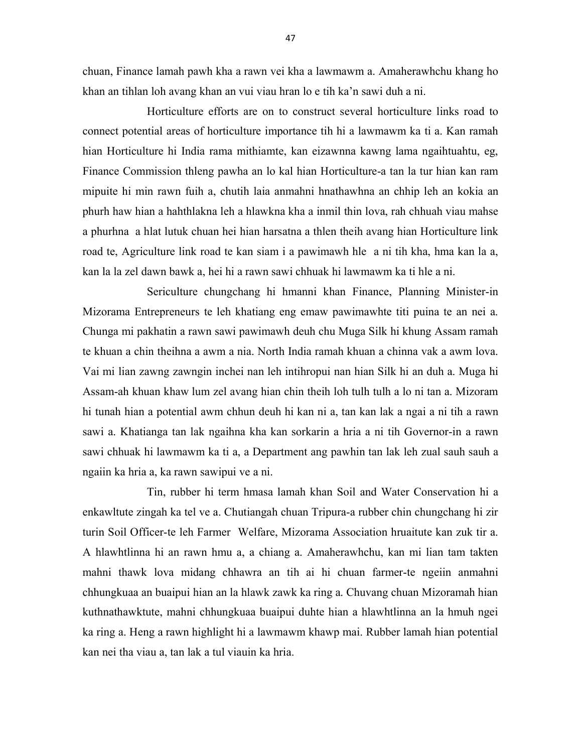chuan, Finance lamah pawh kha a rawn vei kha a lawmawm a. Amaherawhchu khang ho khan an tihlan loh avang khan an vui viau hran lo e tih ka'n sawi duh a ni.

Horticulture efforts are on to construct several horticulture links road to connect potential areas of horticulture importance tih hi a lawmawm ka ti a. Kan ramah hian Horticulture hi India rama mithiamte, kan eizawnna kawng lama ngaihtuahtu, eg, Finance Commission thleng pawha an lo kal hian Horticulture-a tan la tur hian kan ram mipuite hi min rawn fuih a, chutih laia anmahni hnathawhna an chhip leh an kokia an phurh haw hian a hahthlakna leh a hlawkna kha a inmil thin lova, rah chhuah viau mahse a phurhna a hlat lutuk chuan hei hian harsatna a thlen theih avang hian Horticulture link road te, Agriculture link road te kan siam i a pawimawh hle a ni tih kha, hma kan la a, kan la la zel dawn bawk a, hei hi a rawn sawi chhuak hi lawmawm ka ti hle a ni.

Sericulture chungchang hi hmanni khan Finance, Planning Minister-in Mizorama Entrepreneurs te leh khatiang eng emaw pawimawhte titi puina te an nei a. Chunga mi pakhatin a rawn sawi pawimawh deuh chu Muga Silk hi khung Assam ramah te khuan a chin theihna a awm a nia. North India ramah khuan a chinna vak a awm lova. Vai mi lian zawng zawngin inchei nan leh intihropui nan hian Silk hi an duh a. Muga hi Assam-ah khuan khaw lum zel avang hian chin theih loh tulh tulh a lo ni tan a. Mizoram hi tunah hian a potential awm chhun deuh hi kan ni a, tan kan lak a ngai a ni tih a rawn sawi a. Khatianga tan lak ngaihna kha kan sorkarin a hria a ni tih Governor-in a rawn sawi chhuak hi lawmawm ka ti a, a Department ang pawhin tan lak leh zual sauh sauh a ngaiin ka hria a, ka rawn sawipui ve a ni.

Tin, rubber hi term hmasa lamah khan Soil and Water Conservation hi a enkawltute zingah ka tel ve a. Chutiangah chuan Tripura-a rubber chin chungchang hi zir turin Soil Officer-te leh Farmer Welfare, Mizorama Association hruaitute kan zuk tir a. A hlawhtlinna hi an rawn hmu a, a chiang a. Amaherawhchu, kan mi lian tam takten mahni thawk lova midang chhawra an tih ai hi chuan farmer-te ngeiin anmahni chhungkuaa an buaipui hian an la hlawk zawk ka ring a. Chuvang chuan Mizoramah hian kuthnathawktute, mahni chhungkuaa buaipui duhte hian a hlawhtlinna an la hmuh ngei ka ring a. Heng a rawn highlight hi a lawmawm khawp mai. Rubber lamah hian potential kan nei tha viau a, tan lak a tul viauin ka hria.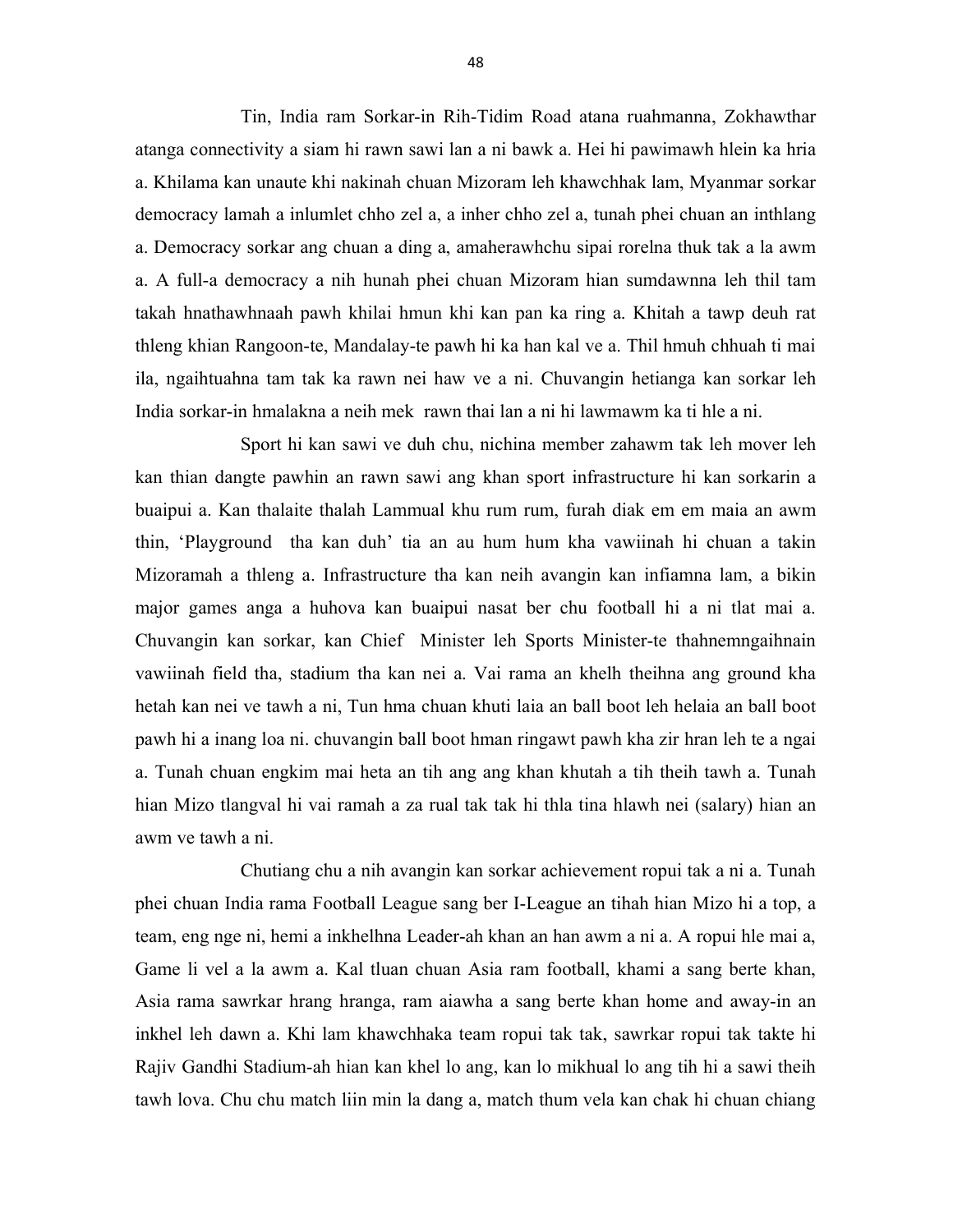Tin, India ram Sorkar-in Rih-Tidim Road atana ruahmanna, Zokhawthar atanga connectivity a siam hi rawn sawi lan a ni bawk a. Hei hi pawimawh hlein ka hria a. Khilama kan unaute khi nakinah chuan Mizoram leh khawchhak lam, Myanmar sorkar democracy lamah a inlumlet chho zel a, a inher chho zel a, tunah phei chuan an inthlang a. Democracy sorkar ang chuan a ding a, amaherawhchu sipai rorelna thuk tak a la awm a. A full-a democracy a nih hunah phei chuan Mizoram hian sumdawnna leh thil tam takah hnathawhnaah pawh khilai hmun khi kan pan ka ring a. Khitah a tawp deuh rat thleng khian Rangoon-te, Mandalay-te pawh hi ka han kal ve a. Thil hmuh chhuah ti mai ila, ngaihtuahna tam tak ka rawn nei haw ve a ni. Chuvangin hetianga kan sorkar leh India sorkar-in hmalakna a neih mek rawn thai lan a ni hi lawmawm ka ti hle a ni.

Sport hi kan sawi ve duh chu, nichina member zahawm tak leh mover leh kan thian dangte pawhin an rawn sawi ang khan sport infrastructure hi kan sorkarin a buaipui a. Kan thalaite thalah Lammual khu rum rum, furah diak em em maia an awm thin, 'Playground tha kan duh' tia an au hum hum kha vawiinah hi chuan a takin Mizoramah a thleng a. Infrastructure tha kan neih avangin kan infiamna lam, a bikin major games anga a huhova kan buaipui nasat ber chu football hi a ni tlat mai a. Chuvangin kan sorkar, kan Chief Minister leh Sports Minister-te thahnemngaihnain vawiinah field tha, stadium tha kan nei a. Vai rama an khelh theihna ang ground kha hetah kan nei ve tawh a ni, Tun hma chuan khuti laia an ball boot leh helaia an ball boot pawh hi a inang loa ni. chuvangin ball boot hman ringawt pawh kha zir hran leh te a ngai a. Tunah chuan engkim mai heta an tih ang ang khan khutah a tih theih tawh a. Tunah hian Mizo tlangval hi vai ramah a za rual tak tak hi thla tina hlawh nei (salary) hian an awm ve tawh a ni.

Chutiang chu a nih avangin kan sorkar achievement ropui tak a ni a. Tunah phei chuan India rama Football League sang ber I-League an tihah hian Mizo hi a top, a team, eng nge ni, hemi a inkhelhna Leader-ah khan an han awm a ni a. A ropui hle mai a, Game li vel a la awm a. Kal tluan chuan Asia ram football, khami a sang berte khan, Asia rama sawrkar hrang hranga, ram aiawha a sang berte khan home and away-in an inkhel leh dawn a. Khi lam khawchhaka team ropui tak tak, sawrkar ropui tak takte hi Rajiv Gandhi Stadium-ah hian kan khel lo ang, kan lo mikhual lo ang tih hi a sawi theih tawh lova. Chu chu match liin min la dang a, match thum vela kan chak hi chuan chiang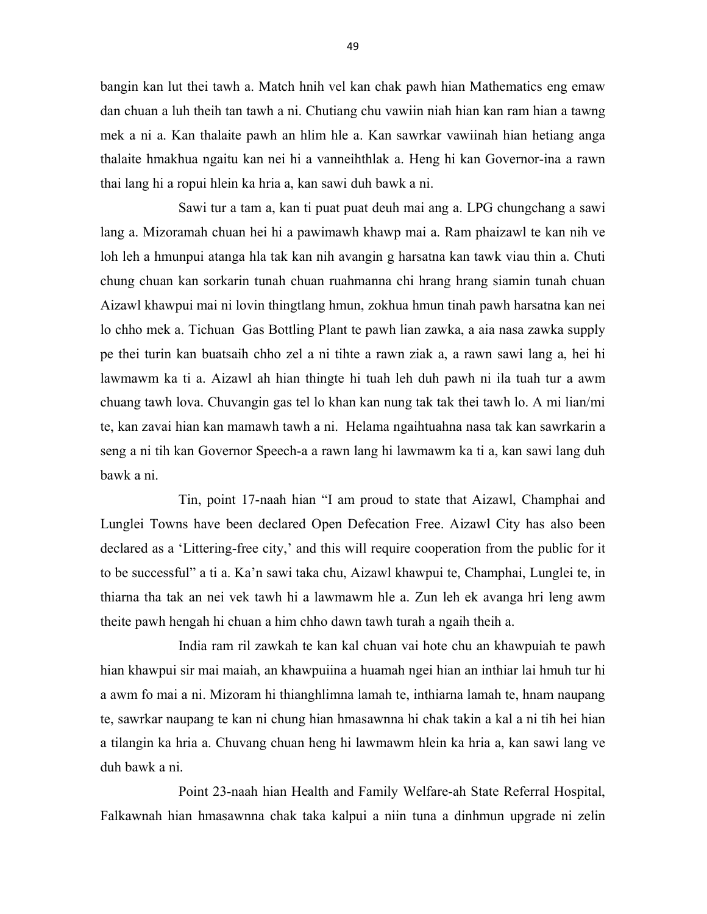bangin kan lut thei tawh a. Match hnih vel kan chak pawh hian Mathematics eng emaw dan chuan a luh theih tan tawh a ni. Chutiang chu vawiin niah hian kan ram hian a tawng mek a ni a. Kan thalaite pawh an hlim hle a. Kan sawrkar vawiinah hian hetiang anga thalaite hmakhua ngaitu kan nei hi a vanneihthlak a. Heng hi kan Governor-ina a rawn thai lang hi a ropui hlein ka hria a, kan sawi duh bawk a ni.

Sawi tur a tam a, kan ti puat puat deuh mai ang a. LPG chungchang a sawi lang a. Mizoramah chuan hei hi a pawimawh khawp mai a. Ram phaizawl te kan nih ve loh leh a hmunpui atanga hla tak kan nih avangin g harsatna kan tawk viau thin a. Chuti chung chuan kan sorkarin tunah chuan ruahmanna chi hrang hrang siamin tunah chuan Aizawl khawpui mai ni lovin thingtlang hmun, zokhua hmun tinah pawh harsatna kan nei lo chho mek a. Tichuan Gas Bottling Plant te pawh lian zawka, a aia nasa zawka supply pe thei turin kan buatsaih chho zel a ni tihte a rawn ziak a, a rawn sawi lang a, hei hi lawmawm ka ti a. Aizawl ah hian thingte hi tuah leh duh pawh ni ila tuah tur a awm chuang tawh lova. Chuvangin gas tel lo khan kan nung tak tak thei tawh lo. A mi lian/mi te, kan zavai hian kan mamawh tawh a ni. Helama ngaihtuahna nasa tak kan sawrkarin a seng a ni tih kan Governor Speech-a a rawn lang hi lawmawm ka ti a, kan sawi lang duh bawk a ni.

Tin, point 17-naah hian "I am proud to state that Aizawl, Champhai and Lunglei Towns have been declared Open Defecation Free. Aizawl City has also been declared as a 'Littering-free city,' and this will require cooperation from the public for it to be successful" a ti a. Ka'n sawi taka chu, Aizawl khawpui te, Champhai, Lunglei te, in thiarna tha tak an nei vek tawh hi a lawmawm hle a. Zun leh ek avanga hri leng awm theite pawh hengah hi chuan a him chho dawn tawh turah a ngaih theih a.

India ram ril zawkah te kan kal chuan vai hote chu an khawpuiah te pawh hian khawpui sir mai maiah, an khawpuiina a huamah ngei hian an inthiar lai hmuh tur hi a awm fo mai a ni. Mizoram hi thianghlimna lamah te, inthiarna lamah te, hnam naupang te, sawrkar naupang te kan ni chung hian hmasawnna hi chak takin a kal a ni tih hei hian a tilangin ka hria a. Chuvang chuan heng hi lawmawm hlein ka hria a, kan sawi lang ve duh bawk a ni.

Point 23-naah hian Health and Family Welfare-ah State Referral Hospital, Falkawnah hian hmasawnna chak taka kalpui a niin tuna a dinhmun upgrade ni zelin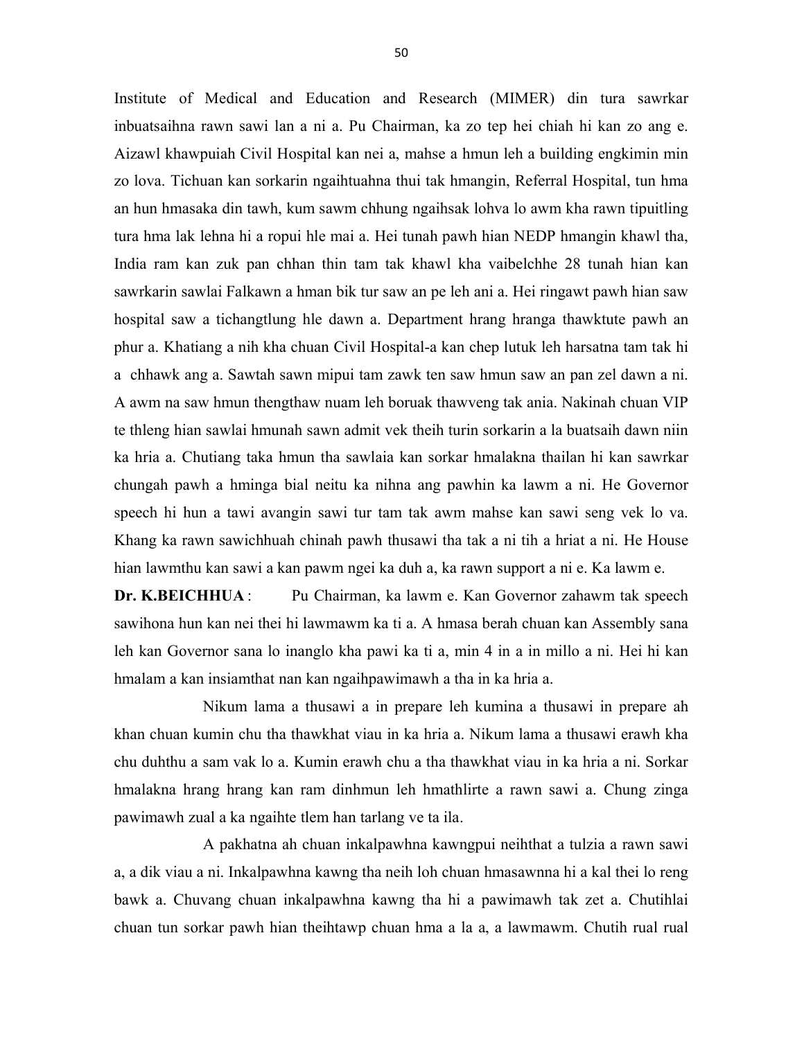Institute of Medical and Education and Research (MIMER) din tura sawrkar inbuatsaihna rawn sawi lan a ni a. Pu Chairman, ka zo tep hei chiah hi kan zo ang e. Aizawl khawpuiah Civil Hospital kan nei a, mahse a hmun leh a building engkimin min zo lova. Tichuan kan sorkarin ngaihtuahna thui tak hmangin, Referral Hospital, tun hma an hun hmasaka din tawh, kum sawm chhung ngaihsak lohva lo awm kha rawn tipuitling tura hma lak lehna hi a ropui hle mai a. Hei tunah pawh hian NEDP hmangin khawl tha, India ram kan zuk pan chhan thin tam tak khawl kha vaibelchhe 28 tunah hian kan sawrkarin sawlai Falkawn a hman bik tur saw an pe leh ani a. Hei ringawt pawh hian saw hospital saw a tichangtlung hle dawn a. Department hrang hranga thawktute pawh an phur a. Khatiang a nih kha chuan Civil Hospital-a kan chep lutuk leh harsatna tam tak hi a chhawk ang a. Sawtah sawn mipui tam zawk ten saw hmun saw an pan zel dawn a ni. A awm na saw hmun thengthaw nuam leh boruak thawveng tak ania. Nakinah chuan VIP te thleng hian sawlai hmunah sawn admit vek theih turin sorkarin a la buatsaih dawn niin ka hria a. Chutiang taka hmun tha sawlaia kan sorkar hmalakna thailan hi kan sawrkar chungah pawh a hminga bial neitu ka nihna ang pawhin ka lawm a ni. He Governor speech hi hun a tawi avangin sawi tur tam tak awm mahse kan sawi seng vek lo va. Khang ka rawn sawichhuah chinah pawh thusawi tha tak a ni tih a hriat a ni. He House hian lawmthu kan sawi a kan pawm ngei ka duh a, ka rawn support a ni e. Ka lawm e.

**Dr. K.BEICHHUA** : Pu Chairman, ka lawm e. Kan Governor zahawm tak speech sawihona hun kan nei thei hi lawmawm ka ti a. A hmasa berah chuan kan Assembly sana leh kan Governor sana lo inanglo kha pawi ka ti a, min 4 in a in millo a ni. Hei hi kan hmalam a kan insiamthat nan kan ngaihpawimawh a tha in ka hria a.

Nikum lama a thusawi a in prepare leh kumina a thusawi in prepare ah khan chuan kumin chu tha thawkhat viau in ka hria a. Nikum lama a thusawi erawh kha chu duhthu a sam vak lo a. Kumin erawh chu a tha thawkhat viau in ka hria a ni. Sorkar hmalakna hrang hrang kan ram dinhmun leh hmathlirte a rawn sawi a. Chung zinga pawimawh zual a ka ngaihte tlem han tarlang ve ta ila.

A pakhatna ah chuan inkalpawhna kawngpui neihthat a tulzia a rawn sawi a, a dik viau a ni. Inkalpawhna kawng tha neih loh chuan hmasawnna hi a kal thei lo reng bawk a. Chuvang chuan inkalpawhna kawng tha hi a pawimawh tak zet a. Chutihlai chuan tun sorkar pawh hian theihtawp chuan hma a la a, a lawmawm. Chutih rual rual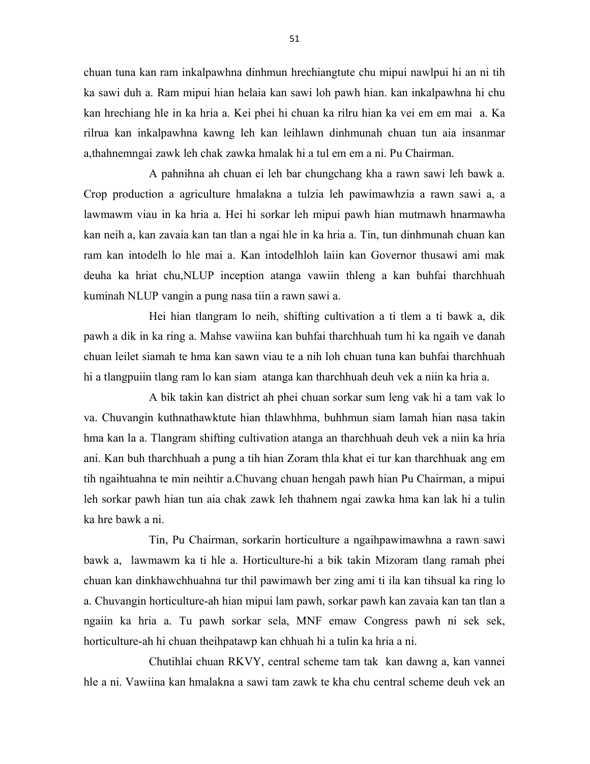chuan tuna kan ram inkalpawhna dinhmun hrechiangtute chu mipui nawlpui hi an ni tih ka sawi duh a. Ram mipui hian helaia kan sawi loh pawh hian. kan inkalpawhna hi chu kan hrechiang hle in ka hria a. Kei phei hi chuan ka rilru hian ka vei em em mai a. Ka rilrua kan inkalpawhna kawng leh kan leihlawn dinhmunah chuan tun aia insanmar a,thahnemngai zawk leh chak zawka hmalak hi a tul em em a ni. Pu Chairman.

A pahnihna ah chuan ei leh bar chungchang kha a rawn sawi leh bawk a. Crop production a agriculture hmalakna a tulzia leh pawimawhzia a rawn sawi a, a lawmawm viau in ka hria a. Hei hi sorkar leh mipui pawh hian mutmawh hnarmawha kan neih a, kan zavaia kan tan tlan a ngai hle in ka hria a. Tin, tun dinhmunah chuan kan ram kan intodelh lo hle mai a. Kan intodelhloh laiin kan Governor thusawi ami mak deuha ka hriat chu,NLUP inception atanga vawiin thleng a kan buhfai tharchhuah kuminah NLUP vangin a pung nasa tiin a rawn sawi a.

Hei hian tlangram lo neih, shifting cultivation a ti tlem a ti bawk a, dik pawh a dik in ka ring a. Mahse vawiina kan buhfai tharchhuah tum hi ka ngaih ve danah chuan leilet siamah te hma kan sawn viau te a nih loh chuan tuna kan buhfai tharchhuah hi a tlangpuiin tlang ram lo kan siam atanga kan tharchhuah deuh vek a niin ka hria a.

A bik takin kan district ah phei chuan sorkar sum leng vak hi a tam vak lo va. Chuvangin kuthnathawktute hian thlawhhma, buhhmun siam lamah hian nasa takin hma kan la a. Tlangram shifting cultivation atanga an tharchhuah deuh vek a niin ka hria ani. Kan buh tharchhuah a pung a tih hian Zoram thla khat ei tur kan tharchhuak ang em tih ngaihtuahna te min neihtir a.Chuvang chuan hengah pawh hian Pu Chairman, a mipui leh sorkar pawh hian tun aia chak zawk leh thahnem ngai zawka hma kan lak hi a tulin ka hre bawk a ni.

Tin, Pu Chairman, sorkarin horticulture a ngaihpawimawhna a rawn sawi bawk a, lawmawm ka ti hle a. Horticulture-hi a bik takin Mizoram tlang ramah phei chuan kan dinkhawchhuahna tur thil pawimawh ber zing ami ti ila kan tihsual ka ring lo a. Chuvangin horticulture-ah hian mipui lam pawh, sorkar pawh kan zavaia kan tan tlan a ngaiin ka hria a. Tu pawh sorkar sela, MNF emaw Congress pawh ni sek sek, horticulture-ah hi chuan theihpatawp kan chhuah hi a tulin ka hria a ni.

Chutihlai chuan RKVY, central scheme tam tak kan dawng a, kan vannei hle a ni. Vawiina kan hmalakna a sawi tam zawk te kha chu central scheme deuh vek an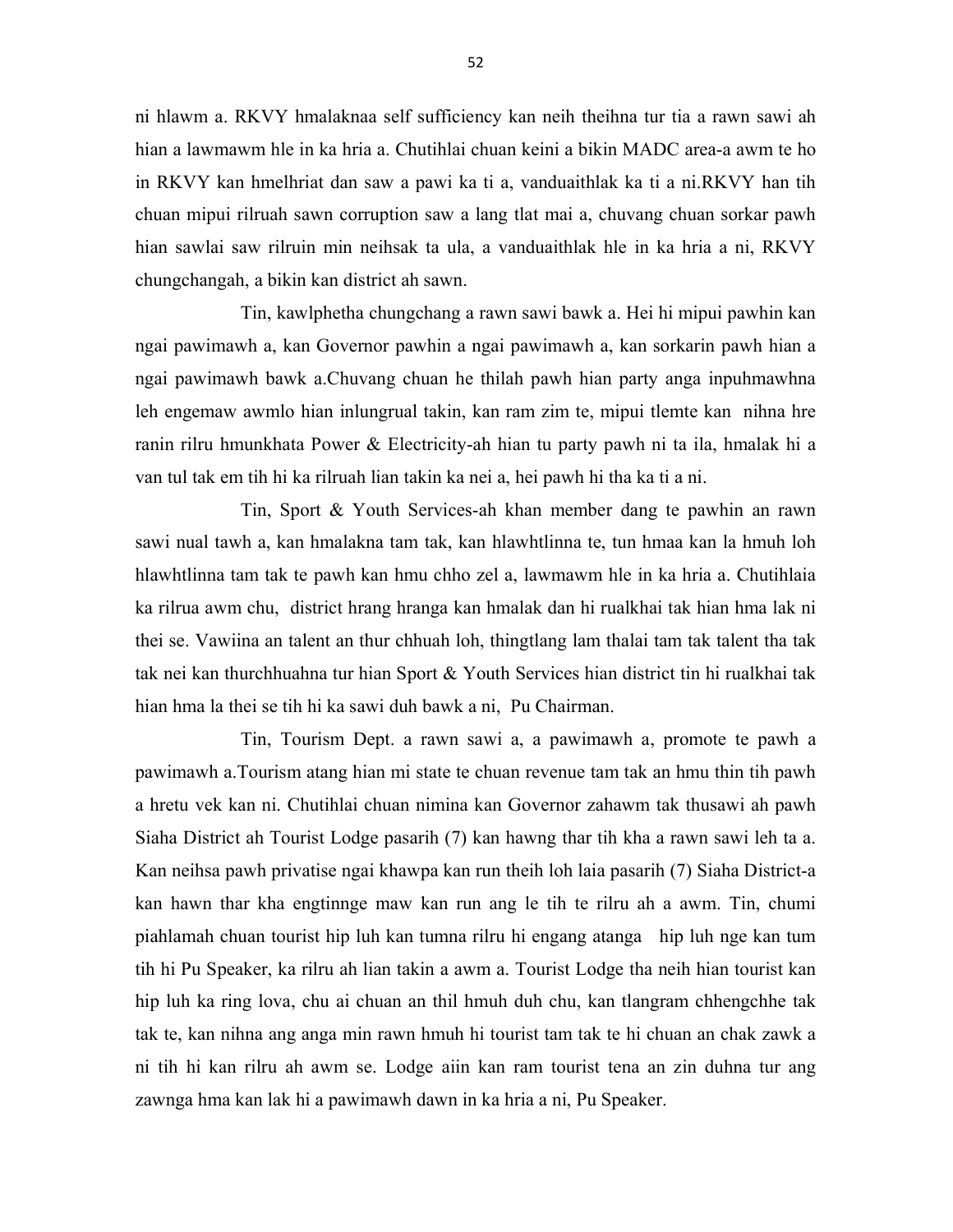ni hlawm a. RKVY hmalaknaa self sufficiency kan neih theihna tur tia a rawn sawi ah hian a lawmawm hle in ka hria a. Chutihlai chuan keini a bikin MADC area-a awm te ho in RKVY kan hmelhriat dan saw a pawi ka ti a, vanduaithlak ka ti a ni.RKVY han tih chuan mipui rilruah sawn corruption saw a lang tlat mai a, chuvang chuan sorkar pawh hian sawlai saw rilruin min neihsak ta ula, a vanduaithlak hle in ka hria a ni, RKVY chungchangah, a bikin kan district ah sawn.

Tin, kawlphetha chungchang a rawn sawi bawk a. Hei hi mipui pawhin kan ngai pawimawh a, kan Governor pawhin a ngai pawimawh a, kan sorkarin pawh hian a ngai pawimawh bawk a.Chuvang chuan he thilah pawh hian party anga inpuhmawhna leh engemaw awmlo hian inlungrual takin, kan ram zim te, mipui tlemte kan nihna hre ranin rilru hmunkhata Power & Electricity-ah hian tu party pawh ni ta ila, hmalak hi a van tul tak em tih hi ka rilruah lian takin ka nei a, hei pawh hi tha ka ti a ni.

Tin, Sport & Youth Services-ah khan member dang te pawhin an rawn sawi nual tawh a, kan hmalakna tam tak, kan hlawhtlinna te, tun hmaa kan la hmuh loh hlawhtlinna tam tak te pawh kan hmu chho zel a, lawmawm hle in ka hria a. Chutihlaia ka rilrua awm chu, district hrang hranga kan hmalak dan hi rualkhai tak hian hma lak ni thei se. Vawiina an talent an thur chhuah loh, thingtlang lam thalai tam tak talent tha tak tak nei kan thurchhuahna tur hian Sport & Youth Services hian district tin hi rualkhai tak hian hma la thei se tih hi ka sawi duh bawk a ni, Pu Chairman.

Tin, Tourism Dept. a rawn sawi a, a pawimawh a, promote te pawh a pawimawh a.Tourism atang hian mi state te chuan revenue tam tak an hmu thin tih pawh a hretu vek kan ni. Chutihlai chuan nimina kan Governor zahawm tak thusawi ah pawh Siaha District ah Tourist Lodge pasarih (7) kan hawng thar tih kha a rawn sawi leh ta a. Kan neihsa pawh privatise ngai khawpa kan run theih loh laia pasarih (7) Siaha District-a kan hawn thar kha engtinnge maw kan run ang le tih te rilru ah a awm. Tin, chumi piahlamah chuan tourist hip luh kan tumna rilru hi engang atanga hip luh nge kan tum tih hi Pu Speaker, ka rilru ah lian takin a awm a. Tourist Lodge tha neih hian tourist kan hip luh ka ring lova, chu ai chuan an thil hmuh duh chu, kan tlangram chhengchhe tak tak te, kan nihna ang anga min rawn hmuh hi tourist tam tak te hi chuan an chak zawk a ni tih hi kan rilru ah awm se. Lodge aiin kan ram tourist tena an zin duhna tur ang zawnga hma kan lak hi a pawimawh dawn in ka hria a ni, Pu Speaker.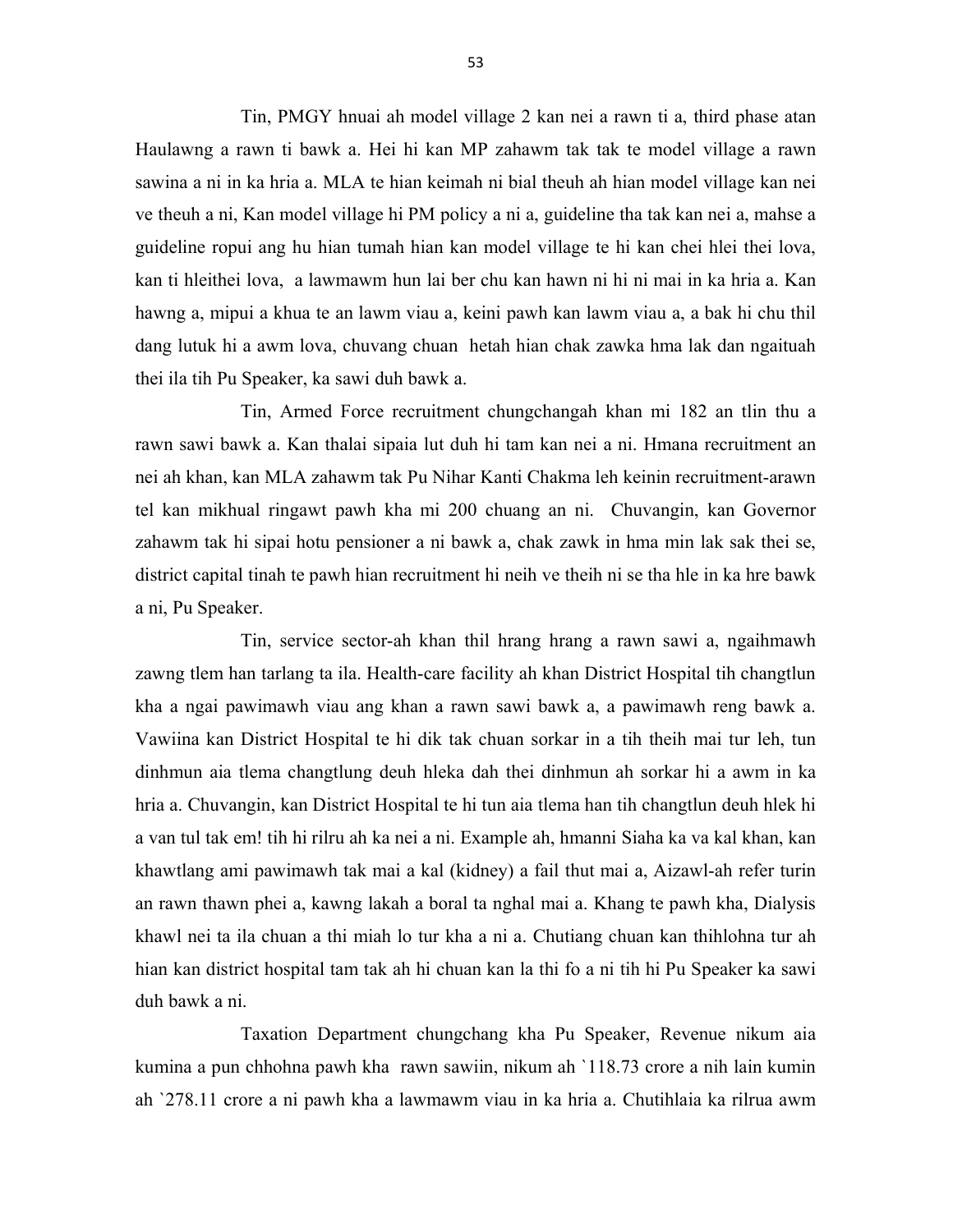Tin, PMGY hnuai ah model village 2 kan nei a rawn ti a, third phase atan Haulawng a rawn ti bawk a. Hei hi kan MP zahawm tak tak te model village a rawn sawina a ni in ka hria a. MLA te hian keimah ni bial theuh ah hian model village kan nei ve theuh a ni, Kan model village hi PM policy a ni a, guideline tha tak kan nei a, mahse a guideline ropui ang hu hian tumah hian kan model village te hi kan chei hlei thei lova, kan ti hleithei lova, a lawmawm hun lai ber chu kan hawn ni hi ni mai in ka hria a. Kan hawng a, mipui a khua te an lawm viau a, keini pawh kan lawm viau a, a bak hi chu thil dang lutuk hi a awm lova, chuvang chuan hetah hian chak zawka hma lak dan ngaituah thei ila tih Pu Speaker, ka sawi duh bawk a.

Tin, Armed Force recruitment chungchangah khan mi 182 an tlin thu a rawn sawi bawk a. Kan thalai sipaia lut duh hi tam kan nei a ni. Hmana recruitment an nei ah khan, kan MLA zahawm tak Pu Nihar Kanti Chakma leh keinin recruitment-arawn tel kan mikhual ringawt pawh kha mi 200 chuang an ni. Chuvangin, kan Governor zahawm tak hi sipai hotu pensioner a ni bawk a, chak zawk in hma min lak sak thei se, district capital tinah te pawh hian recruitment hi neih ve theih ni se tha hle in ka hre bawk a ni, Pu Speaker.

Tin, service sector-ah khan thil hrang hrang a rawn sawi a, ngaihmawh zawng tlem han tarlang ta ila. Health-care facility ah khan District Hospital tih changtlun kha a ngai pawimawh viau ang khan a rawn sawi bawk a, a pawimawh reng bawk a. Vawiina kan District Hospital te hi dik tak chuan sorkar in a tih theih mai tur leh, tun dinhmun aia tlema changtlung deuh hleka dah thei dinhmun ah sorkar hi a awm in ka hria a. Chuvangin, kan District Hospital te hi tun aia tlema han tih changtlun deuh hlek hi a van tul tak em! tih hi rilru ah ka nei a ni. Example ah, hmanni Siaha ka va kal khan, kan khawtlang ami pawimawh tak mai a kal (kidney) a fail thut mai a, Aizawl-ah refer turin an rawn thawn phei a, kawng lakah a boral ta nghal mai a. Khang te pawh kha, Dialysis khawl nei ta ila chuan a thi miah lo tur kha a ni a. Chutiang chuan kan thihlohna tur ah hian kan district hospital tam tak ah hi chuan kan la thi fo a ni tih hi Pu Speaker ka sawi duh bawk a ni.

Taxation Department chungchang kha Pu Speaker, Revenue nikum aia kumina a pun chhohna pawh kha rawn sawiin, nikum ah `118.73 crore a nih lain kumin ah `278.11 crore a ni pawh kha a lawmawm viau in ka hria a. Chutihlaia ka rilrua awm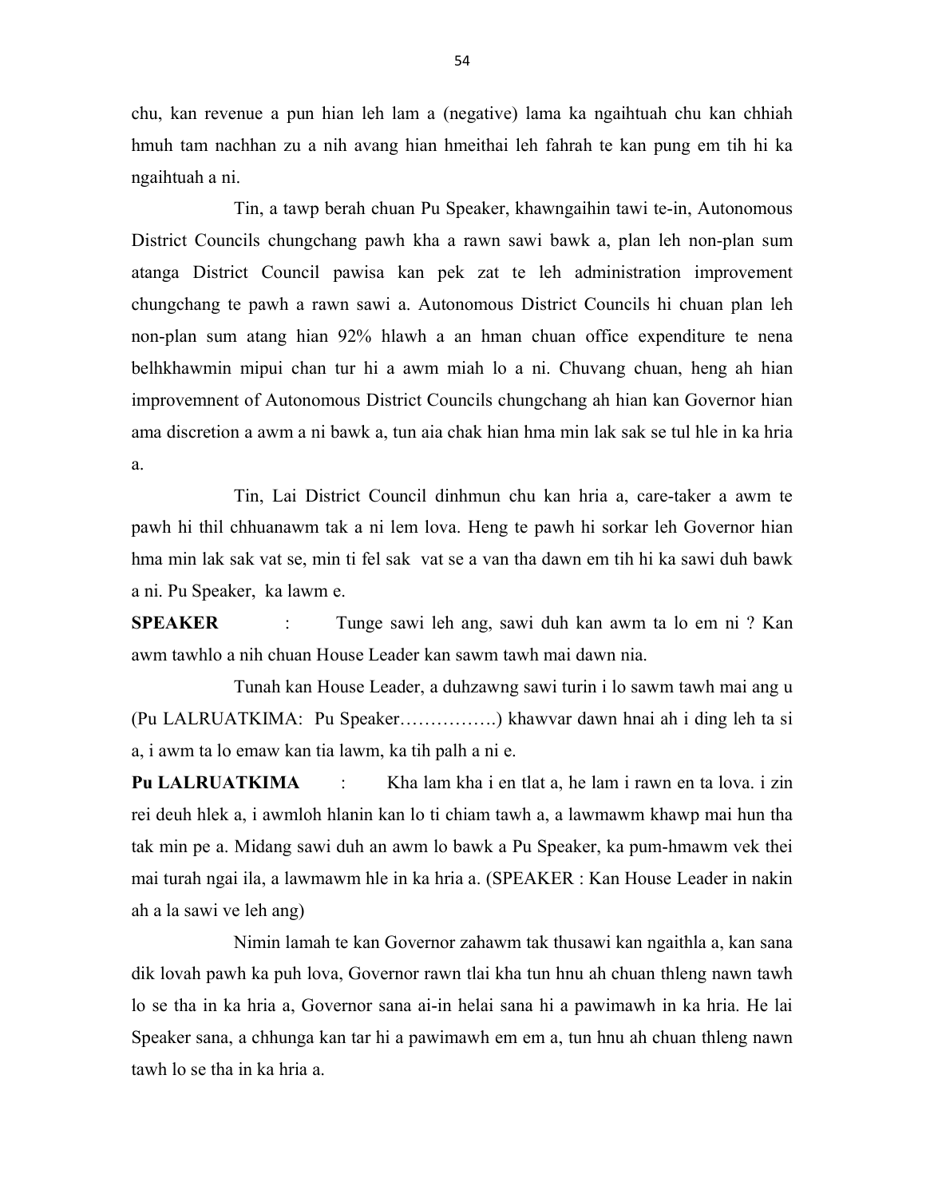chu, kan revenue a pun hian leh lam a (negative) lama ka ngaihtuah chu kan chhiah hmuh tam nachhan zu a nih avang hian hmeithai leh fahrah te kan pung em tih hi ka ngaihtuah a ni.

Tin, a tawp berah chuan Pu Speaker, khawngaihin tawi te-in, Autonomous District Councils chungchang pawh kha a rawn sawi bawk a, plan leh non-plan sum atanga District Council pawisa kan pek zat te leh administration improvement chungchang te pawh a rawn sawi a. Autonomous District Councils hi chuan plan leh non-plan sum atang hian 92% hlawh a an hman chuan office expenditure te nena belhkhawmin mipui chan tur hi a awm miah lo a ni. Chuvang chuan, heng ah hian improvemnent of Autonomous District Councils chungchang ah hian kan Governor hian ama discretion a awm a ni bawk a, tun aia chak hian hma min lak sak se tul hle in ka hria a.

Tin, Lai District Council dinhmun chu kan hria a, care-taker a awm te pawh hi thil chhuanawm tak a ni lem lova. Heng te pawh hi sorkar leh Governor hian hma min lak sak vat se, min ti fel sak vat se a van tha dawn em tih hi ka sawi duh bawk a ni. Pu Speaker, ka lawm e.

**SPEAKER** : Tunge sawi leh ang, sawi duh kan awm ta lo em ni ? Kan awm tawhlo a nih chuan House Leader kan sawm tawh mai dawn nia.

Tunah kan House Leader, a duhzawng sawi turin i lo sawm tawh mai ang u (Pu LALRUATKIMA: Pu Speaker…………….) khawvar dawn hnai ah i ding leh ta si a, i awm ta lo emaw kan tia lawm, ka tih palh a ni e.

**Pu LALRUATKIMA** : Kha lam kha i en tlat a, he lam i rawn en ta lova. i zin rei deuh hlek a, i awmloh hlanin kan lo ti chiam tawh a, a lawmawm khawp mai hun tha tak min pe a. Midang sawi duh an awm lo bawk a Pu Speaker, ka pum-hmawm vek thei mai turah ngai ila, a lawmawm hle in ka hria a. (SPEAKER : Kan House Leader in nakin ah a la sawi ve leh ang)

Nimin lamah te kan Governor zahawm tak thusawi kan ngaithla a, kan sana dik lovah pawh ka puh lova, Governor rawn tlai kha tun hnu ah chuan thleng nawn tawh lo se tha in ka hria a, Governor sana ai-in helai sana hi a pawimawh in ka hria. He lai Speaker sana, a chhunga kan tar hi a pawimawh em em a, tun hnu ah chuan thleng nawn tawh lo se tha in ka hria a.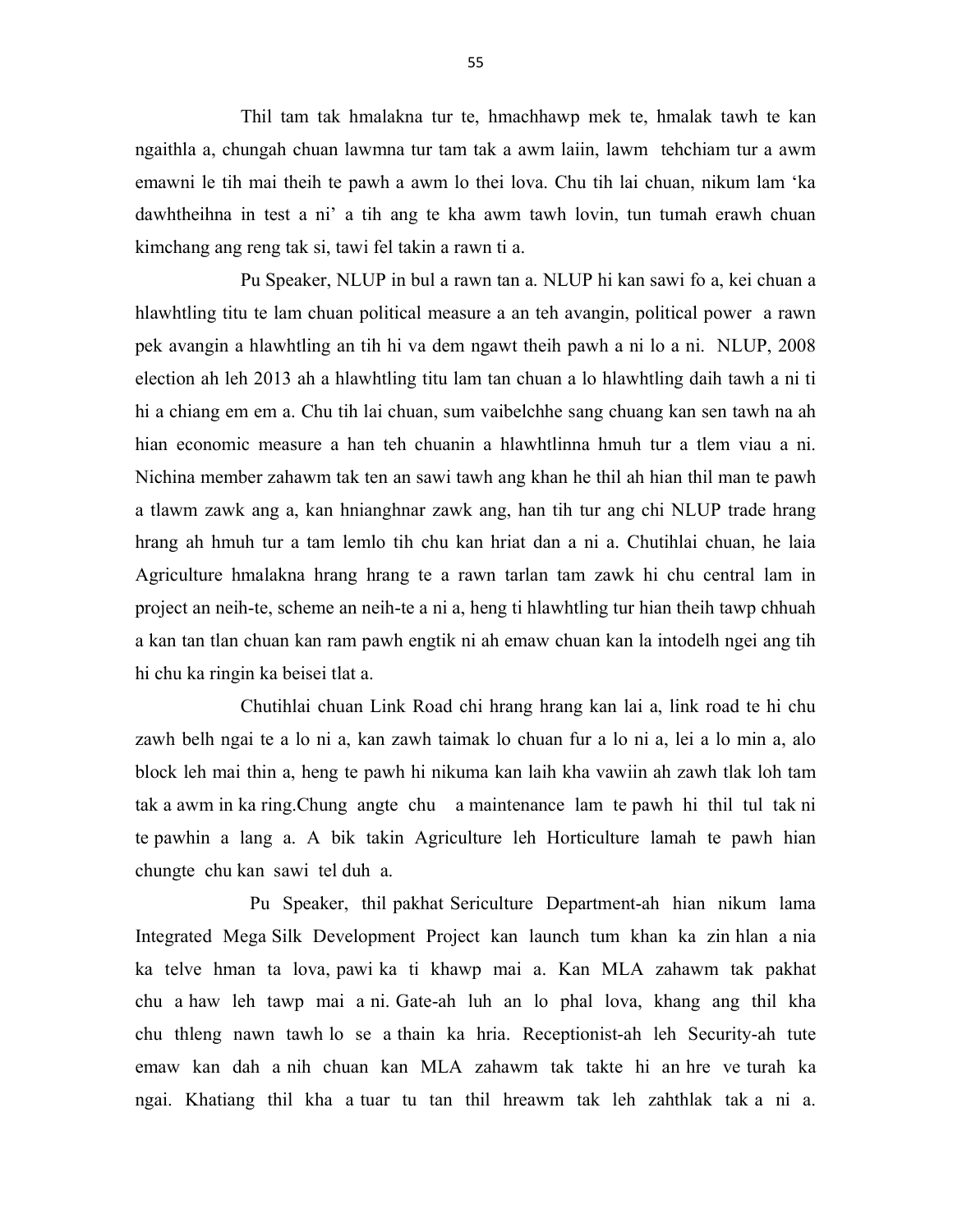Thil tam tak hmalakna tur te, hmachhawp mek te, hmalak tawh te kan ngaithla a, chungah chuan lawmna tur tam tak a awm laiin, lawm tehchiam tur a awm emawni le tih mai theih te pawh a awm lo thei lova. Chu tih lai chuan, nikum lam 'ka dawhtheihna in test a ni' a tih ang te kha awm tawh lovin, tun tumah erawh chuan kimchang ang reng tak si, tawi fel takin a rawn ti a.

Pu Speaker, NLUP in bul a rawn tan a. NLUP hi kan sawi fo a, kei chuan a hlawhtling titu te lam chuan political measure a an teh avangin, political power a rawn pek avangin a hlawhtling an tih hi va dem ngawt theih pawh a ni lo a ni. NLUP, 2008 election ah leh 2013 ah a hlawhtling titu lam tan chuan a lo hlawhtling daih tawh a ni ti hi a chiang em em a. Chu tih lai chuan, sum vaibelchhe sang chuang kan sen tawh na ah hian economic measure a han teh chuanin a hlawhtlinna hmuh tur a tlem viau a ni. Nichina member zahawm tak ten an sawi tawh ang khan he thil ah hian thil man te pawh a tlawm zawk ang a, kan hnianghnar zawk ang, han tih tur ang chi NLUP trade hrang hrang ah hmuh tur a tam lemlo tih chu kan hriat dan a ni a. Chutihlai chuan, he laia Agriculture hmalakna hrang hrang te a rawn tarlan tam zawk hi chu central lam in project an neih-te, scheme an neih-te a ni a, heng ti hlawhtling tur hian theih tawp chhuah a kan tan tlan chuan kan ram pawh engtik ni ah emaw chuan kan la intodelh ngei ang tih hi chu ka ringin ka beisei tlat a.

Chutihlai chuan Link Road chi hrang hrang kan lai a, link road te hi chu zawh belh ngai te a lo ni a, kan zawh taimak lo chuan fur a lo ni a, lei a lo min a, alo block leh mai thin a, heng te pawh hi nikuma kan laih kha vawiin ah zawh tlak loh tam tak a awm in ka ring.Chung angte chu a maintenance lam te pawh hi thil tul tak ni te pawhin a lang a. A bik takin Agriculture leh Horticulture lamah te pawh hian chungte chu kan sawi tel duh a.

Pu Speaker, thil pakhat Sericulture Department-ah hian nikum lama Integrated Mega Silk Development Project kan launch tum khan ka zin hlan a nia ka telve hman ta lova, pawi ka ti khawp mai a. Kan MLA zahawm tak pakhat chu a haw leh tawp mai a ni. Gate-ah luh an lo phal lova, khang ang thil kha chu thleng nawn tawh lo se a thain ka hria. Receptionist-ah leh Security-ah tute emaw kan dah a nih chuan kan MLA zahawm tak takte hi an hre ve turah ka ngai. Khatiang thil kha a tuar tu tan thil hreawm tak leh zahthlak tak a ni a.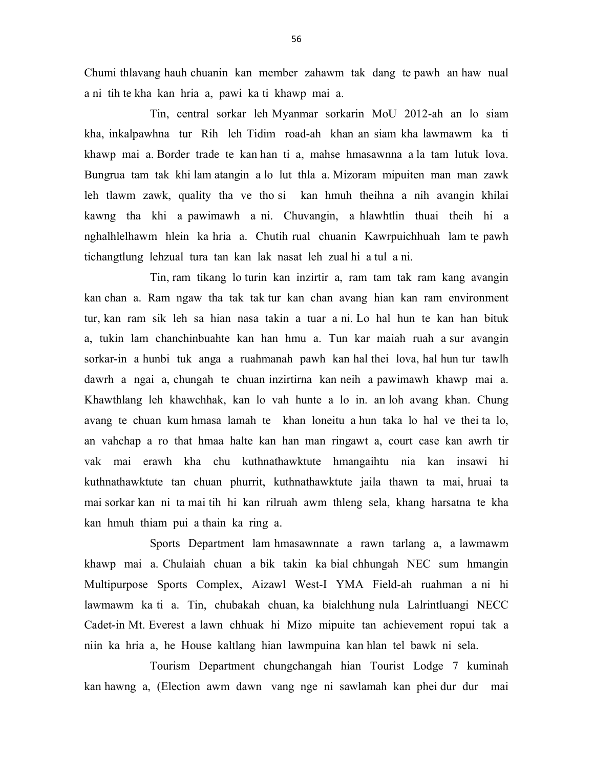Chumi thlavang hauh chuanin kan member zahawm tak dang te pawh an haw nual a ni tih te kha kan hria a, pawi ka ti khawp mai a.

Tin, central sorkar leh Myanmar sorkarin MoU 2012-ah an lo siam kha, inkalpawhna tur Rih leh Tidim road-ah khan an siam kha lawmawm ka ti khawp mai a. Border trade te kan han ti a, mahse hmasawnna a la tam lutuk lova. Bungrua tam tak khi lam atangin a lo lut thla a. Mizoram mipuiten man man zawk leh tlawm zawk, quality tha ve tho si kan hmuh theihna a nih avangin khilai kawng tha khi a pawimawh a ni. Chuvangin, a hlawhtlin thuai theih hi a nghalhlelhawm hlein ka hria a. Chutih rual chuanin Kawrpuichhuah lam te pawh tichangtlung lehzual tura tan kan lak nasat leh zual hi a tul a ni.

Tin, ram tikang lo turin kan inzirtir a, ram tam tak ram kang avangin kan chan a. Ram ngaw tha tak tak tur kan chan avang hian kan ram environment tur, kan ram sik leh sa hian nasa takin a tuar a ni. Lo hal hun te kan han bituk a, tukin lam chanchinbuahte kan han hmu a. Tun kar maiah ruah a sur avangin sorkar-in a hunbi tuk anga a ruahmanah pawh kan hal thei lova, hal hun tur tawlh dawrh a ngai a, chungah te chuan inzirtirna kan neih a pawimawh khawp mai a. Khawthlang leh khawchhak, kan lo vah hunte a lo in. an loh avang khan. Chung avang te chuan kum hmasa lamah te khan loneitu a hun taka lo hal ve thei ta lo, an vahchap a ro that hmaa halte kan han man ringawt a, court case kan awrh tir vak mai erawh kha chu kuthnathawktute hmangaihtu nia kan insawi hi kuthnathawktute tan chuan phurrit, kuthnathawktute jaila thawn ta mai, hruai ta mai sorkar kan ni ta mai tih hi kan rilruah awm thleng sela, khang harsatna te kha kan hmuh thiam pui a thain ka ring a.

Sports Department lam hmasawnnate a rawn tarlang a, a lawmawm khawp mai a. Chulaiah chuan a bik takin ka bial chhungah NEC sum hmangin Multipurpose Sports Complex, Aizawl West-I YMA Field-ah ruahman a ni hi lawmawm ka ti a. Tin, chubakah chuan, ka bialchhung nula Lalrintluangi NECC Cadet-in Mt. Everest a lawn chhuak hi Mizo mipuite tan achievement ropui tak a niin ka hria a, he House kaltlang hian lawmpuina kan hlan tel bawk ni sela.

Tourism Department chungchangah hian Tourist Lodge 7 kuminah kan hawng a, (Election awm dawn vang nge ni sawlamah kan phei dur dur mai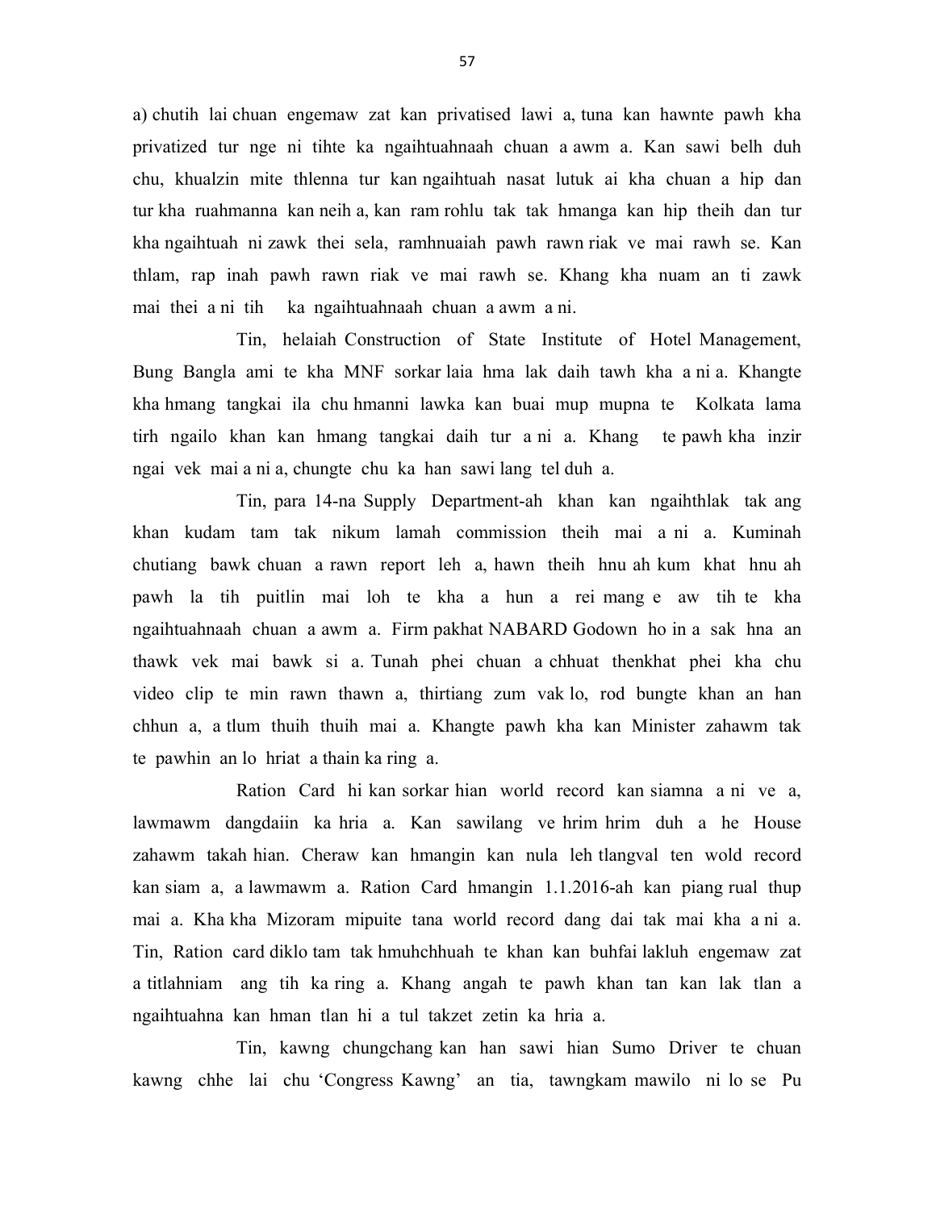a) chutih lai chuan engemaw zat kan privatised lawi a, tuna kan hawnte pawh kha privatized tur nge ni tihte ka ngaihtuahnaah chuan a awm a. Kan sawi belh duh chu, khualzin mite thlenna tur kan ngaihtuah nasat lutuk ai kha chuan a hip dan tur kha ruahmanna kan neih a, kan ram rohlu tak tak hmanga kan hip theih dan tur kha ngaihtuah ni zawk thei sela, ramhnuaiah pawh rawn riak ve mai rawh se. Kan thlam, rap inah pawh rawn riak ve mai rawh se. Khang kha nuam an ti zawk mai thei a ni tih ka ngaihtuahnaah chuan a awm a ni.

Tin, helaiah Construction of State Institute of Hotel Management, Bung Bangla ami te kha MNF sorkar laia hma lak daih tawh kha a ni a. Khangte kha hmang tangkai ila chu hmanni lawka kan buai mup mupna te Kolkata lama tirh ngailo khan kan hmang tangkai daih tur a ni a. Khang te pawh kha inzir ngai vek mai a ni a, chungte chu ka han sawi lang tel duh a.

Tin, para 14-na Supply Department-ah khan kan ngaihthlak tak ang khan kudam tam tak nikum lamah commission theih mai a ni a. Kuminah chutiang bawk chuan a rawn report leh a, hawn theih hnu ah kum khat hnu ah pawh la tih puitlin mai loh te kha a hun a rei mang e aw tih te kha ngaihtuahnaah chuan a awm a. Firm pakhat NABARD Godown ho in a sak hna an thawk vek mai bawk si a. Tunah phei chuan a chhuat thenkhat phei kha chu video clip te min rawn thawn a, thirtiang zum vak lo, rod bungte khan an han chhun a, a tlum thuih thuih mai a. Khangte pawh kha kan Minister zahawm tak te pawhin an lo hriat a thain ka ring a.

Ration Card hi kan sorkar hian world record kan siamna a ni ve a, lawmawm dangdaiin ka hria a. Kan sawilang ve hrim hrim duh a he House zahawm takah hian. Cheraw kan hmangin kan nula leh tlangval ten wold record kan siam a, a lawmawm a. Ration Card hmangin 1.1.2016-ah kan piang rual thup mai a. Kha kha Mizoram mipuite tana world record dang dai tak mai kha a ni a. Tin, Ration card diklo tam tak hmuhchhuah te khan kan buhfai lakluh engemaw zat a titlahniam ang tih ka ring a. Khang angah te pawh khan tan kan lak tlan a ngaihtuahna kan hman tlan hi a tul takzet zetin ka hria a.

Tin, kawng chungchang kan han sawi hian Sumo Driver te chuan kawng chhe lai chu 'Congress Kawng' an tia, tawngkam mawilo ni lo se Pu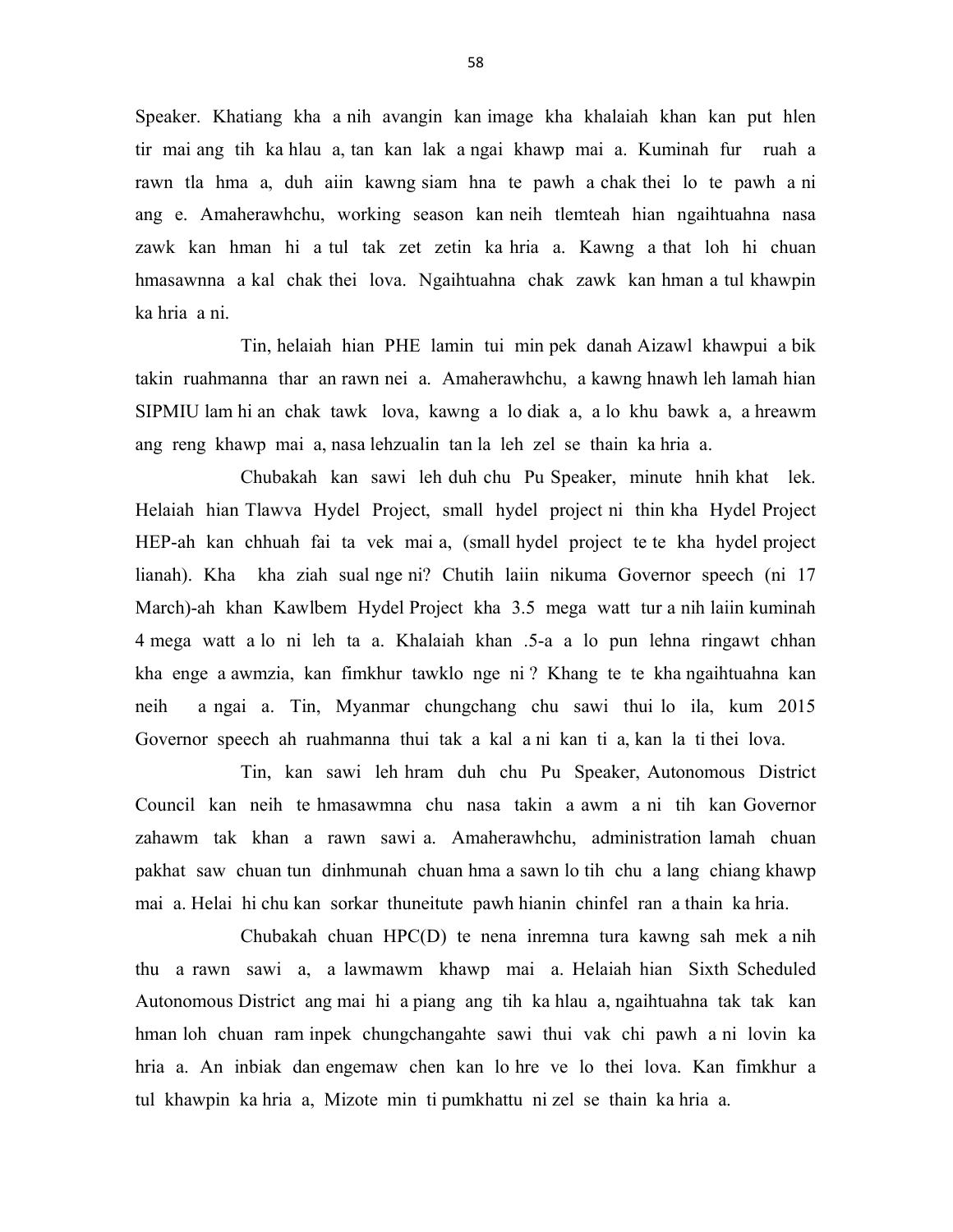Speaker. Khatiang kha a nih avangin kan image kha khalaiah khan kan put hlen tir mai ang tih ka hlau a, tan kan lak a ngai khawp mai a. Kuminah fur ruah a rawn tla hma a, duh aiin kawng siam hna te pawh a chak thei lo te pawh a ni ang e. Amaherawhchu, working season kan neih tlemteah hian ngaihtuahna nasa zawk kan hman hi a tul tak zet zetin ka hria a. Kawng a that loh hi chuan hmasawnna a kal chak thei lova. Ngaihtuahna chak zawk kan hman a tul khawpin ka hria a ni.

Tin, helaiah hian PHE lamin tui min pek danah Aizawl khawpui a bik takin ruahmanna thar an rawn nei a. Amaherawhchu, a kawng hnawh leh lamah hian SIPMIU lam hi an chak tawk lova, kawng a lo diak a, a lo khu bawk a, a hreawm ang reng khawp mai a, nasa lehzualin tan la leh zel se thain ka hria a.

Chubakah kan sawi leh duh chu Pu Speaker, minute hnih khat lek. Helaiah hian Tlawva Hydel Project, small hydel project ni thin kha Hydel Project HEP-ah kan chhuah fai ta vek mai a, (small hydel project te te kha hydel project lianah). Kha kha ziah sual nge ni? Chutih laiin nikuma Governor speech (ni 17 March)-ah khan Kawlbem Hydel Project kha 3.5 mega watt tur a nih laiin kuminah 4 mega watt a lo ni leh ta a. Khalaiah khan .5-a a lo pun lehna ringawt chhan kha enge a awmzia, kan fimkhur tawklo nge ni ? Khang te te kha ngaihtuahna kan neih a ngai a. Tin, Myanmar chungchang chu sawi thui lo ila, kum 2015 Governor speech ah ruahmanna thui tak a kal a ni kan ti a, kan la ti thei lova.

Tin, kan sawi leh hram duh chu Pu Speaker, Autonomous District Council kan neih te hmasawmna chu nasa takin a awm a ni tih kan Governor zahawm tak khan a rawn sawi a. Amaherawhchu, administration lamah chuan pakhat saw chuan tun dinhmunah chuan hma a sawn lo tih chu a lang chiang khawp mai a. Helai hi chu kan sorkar thuneitute pawh hianin chinfel ran a thain ka hria.

Chubakah chuan HPC(D) te nena inremna tura kawng sah mek a nih thu a rawn sawi a, a lawmawm khawp mai a. Helaiah hian Sixth Scheduled Autonomous District ang mai hi a piang ang tih ka hlau a, ngaihtuahna tak tak kan hman loh chuan ram inpek chungchangahte sawi thui vak chi pawh a ni lovin ka hria a. An inbiak dan engemaw chen kan lo hre ve lo thei lova. Kan fimkhur a tul khawpin ka hria a, Mizote min ti pumkhattu ni zel se thain ka hria a.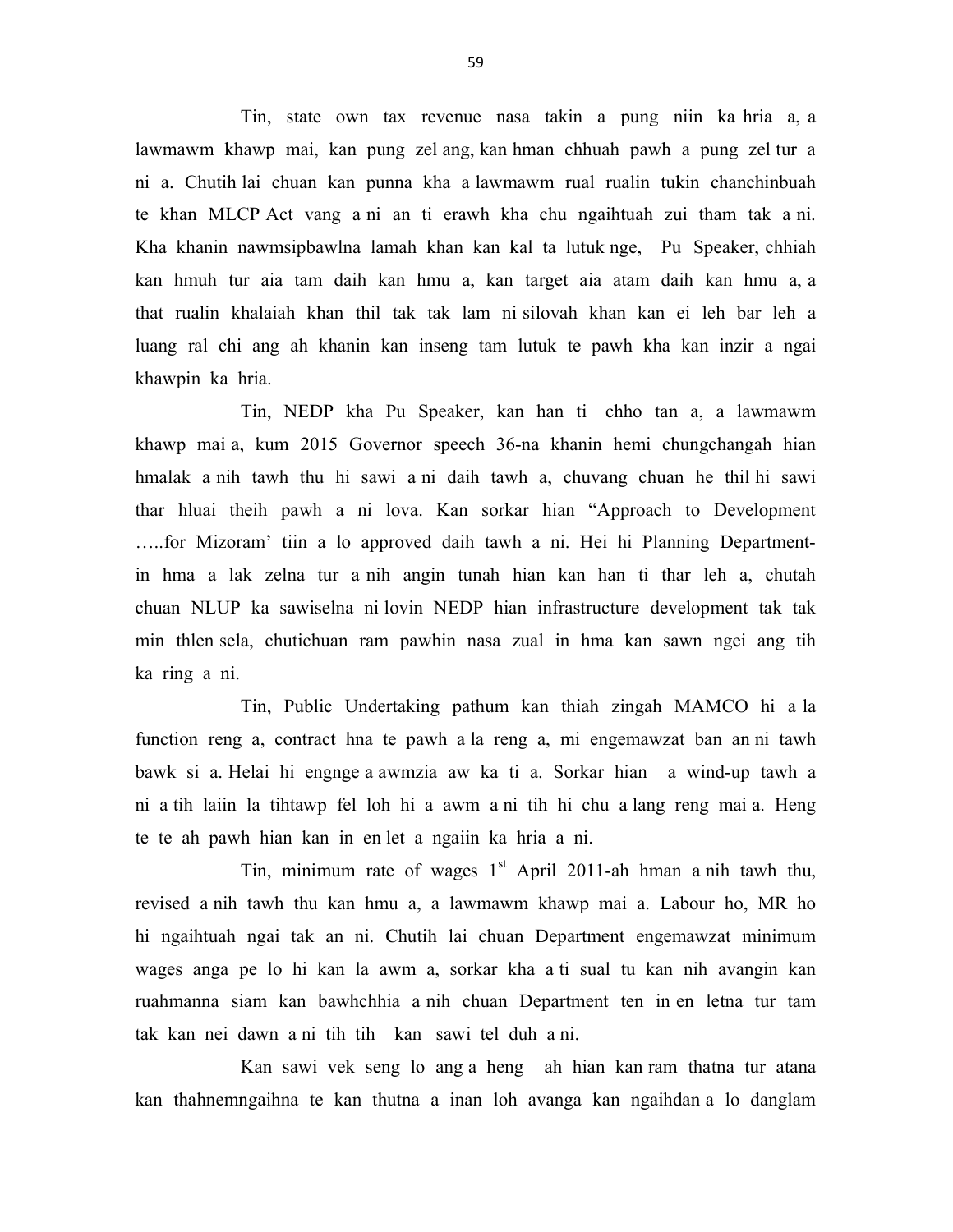Tin, state own tax revenue nasa takin a pung niin ka hria a, a lawmawm khawp mai, kan pung zel ang, kan hman chhuah pawh a pung zel tur a ni a. Chutih lai chuan kan punna kha a lawmawm rual rualin tukin chanchinbuah te khan MLCP Act vang a ni an ti erawh kha chu ngaihtuah zui tham tak a ni. Kha khanin nawmsipbawlna lamah khan kan kal ta lutuk nge, Pu Speaker, chhiah kan hmuh tur aia tam daih kan hmu a, kan target aia atam daih kan hmu a, a that rualin khalaiah khan thil tak tak lam ni silovah khan kan ei leh bar leh a luang ral chi ang ah khanin kan inseng tam lutuk te pawh kha kan inzir a ngai khawpin ka hria.

Tin, NEDP kha Pu Speaker, kan han ti chho tan a, a lawmawm khawp mai a, kum 2015 Governor speech 36-na khanin hemi chungchangah hian hmalak a nih tawh thu hi sawi a ni daih tawh a, chuvang chuan he thil hi sawi thar hluai theih pawh a ni lova. Kan sorkar hian "Approach to Development …..for Mizoram' tiin a lo approved daih tawh a ni. Hei hi Planning Department-in hma a lak zelna tur a nih angin tunah hian kan han ti thar leh a, chutah chuan NLUP ka sawiselna ni lovin NEDP hian infrastructure development tak tak min thlen sela, chutichuan ram pawhin nasa zual in hma kan sawn ngei ang tih ka ring a ni.

Tin, Public Undertaking pathum kan thiah zingah MAMCO hi a la function reng a, contract hna te pawh a la reng a, mi engemawzat ban an ni tawh bawk si a. Helai hi engnge a awmzia aw ka ti a. Sorkar hian a wind-up tawh a ni a tih laiin la tihtawp fel loh hi a awm a ni tih hi chu a lang reng mai a. Heng te te ah pawh hian kan in en let a ngaiin ka hria a ni.

Tin, minimum rate of wages 1st April 2011-ah hman a nih tawh thu, revised a nih tawh thu kan hmu a, a lawmawm khawp mai a. Labour ho, MR ho hi ngaihtuah ngai tak an ni. Chutih lai chuan Department engemawzat minimum wages anga pe lo hi kan la awm a, sorkar kha a ti sual tu kan nih avangin kan ruahmanna siam kan bawhchhia a nih chuan Department ten in en letna tur tam tak kan nei dawn a ni tih tih kan sawi tel duh a ni.

Kan sawi vek seng lo ang a heng ah hian kan ram thatna tur atana kan thahnemngaihna te kan thutna a inan loh avanga kan ngaihdan a lo danglam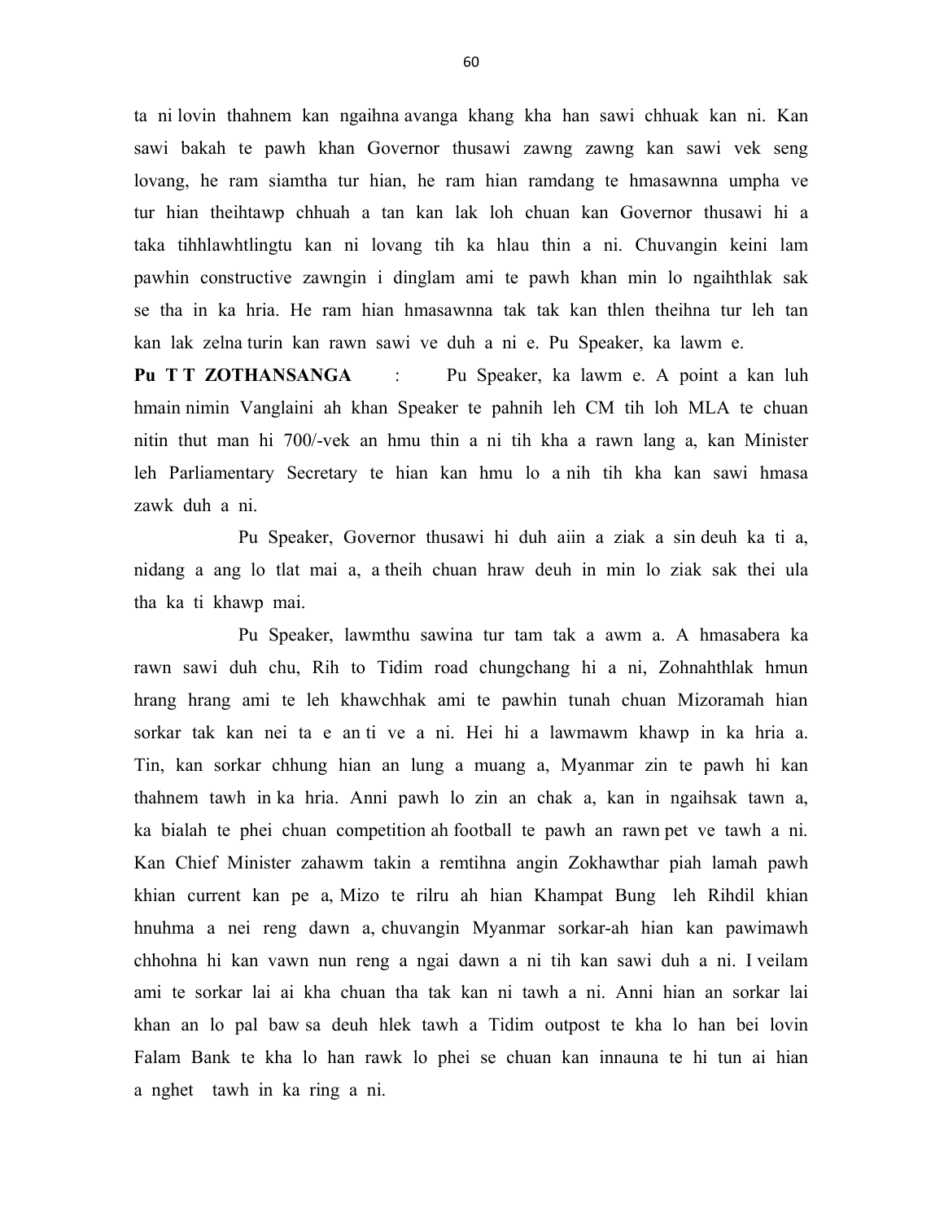ta ni lovin thahnem kan ngaihna avanga khang kha han sawi chhuak kan ni. Kan sawi bakah te pawh khan Governor thusawi zawng zawng kan sawi vek seng lovang, he ram siamtha tur hian, he ram hian ramdang te hmasawnna umpha ve tur hian theihtawp chhuah a tan kan lak loh chuan kan Governor thusawi hi a taka tihhlawhtlingtu kan ni lovang tih ka hlau thin a ni. Chuvangin keini lam pawhin constructive zawngin i dinglam ami te pawh khan min lo ngaihthlak sak se tha in ka hria. He ram hian hmasawnna tak tak kan thlen theihna tur leh tan kan lak zelna turin kan rawn sawi ve duh a ni e. Pu Speaker, ka lawm e.

**Pu T T ZOTHANSANGA** : Pu Speaker, ka lawm e. A point a kan luh hmain nimin Vanglaini ah khan Speaker te pahnih leh CM tih loh MLA te chuan nitin thut man hi 700/-vek an hmu thin a ni tih kha a rawn lang a, kan Minister leh Parliamentary Secretary te hian kan hmu lo a nih tih kha kan sawi hmasa zawk duh a ni.

Pu Speaker, Governor thusawi hi duh aiin a ziak a sin deuh ka ti a, nidang a ang lo tlat mai a, a theih chuan hraw deuh in min lo ziak sak thei ula tha ka ti khawp mai.

Pu Speaker, lawmthu sawina tur tam tak a awm a. A hmasabera ka rawn sawi duh chu, Rih to Tidim road chungchang hi a ni, Zohnahthlak hmun hrang hrang ami te leh khawchhak ami te pawhin tunah chuan Mizoramah hian sorkar tak kan nei ta e an ti ve a ni. Hei hi a lawmawm khawp in ka hria a. Tin, kan sorkar chhung hian an lung a muang a, Myanmar zin te pawh hi kan thahnem tawh in ka hria. Anni pawh lo zin an chak a, kan in ngaihsak tawn a, ka bialah te phei chuan competition ah football te pawh an rawn pet ve tawh a ni. Kan Chief Minister zahawm takin a remtihna angin Zokhawthar piah lamah pawh khian current kan pe a, Mizo te rilru ah hian Khampat Bung leh Rihdil khian hnuhma a nei reng dawn a, chuvangin Myanmar sorkar-ah hian kan pawimawh chhohna hi kan vawn nun reng a ngai dawn a ni tih kan sawi duh a ni. I veilam ami te sorkar lai ai kha chuan tha tak kan ni tawh a ni. Anni hian an sorkar lai khan an lo pal baw sa deuh hlek tawh a Tidim outpost te kha lo han bei lovin Falam Bank te kha lo han rawk lo phei se chuan kan innauna te hi tun ai hian a nghet tawh in ka ring a ni.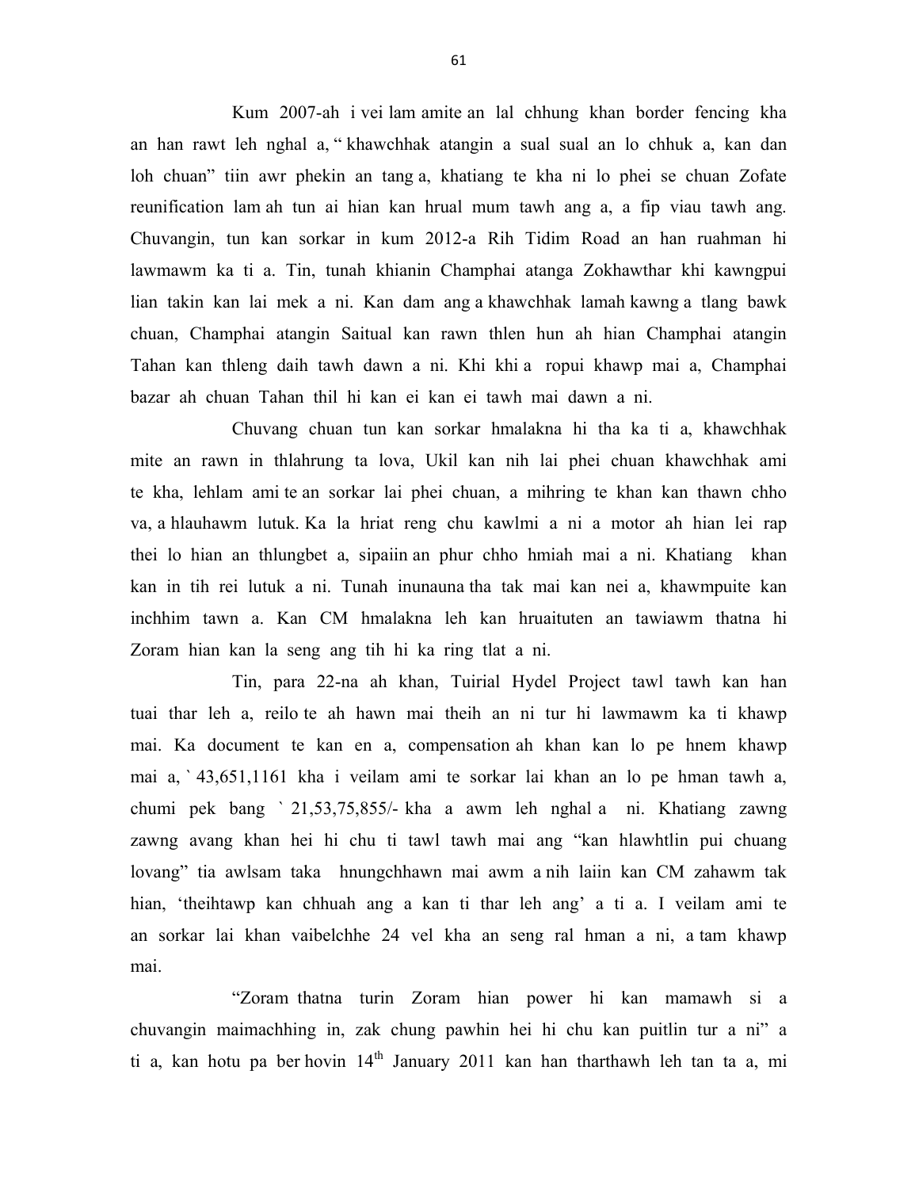Kum 2007-ah i vei lam amite an lal chhung khan border fencing kha an han rawt leh nghal a, " khawchhak atangin a sual sual an lo chhuk a, kan dan loh chuan" tiin awr phekin an tang a, khatiang te kha ni lo phei se chuan Zofate reunification lam ah tun ai hian kan hrual mum tawh ang a, a fip viau tawh ang. Chuvangin, tun kan sorkar in kum 2012-a Rih Tidim Road an han ruahman hi lawmawm ka ti a. Tin, tunah khianin Champhai atanga Zokhawthar khi kawngpui lian takin kan lai mek a ni. Kan dam ang a khawchhak lamah kawng a tlang bawk chuan, Champhai atangin Saitual kan rawn thlen hun ah hian Champhai atangin Tahan kan thleng daih tawh dawn a ni. Khi khi a ropui khawp mai a, Champhai bazar ah chuan Tahan thil hi kan ei kan ei tawh mai dawn a ni.

Chuvang chuan tun kan sorkar hmalakna hi tha ka ti a, khawchhak mite an rawn in thlahrung ta lova, Ukil kan nih lai phei chuan khawchhak ami te kha, lehlam ami te an sorkar lai phei chuan, a mihring te khan kan thawn chho va, a hlauhawm lutuk. Ka la hriat reng chu kawlmi a ni a motor ah hian lei rap thei lo hian an thlungbet a, sipaiin an phur chho hmiah mai a ni. Khatiang khan kan in tih rei lutuk a ni. Tunah inunauna tha tak mai kan nei a, khawmpuite kan inchhim tawn a. Kan CM hmalakna leh kan hruaituten an tawiawm thatna hi Zoram hian kan la seng ang tih hi ka ring tlat a ni.

Tin, para 22-na ah khan, Tuirial Hydel Project tawl tawh kan han tuai thar leh a, reilo te ah hawn mai theih an ni tur hi lawmawm ka ti khawp mai. Ka document te kan en a, compensation ah khan kan lo pe hnem khawp mai a, ` 43,651,1161 kha i veilam ami te sorkar lai khan an lo pe hman tawh a, chumi pek bang ` 21,53,75,855/- kha a awm leh nghal a ni. Khatiang zawng zawng avang khan hei hi chu ti tawl tawh mai ang "kan hlawhtlin pui chuang lovang" tia awlsam taka hnungchhawn mai awm a nih laiin kan CM zahawm tak hian, 'theihtawp kan chhuah ang a kan ti thar leh ang' a ti a. I veilam ami te an sorkar lai khan vaibelchhe 24 vel kha an seng ral hman a ni, a tam khawp mai.

"Zoram thatna turin Zoram hian power hi kan mamawh si a chuvangin maimachhing in, zak chung pawhin hei hi chu kan puitlin tur a ni" a ti a, kan hotu pa ber hovin 14th January 2011 kan han tharthawh leh tan ta a, mi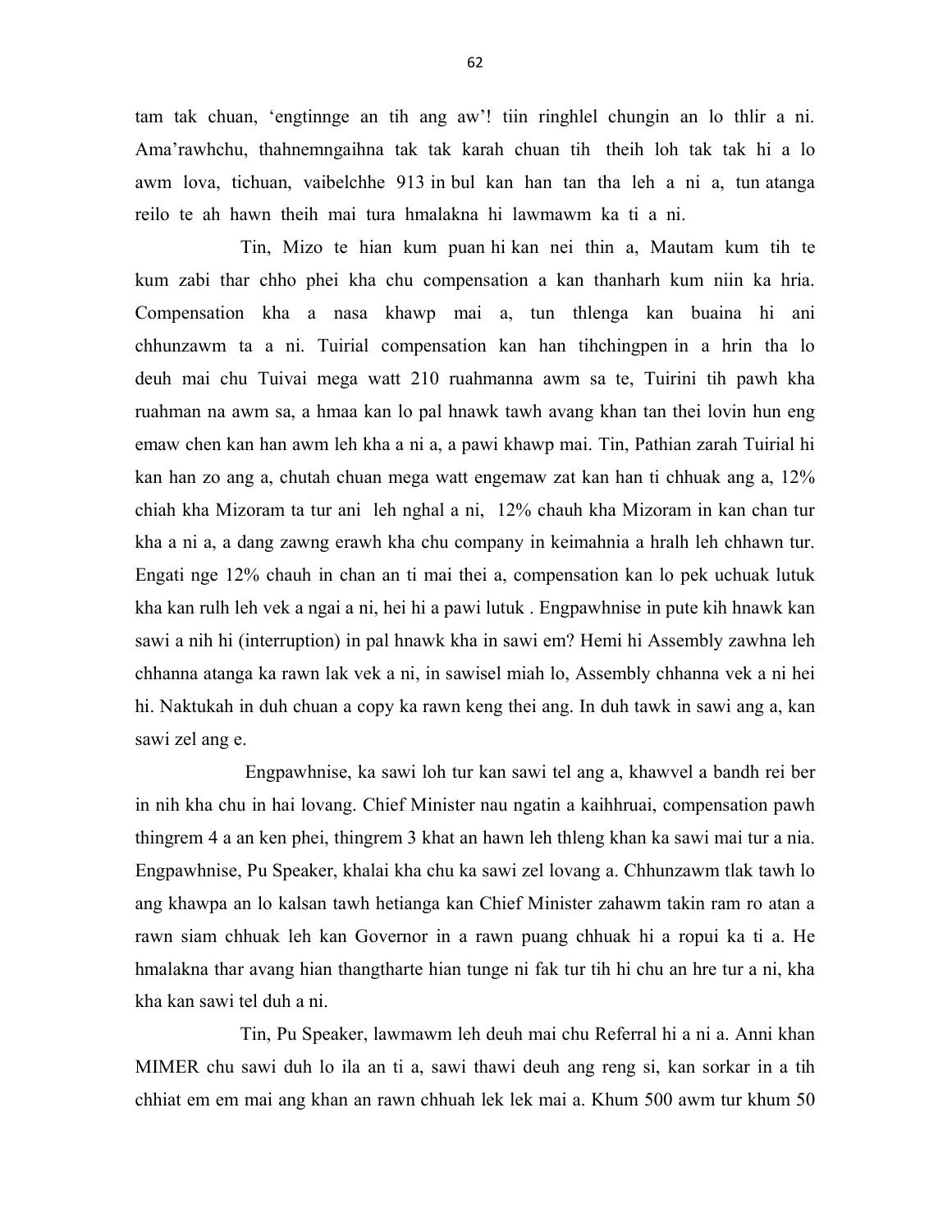tam tak chuan, 'engtinnge an tih ang aw'! tiin ringhlel chungin an lo thlir a ni. Ama'rawhchu, thahnemngaihna tak tak karah chuan tih theih loh tak tak hi a lo awm lova, tichuan, vaibelchhe 913 in bul kan han tan tha leh a ni a, tun atanga reilo te ah hawn theih mai tura hmalakna hi lawmawm ka ti a ni.

Tin, Mizo te hian kum puan hi kan nei thin a, Mautam kum tih te kum zabi thar chho phei kha chu compensation a kan thanharh kum niin ka hria. Compensation kha a nasa khawp mai a, tun thlenga kan buaina hi ani chhunzawm ta a ni. Tuirial compensation kan han tihchingpen in a hrin tha lo deuh mai chu Tuivai mega watt 210 ruahmanna awm sa te, Tuirini tih pawh kha ruahman na awm sa, a hmaa kan lo pal hnawk tawh avang khan tan thei lovin hun eng emaw chen kan han awm leh kha a ni a, a pawi khawp mai. Tin, Pathian zarah Tuirial hi kan han zo ang a, chutah chuan mega watt engemaw zat kan han ti chhuak ang a, 12% chiah kha Mizoram ta tur ani leh nghal a ni, 12% chauh kha Mizoram in kan chan tur kha a ni a, a dang zawng erawh kha chu company in keimahnia a hralh leh chhawn tur. Engati nge 12% chauh in chan an ti mai thei a, compensation kan lo pek uchuak lutuk kha kan rulh leh vek a ngai a ni, hei hi a pawi lutuk . Engpawhnise in pute kih hnawk kan sawi a nih hi (interruption) in pal hnawk kha in sawi em? Hemi hi Assembly zawhna leh chhanna atanga ka rawn lak vek a ni, in sawisel miah lo, Assembly chhanna vek a ni hei hi. Naktukah in duh chuan a copy ka rawn keng thei ang. In duh tawk in sawi ang a, kan sawi zel ang e.

Engpawhnise, ka sawi loh tur kan sawi tel ang a, khawvel a bandh rei ber in nih kha chu in hai lovang. Chief Minister nau ngatin a kaihhruai, compensation pawh thingrem 4 a an ken phei, thingrem 3 khat an hawn leh thleng khan ka sawi mai tur a nia. Engpawhnise, Pu Speaker, khalai kha chu ka sawi zel lovang a. Chhunzawm tlak tawh lo ang khawpa an lo kalsan tawh hetianga kan Chief Minister zahawm takin ram ro atan a rawn siam chhuak leh kan Governor in a rawn puang chhuak hi a ropui ka ti a. He hmalakna thar avang hian thangtharte hian tunge ni fak tur tih hi chu an hre tur a ni, kha kha kan sawi tel duh a ni.

Tin, Pu Speaker, lawmawm leh deuh mai chu Referral hi a ni a. Anni khan MIMER chu sawi duh lo ila an ti a, sawi thawi deuh ang reng si, kan sorkar in a tih chhiat em em mai ang khan an rawn chhuah lek lek mai a. Khum 500 awm tur khum 50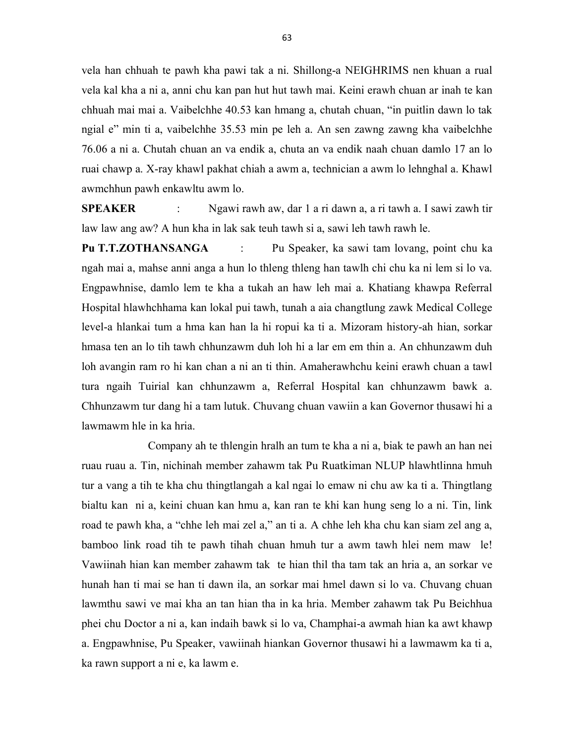vela han chhuah te pawh kha pawi tak a ni. Shillong-a NEIGHRIMS nen khuan a rual vela kal kha a ni a, anni chu kan pan hut hut tawh mai. Keini erawh chuan ar inah te kan chhuah mai mai a. Vaibelchhe 40.53 kan hmang a, chutah chuan, "in puitlin dawn lo tak ngial e" min ti a, vaibelchhe 35.53 min pe leh a. An sen zawng zawng kha vaibelchhe 76.06 a ni a. Chutah chuan an va endik a, chuta an va endik naah chuan damlo 17 an lo ruai chawp a. X-ray khawl pakhat chiah a awm a, technician a awm lo lehnghal a. Khawl awmchhun pawh enkawltu awm lo.

**SPEAKER** : Ngawi rawh aw, dar 1 a ri dawn a, a ri tawh a. I sawi zawh tir law law ang aw? A hun kha in lak sak teuh tawh si a, sawi leh tawh rawh le.

**Pu T.T.ZOTHANSANGA** : Pu Speaker, ka sawi tam lovang, point chu ka ngah mai a, mahse anni anga a hun lo thleng thleng han tawlh chi chu ka ni lem si lo va. Engpawhnise, damlo lem te kha a tukah an haw leh mai a. Khatiang khawpa Referral Hospital hlawhchhama kan lokal pui tawh, tunah a aia changtlung zawk Medical College level-a hlankai tum a hma kan han la hi ropui ka ti a. Mizoram history-ah hian, sorkar hmasa ten an lo tih tawh chhunzawm duh loh hi a lar em em thin a. An chhunzawm duh loh avangin ram ro hi kan chan a ni an ti thin. Amaherawhchu keini erawh chuan a tawl tura ngaih Tuirial kan chhunzawm a, Referral Hospital kan chhunzawm bawk a. Chhunzawm tur dang hi a tam lutuk. Chuvang chuan vawiin a kan Governor thusawi hi a lawmawm hle in ka hria.

Company ah te thlengin hralh an tum te kha a ni a, biak te pawh an han nei ruau ruau a. Tin, nichinah member zahawm tak Pu Ruatkiman NLUP hlawhtlinna hmuh tur a vang a tih te kha chu thingtlangah a kal ngai lo emaw ni chu aw ka ti a. Thingtlang bialtu kan ni a, keini chuan kan hmu a, kan ran te khi kan hung seng lo a ni. Tin, link road te pawh kha, a "chhe leh mai zel a," an ti a. A chhe leh kha chu kan siam zel ang a, bamboo link road tih te pawh tihah chuan hmuh tur a awm tawh hlei nem maw le! Vawiinah hian kan member zahawm tak te hian thil tha tam tak an hria a, an sorkar ve hunah han ti mai se han ti dawn ila, an sorkar mai hmel dawn si lo va. Chuvang chuan lawmthu sawi ve mai kha an tan hian tha in ka hria. Member zahawm tak Pu Beichhua phei chu Doctor a ni a, kan indaih bawk si lo va, Champhai-a awmah hian ka awt khawp a. Engpawhnise, Pu Speaker, vawiinah hiankan Governor thusawi hi a lawmawm ka ti a, ka rawn support a ni e, ka lawm e.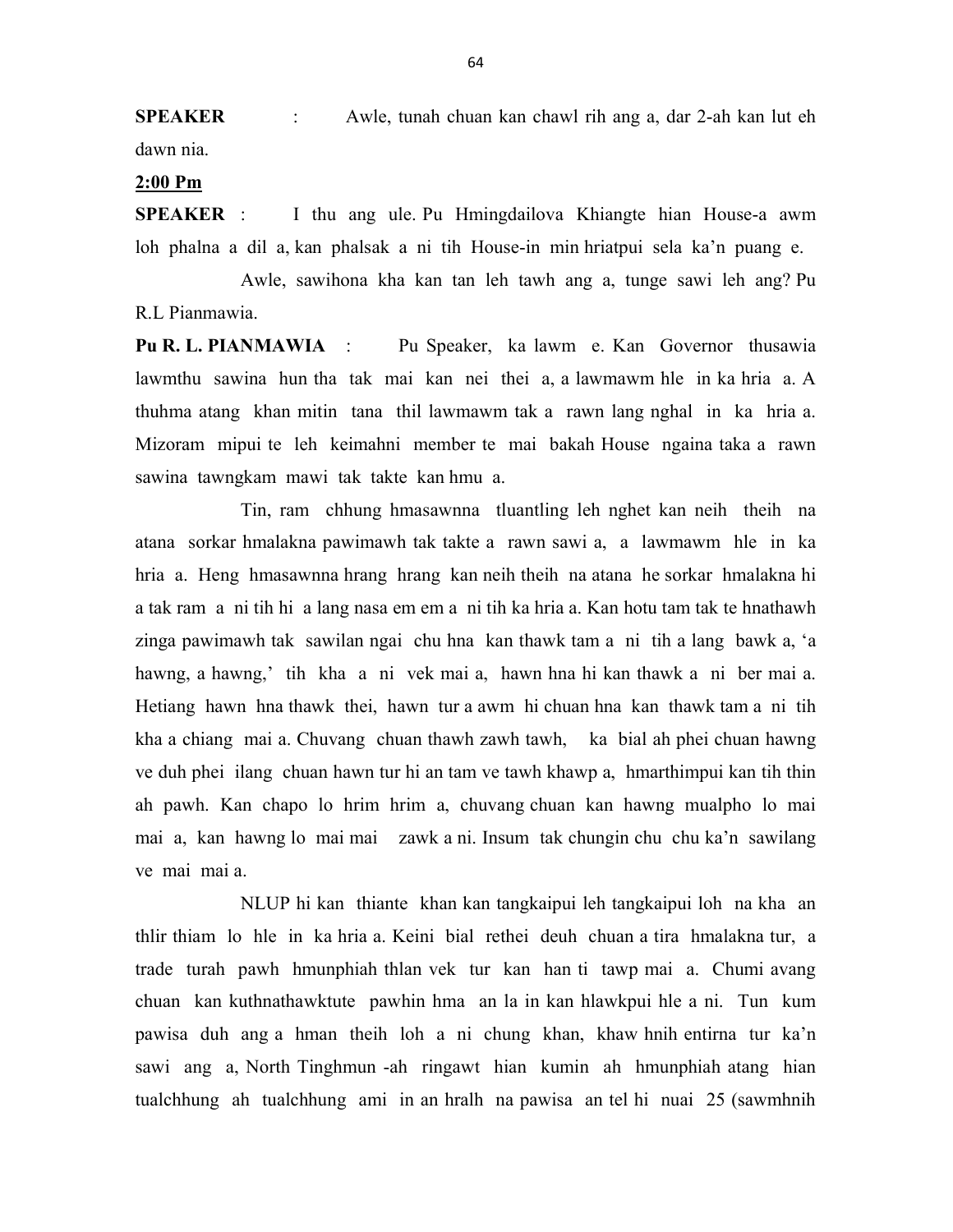**SPEAKER** : Awle, tunah chuan kan chawl rih ang a, dar 2-ah kan lut eh dawn nia.

**2:00 Pm**

**SPEAKER** : I thu ang ule. Pu Hmingdailova Khiangte hian House-a awm loh phalna a dil a, kan phalsak a ni tih House-in min hriatpui sela ka'n puang e.

Awle, sawihona kha kan tan leh tawh ang a, tunge sawi leh ang? Pu R.L Pianmawia.

**Pu R. L. PIANMAWIA** : Pu Speaker, ka lawm e. Kan Governor thusawia lawmthu sawina hun tha tak mai kan nei thei a, a lawmawm hle in ka hria a. A thuhma atang khan mitin tana thil lawmawm tak a rawn lang nghal in ka hria a. Mizoram mipui te leh keimahni member te mai bakah House ngaina taka a rawn sawina tawngkam mawi tak takte kan hmu a.

Tin, ram chhung hmasawnna tluantling leh nghet kan neih theih na atana sorkar hmalakna pawimawh tak takte a rawn sawi a, a lawmawm hle in ka hria a. Heng hmasawnna hrang hrang kan neih theih na atana he sorkar hmalakna hi a tak ram a ni tih hi a lang nasa em em a ni tih ka hria a. Kan hotu tam tak te hnathawh zinga pawimawh tak sawilan ngai chu hna kan thawk tam a ni tih a lang bawk a, 'a hawng, a hawng,' tih kha a ni vek mai a, hawn hna hi kan thawk a ni ber mai a. Hetiang hawn hna thawk thei, hawn tur a awm hi chuan hna kan thawk tam a ni tih kha a chiang mai a. Chuvang chuan thawh zawh tawh, ka bial ah phei chuan hawng ve duh phei ilang chuan hawn tur hi an tam ve tawh khawp a, hmarthimpui kan tih thin ah pawh. Kan chapo lo hrim hrim a, chuvang chuan kan hawng mualpho lo mai mai a, kan hawng lo mai mai zawk a ni. Insum tak chungin chu chu ka'n sawilang ve mai mai a.

NLUP hi kan thiante khan kan tangkaipui leh tangkaipui loh na kha an thlir thiam lo hle in ka hria a. Keini bial rethei deuh chuan a tira hmalakna tur, a trade turah pawh hmunphiah thlan vek tur kan han ti tawp mai a. Chumi avang chuan kan kuthnathawktute pawhin hma an la in kan hlawkpui hle a ni. Tun kum pawisa duh ang a hman theih loh a ni chung khan, khaw hnih entirna tur ka'n sawi ang a, North Tinghmun -ah ringawt hian kumin ah hmunphiah atang hian tualchhung ah tualchhung ami in an hralh na pawisa an tel hi nuai 25 (sawmhnih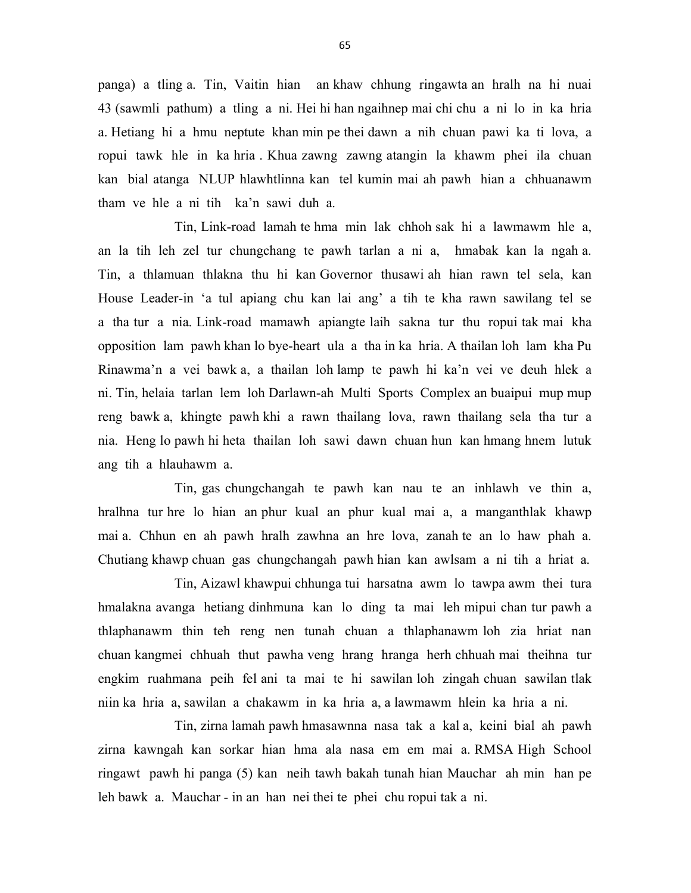panga) a tling a. Tin, Vaitin hian an khaw chhung ringawta an hralh na hi nuai 43 (sawmli pathum) a tling a ni. Hei hi han ngaihnep mai chi chu a ni lo in ka hria a. Hetiang hi a hmu neptute khan min pe thei dawn a nih chuan pawi ka ti lova, a ropui tawk hle in ka hria . Khua zawng zawng atangin la khawm phei ila chuan kan bial atanga NLUP hlawhtlinna kan tel kumin mai ah pawh hian a chhuanawm tham ve hle a ni tih ka'n sawi duh a.

Tin, Link-road lamah te hma min lak chhoh sak hi a lawmawm hle a, an la tih leh zel tur chungchang te pawh tarlan a ni a, hmabak kan la ngah a. Tin, a thlamuan thlakna thu hi kan Governor thusawi ah hian rawn tel sela, kan House Leader-in 'a tul apiang chu kan lai ang' a tih te kha rawn sawilang tel se a tha tur a nia. Link-road mamawh apiangte laih sakna tur thu ropui tak mai kha opposition lam pawh khan lo bye-heart ula a tha in ka hria. A thailan loh lam kha Pu Rinawma'n a vei bawk a, a thailan loh lamp te pawh hi ka'n vei ve deuh hlek a ni. Tin, helaia tarlan lem loh Darlawn-ah Multi Sports Complex an buaipui mup mup reng bawk a, khingte pawh khi a rawn thailang lova, rawn thailang sela tha tur a nia. Heng lo pawh hi heta thailan loh sawi dawn chuan hun kan hmang hnem lutuk ang tih a hlauhawm a.

Tin, gas chungchangah te pawh kan nau te an inhlawh ve thin a, hralhna tur hre lo hian an phur kual an phur kual mai a, a manganthlak khawp mai a. Chhun en ah pawh hralh zawhna an hre lova, zanah te an lo haw phah a. Chutiang khawp chuan gas chungchangah pawh hian kan awlsam a ni tih a hriat a.

Tin, Aizawl khawpui chhunga tui harsatna awm lo tawpa awm thei tura hmalakna avanga hetiang dinhmuna kan lo ding ta mai leh mipui chan tur pawh a thlaphanawm thin teh reng nen tunah chuan a thlaphanawm loh zia hriat nan chuan kangmei chhuah thut pawha veng hrang hranga herh chhuah mai theihna tur engkim ruahmana peih fel ani ta mai te hi sawilan loh zingah chuan sawilan tlak niin ka hria a, sawilan a chakawm in ka hria a, a lawmawm hlein ka hria a ni.

Tin, zirna lamah pawh hmasawnna nasa tak a kal a, keini bial ah pawh zirna kawngah kan sorkar hian hma ala nasa em em mai a. RMSA High School ringawt pawh hi panga (5) kan neih tawh bakah tunah hian Mauchar ah min han pe leh bawk a. Mauchar - in an han nei thei te phei chu ropui tak a ni.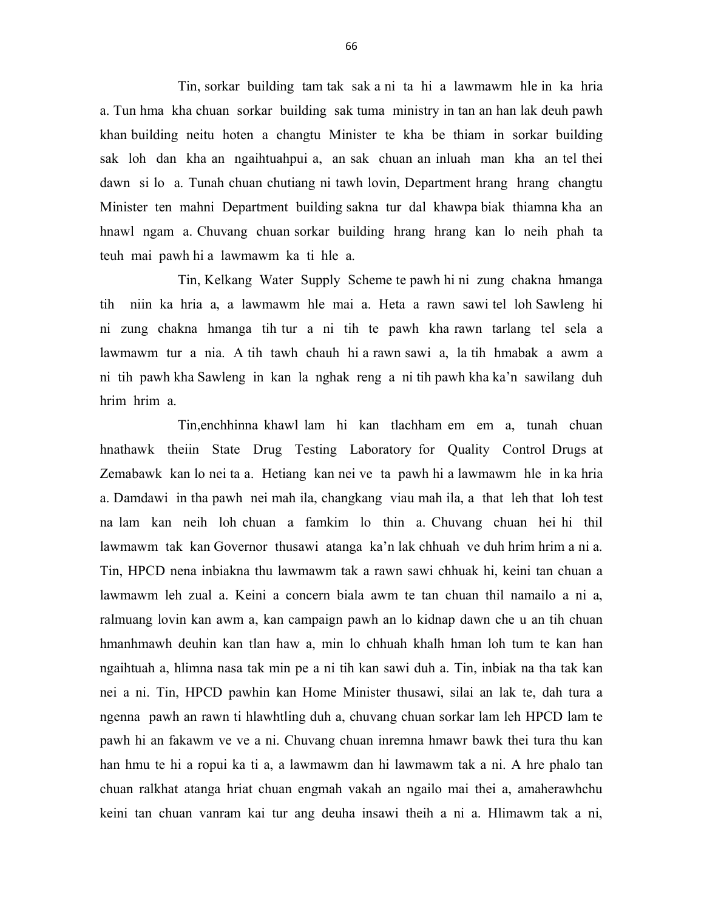Tin, sorkar building tam tak sak a ni ta hi a lawmawm hle in ka hria a. Tun hma kha chuan sorkar building sak tuma ministry in tan an han lak deuh pawh khan building neitu hoten a changtu Minister te kha be thiam in sorkar building sak loh dan kha an ngaihtuahpui a, an sak chuan an inluah man kha an tel thei dawn si lo a. Tunah chuan chutiang ni tawh lovin, Department hrang hrang changtu Minister ten mahni Department building sakna tur dal khawpa biak thiamna kha an hnawl ngam a. Chuvang chuan sorkar building hrang hrang kan lo neih phah ta teuh mai pawh hi a lawmawm ka ti hle a.

Tin, Kelkang Water Supply Scheme te pawh hi ni zung chakna hmanga tih niin ka hria a, a lawmawm hle mai a. Heta a rawn sawi tel loh Sawleng hi ni zung chakna hmanga tih tur a ni tih te pawh kha rawn tarlang tel sela a lawmawm tur a nia. A tih tawh chauh hi a rawn sawi a, la tih hmabak a awm a ni tih pawh kha Sawleng in kan la nghak reng a ni tih pawh kha ka'n sawilang duh hrim hrim a.

Tin,enchhinna khawl lam hi kan tlachham em em a, tunah chuan hnathawk theiin State Drug Testing Laboratory for Quality Control Drugs at Zemabawk kan lo nei ta a. Hetiang kan nei ve ta pawh hi a lawmawm hle in ka hria a. Damdawi in tha pawh nei mah ila, changkang viau mah ila, a that leh that loh test na lam kan neih loh chuan a famkim lo thin a. Chuvang chuan hei hi thil lawmawm tak kan Governor thusawi atanga ka'n lak chhuah ve duh hrim hrim a ni a. Tin, HPCD nena inbiakna thu lawmawm tak a rawn sawi chhuak hi, keini tan chuan a lawmawm leh zual a. Keini a concern biala awm te tan chuan thil namailo a ni a, ralmuang lovin kan awm a, kan campaign pawh an lo kidnap dawn che u an tih chuan hmanhmawh deuhin kan tlan haw a, min lo chhuah khalh hman loh tum te kan han ngaihtuah a, hlimna nasa tak min pe a ni tih kan sawi duh a. Tin, inbiak na tha tak kan nei a ni. Tin, HPCD pawhin kan Home Minister thusawi, silai an lak te, dah tura a ngenna pawh an rawn ti hlawhtling duh a, chuvang chuan sorkar lam leh HPCD lam te pawh hi an fakawm ve ve a ni. Chuvang chuan inremna hmawr bawk thei tura thu kan han hmu te hi a ropui ka ti a, a lawmawm dan hi lawmawm tak a ni. A hre phalo tan chuan ralkhat atanga hriat chuan engmah vakah an ngailo mai thei a, amaherawhchu keini tan chuan vanram kai tur ang deuha insawi theih a ni a. Hlimawm tak a ni,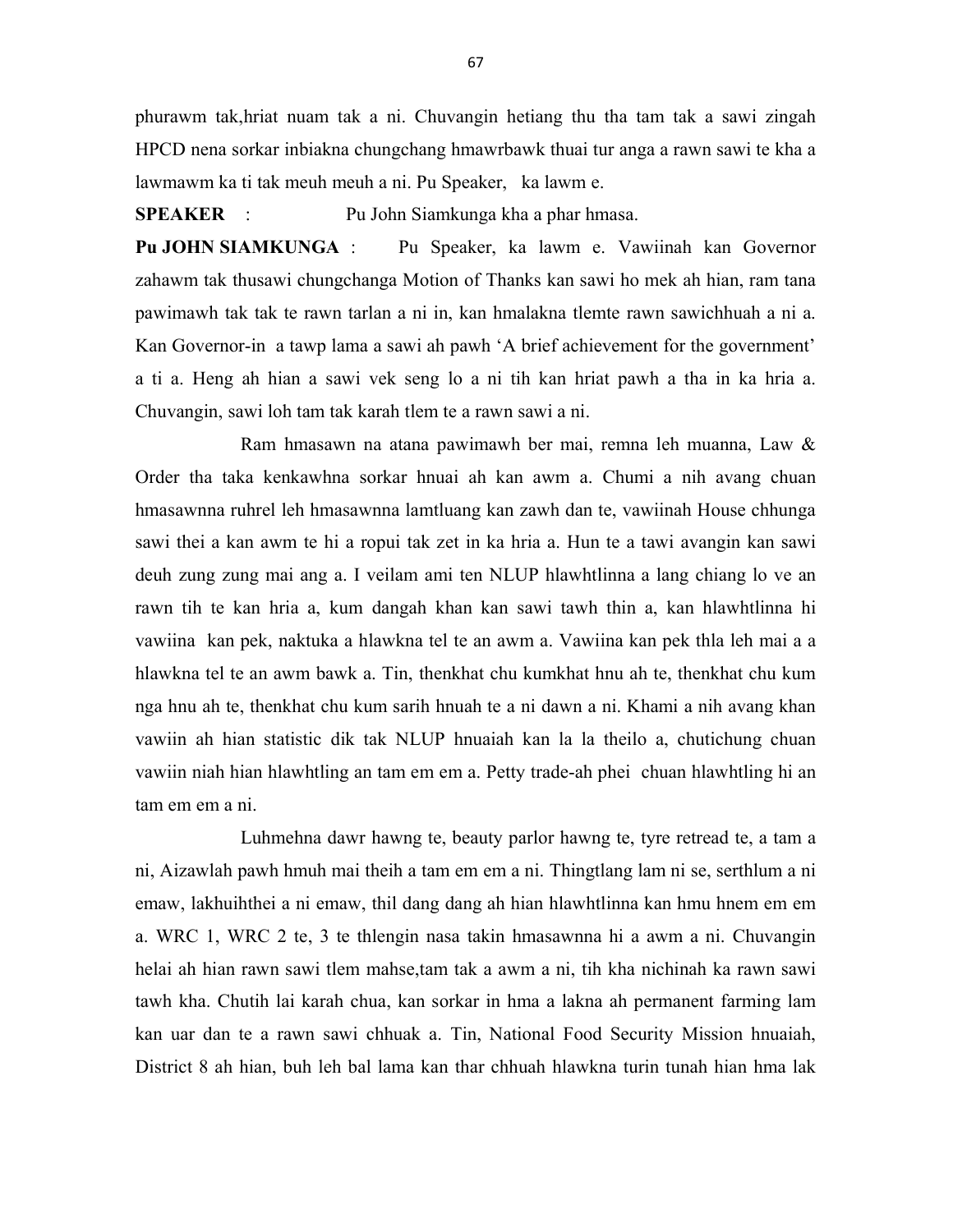phurawm tak,hriat nuam tak a ni. Chuvangin hetiang thu tha tam tak a sawi zingah HPCD nena sorkar inbiakna chungchang hmawrbawk thuai tur anga a rawn sawi te kha a lawmawm ka ti tak meuh meuh a ni. Pu Speaker, ka lawm e.

**SPEAKER** : Pu John Siamkunga kha a phar hmasa.

**Pu JOHN SIAMKUNGA** : Pu Speaker, ka lawm e. Vawiinah kan Governor zahawm tak thusawi chungchanga Motion of Thanks kan sawi ho mek ah hian, ram tana pawimawh tak tak te rawn tarlan a ni in, kan hmalakna tlemte rawn sawichhuah a ni a. Kan Governor-in a tawp lama a sawi ah pawh 'A brief achievement for the government' a ti a. Heng ah hian a sawi vek seng lo a ni tih kan hriat pawh a tha in ka hria a. Chuvangin, sawi loh tam tak karah tlem te a rawn sawi a ni.

Ram hmasawn na atana pawimawh ber mai, remna leh muanna, Law & Order tha taka kenkawhna sorkar hnuai ah kan awm a. Chumi a nih avang chuan hmasawnna ruhrel leh hmasawnna lamtluang kan zawh dan te, vawiinah House chhunga sawi thei a kan awm te hi a ropui tak zet in ka hria a. Hun te a tawi avangin kan sawi deuh zung zung mai ang a. I veilam ami ten NLUP hlawhtlinna a lang chiang lo ve an rawn tih te kan hria a, kum dangah khan kan sawi tawh thin a, kan hlawhtlinna hi vawiina kan pek, naktuka a hlawkna tel te an awm a. Vawiina kan pek thla leh mai a a hlawkna tel te an awm bawk a. Tin, thenkhat chu kumkhat hnu ah te, thenkhat chu kum nga hnu ah te, thenkhat chu kum sarih hnuah te a ni dawn a ni. Khami a nih avang khan vawiin ah hian statistic dik tak NLUP hnuaiah kan la la theilo a, chutichung chuan vawiin niah hian hlawhtling an tam em em a. Petty trade-ah phei chuan hlawhtling hi an tam em em a ni.

Luhmehna dawr hawng te, beauty parlor hawng te, tyre retread te, a tam a ni, Aizawlah pawh hmuh mai theih a tam em em a ni. Thingtlang lam ni se, serthlum a ni emaw, lakhuihthei a ni emaw, thil dang dang ah hian hlawhtlinna kan hmu hnem em em a. WRC 1, WRC 2 te, 3 te thlengin nasa takin hmasawnna hi a awm a ni. Chuvangin helai ah hian rawn sawi tlem mahse,tam tak a awm a ni, tih kha nichinah ka rawn sawi tawh kha. Chutih lai karah chua, kan sorkar in hma a lakna ah permanent farming lam kan uar dan te a rawn sawi chhuak a. Tin, National Food Security Mission hnuaiah, District 8 ah hian, buh leh bal lama kan thar chhuah hlawkna turin tunah hian hma lak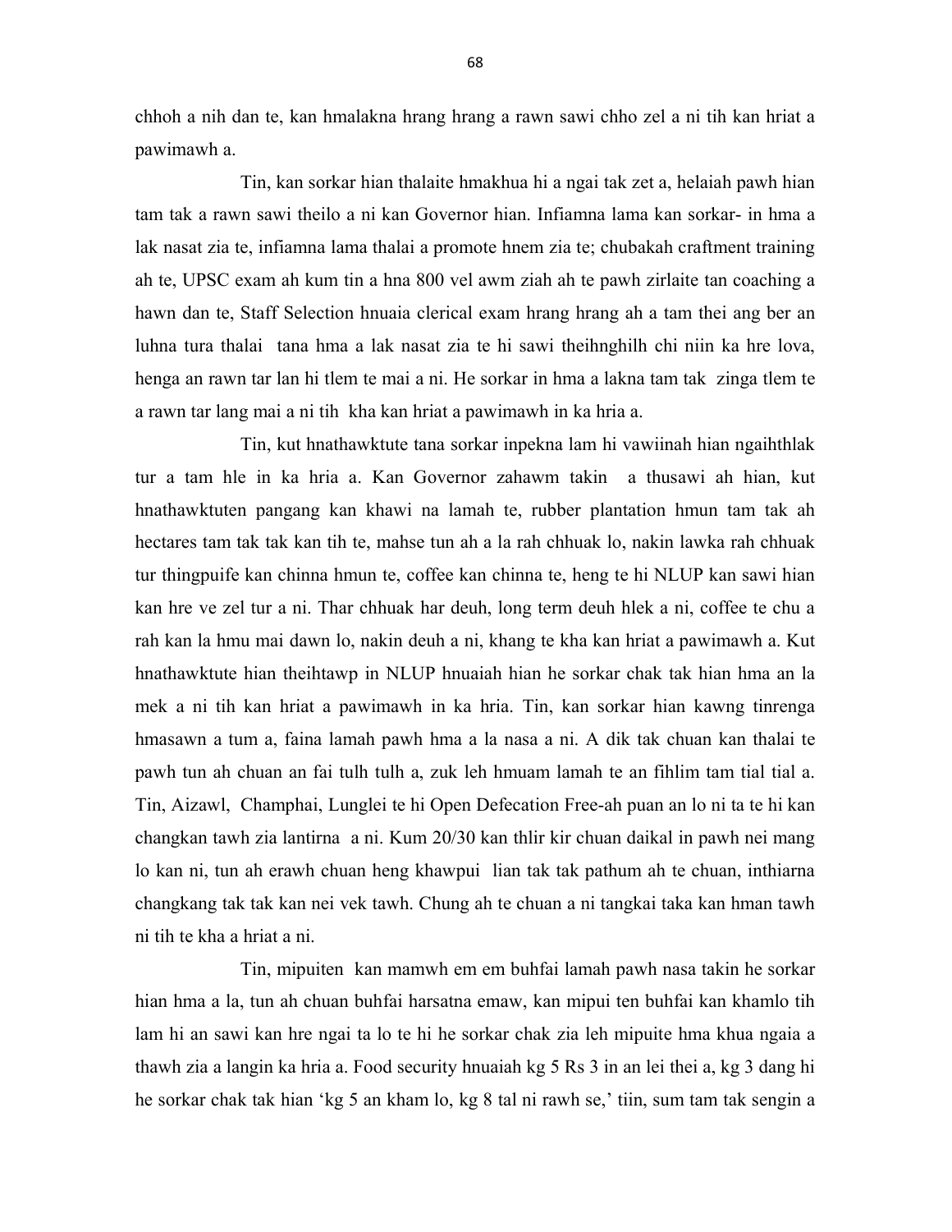chhoh a nih dan te, kan hmalakna hrang hrang a rawn sawi chho zel a ni tih kan hriat a pawimawh a.

Tin, kan sorkar hian thalaite hmakhua hi a ngai tak zet a, helaiah pawh hian tam tak a rawn sawi theilo a ni kan Governor hian. Infiamna lama kan sorkar- in hma a lak nasat zia te, infiamna lama thalai a promote hnem zia te; chubakah craftment training ah te, UPSC exam ah kum tin a hna 800 vel awm ziah ah te pawh zirlaite tan coaching a hawn dan te, Staff Selection hnuaia clerical exam hrang hrang ah a tam thei ang ber an luhna tura thalai tana hma a lak nasat zia te hi sawi theihnghilh chi niin ka hre lova, henga an rawn tar lan hi tlem te mai a ni. He sorkar in hma a lakna tam tak zinga tlem te a rawn tar lang mai a ni tih kha kan hriat a pawimawh in ka hria a.

Tin, kut hnathawktute tana sorkar inpekna lam hi vawiinah hian ngaihthlak tur a tam hle in ka hria a. Kan Governor zahawm takin a thusawi ah hian, kut hnathawktuten pangang kan khawi na lamah te, rubber plantation hmun tam tak ah hectares tam tak tak kan tih te, mahse tun ah a la rah chhuak lo, nakin lawka rah chhuak tur thingpuife kan chinna hmun te, coffee kan chinna te, heng te hi NLUP kan sawi hian kan hre ve zel tur a ni. Thar chhuak har deuh, long term deuh hlek a ni, coffee te chu a rah kan la hmu mai dawn lo, nakin deuh a ni, khang te kha kan hriat a pawimawh a. Kut hnathawktute hian theihtawp in NLUP hnuaiah hian he sorkar chak tak hian hma an la mek a ni tih kan hriat a pawimawh in ka hria. Tin, kan sorkar hian kawng tinrenga hmasawn a tum a, faina lamah pawh hma a la nasa a ni. A dik tak chuan kan thalai te pawh tun ah chuan an fai tulh tulh a, zuk leh hmuam lamah te an fihlim tam tial tial a. Tin, Aizawl, Champhai, Lunglei te hi Open Defecation Free-ah puan an lo ni ta te hi kan changkan tawh zia lantirna a ni. Kum 20/30 kan thlir kir chuan daikal in pawh nei mang lo kan ni, tun ah erawh chuan heng khawpui lian tak tak pathum ah te chuan, inthiarna changkang tak tak kan nei vek tawh. Chung ah te chuan a ni tangkai taka kan hman tawh ni tih te kha a hriat a ni.

Tin, mipuiten kan mamwh em em buhfai lamah pawh nasa takin he sorkar hian hma a la, tun ah chuan buhfai harsatna emaw, kan mipui ten buhfai kan khamlo tih lam hi an sawi kan hre ngai ta lo te hi he sorkar chak zia leh mipuite hma khua ngaia a thawh zia a langin ka hria a. Food security hnuaiah kg 5 Rs 3 in an lei thei a, kg 3 dang hi he sorkar chak tak hian 'kg 5 an kham lo, kg 8 tal ni rawh se,' tiin, sum tam tak sengin a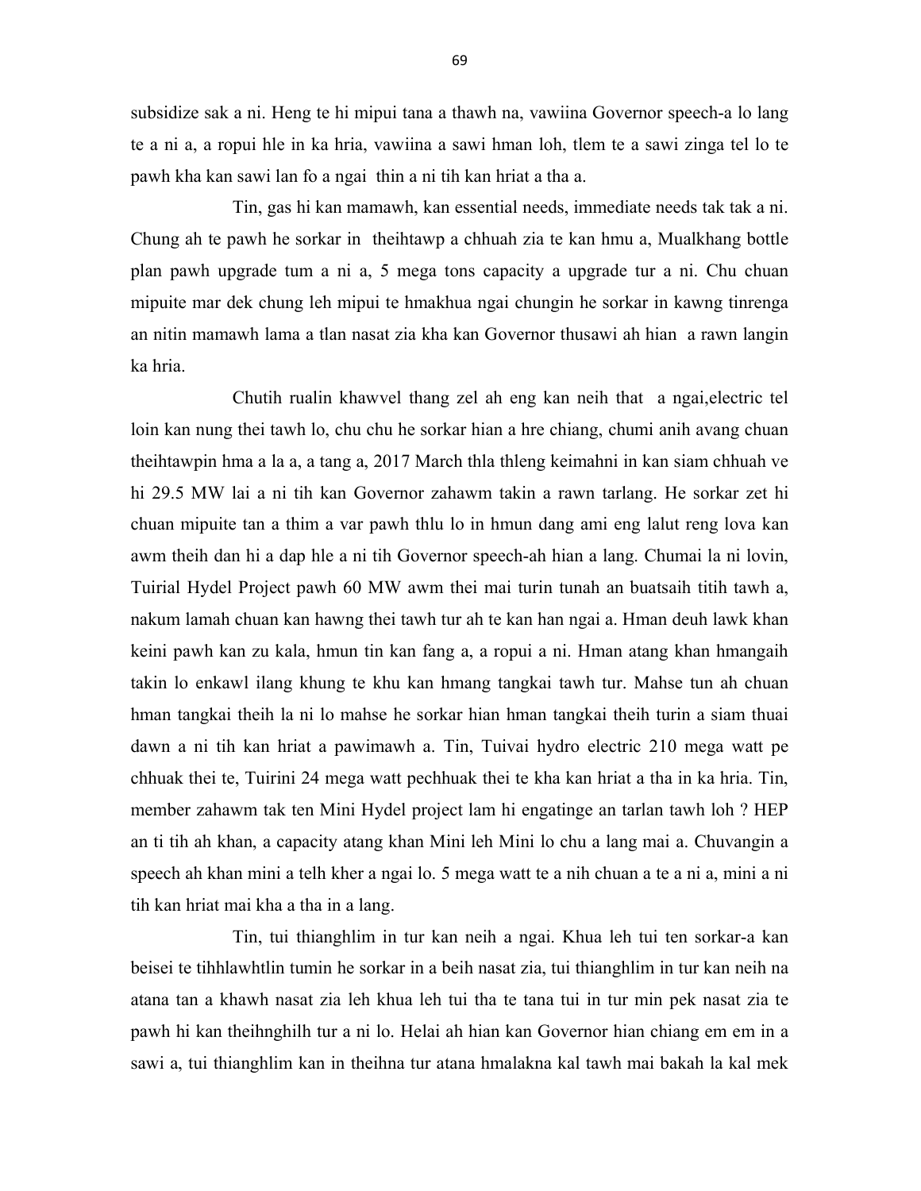subsidize sak a ni. Heng te hi mipui tana a thawh na, vawiina Governor speech-a lo lang te a ni a, a ropui hle in ka hria, vawiina a sawi hman loh, tlem te a sawi zinga tel lo te pawh kha kan sawi lan fo a ngai thin a ni tih kan hriat a tha a.

Tin, gas hi kan mamawh, kan essential needs, immediate needs tak tak a ni. Chung ah te pawh he sorkar in theihtawp a chhuah zia te kan hmu a, Mualkhang bottle plan pawh upgrade tum a ni a, 5 mega tons capacity a upgrade tur a ni. Chu chuan mipuite mar dek chung leh mipui te hmakhua ngai chungin he sorkar in kawng tinrenga an nitin mamawh lama a tlan nasat zia kha kan Governor thusawi ah hian a rawn langin ka hria.

Chutih rualin khawvel thang zel ah eng kan neih that a ngai,electric tel loin kan nung thei tawh lo, chu chu he sorkar hian a hre chiang, chumi anih avang chuan theihtawpin hma a la a, a tang a, 2017 March thla thleng keimahni in kan siam chhuah ve hi 29.5 MW lai a ni tih kan Governor zahawm takin a rawn tarlang. He sorkar zet hi chuan mipuite tan a thim a var pawh thlu lo in hmun dang ami eng lalut reng lova kan awm theih dan hi a dap hle a ni tih Governor speech-ah hian a lang. Chumai la ni lovin, Tuirial Hydel Project pawh 60 MW awm thei mai turin tunah an buatsaih titih tawh a, nakum lamah chuan kan hawng thei tawh tur ah te kan han ngai a. Hman deuh lawk khan keini pawh kan zu kala, hmun tin kan fang a, a ropui a ni. Hman atang khan hmangaih takin lo enkawl ilang khung te khu kan hmang tangkai tawh tur. Mahse tun ah chuan hman tangkai theih la ni lo mahse he sorkar hian hman tangkai theih turin a siam thuai dawn a ni tih kan hriat a pawimawh a. Tin, Tuivai hydro electric 210 mega watt pe chhuak thei te, Tuirini 24 mega watt pechhuak thei te kha kan hriat a tha in ka hria. Tin, member zahawm tak ten Mini Hydel project lam hi engatinge an tarlan tawh loh ? HEP an ti tih ah khan, a capacity atang khan Mini leh Mini lo chu a lang mai a. Chuvangin a speech ah khan mini a telh kher a ngai lo. 5 mega watt te a nih chuan a te a ni a, mini a ni tih kan hriat mai kha a tha in a lang.

Tin, tui thianghlim in tur kan neih a ngai. Khua leh tui ten sorkar-a kan beisei te tihhlawhtlin tumin he sorkar in a beih nasat zia, tui thianghlim in tur kan neih na atana tan a khawh nasat zia leh khua leh tui tha te tana tui in tur min pek nasat zia te pawh hi kan theihnghilh tur a ni lo. Helai ah hian kan Governor hian chiang em em in a sawi a, tui thianghlim kan in theihna tur atana hmalakna kal tawh mai bakah la kal mek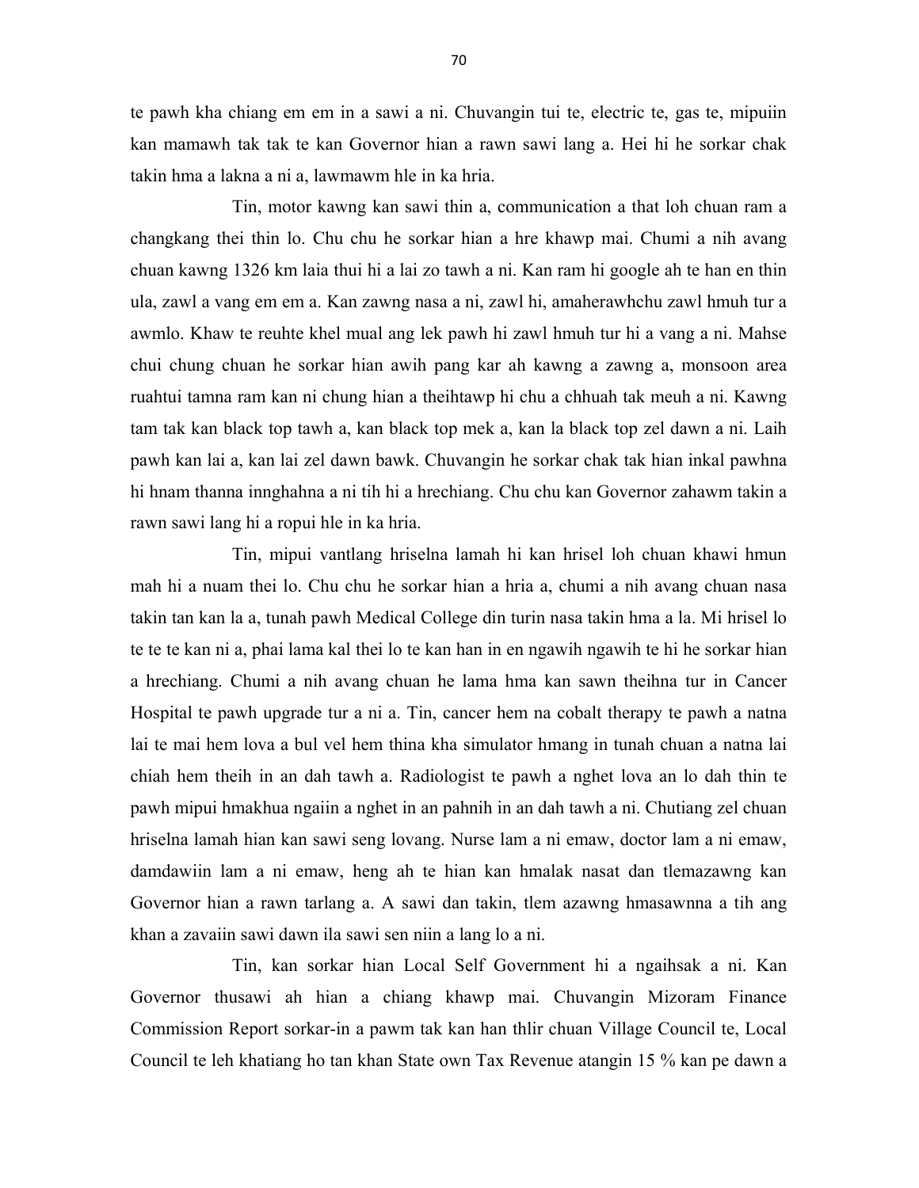te pawh kha chiang em em in a sawi a ni. Chuvangin tui te, electric te, gas te, mipuiin kan mamawh tak tak te kan Governor hian a rawn sawi lang a. Hei hi he sorkar chak takin hma a lakna a ni a, lawmawm hle in ka hria.

Tin, motor kawng kan sawi thin a, communication a that loh chuan ram a changkang thei thin lo. Chu chu he sorkar hian a hre khawp mai. Chumi a nih avang chuan kawng 1326 km laia thui hi a lai zo tawh a ni. Kan ram hi google ah te han en thin ula, zawl a vang em em a. Kan zawng nasa a ni, zawl hi, amaherawhchu zawl hmuh tur a awmlo. Khaw te reuhte khel mual ang lek pawh hi zawl hmuh tur hi a vang a ni. Mahse chui chung chuan he sorkar hian awih pang kar ah kawng a zawng a, monsoon area ruahtui tamna ram kan ni chung hian a theihtawp hi chu a chhuah tak meuh a ni. Kawng tam tak kan black top tawh a, kan black top mek a, kan la black top zel dawn a ni. Laih pawh kan lai a, kan lai zel dawn bawk. Chuvangin he sorkar chak tak hian inkal pawhna hi hnam thanna innghahna a ni tih hi a hrechiang. Chu chu kan Governor zahawm takin a rawn sawi lang hi a ropui hle in ka hria.

Tin, mipui vantlang hriselna lamah hi kan hrisel loh chuan khawi hmun mah hi a nuam thei lo. Chu chu he sorkar hian a hria a, chumi a nih avang chuan nasa takin tan kan la a, tunah pawh Medical College din turin nasa takin hma a la. Mi hrisel lo te te te kan ni a, phai lama kal thei lo te kan han in en ngawih ngawih te hi he sorkar hian a hrechiang. Chumi a nih avang chuan he lama hma kan sawn theihna tur in Cancer Hospital te pawh upgrade tur a ni a. Tin, cancer hem na cobalt therapy te pawh a natna lai te mai hem lova a bul vel hem thina kha simulator hmang in tunah chuan a natna lai chiah hem theih in an dah tawh a. Radiologist te pawh a nghet lova an lo dah thin te pawh mipui hmakhua ngaiin a nghet in an pahnih in an dah tawh a ni. Chutiang zel chuan hriselna lamah hian kan sawi seng lovang. Nurse lam a ni emaw, doctor lam a ni emaw, damdawiin lam a ni emaw, heng ah te hian kan hmalak nasat dan tlemazawng kan Governor hian a rawn tarlang a. A sawi dan takin, tlem azawng hmasawnna a tih ang khan a zavaiin sawi dawn ila sawi sen niin a lang lo a ni.

Tin, kan sorkar hian Local Self Government hi a ngaihsak a ni. Kan Governor thusawi ah hian a chiang khawp mai. Chuvangin Mizoram Finance Commission Report sorkar-in a pawm tak kan han thlir chuan Village Council te, Local Council te leh khatiang ho tan khan State own Tax Revenue atangin 15 % kan pe dawn a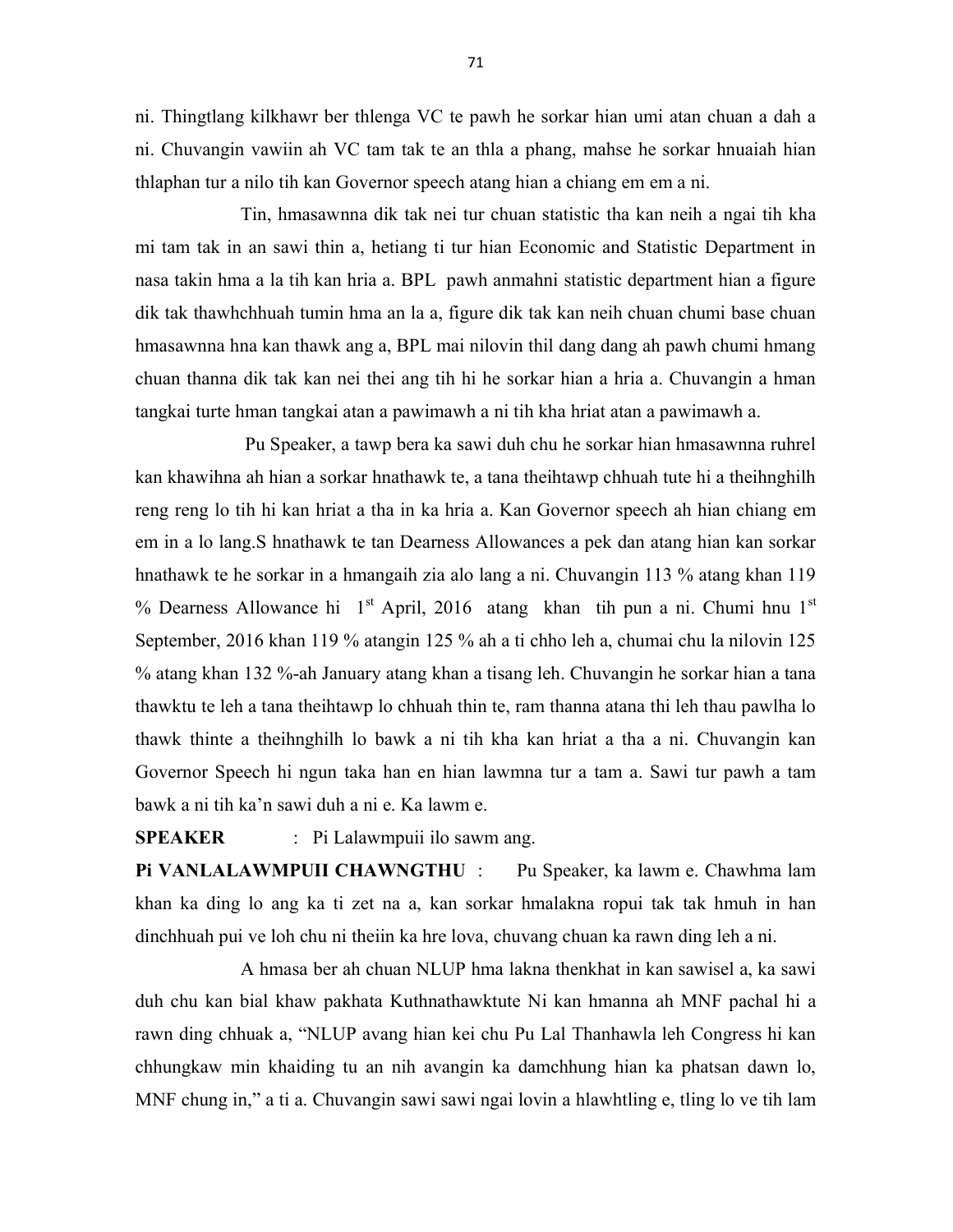ni. Thingtlang kilkhawr ber thlenga VC te pawh he sorkar hian umi atan chuan a dah a ni. Chuvangin vawiin ah VC tam tak te an thla a phang, mahse he sorkar hnuaiah hian thlaphan tur a nilo tih kan Governor speech atang hian a chiang em em a ni.

Tin, hmasawnna dik tak nei tur chuan statistic tha kan neih a ngai tih kha mi tam tak in an sawi thin a, hetiang ti tur hian Economic and Statistic Department in nasa takin hma a la tih kan hria a. BPL pawh anmahni statistic department hian a figure dik tak thawhchhuah tumin hma an la a, figure dik tak kan neih chuan chumi base chuan hmasawnna hna kan thawk ang a, BPL mai nilovin thil dang dang ah pawh chumi hmang chuan thanna dik tak kan nei thei ang tih hi he sorkar hian a hria a. Chuvangin a hman tangkai turte hman tangkai atan a pawimawh a ni tih kha hriat atan a pawimawh a.

Pu Speaker, a tawp bera ka sawi duh chu he sorkar hian hmasawnna ruhrel kan khawihna ah hian a sorkar hnathawk te, a tana theihtawp chhuah tute hi a theihnghilh reng reng lo tih hi kan hriat a tha in ka hria a. Kan Governor speech ah hian chiang em em in a lo lang.S hnathawk te tan Dearness Allowances a pek dan atang hian kan sorkar hnathawk te he sorkar in a hmangaih zia alo lang a ni. Chuvangin 113 % atang khan 119 % Dearness Allowance hi 1st April, 2016 atang khan tih pun a ni. Chumi hnu 1st September, 2016 khan 119 % atangin 125 % ah a ti chho leh a, chumai chu la nilovin 125 % atang khan 132 %-ah January atang khan a tisang leh. Chuvangin he sorkar hian a tana thawktu te leh a tana theihtawp lo chhuah thin te, ram thanna atana thi leh thau pawlha lo thawk thinte a theihnghilh lo bawk a ni tih kha kan hriat a tha a ni. Chuvangin kan Governor Speech hi ngun taka han en hian lawmna tur a tam a. Sawi tur pawh a tam bawk a ni tih ka'n sawi duh a ni e. Ka lawm e.

**SPEAKER** : Pi Lalawmpuii ilo sawm ang.

**Pi VANLALAWMPUII CHAWNGTHU** : Pu Speaker, ka lawm e. Chawhma lam khan ka ding lo ang ka ti zet na a, kan sorkar hmalakna ropui tak tak hmuh in han dinchhuah pui ve loh chu ni theiin ka hre lova, chuvang chuan ka rawn ding leh a ni.

A hmasa ber ah chuan NLUP hma lakna thenkhat in kan sawisel a, ka sawi duh chu kan bial khaw pakhata Kuthnathawktute Ni kan hmanna ah MNF pachal hi a rawn ding chhuak a, "NLUP avang hian kei chu Pu Lal Thanhawla leh Congress hi kan chhungkaw min khaiding tu an nih avangin ka damchhung hian ka phatsan dawn lo, MNF chung in," a ti a. Chuvangin sawi sawi ngai lovin a hlawhtling e, tling lo ve tih lam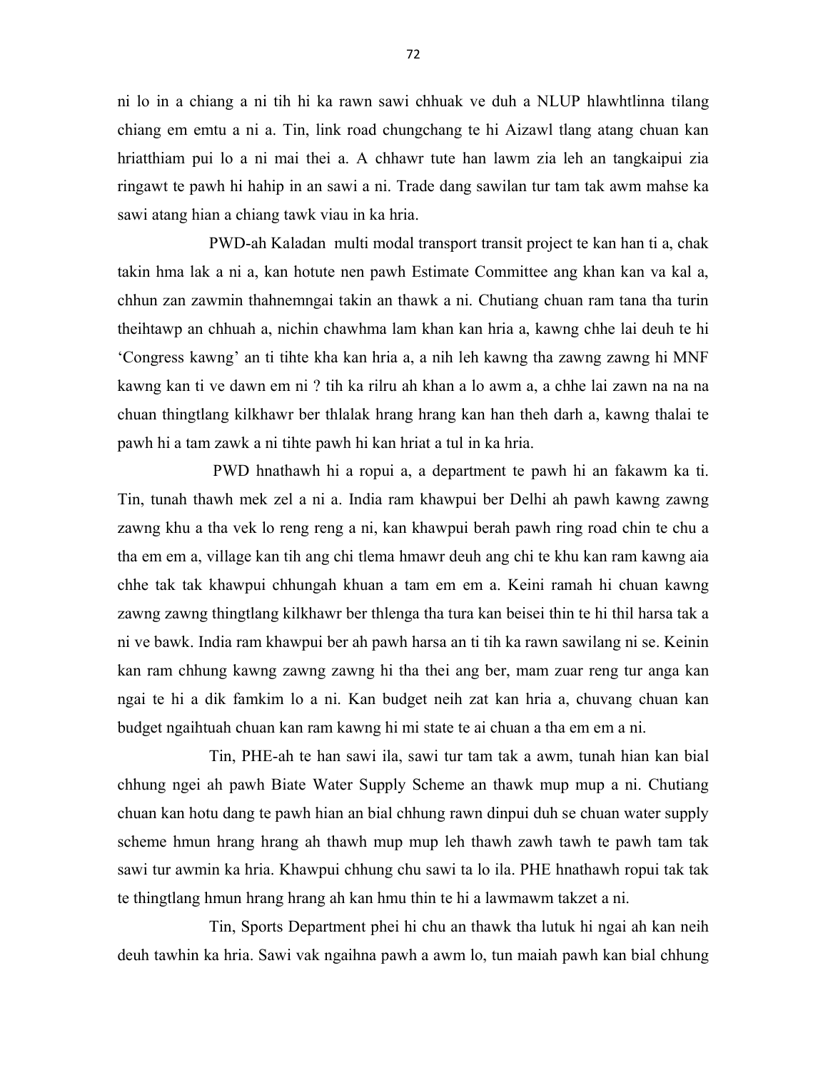ni lo in a chiang a ni tih hi ka rawn sawi chhuak ve duh a NLUP hlawhtlinna tilang chiang em emtu a ni a. Tin, link road chungchang te hi Aizawl tlang atang chuan kan hriatthiam pui lo a ni mai thei a. A chhawr tute han lawm zia leh an tangkaipui zia ringawt te pawh hi hahip in an sawi a ni. Trade dang sawilan tur tam tak awm mahse ka sawi atang hian a chiang tawk viau in ka hria.

PWD-ah Kaladan multi modal transport transit project te kan han ti a, chak takin hma lak a ni a, kan hotute nen pawh Estimate Committee ang khan kan va kal a, chhun zan zawmin thahnemngai takin an thawk a ni. Chutiang chuan ram tana tha turin theihtawp an chhuah a, nichin chawhma lam khan kan hria a, kawng chhe lai deuh te hi 'Congress kawng' an ti tihte kha kan hria a, a nih leh kawng tha zawng zawng hi MNF kawng kan ti ve dawn em ni ? tih ka rilru ah khan a lo awm a, a chhe lai zawn na na na chuan thingtlang kilkhawr ber thlalak hrang hrang kan han theh darh a, kawng thalai te pawh hi a tam zawk a ni tihte pawh hi kan hriat a tul in ka hria.

PWD hnathawh hi a ropui a, a department te pawh hi an fakawm ka ti. Tin, tunah thawh mek zel a ni a. India ram khawpui ber Delhi ah pawh kawng zawng zawng khu a tha vek lo reng reng a ni, kan khawpui berah pawh ring road chin te chu a tha em em a, village kan tih ang chi tlema hmawr deuh ang chi te khu kan ram kawng aia chhe tak tak khawpui chhungah khuan a tam em em a. Keini ramah hi chuan kawng zawng zawng thingtlang kilkhawr ber thlenga tha tura kan beisei thin te hi thil harsa tak a ni ve bawk. India ram khawpui ber ah pawh harsa an ti tih ka rawn sawilang ni se. Keinin kan ram chhung kawng zawng zawng hi tha thei ang ber, mam zuar reng tur anga kan ngai te hi a dik famkim lo a ni. Kan budget neih zat kan hria a, chuvang chuan kan budget ngaihtuah chuan kan ram kawng hi mi state te ai chuan a tha em em a ni.

Tin, PHE-ah te han sawi ila, sawi tur tam tak a awm, tunah hian kan bial chhung ngei ah pawh Biate Water Supply Scheme an thawk mup mup a ni. Chutiang chuan kan hotu dang te pawh hian an bial chhung rawn dinpui duh se chuan water supply scheme hmun hrang hrang ah thawh mup mup leh thawh zawh tawh te pawh tam tak sawi tur awmin ka hria. Khawpui chhung chu sawi ta lo ila. PHE hnathawh ropui tak tak te thingtlang hmun hrang hrang ah kan hmu thin te hi a lawmawm takzet a ni.

Tin, Sports Department phei hi chu an thawk tha lutuk hi ngai ah kan neih deuh tawhin ka hria. Sawi vak ngaihna pawh a awm lo, tun maiah pawh kan bial chhung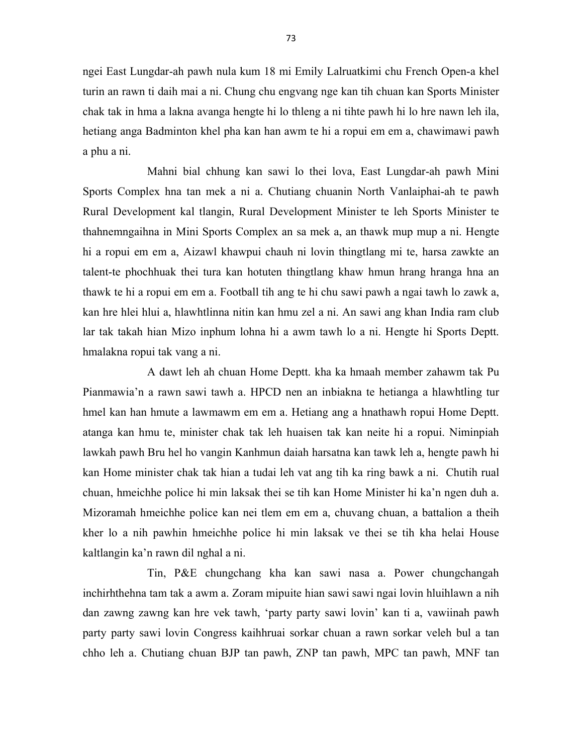ngei East Lungdar-ah pawh nula kum 18 mi Emily Lalruatkimi chu French Open-a khel turin an rawn ti daih mai a ni. Chung chu engvang nge kan tih chuan kan Sports Minister chak tak in hma a lakna avanga hengte hi lo thleng a ni tihte pawh hi lo hre nawn leh ila, hetiang anga Badminton khel pha kan han awm te hi a ropui em em a, chawimawi pawh a phu a ni.

Mahni bial chhung kan sawi lo thei lova, East Lungdar-ah pawh Mini Sports Complex hna tan mek a ni a. Chutiang chuanin North Vanlaiphai-ah te pawh Rural Development kal tlangin, Rural Development Minister te leh Sports Minister te thahnemngaihna in Mini Sports Complex an sa mek a, an thawk mup mup a ni. Hengte hi a ropui em em a, Aizawl khawpui chauh ni lovin thingtlang mi te, harsa zawkte an talent-te phochhuak thei tura kan hotuten thingtlang khaw hmun hrang hranga hna an thawk te hi a ropui em em a. Football tih ang te hi chu sawi pawh a ngai tawh lo zawk a, kan hre hlei hlui a, hlawhtlinna nitin kan hmu zel a ni. An sawi ang khan India ram club lar tak takah hian Mizo inphum lohna hi a awm tawh lo a ni. Hengte hi Sports Deptt. hmalakna ropui tak vang a ni.

A dawt leh ah chuan Home Deptt. kha ka hmaah member zahawm tak Pu Pianmawia'n a rawn sawi tawh a. HPCD nen an inbiakna te hetianga a hlawhtling tur hmel kan han hmute a lawmawm em em a. Hetiang ang a hnathawh ropui Home Deptt. atanga kan hmu te, minister chak tak leh huaisen tak kan neite hi a ropui. Niminpiah lawkah pawh Bru hel ho vangin Kanhmun daiah harsatna kan tawk leh a, hengte pawh hi kan Home minister chak tak hian a tudai leh vat ang tih ka ring bawk a ni. Chutih rual chuan, hmeichhe police hi min laksak thei se tih kan Home Minister hi ka'n ngen duh a. Mizoramah hmeichhe police kan nei tlem em em a, chuvang chuan, a battalion a theih kher lo a nih pawhin hmeichhe police hi min laksak ve thei se tih kha helai House kaltlangin ka'n rawn dil nghal a ni.

Tin, P&E chungchang kha kan sawi nasa a. Power chungchangah inchirhthehna tam tak a awm a. Zoram mipuite hian sawi sawi ngai lovin hluihlawn a nih dan zawng zawng kan hre vek tawh, 'party party sawi lovin' kan ti a, vawiinah pawh party party sawi lovin Congress kaihhruai sorkar chuan a rawn sorkar veleh bul a tan chho leh a. Chutiang chuan BJP tan pawh, ZNP tan pawh, MPC tan pawh, MNF tan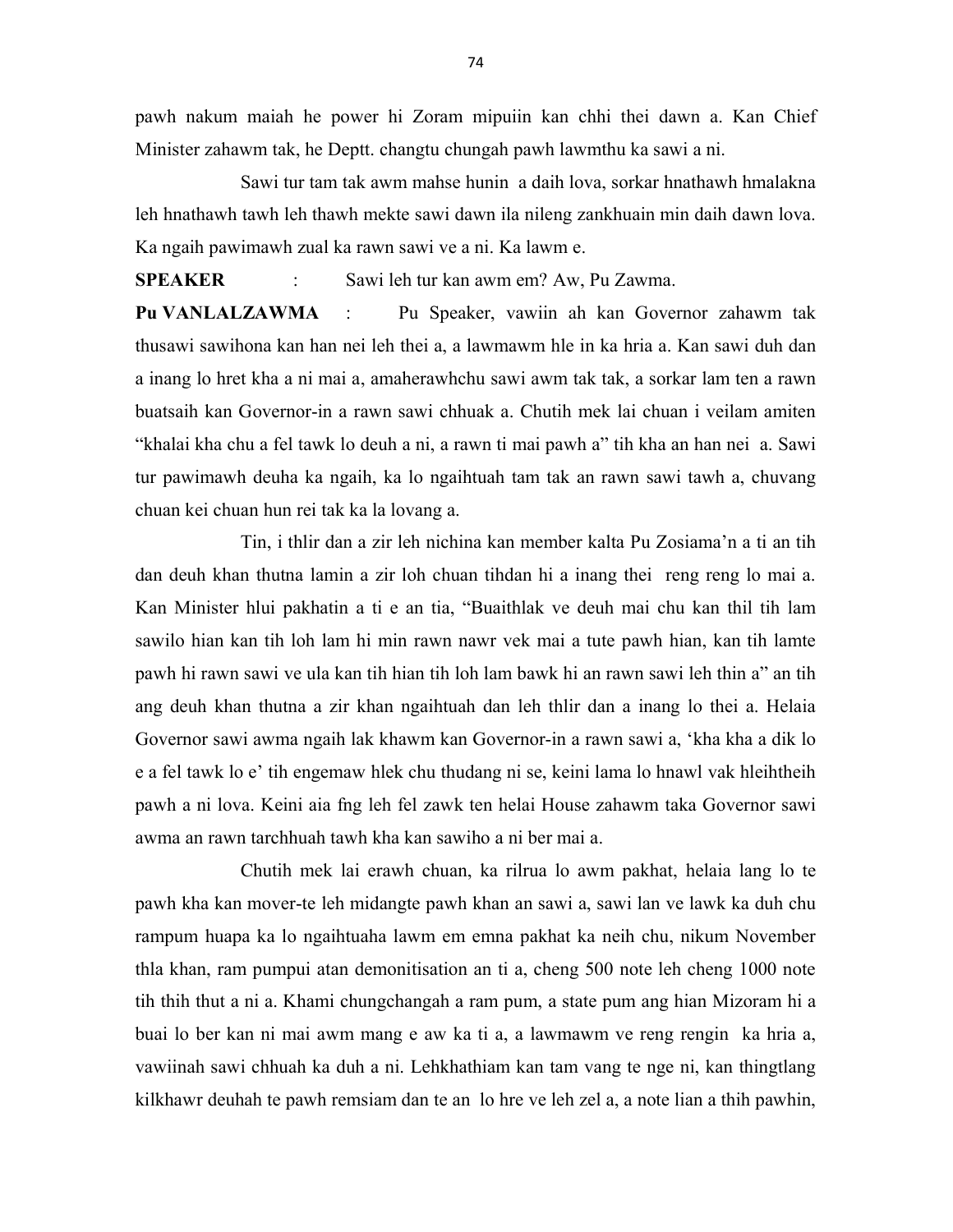pawh nakum maiah he power hi Zoram mipuiin kan chhi thei dawn a. Kan Chief Minister zahawm tak, he Deptt. changtu chungah pawh lawmthu ka sawi a ni.

Sawi tur tam tak awm mahse hunin a daih lova, sorkar hnathawh hmalakna leh hnathawh tawh leh thawh mekte sawi dawn ila nileng zankhuain min daih dawn lova. Ka ngaih pawimawh zual ka rawn sawi ve a ni. Ka lawm e.

**SPEAKER** : Sawi leh tur kan awm em? Aw, Pu Zawma.

**Pu VANLALZAWMA** : Pu Speaker, vawiin ah kan Governor zahawm tak thusawi sawihona kan han nei leh thei a, a lawmawm hle in ka hria a. Kan sawi duh dan a inang lo hret kha a ni mai a, amaherawhchu sawi awm tak tak, a sorkar lam ten a rawn buatsaih kan Governor-in a rawn sawi chhuak a. Chutih mek lai chuan i veilam amiten "khalai kha chu a fel tawk lo deuh a ni, a rawn ti mai pawh a" tih kha an han nei a. Sawi tur pawimawh deuha ka ngaih, ka lo ngaihtuah tam tak an rawn sawi tawh a, chuvang chuan kei chuan hun rei tak ka la lovang a.

Tin, i thlir dan a zir leh nichina kan member kalta Pu Zosiama'n a ti an tih dan deuh khan thutna lamin a zir loh chuan tihdan hi a inang thei reng reng lo mai a. Kan Minister hlui pakhatin a ti e an tia, "Buaithlak ve deuh mai chu kan thil tih lam sawilo hian kan tih loh lam hi min rawn nawr vek mai a tute pawh hian, kan tih lamte pawh hi rawn sawi ve ula kan tih hian tih loh lam bawk hi an rawn sawi leh thin a" an tih ang deuh khan thutna a zir khan ngaihtuah dan leh thlir dan a inang lo thei a. Helaia Governor sawi awma ngaih lak khawm kan Governor-in a rawn sawi a, 'kha kha a dik lo e a fel tawk lo e' tih engemaw hlek chu thudang ni se, keini lama lo hnawl vak hleihtheih pawh a ni lova. Keini aia fng leh fel zawk ten helai House zahawm taka Governor sawi awma an rawn tarchhuah tawh kha kan sawiho a ni ber mai a.

Chutih mek lai erawh chuan, ka rilrua lo awm pakhat, helaia lang lo te pawh kha kan mover-te leh midangte pawh khan an sawi a, sawi lan ve lawk ka duh chu rampum huapa ka lo ngaihtuaha lawm em emna pakhat ka neih chu, nikum November thla khan, ram pumpui atan demonitisation an ti a, cheng 500 note leh cheng 1000 note tih thih thut a ni a. Khami chungchangah a ram pum, a state pum ang hian Mizoram hi a buai lo ber kan ni mai awm mang e aw ka ti a, a lawmawm ve reng rengin ka hria a, vawiinah sawi chhuah ka duh a ni. Lehkhathiam kan tam vang te nge ni, kan thingtlang kilkhawr deuhah te pawh remsiam dan te an lo hre ve leh zel a, a note lian a thih pawhin,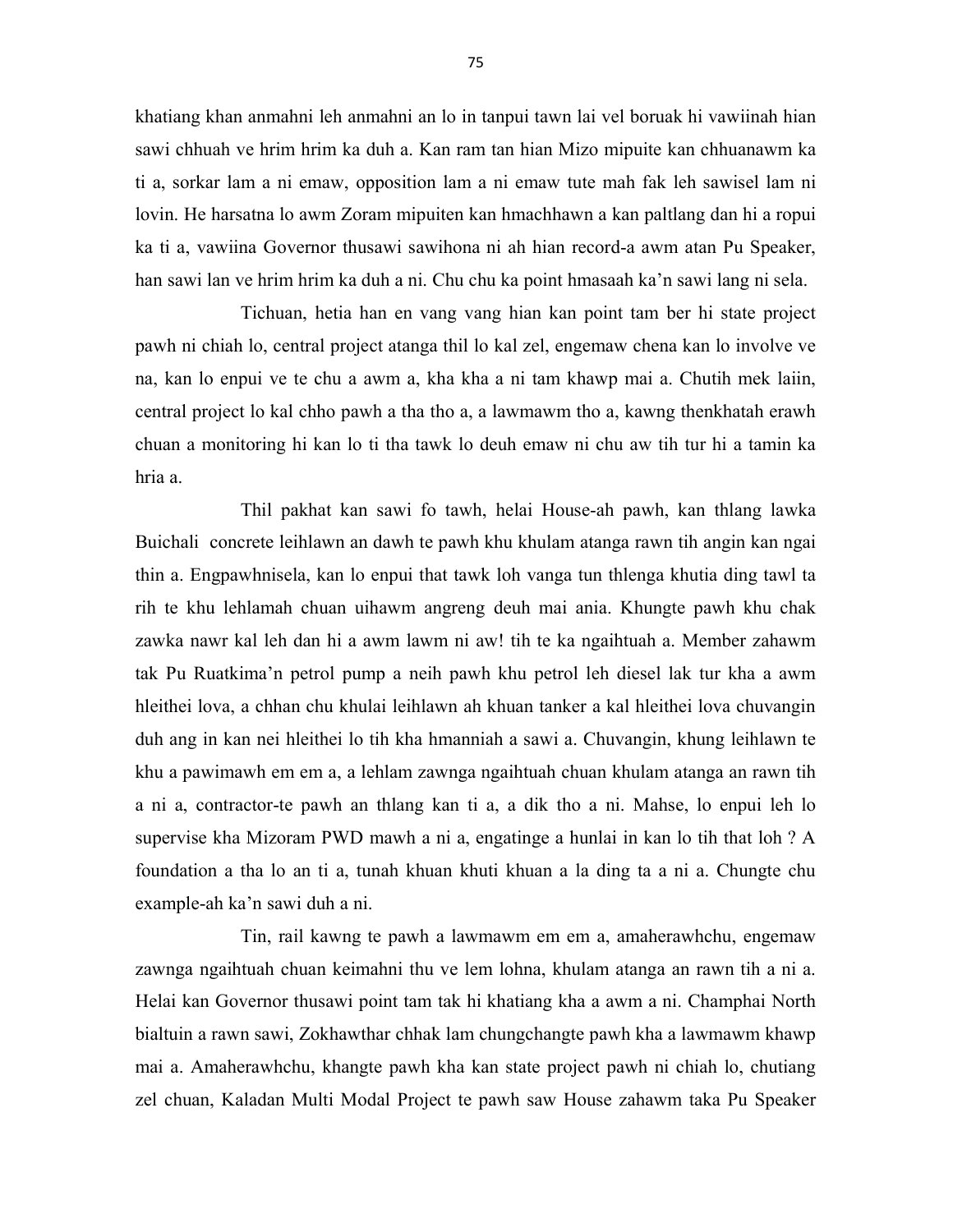khatiang khan anmahni leh anmahni an lo in tanpui tawn lai vel boruak hi vawiinah hian sawi chhuah ve hrim hrim ka duh a. Kan ram tan hian Mizo mipuite kan chhuanawm ka ti a, sorkar lam a ni emaw, opposition lam a ni emaw tute mah fak leh sawisel lam ni lovin. He harsatna lo awm Zoram mipuiten kan hmachhawn a kan paltlang dan hi a ropui ka ti a, vawiina Governor thusawi sawihona ni ah hian record-a awm atan Pu Speaker, han sawi lan ve hrim hrim ka duh a ni. Chu chu ka point hmasaah ka'n sawi lang ni sela.

Tichuan, hetia han en vang vang hian kan point tam ber hi state project pawh ni chiah lo, central project atanga thil lo kal zel, engemaw chena kan lo involve ve na, kan lo enpui ve te chu a awm a, kha kha a ni tam khawp mai a. Chutih mek laiin, central project lo kal chho pawh a tha tho a, a lawmawm tho a, kawng thenkhatah erawh chuan a monitoring hi kan lo ti tha tawk lo deuh emaw ni chu aw tih tur hi a tamin ka hria a.

Thil pakhat kan sawi fo tawh, helai House-ah pawh, kan thlang lawka Buichali concrete leihlawn an dawh te pawh khu khulam atanga rawn tih angin kan ngai thin a. Engpawhnisela, kan lo enpui that tawk loh vanga tun thlenga khutia ding tawl ta rih te khu lehlamah chuan uihawm angreng deuh mai ania. Khungte pawh khu chak zawka nawr kal leh dan hi a awm lawm ni aw! tih te ka ngaihtuah a. Member zahawm tak Pu Ruatkima'n petrol pump a neih pawh khu petrol leh diesel lak tur kha a awm hleithei lova, a chhan chu khulai leihlawn ah khuan tanker a kal hleithei lova chuvangin duh ang in kan nei hleithei lo tih kha hmanniah a sawi a. Chuvangin, khung leihlawn te khu a pawimawh em em a, a lehlam zawnga ngaihtuah chuan khulam atanga an rawn tih a ni a, contractor-te pawh an thlang kan ti a, a dik tho a ni. Mahse, lo enpui leh lo supervise kha Mizoram PWD mawh a ni a, engatinge a hunlai in kan lo tih that loh ? A foundation a tha lo an ti a, tunah khuan khuti khuan a la ding ta a ni a. Chungte chu example-ah ka'n sawi duh a ni.

Tin, rail kawng te pawh a lawmawm em em a, amaherawhchu, engemaw zawnga ngaihtuah chuan keimahni thu ve lem lohna, khulam atanga an rawn tih a ni a. Helai kan Governor thusawi point tam tak hi khatiang kha a awm a ni. Champhai North bialtuin a rawn sawi, Zokhawthar chhak lam chungchangte pawh kha a lawmawm khawp mai a. Amaherawhchu, khangte pawh kha kan state project pawh ni chiah lo, chutiang zel chuan, Kaladan Multi Modal Project te pawh saw House zahawm taka Pu Speaker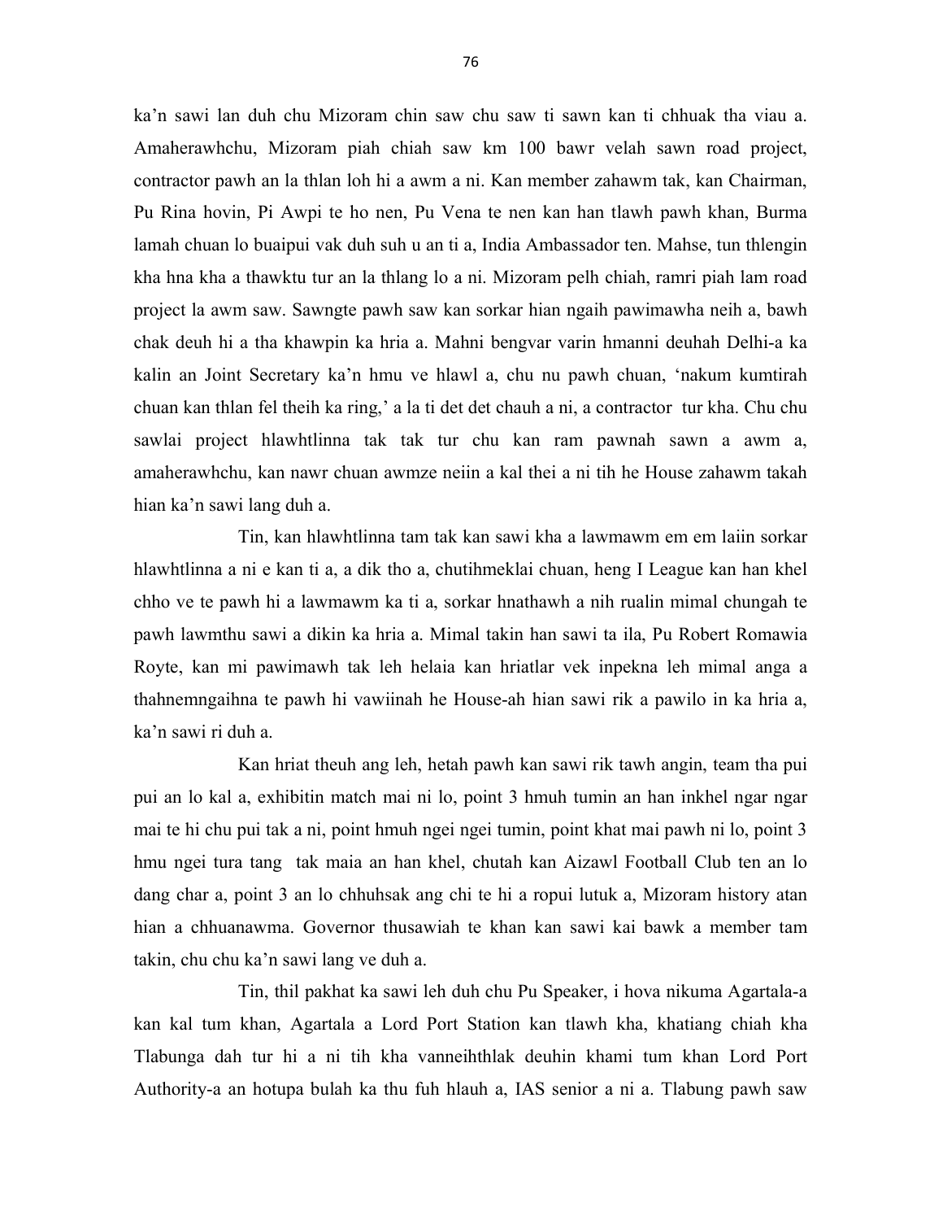ka'n sawi lan duh chu Mizoram chin saw chu saw ti sawn kan ti chhuak tha viau a. Amaherawhchu, Mizoram piah chiah saw km 100 bawr velah sawn road project, contractor pawh an la thlan loh hi a awm a ni. Kan member zahawm tak, kan Chairman, Pu Rina hovin, Pi Awpi te ho nen, Pu Vena te nen kan han tlawh pawh khan, Burma lamah chuan lo buaipui vak duh suh u an ti a, India Ambassador ten. Mahse, tun thlengin kha hna kha a thawktu tur an la thlang lo a ni. Mizoram pelh chiah, ramri piah lam road project la awm saw. Sawngte pawh saw kan sorkar hian ngaih pawimawha neih a, bawh chak deuh hi a tha khawpin ka hria a. Mahni bengvar varin hmanni deuhah Delhi-a ka kalin an Joint Secretary ka'n hmu ve hlawl a, chu nu pawh chuan, 'nakum kumtirah chuan kan thlan fel theih ka ring,' a la ti det det chauh a ni, a contractor tur kha. Chu chu sawlai project hlawhtlinna tak tak tur chu kan ram pawnah sawn a awm a, amaherawhchu, kan nawr chuan awmze neiin a kal thei a ni tih he House zahawm takah hian ka'n sawi lang duh a.

Tin, kan hlawhtlinna tam tak kan sawi kha a lawmawm em em laiin sorkar hlawhtlinna a ni e kan ti a, a dik tho a, chutihmeklai chuan, heng I League kan han khel chho ve te pawh hi a lawmawm ka ti a, sorkar hnathawh a nih rualin mimal chungah te pawh lawmthu sawi a dikin ka hria a. Mimal takin han sawi ta ila, Pu Robert Romawia Royte, kan mi pawimawh tak leh helaia kan hriatlar vek inpekna leh mimal anga a thahnemngaihna te pawh hi vawiinah he House-ah hian sawi rik a pawilo in ka hria a, ka'n sawi ri duh a.

Kan hriat theuh ang leh, hetah pawh kan sawi rik tawh angin, team tha pui pui an lo kal a, exhibitin match mai ni lo, point 3 hmuh tumin an han inkhel ngar ngar mai te hi chu pui tak a ni, point hmuh ngei ngei tumin, point khat mai pawh ni lo, point 3 hmu ngei tura tang tak maia an han khel, chutah kan Aizawl Football Club ten an lo dang char a, point 3 an lo chhuhsak ang chi te hi a ropui lutuk a, Mizoram history atan hian a chhuanawma. Governor thusawiah te khan kan sawi kai bawk a member tam takin, chu chu ka'n sawi lang ve duh a.

Tin, thil pakhat ka sawi leh duh chu Pu Speaker, i hova nikuma Agartala-a kan kal tum khan, Agartala a Lord Port Station kan tlawh kha, khatiang chiah kha Tlabunga dah tur hi a ni tih kha vanneihthlak deuhin khami tum khan Lord Port Authority-a an hotupa bulah ka thu fuh hlauh a, IAS senior a ni a. Tlabung pawh saw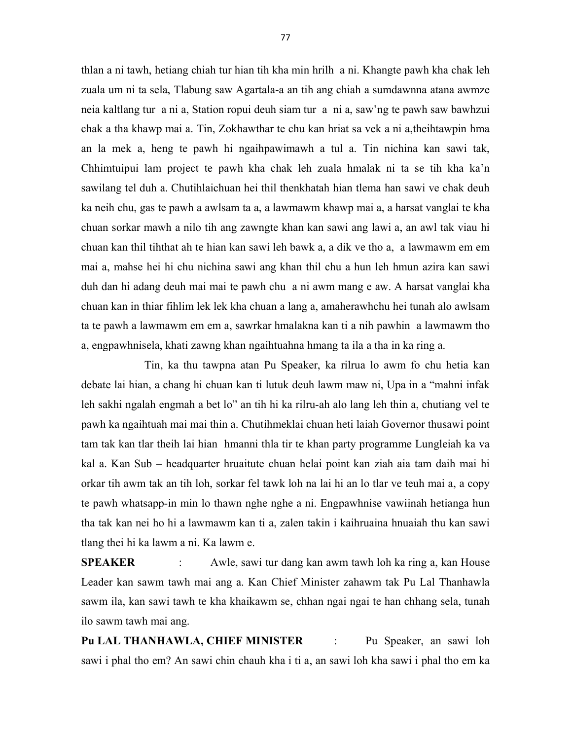thlan a ni tawh, hetiang chiah tur hian tih kha min hrilh a ni. Khangte pawh kha chak leh zuala um ni ta sela, Tlabung saw Agartala-a an tih ang chiah a sumdawnna atana awmze neia kaltlang tur a ni a, Station ropui deuh siam tur a ni a, saw'ng te pawh saw bawhzui chak a tha khawp mai a. Tin, Zokhawthar te chu kan hriat sa vek a ni a,theihtawpin hma an la mek a, heng te pawh hi ngaihpawimawh a tul a. Tin nichina kan sawi tak, Chhimtuipui lam project te pawh kha chak leh zuala hmalak ni ta se tih kha ka'n sawilang tel duh a. Chutihlaichuan hei thil thenkhatah hian tlema han sawi ve chak deuh ka neih chu, gas te pawh a awlsam ta a, a lawmawm khawp mai a, a harsat vanglai te kha chuan sorkar mawh a nilo tih ang zawngte khan kan sawi ang lawi a, an awl tak viau hi chuan kan thil tihthat ah te hian kan sawi leh bawk a, a dik ve tho a, a lawmawm em em mai a, mahse hei hi chu nichina sawi ang khan thil chu a hun leh hmun azira kan sawi duh dan hi adang deuh mai mai te pawh chu a ni awm mang e aw. A harsat vanglai kha chuan kan in thiar fihlim lek lek kha chuan a lang a, amaherawhchu hei tunah alo awlsam ta te pawh a lawmawm em em a, sawrkar hmalakna kan ti a nih pawhin a lawmawm tho a, engpawhnisela, khati zawng khan ngaihtuahna hmang ta ila a tha in ka ring a.

Tin, ka thu tawpna atan Pu Speaker, ka rilrua lo awm fo chu hetia kan debate lai hian, a chang hi chuan kan ti lutuk deuh lawm maw ni, Upa in a "mahni infak leh sakhi ngalah engmah a bet lo" an tih hi ka rilru-ah alo lang leh thin a, chutiang vel te pawh ka ngaihtuah mai mai thin a. Chutihmeklai chuan heti laiah Governor thusawi point tam tak kan tlar theih lai hian hmanni thla tir te khan party programme Lungleiah ka va kal a. Kan Sub – headquarter hruaitute chuan helai point kan ziah aia tam daih mai hi orkar tih awm tak an tih loh, sorkar fel tawk loh na lai hi an lo tlar ve teuh mai a, a copy te pawh whatsapp-in min lo thawn nghe nghe a ni. Engpawhnise vawiinah hetianga hun tha tak kan nei ho hi a lawmawm kan ti a, zalen takin i kaihruaina hnuaiah thu kan sawi tlang thei hi ka lawm a ni. Ka lawm e.

**SPEAKER** : Awle, sawi tur dang kan awm tawh loh ka ring a, kan House Leader kan sawm tawh mai ang a. Kan Chief Minister zahawm tak Pu Lal Thanhawla sawm ila, kan sawi tawh te kha khaikawm se, chhan ngai ngai te han chhang sela, tunah ilo sawm tawh mai ang.

**Pu LAL THANHAWLA, CHIEF MINISTER** : Pu Speaker, an sawi loh sawi i phal tho em? An sawi chin chauh kha i ti a, an sawi loh kha sawi i phal tho em ka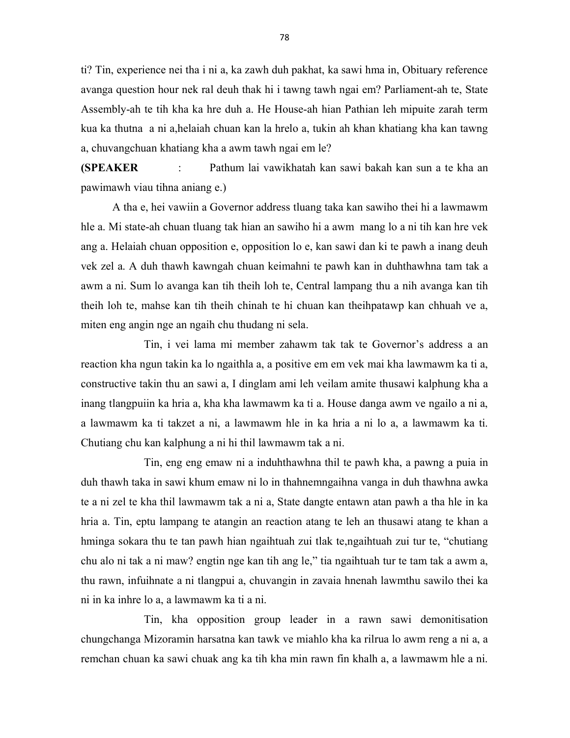ti? Tin, experience nei tha i ni a, ka zawh duh pakhat, ka sawi hma in, Obituary reference avanga question hour nek ral deuh thak hi i tawng tawh ngai em? Parliament-ah te, State Assembly-ah te tih kha ka hre duh a. He House-ah hian Pathian leh mipuite zarah term kua ka thutna a ni a,helaiah chuan kan la hrelo a, tukin ah khan khatiang kha kan tawng a, chuvangchuan khatiang kha a awm tawh ngai em le?

**(SPEAKER** : Pathum lai vawikhatah kan sawi bakah kan sun a te kha an pawimawh viau tihna aniang e.)

A tha e, hei vawiin a Governor address tluang taka kan sawiho thei hi a lawmawm hle a. Mi state-ah chuan tluang tak hian an sawiho hi a awm mang lo a ni tih kan hre vek ang a. Helaiah chuan opposition e, opposition lo e, kan sawi dan ki te pawh a inang deuh vek zel a. A duh thawh kawngah chuan keimahni te pawh kan in duhthawhna tam tak a awm a ni. Sum lo avanga kan tih theih loh te, Central lampang thu a nih avanga kan tih theih loh te, mahse kan tih theih chinah te hi chuan kan theihpatawp kan chhuah ve a, miten eng angin nge an ngaih chu thudang ni sela.

Tin, i vei lama mi member zahawm tak tak te Governor's address a an reaction kha ngun takin ka lo ngaithla a, a positive em em vek mai kha lawmawm ka ti a, constructive takin thu an sawi a, I dinglam ami leh veilam amite thusawi kalphung kha a inang tlangpuiin ka hria a, kha kha lawmawm ka ti a. House danga awm ve ngailo a ni a, a lawmawm ka ti takzet a ni, a lawmawm hle in ka hria a ni lo a, a lawmawm ka ti. Chutiang chu kan kalphung a ni hi thil lawmawm tak a ni.

Tin, eng eng emaw ni a induhthawhna thil te pawh kha, a pawng a puia in duh thawh taka in sawi khum emaw ni lo in thahnemngaihna vanga in duh thawhna awka te a ni zel te kha thil lawmawm tak a ni a, State dangte entawn atan pawh a tha hle in ka hria a. Tin, eptu lampang te atangin an reaction atang te leh an thusawi atang te khan a hminga sokara thu te tan pawh hian ngaihtuah zui tlak te,ngaihtuah zui tur te, "chutiang chu alo ni tak a ni maw? engtin nge kan tih ang le," tia ngaihtuah tur te tam tak a awm a, thu rawn, infuihnate a ni tlangpui a, chuvangin in zavaia hnenah lawmthu sawilo thei ka ni in ka inhre lo a, a lawmawm ka ti a ni.

Tin, kha opposition group leader in a rawn sawi demonitisation chungchanga Mizoramin harsatna kan tawk ve miahlo kha ka rilrua lo awm reng a ni a, a remchan chuan ka sawi chuak ang ka tih kha min rawn fin khalh a, a lawmawm hle a ni.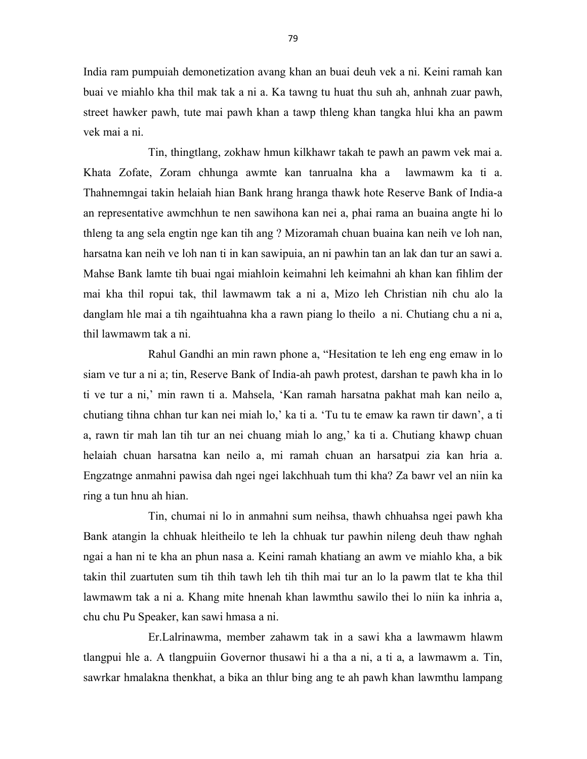India ram pumpuiah demonetization avang khan an buai deuh vek a ni. Keini ramah kan buai ve miahlo kha thil mak tak a ni a. Ka tawng tu huat thu suh ah, anhnah zuar pawh, street hawker pawh, tute mai pawh khan a tawp thleng khan tangka hlui kha an pawm vek mai a ni.

Tin, thingtlang, zokhaw hmun kilkhawr takah te pawh an pawm vek mai a. Khata Zofate, Zoram chhunga awmte kan tanrualna kha a lawmawm ka ti a. Thahnemngai takin helaiah hian Bank hrang hranga thawk hote Reserve Bank of India-a an representative awmchhun te nen sawihona kan nei a, phai rama an buaina angte hi lo thleng ta ang sela engtin nge kan tih ang ? Mizoramah chuan buaina kan neih ve loh nan, harsatna kan neih ve loh nan ti in kan sawipuia, an ni pawhin tan an lak dan tur an sawi a. Mahse Bank lamte tih buai ngai miahloin keimahni leh keimahni ah khan kan fihlim der mai kha thil ropui tak, thil lawmawm tak a ni a, Mizo leh Christian nih chu alo la danglam hle mai a tih ngaihtuahna kha a rawn piang lo theilo a ni. Chutiang chu a ni a, thil lawmawm tak a ni.

Rahul Gandhi an min rawn phone a, "Hesitation te leh eng eng emaw in lo siam ve tur a ni a; tin, Reserve Bank of India-ah pawh protest, darshan te pawh kha in lo ti ve tur a ni,' min rawn ti a. Mahsela, 'Kan ramah harsatna pakhat mah kan neilo a, chutiang tihna chhan tur kan nei miah lo,' ka ti a. 'Tu tu te emaw ka rawn tir dawn', a ti a, rawn tir mah lan tih tur an nei chuang miah lo ang,' ka ti a. Chutiang khawp chuan helaiah chuan harsatna kan neilo a, mi ramah chuan an harsatpui zia kan hria a. Engzatnge anmahni pawisa dah ngei ngei lakchhuah tum thi kha? Za bawr vel an niin ka ring a tun hnu ah hian.

Tin, chumai ni lo in anmahni sum neihsa, thawh chhuahsa ngei pawh kha Bank atangin la chhuak hleitheilo te leh la chhuak tur pawhin nileng deuh thaw nghah ngai a han ni te kha an phun nasa a. Keini ramah khatiang an awm ve miahlo kha, a bik takin thil zuartuten sum tih thih tawh leh tih thih mai tur an lo la pawm tlat te kha thil lawmawm tak a ni a. Khang mite hnenah khan lawmthu sawilo thei lo niin ka inhria a, chu chu Pu Speaker, kan sawi hmasa a ni.

Er.Lalrinawma, member zahawm tak in a sawi kha a lawmawm hlawm tlangpui hle a. A tlangpuiin Governor thusawi hi a tha a ni, a ti a, a lawmawm a. Tin, sawrkar hmalakna thenkhat, a bika an thlur bing ang te ah pawh khan lawmthu lampang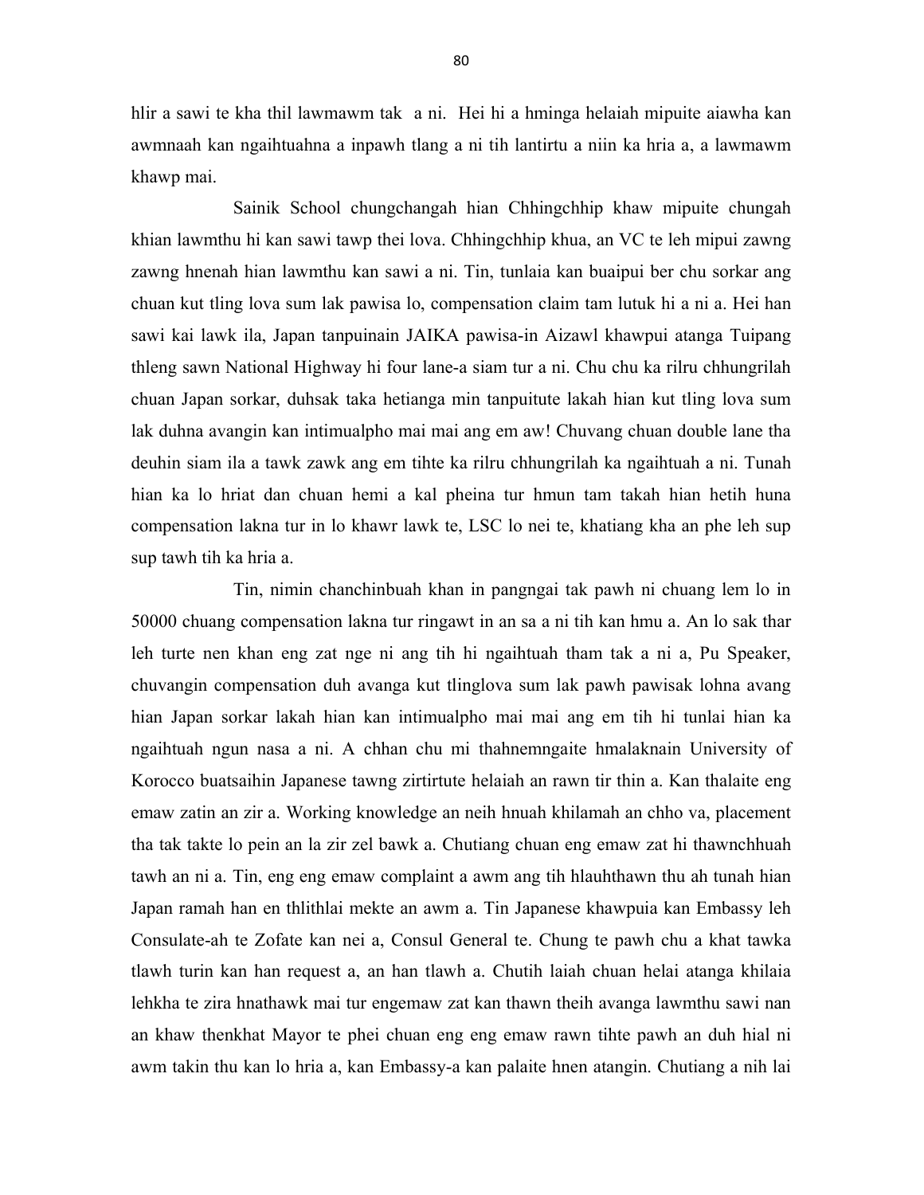hlir a sawi te kha thil lawmawm tak  a ni.  Hei hi a hminga helaiah mipuite aiawha kan awmnaah kan ngaihtuahna a inpawh tlang a ni tih lantirtu a niin ka hria a, a lawmawm khawp mai.

Sainik School chungchangah hian Chhingchhip khaw mipuite chungah khian lawmthu hi kan sawi tawp thei lova. Chhingchhip khua, an VC te leh mipui zawng zawng hnenah hian lawmthu kan sawi a ni. Tin, tunlaia kan buaipui ber chu sorkar ang chuan kut tling lova sum lak pawisa lo, compensation claim tam lutuk hi a ni a. Hei han sawi kai lawk ila, Japan tanpuinain JAIKA pawisa-in Aizawl khawpui atanga Tuipang thleng sawn National Highway hi four lane-a siam tur a ni. Chu chu ka rilru chhungrilah chuan Japan sorkar, duhsak taka hetianga min tanpuitute lakah hian kut tling lova sum lak duhna avangin kan intimualpho mai mai ang em aw! Chuvang chuan double lane tha deuhin siam ila a tawk zawk ang em tihte ka rilru chhungrilah ka ngaihtuah a ni. Tunah hian ka lo hriat dan chuan hemi a kal pheina tur hmun tam takah hian hetih huna compensation lakna tur in lo khawr lawk te, LSC lo nei te, khatiang kha an phe leh sup sup tawh tih ka hria a.

Tin, nimin chanchinbuah khan in pangngai tak pawh ni chuang lem lo in 50000 chuang compensation lakna tur ringawt in an sa a ni tih kan hmu a. An lo sak thar leh turte nen khan eng zat nge ni ang tih hi ngaihtuah tham tak a ni a, Pu Speaker, chuvangin compensation duh avanga kut tlinglova sum lak pawh pawisak lohna avang hian Japan sorkar lakah hian kan intimualpho mai mai ang em tih hi tunlai hian ka ngaihtuah ngun nasa a ni. A chhan chu mi thahnemngaite hmalaknain University of Korocco buatsaihin Japanese tawng zirtirtute helaiah an rawn tir thin a. Kan thalaite eng emaw zatin an zir a. Working knowledge an neih hnuah khilamah an chho va, placement tha tak takte lo pein an la zir zel bawk a. Chutiang chuan eng emaw zat hi thawnchhuah tawh an ni a. Tin, eng eng emaw complaint a awm ang tih hlauhthawn thu ah tunah hian Japan ramah han en thlithlai mekte an awm a. Tin Japanese khawpuia kan Embassy leh Consulate-ah te Zofate kan nei a, Consul General te. Chung te pawh chu a khat tawka tlawh turin kan han request a, an han tlawh a. Chutih laiah chuan helai atanga khilaia lehkha te zira hnathawk mai tur engemaw zat kan thawn theih avanga lawmthu sawi nan an khaw thenkhat Mayor te phei chuan eng eng emaw rawn tihte pawh an duh hial ni awm takin thu kan lo hria a, kan Embassy-a kan palaite hnen atangin. Chutiang a nih lai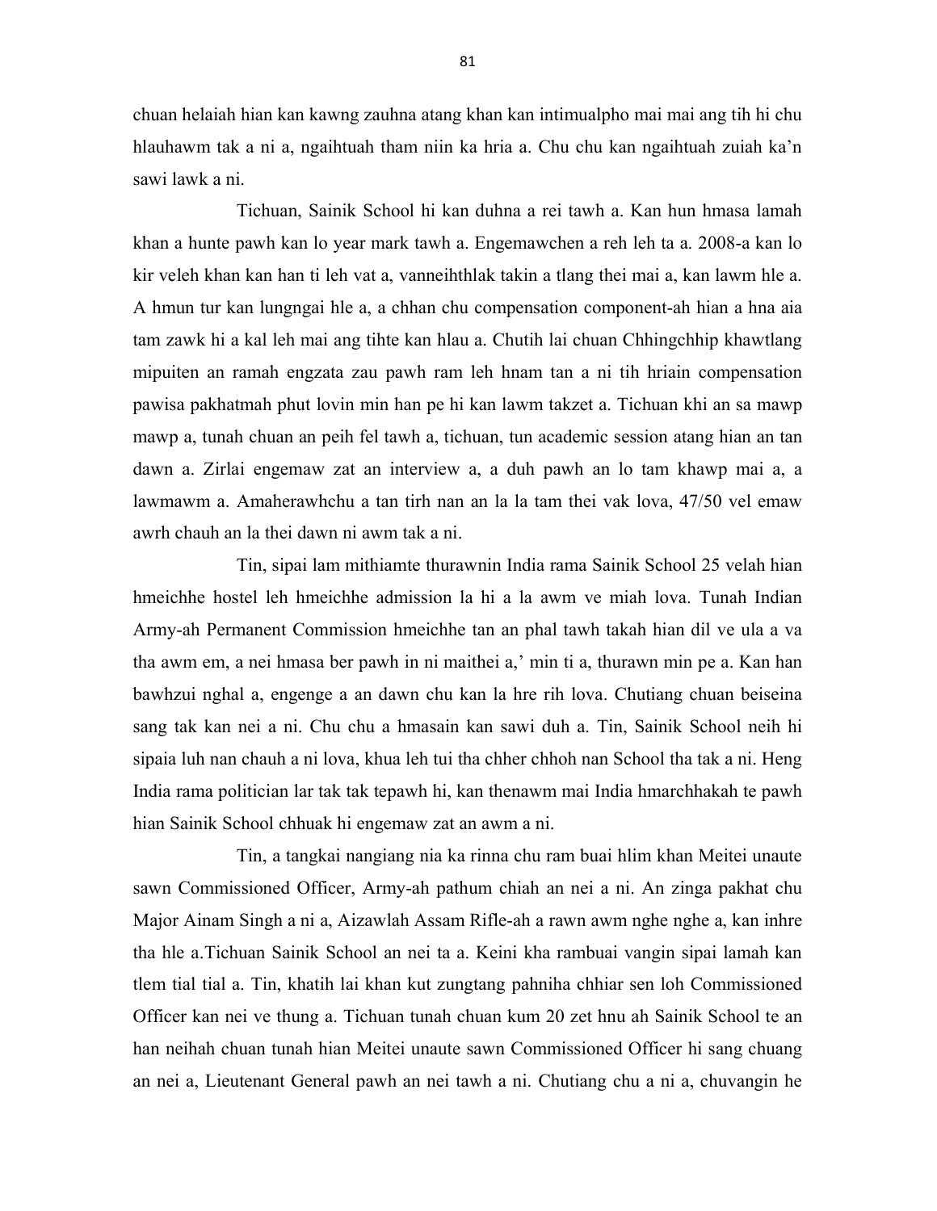chuan helaiah hian kan kawng zauhna atang khan kan intimualpho mai mai ang tih hi chu hlauhawm tak a ni a, ngaihtuah tham niin ka hria a. Chu chu kan ngaihtuah zuiah ka'n sawi lawk a ni.

Tichuan, Sainik School hi kan duhna a rei tawh a. Kan hun hmasa lamah khan a hunte pawh kan lo year mark tawh a. Engemawchen a reh leh ta a. 2008-a kan lo kir veleh khan kan han ti leh vat a, vanneihthlak takin a tlang thei mai a, kan lawm hle a. A hmun tur kan lungngai hle a, a chhan chu compensation component-ah hian a hna aia tam zawk hi a kal leh mai ang tihte kan hlau a. Chutih lai chuan Chhingchhip khawtlang mipuiten an ramah engzata zau pawh ram leh hnam tan a ni tih hriain compensation pawisa pakhatmah phut lovin min han pe hi kan lawm takzet a. Tichuan khi an sa mawp mawp a, tunah chuan an peih fel tawh a, tichuan, tun academic session atang hian an tan dawn a. Zirlai engemaw zat an interview a, a duh pawh an lo tam khawp mai a, a lawmawm a. Amaherawhchu a tan tirh nan an la la tam thei vak lova, 47/50 vel emaw awrh chauh an la thei dawn ni awm tak a ni.

Tin, sipai lam mithiamte thurawnin India rama Sainik School 25 velah hian hmeichhe hostel leh hmeichhe admission la hi a la awm ve miah lova. Tunah Indian Army-ah Permanent Commission hmeichhe tan an phal tawh takah hian dil ve ula a va tha awm em, a nei hmasa ber pawh in ni maithei a,' min ti a, thurawn min pe a. Kan han bawhzui nghal a, engenge a an dawn chu kan la hre rih lova. Chutiang chuan beiseina sang tak kan nei a ni. Chu chu a hmasain kan sawi duh a. Tin, Sainik School neih hi sipaia luh nan chauh a ni lova, khua leh tui tha chher chhoh nan School tha tak a ni. Heng India rama politician lar tak tak tepawh hi, kan thenawm mai India hmarchhakah te pawh hian Sainik School chhuak hi engemaw zat an awm a ni.

Tin, a tangkai nangiang nia ka rinna chu ram buai hlim khan Meitei unaute sawn Commissioned Officer, Army-ah pathum chiah an nei a ni. An zinga pakhat chu Major Ainam Singh a ni a, Aizawlah Assam Rifle-ah a rawn awm nghe nghe a, kan inhre tha hle a.Tichuan Sainik School an nei ta a. Keini kha rambuai vangin sipai lamah kan tlem tial tial a. Tin, khatih lai khan kut zungtang pahniha chhiar sen loh Commissioned Officer kan nei ve thung a. Tichuan tunah chuan kum 20 zet hnu ah Sainik School te an han neihah chuan tunah hian Meitei unaute sawn Commissioned Officer hi sang chuang an nei a, Lieutenant General pawh an nei tawh a ni. Chutiang chu a ni a, chuvangin he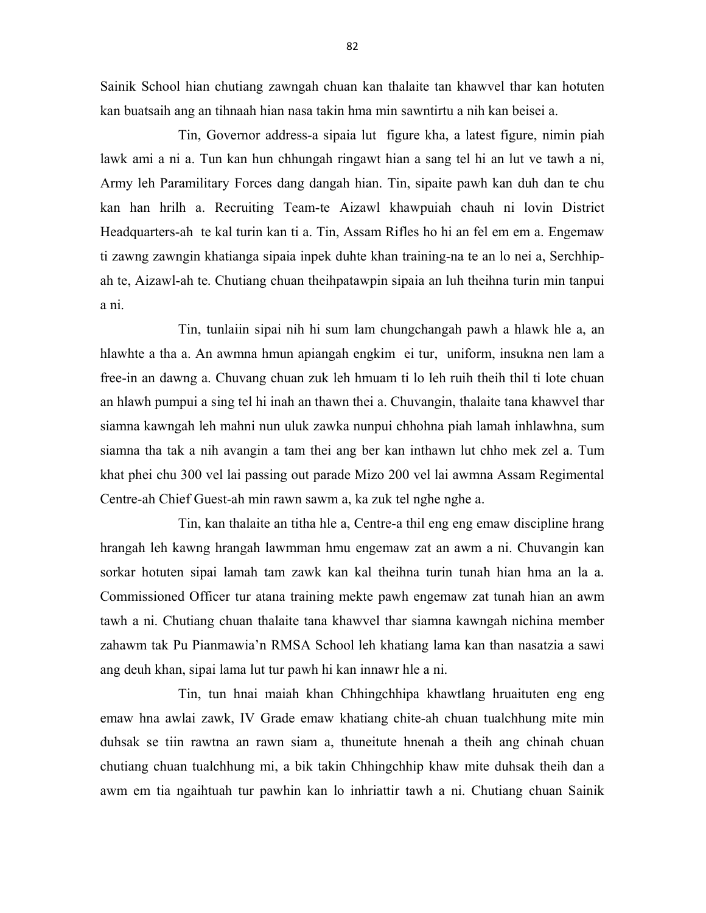Sainik School hian chutiang zawngah chuan kan thalaite tan khawvel thar kan hotuten kan buatsaih ang an tihnaah hian nasa takin hma min sawntirtu a nih kan beisei a.

Tin, Governor address-a sipaia lut figure kha, a latest figure, nimin piah lawk ami a ni a. Tun kan hun chhungah ringawt hian a sang tel hi an lut ve tawh a ni, Army leh Paramilitary Forces dang dangah hian. Tin, sipaite pawh kan duh dan te chu kan han hrilh a. Recruiting Team-te Aizawl khawpuiah chauh ni lovin District Headquarters-ah te kal turin kan ti a. Tin, Assam Rifles ho hi an fel em em a. Engemaw ti zawng zawngin khatianga sipaia inpek duhte khan training-na te an lo nei a, Serchhip-ah te, Aizawl-ah te. Chutiang chuan theihpatawpin sipaia an luh theihna turin min tanpui a ni.

Tin, tunlaiin sipai nih hi sum lam chungchangah pawh a hlawk hle a, an hlawhte a tha a. An awmna hmun apiangah engkim ei tur, uniform, insukna nen lam a free-in an dawng a. Chuvang chuan zuk leh hmuam ti lo leh ruih theih thil ti lote chuan an hlawh pumpui a sing tel hi inah an thawn thei a. Chuvangin, thalaite tana khawvel thar siamna kawngah leh mahni nun uluk zawka nunpui chhohna piah lamah inhlawhna, sum siamna tha tak a nih avangin a tam thei ang ber kan inthawn lut chho mek zel a. Tum khat phei chu 300 vel lai passing out parade Mizo 200 vel lai awmna Assam Regimental Centre-ah Chief Guest-ah min rawn sawm a, ka zuk tel nghe nghe a.

Tin, kan thalaite an titha hle a, Centre-a thil eng eng emaw discipline hrang hrangah leh kawng hrangah lawmman hmu engemaw zat an awm a ni. Chuvangin kan sorkar hotuten sipai lamah tam zawk kan kal theihna turin tunah hian hma an la a. Commissioned Officer tur atana training mekte pawh engemaw zat tunah hian an awm tawh a ni. Chutiang chuan thalaite tana khawvel thar siamna kawngah nichina member zahawm tak Pu Pianmawia'n RMSA School leh khatiang lama kan than nasatzia a sawi ang deuh khan, sipai lama lut tur pawh hi kan innawr hle a ni.

Tin, tun hnai maiah khan Chhingchhipa khawtlang hruaituten eng eng emaw hna awlai zawk, IV Grade emaw khatiang chite-ah chuan tualchhung mite min duhsak se tiin rawtna an rawn siam a, thuneitute hnenah a theih ang chinah chuan chutiang chuan tualchhung mi, a bik takin Chhingchhip khaw mite duhsak theih dan a awm em tia ngaihtuah tur pawhin kan lo inhriattir tawh a ni. Chutiang chuan Sainik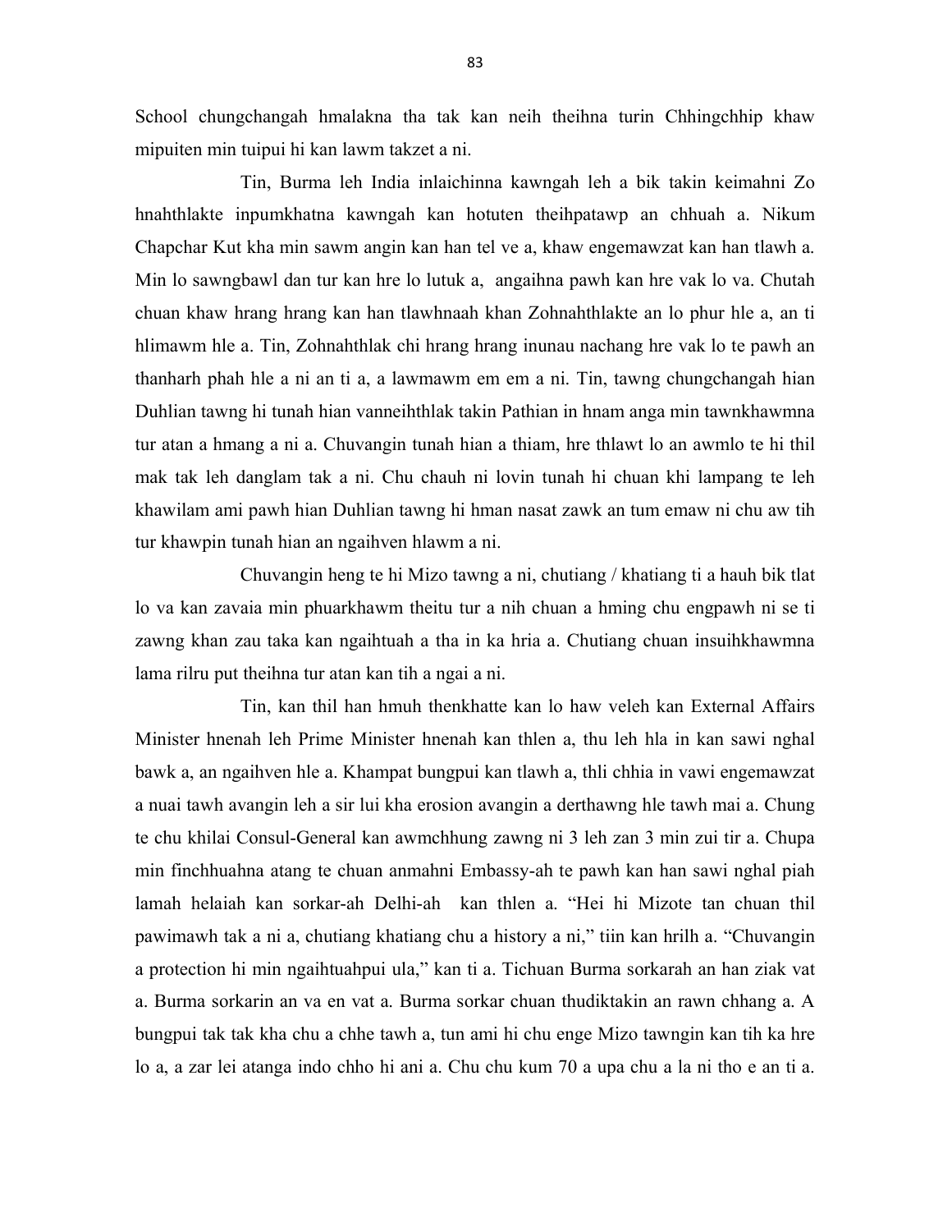School chungchangah hmalakna tha tak kan neih theihna turin Chhingchhip khaw mipuiten min tuipui hi kan lawm takzet a ni.

Tin, Burma leh India inlaichinna kawngah leh a bik takin keimahni Zo hnahthlakte inpumkhatna kawngah kan hotuten theihpatawp an chhuah a. Nikum Chapchar Kut kha min sawm angin kan han tel ve a, khaw engemawzat kan han tlawh a. Min lo sawngbawl dan tur kan hre lo lutuk a, angaihna pawh kan hre vak lo va. Chutah chuan khaw hrang hrang kan han tlawhnaah khan Zohnahthlakte an lo phur hle a, an ti hlimawm hle a. Tin, Zohnahthlak chi hrang hrang inunau nachang hre vak lo te pawh an thanharh phah hle a ni an ti a, a lawmawm em em a ni. Tin, tawng chungchangah hian Duhlian tawng hi tunah hian vanneihthlak takin Pathian in hnam anga min tawnkhawmna tur atan a hmang a ni a. Chuvangin tunah hian a thiam, hre thlawt lo an awmlo te hi thil mak tak leh danglam tak a ni. Chu chauh ni lovin tunah hi chuan khi lampang te leh khawilam ami pawh hian Duhlian tawng hi hman nasat zawk an tum emaw ni chu aw tih tur khawpin tunah hian an ngaihven hlawm a ni.

Chuvangin heng te hi Mizo tawng a ni, chutiang / khatiang ti a hauh bik tlat lo va kan zavaia min phuarkhawm theitu tur a nih chuan a hming chu engpawh ni se ti zawng khan zau taka kan ngaihtuah a tha in ka hria a. Chutiang chuan insuihkhawmna lama rilru put theihna tur atan kan tih a ngai a ni.

Tin, kan thil han hmuh thenkhatte kan lo haw veleh kan External Affairs Minister hnenah leh Prime Minister hnenah kan thlen a, thu leh hla in kan sawi nghal bawk a, an ngaihven hle a. Khampat bungpui kan tlawh a, thli chhia in vawi engemawzat a nuai tawh avangin leh a sir lui kha erosion avangin a derthawng hle tawh mai a. Chung te chu khilai Consul-General kan awmchhung zawng ni 3 leh zan 3 min zui tir a. Chupa min finchhuahna atang te chuan anmahni Embassy-ah te pawh kan han sawi nghal piah lamah helaiah kan sorkar-ah Delhi-ah kan thlen a. "Hei hi Mizote tan chuan thil pawimawh tak a ni a, chutiang khatiang chu a history a ni," tiin kan hrilh a. "Chuvangin a protection hi min ngaihtuahpui ula," kan ti a. Tichuan Burma sorkarah an han ziak vat a. Burma sorkarin an va en vat a. Burma sorkar chuan thudiktakin an rawn chhang a. A bungpui tak tak kha chu a chhe tawh a, tun ami hi chu enge Mizo tawngin kan tih ka hre lo a, a zar lei atanga indo chho hi ani a. Chu chu kum 70 a upa chu a la ni tho e an ti a.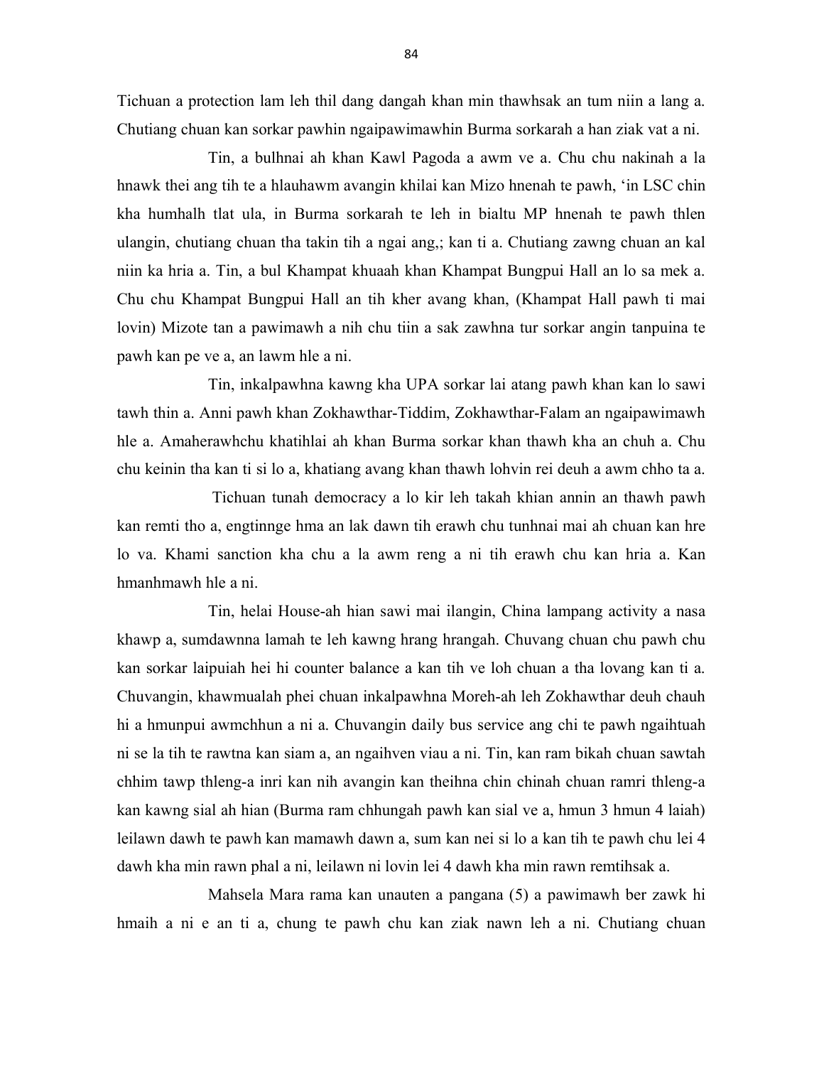Tichuan a protection lam leh thil dang dangah khan min thawhsak an tum niin a lang a. Chutiang chuan kan sorkar pawhin ngaipawimawhin Burma sorkarah a han ziak vat a ni.

Tin, a bulhnai ah khan Kawl Pagoda a awm ve a. Chu chu nakinah a la hnawk thei ang tih te a hlauhawm avangin khilai kan Mizo hnenah te pawh, 'in LSC chin kha humhalh tlat ula, in Burma sorkarah te leh in bialtu MP hnenah te pawh thlen ulangin, chutiang chuan tha takin tih a ngai ang,; kan ti a. Chutiang zawng chuan an kal niin ka hria a. Tin, a bul Khampat khuaah khan Khampat Bungpui Hall an lo sa mek a. Chu chu Khampat Bungpui Hall an tih kher avang khan, (Khampat Hall pawh ti mai lovin) Mizote tan a pawimawh a nih chu tiin a sak zawhna tur sorkar angin tanpuina te pawh kan pe ve a, an lawm hle a ni.

Tin, inkalpawhna kawng kha UPA sorkar lai atang pawh khan kan lo sawi tawh thin a. Anni pawh khan Zokhawthar-Tiddim, Zokhawthar-Falam an ngaipawimawh hle a. Amaherawhchu khatihlai ah khan Burma sorkar khan thawh kha an chuh a. Chu chu keinin tha kan ti si lo a, khatiang avang khan thawh lohvin rei deuh a awm chho ta a.

Tichuan tunah democracy a lo kir leh takah khian annin an thawh pawh kan remti tho a, engtinnge hma an lak dawn tih erawh chu tunhnai mai ah chuan kan hre lo va. Khami sanction kha chu a la awm reng a ni tih erawh chu kan hria a. Kan hmanhmawh hle a ni.

Tin, helai House-ah hian sawi mai ilangin, China lampang activity a nasa khawp a, sumdawnna lamah te leh kawng hrang hrangah. Chuvang chuan chu pawh chu kan sorkar laipuiah hei hi counter balance a kan tih ve loh chuan a tha lovang kan ti a. Chuvangin, khawmualah phei chuan inkalpawhna Moreh-ah leh Zokhawthar deuh chauh hi a hmunpui awmchhun a ni a. Chuvangin daily bus service ang chi te pawh ngaihtuah ni se la tih te rawtna kan siam a, an ngaihven viau a ni. Tin, kan ram bikah chuan sawtah chhim tawp thleng-a inri kan nih avangin kan theihna chin chinah chuan ramri thleng-a kan kawng sial ah hian (Burma ram chhungah pawh kan sial ve a, hmun 3 hmun 4 laiah) leilawn dawh te pawh kan mamawh dawn a, sum kan nei si lo a kan tih te pawh chu lei 4 dawh kha min rawn phal a ni, leilawn ni lovin lei 4 dawh kha min rawn remtihsak a.

Mahsela Mara rama kan unauten a pangana (5) a pawimawh ber zawk hi hmaih a ni e an ti a, chung te pawh chu kan ziak nawn leh a ni. Chutiang chuan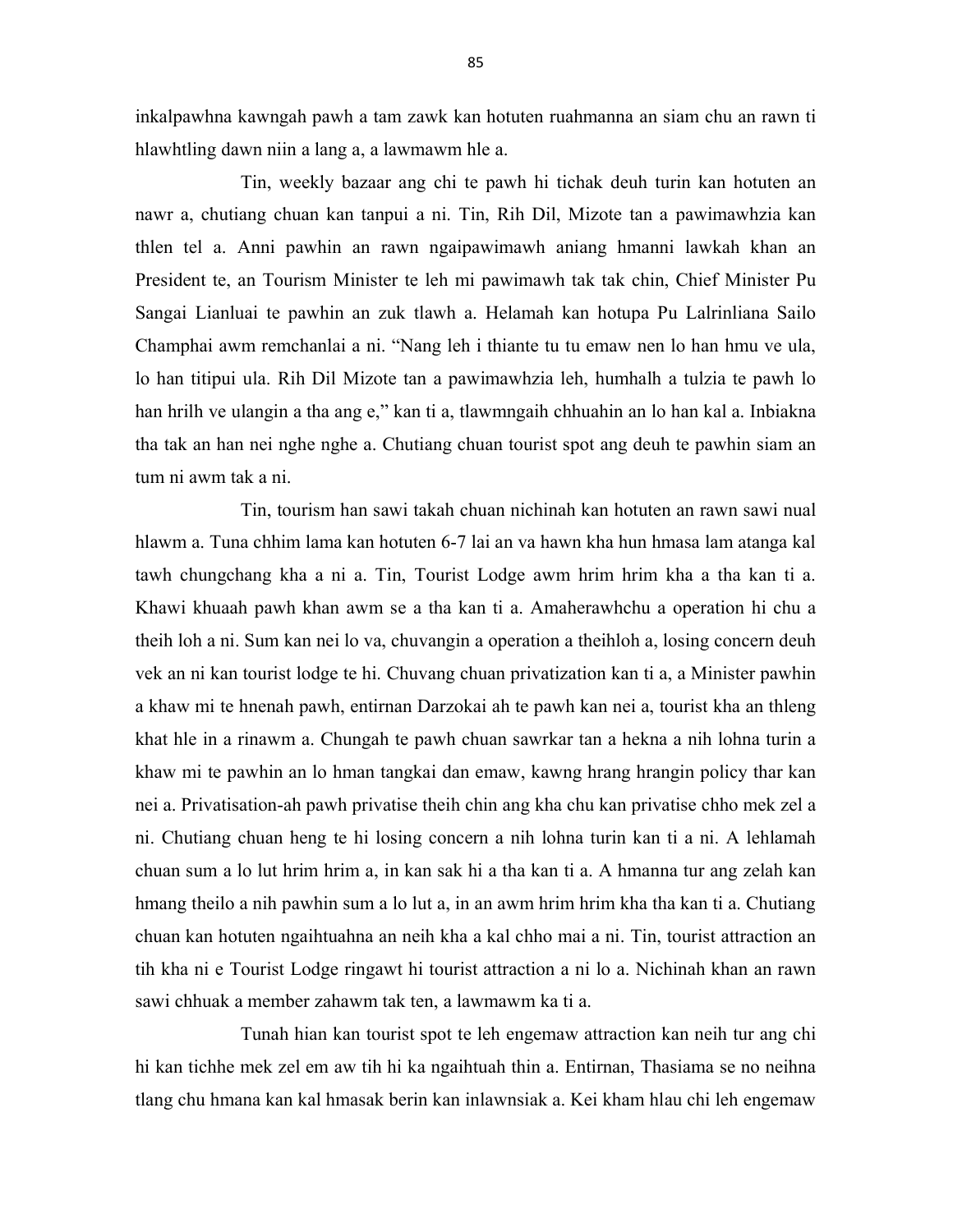inkalpawhna kawngah pawh a tam zawk kan hotuten ruahmanna an siam chu an rawn ti hlawhtling dawn niin a lang a, a lawmawm hle a.

Tin, weekly bazaar ang chi te pawh hi tichak deuh turin kan hotuten an nawr a, chutiang chuan kan tanpui a ni. Tin, Rih Dil, Mizote tan a pawimawhzia kan thlen tel a. Anni pawhin an rawn ngaipawimawh aniang hmanni lawkah khan an President te, an Tourism Minister te leh mi pawimawh tak tak chin, Chief Minister Pu Sangai Lianluai te pawhin an zuk tlawh a. Helamah kan hotupa Pu Lalrinliana Sailo Champhai awm remchanlai a ni. "Nang leh i thiante tu tu emaw nen lo han hmu ve ula, lo han titipui ula. Rih Dil Mizote tan a pawimawhzia leh, humhalh a tulzia te pawh lo han hrilh ve ulangin a tha ang e," kan ti a, tlawmngaih chhuahin an lo han kal a. Inbiakna tha tak an han nei nghe nghe a. Chutiang chuan tourist spot ang deuh te pawhin siam an tum ni awm tak a ni.

Tin, tourism han sawi takah chuan nichinah kan hotuten an rawn sawi nual hlawm a. Tuna chhim lama kan hotuten 6-7 lai an va hawn kha hun hmasa lam atanga kal tawh chungchang kha a ni a. Tin, Tourist Lodge awm hrim hrim kha a tha kan ti a. Khawi khuaah pawh khan awm se a tha kan ti a. Amaherawhchu a operation hi chu a theih loh a ni. Sum kan nei lo va, chuvangin a operation a theihloh a, losing concern deuh vek an ni kan tourist lodge te hi. Chuvang chuan privatization kan ti a, a Minister pawhin a khaw mi te hnenah pawh, entirnan Darzokai ah te pawh kan nei a, tourist kha an thleng khat hle in a rinawm a. Chungah te pawh chuan sawrkar tan a hekna a nih lohna turin a khaw mi te pawhin an lo hman tangkai dan emaw, kawng hrang hrangin policy thar kan nei a. Privatisation-ah pawh privatise theih chin ang kha chu kan privatise chho mek zel a ni. Chutiang chuan heng te hi losing concern a nih lohna turin kan ti a ni. A lehlamah chuan sum a lo lut hrim hrim a, in kan sak hi a tha kan ti a. A hmanna tur ang zelah kan hmang theilo a nih pawhin sum a lo lut a, in an awm hrim hrim kha tha kan ti a. Chutiang chuan kan hotuten ngaihtuahna an neih kha a kal chho mai a ni. Tin, tourist attraction an tih kha ni e Tourist Lodge ringawt hi tourist attraction a ni lo a. Nichinah khan an rawn sawi chhuak a member zahawm tak ten, a lawmawm ka ti a.

Tunah hian kan tourist spot te leh engemaw attraction kan neih tur ang chi hi kan tichhe mek zel em aw tih hi ka ngaihtuah thin a. Entirnan, Thasiama se no neihna tlang chu hmana kan kal hmasak berin kan inlawnsiak a. Kei kham hlau chi leh engemaw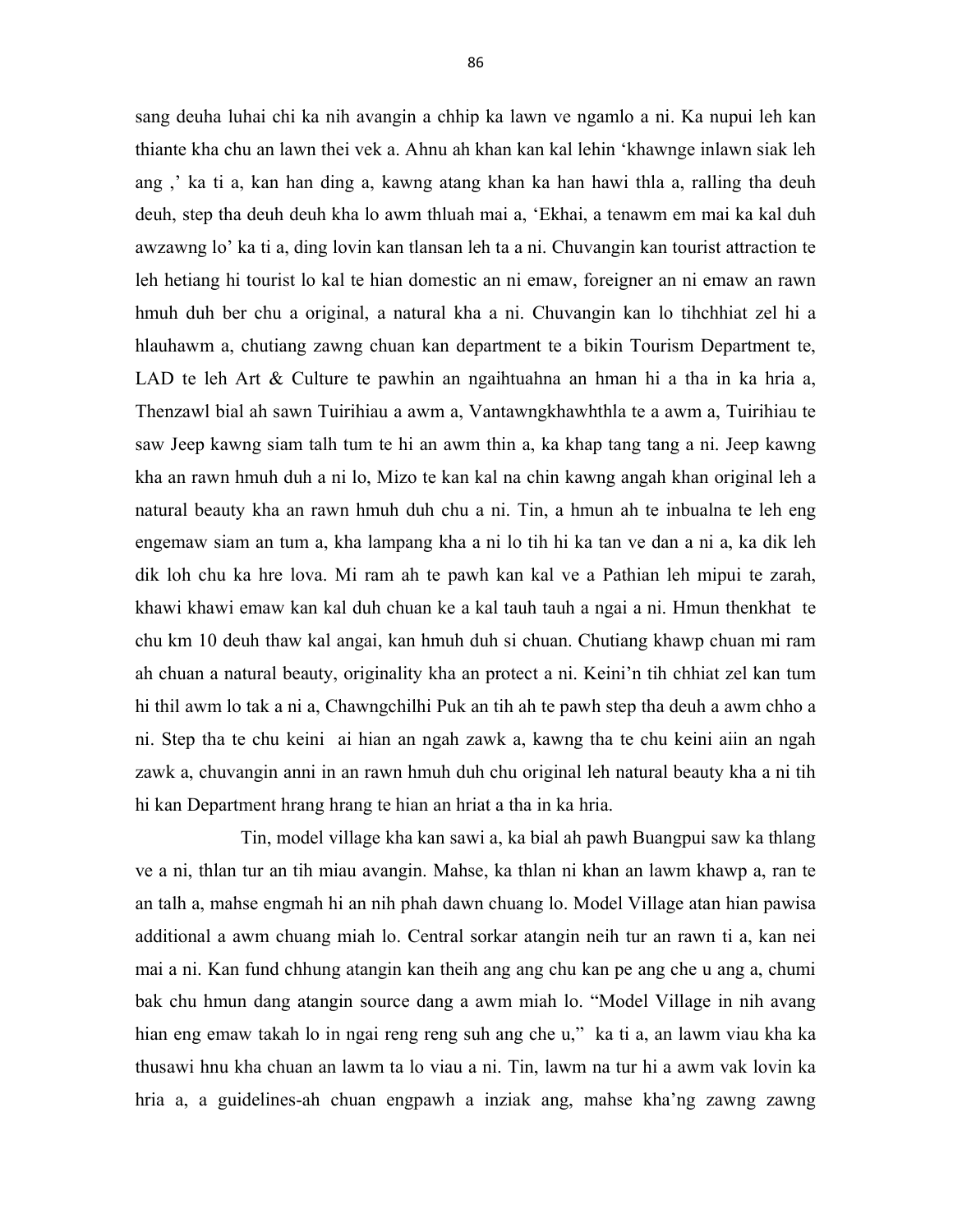sang deuha luhai chi ka nih avangin a chhip ka lawn ve ngamlo a ni. Ka nupui leh kan thiante kha chu an lawn thei vek a. Ahnu ah khan kan kal lehin 'khawnge inlawn siak leh ang ,' ka ti a, kan han ding a, kawng atang khan ka han hawi thla a, ralling tha deuh deuh, step tha deuh deuh kha lo awm thluah mai a, 'Ekhai, a tenawm em mai ka kal duh awzawng lo' ka ti a, ding lovin kan tlansan leh ta a ni. Chuvangin kan tourist attraction te leh hetiang hi tourist lo kal te hian domestic an ni emaw, foreigner an ni emaw an rawn hmuh duh ber chu a original, a natural kha a ni. Chuvangin kan lo tihchhiat zel hi a hlauhawm a, chutiang zawng chuan kan department te a bikin Tourism Department te, LAD te leh Art & Culture te pawhin an ngaihtuahna an hman hi a tha in ka hria a, Thenzawl bial ah sawn Tuirihiau a awm a, Vantawngkhawhthla te a awm a, Tuirihiau te saw Jeep kawng siam talh tum te hi an awm thin a, ka khap tang tang a ni. Jeep kawng kha an rawn hmuh duh a ni lo, Mizo te kan kal na chin kawng angah khan original leh a natural beauty kha an rawn hmuh duh chu a ni. Tin, a hmun ah te inbualna te leh eng engemaw siam an tum a, kha lampang kha a ni lo tih hi ka tan ve dan a ni a, ka dik leh dik loh chu ka hre lova. Mi ram ah te pawh kan kal ve a Pathian leh mipui te zarah, khawi khawi emaw kan kal duh chuan ke a kal tauh tauh a ngai a ni. Hmun thenkhat te chu km 10 deuh thaw kal angai, kan hmuh duh si chuan. Chutiang khawp chuan mi ram ah chuan a natural beauty, originality kha an protect a ni. Keini'n tih chhiat zel kan tum hi thil awm lo tak a ni a, Chawngchilhi Puk an tih ah te pawh step tha deuh a awm chho a ni. Step tha te chu keini ai hian an ngah zawk a, kawng tha te chu keini aiin an ngah zawk a, chuvangin anni in an rawn hmuh duh chu original leh natural beauty kha a ni tih hi kan Department hrang hrang te hian an hriat a tha in ka hria.

Tin, model village kha kan sawi a, ka bial ah pawh Buangpui saw ka thlang ve a ni, thlan tur an tih miau avangin. Mahse, ka thlan ni khan an lawm khawp a, ran te an talh a, mahse engmah hi an nih phah dawn chuang lo. Model Village atan hian pawisa additional a awm chuang miah lo. Central sorkar atangin neih tur an rawn ti a, kan nei mai a ni. Kan fund chhung atangin kan theih ang ang chu kan pe ang che u ang a, chumi bak chu hmun dang atangin source dang a awm miah lo. "Model Village in nih avang hian eng emaw takah lo in ngai reng reng suh ang che u," ka ti a, an lawm viau kha ka thusawi hnu kha chuan an lawm ta lo viau a ni. Tin, lawm na tur hi a awm vak lovin ka hria a, a guidelines-ah chuan engpawh a inziak ang, mahse kha'ng zawng zawng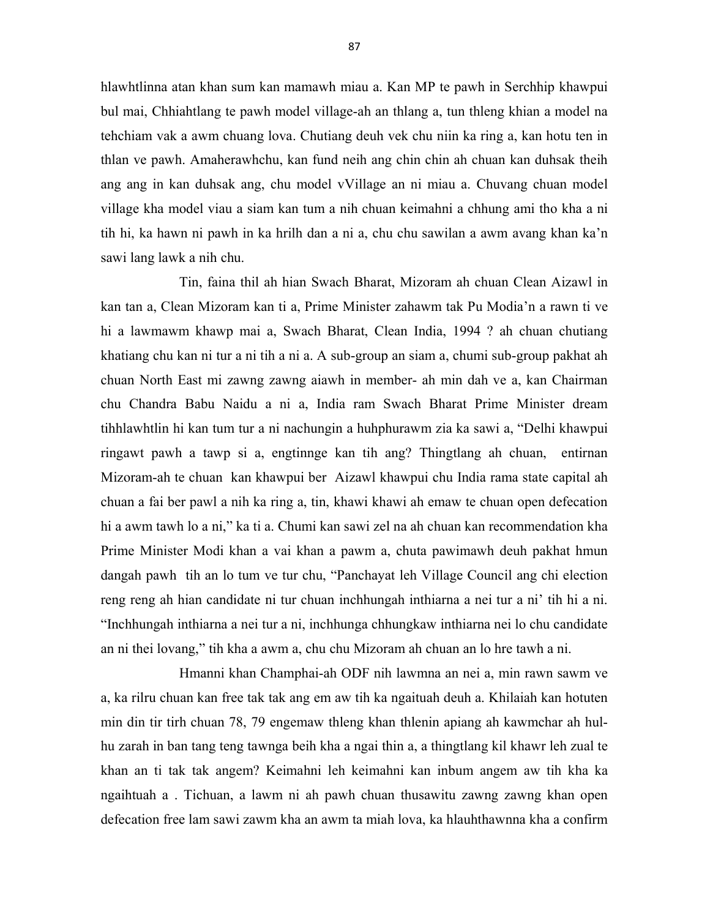hlawhtlinna atan khan sum kan mamawh miau a. Kan MP te pawh in Serchhip khawpui bul mai, Chhiahtlang te pawh model village-ah an thlang a, tun thleng khian a model na tehchiam vak a awm chuang lova. Chutiang deuh vek chu niin ka ring a, kan hotu ten in thlan ve pawh. Amaherawhchu, kan fund neih ang chin chin ah chuan kan duhsak theih ang ang in kan duhsak ang, chu model vVillage an ni miau a. Chuvang chuan model village kha model viau a siam kan tum a nih chuan keimahni a chhung ami tho kha a ni tih hi, ka hawn ni pawh in ka hrilh dan a ni a, chu chu sawilan a awm avang khan ka'n sawi lang lawk a nih chu.

Tin, faina thil ah hian Swach Bharat, Mizoram ah chuan Clean Aizawl in kan tan a, Clean Mizoram kan ti a, Prime Minister zahawm tak Pu Modia'n a rawn ti ve hi a lawmawm khawp mai a, Swach Bharat, Clean India, 1994 ? ah chuan chutiang khatiang chu kan ni tur a ni tih a ni a. A sub-group an siam a, chumi sub-group pakhat ah chuan North East mi zawng zawng aiawh in member- ah min dah ve a, kan Chairman chu Chandra Babu Naidu a ni a, India ram Swach Bharat Prime Minister dream tihhlawhtlin hi kan tum tur a ni nachungin a huhphurawm zia ka sawi a, "Delhi khawpui ringawt pawh a tawp si a, engtinnge kan tih ang? Thingtlang ah chuan, entirnan Mizoram-ah te chuan kan khawpui ber Aizawl khawpui chu India rama state capital ah chuan a fai ber pawl a nih ka ring a, tin, khawi khawi ah emaw te chuan open defecation hi a awm tawh lo a ni," ka ti a. Chumi kan sawi zel na ah chuan kan recommendation kha Prime Minister Modi khan a vai khan a pawm a, chuta pawimawh deuh pakhat hmun dangah pawh tih an lo tum ve tur chu, "Panchayat leh Village Council ang chi election reng reng ah hian candidate ni tur chuan inchhungah inthiarna a nei tur a ni' tih hi a ni. "Inchhungah inthiarna a nei tur a ni, inchhunga chhungkaw inthiarna nei lo chu candidate an ni thei lovang," tih kha a awm a, chu chu Mizoram ah chuan an lo hre tawh a ni.

Hmanni khan Champhai-ah ODF nih lawmna an nei a, min rawn sawm ve a, ka rilru chuan kan free tak tak ang em aw tih ka ngaituah deuh a. Khilaiah kan hotuten min din tir tirh chuan 78, 79 engemaw thleng khan thlenin apiang ah kawmchar ah hul-hu zarah in ban tang teng tawnga beih kha a ngai thin a, a thingtlang kil khawr leh zual te khan an ti tak tak angem? Keimahni leh keimahni kan inbum angem aw tih kha ka ngaihtuah a . Tichuan, a lawm ni ah pawh chuan thusawitu zawng zawng khan open defecation free lam sawi zawm kha an awm ta miah lova, ka hlauhthawnna kha a confirm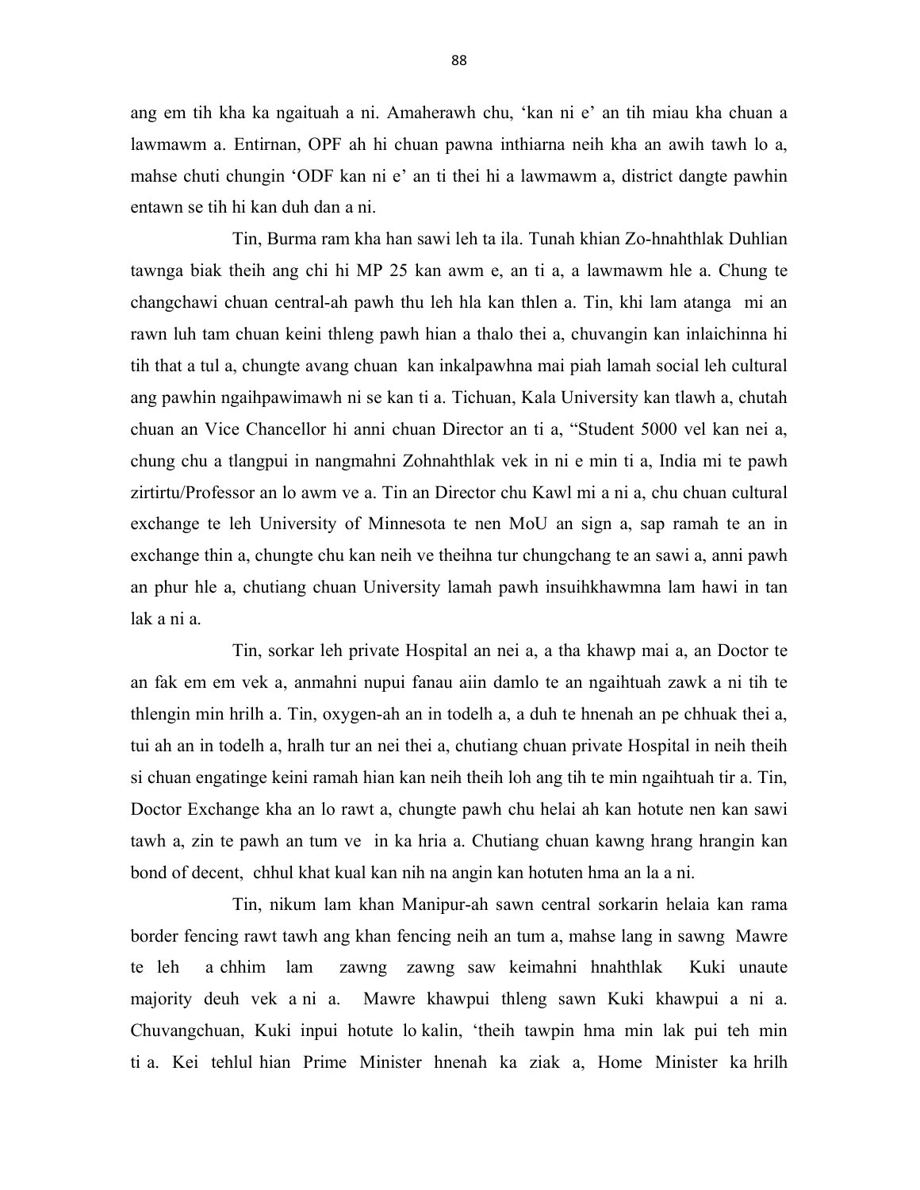ang em tih kha ka ngaituah a ni. Amaherawh chu, 'kan ni e' an tih miau kha chuan a lawmawm a. Entirnan, OPF ah hi chuan pawna inthiarna neih kha an awih tawh lo a, mahse chuti chungin 'ODF kan ni e' an ti thei hi a lawmawm a, district dangte pawhin entawn se tih hi kan duh dan a ni.

Tin, Burma ram kha han sawi leh ta ila. Tunah khian Zo-hnahthlak Duhlian tawnga biak theih ang chi hi MP 25 kan awm e, an ti a, a lawmawm hle a. Chung te changchawi chuan central-ah pawh thu leh hla kan thlen a. Tin, khi lam atanga mi an rawn luh tam chuan keini thleng pawh hian a thalo thei a, chuvangin kan inlaichinna hi tih that a tul a, chungte avang chuan kan inkalpawhna mai piah lamah social leh cultural ang pawhin ngaihpawimawh ni se kan ti a. Tichuan, Kala University kan tlawh a, chutah chuan an Vice Chancellor hi anni chuan Director an ti a, "Student 5000 vel kan nei a, chung chu a tlangpui in nangmahni Zohnahthlak vek in ni e min ti a, India mi te pawh zirtirtu/Professor an lo awm ve a. Tin an Director chu Kawl mi a ni a, chu chuan cultural exchange te leh University of Minnesota te nen MoU an sign a, sap ramah te an in exchange thin a, chungte chu kan neih ve theihna tur chungchang te an sawi a, anni pawh an phur hle a, chutiang chuan University lamah pawh insuihkhawmna lam hawi in tan lak a ni a.

Tin, sorkar leh private Hospital an nei a, a tha khawp mai a, an Doctor te an fak em em vek a, anmahni nupui fanau aiin damlo te an ngaihtuah zawk a ni tih te thlengin min hrilh a. Tin, oxygen-ah an in todelh a, a duh te hnenah an pe chhuak thei a, tui ah an in todelh a, hralh tur an nei thei a, chutiang chuan private Hospital in neih theih si chuan engatinge keini ramah hian kan neih theih loh ang tih te min ngaihtuah tir a. Tin, Doctor Exchange kha an lo rawt a, chungte pawh chu helai ah kan hotute nen kan sawi tawh a, zin te pawh an tum ve in ka hria a. Chutiang chuan kawng hrang hrangin kan bond of decent, chhul khat kual kan nih na angin kan hotuten hma an la a ni.

Tin, nikum lam khan Manipur-ah sawn central sorkarin helaia kan rama border fencing rawt tawh ang khan fencing neih an tum a, mahse lang in sawng Mawre te leh a chhim lam zawng zawng saw keimahni hnahthlak Kuki unaute majority deuh vek a ni a. Mawre khawpui thleng sawn Kuki khawpui a ni a. Chuvangchuan, Kuki inpui hotute lo kalin, 'theih tawpin hma min lak pui teh min ti a. Kei tehlul hian Prime Minister hnenah ka ziak a, Home Minister ka hrilh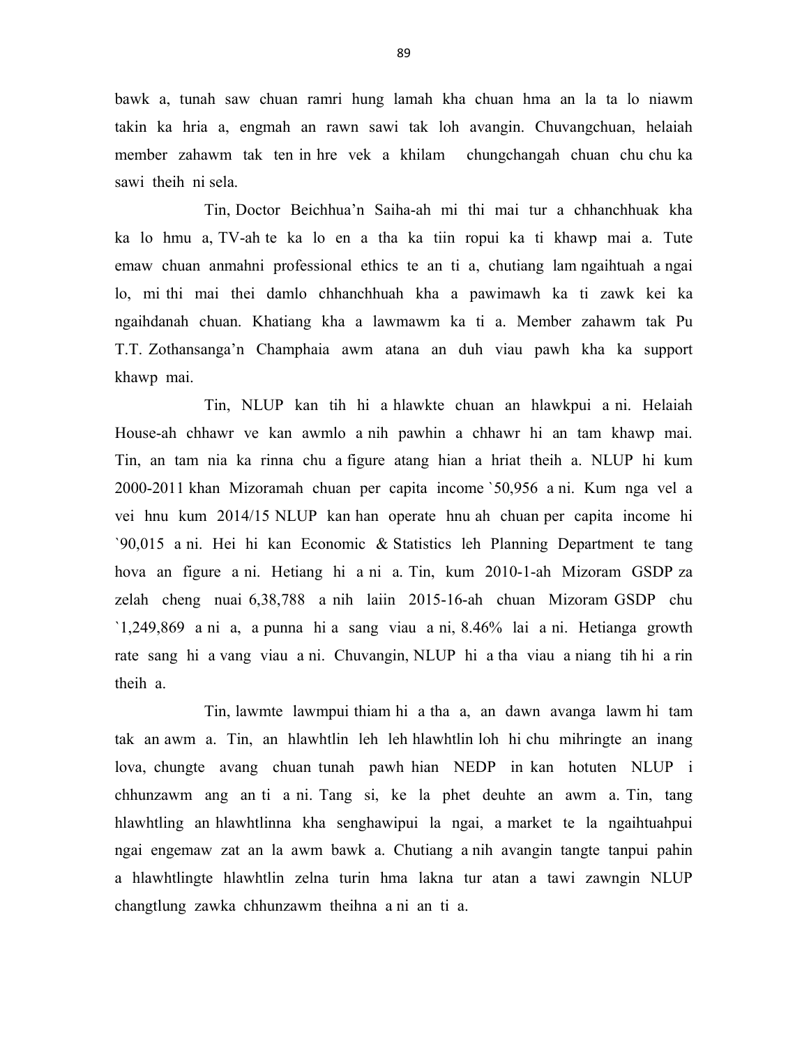bawk a, tunah saw chuan ramri hung lamah kha chuan hma an la ta lo niawm takin ka hria a, engmah an rawn sawi tak loh avangin. Chuvangchuan, helaiah member zahawm tak ten in hre vek a khilam chungchangah chuan chu chu ka sawi theih ni sela.

Tin, Doctor Beichhua'n Saiha-ah mi thi mai tur a chhanchhuak kha ka lo hmu a, TV-ah te ka lo en a tha ka tiin ropui ka ti khawp mai a. Tute emaw chuan anmahni professional ethics te an ti a, chutiang lam ngaihtuah a ngai lo, mi thi mai thei damlo chhanchhuah kha a pawimawh ka ti zawk kei ka ngaihdanah chuan. Khatiang kha a lawmawm ka ti a. Member zahawm tak Pu T.T. Zothansanga'n Champhaia awm atana an duh viau pawh kha ka support khawp mai.

Tin, NLUP kan tih hi a hlawkte chuan an hlawkpui a ni. Helaiah House-ah chhawr ve kan awmlo a nih pawhin a chhawr hi an tam khawp mai. Tin, an tam nia ka rinna chu a figure atang hian a hriat theih a. NLUP hi kum 2000-2011 khan Mizoramah chuan per capita income `50,956 a ni. Kum nga vel a vei hnu kum 2014/15 NLUP kan han operate hnu ah chuan per capita income hi `90,015 a ni. Hei hi kan Economic & Statistics leh Planning Department te tang hova an figure a ni. Hetiang hi a ni a. Tin, kum 2010-1-ah Mizoram GSDP za zelah cheng nuai 6,38,788 a nih laiin 2015-16-ah chuan Mizoram GSDP chu `1,249,869 a ni a, a punna hi a sang viau a ni, 8.46% lai a ni. Hetianga growth rate sang hi a vang viau a ni. Chuvangin, NLUP hi a tha viau a niang tih hi a rin theih a.

Tin, lawmte lawmpui thiam hi a tha a, an dawn avanga lawm hi tam tak an awm a. Tin, an hlawhtlin leh leh hlawhtlin loh hi chu mihringte an inang lova, chungte avang chuan tunah pawh hian NEDP in kan hotuten NLUP i chhunzawm ang an ti a ni. Tang si, ke la phet deuhte an awm a. Tin, tang hlawhtling an hlawhtlinna kha senghawipui la ngai, a market te la ngaihtuahpui ngai engemaw zat an la awm bawk a. Chutiang a nih avangin tangte tanpui pahin a hlawhtlingte hlawhtlin zelna turin hma lakna tur atan a tawi zawngin NLUP changtlung zawka chhunzawm theihna a ni an ti a.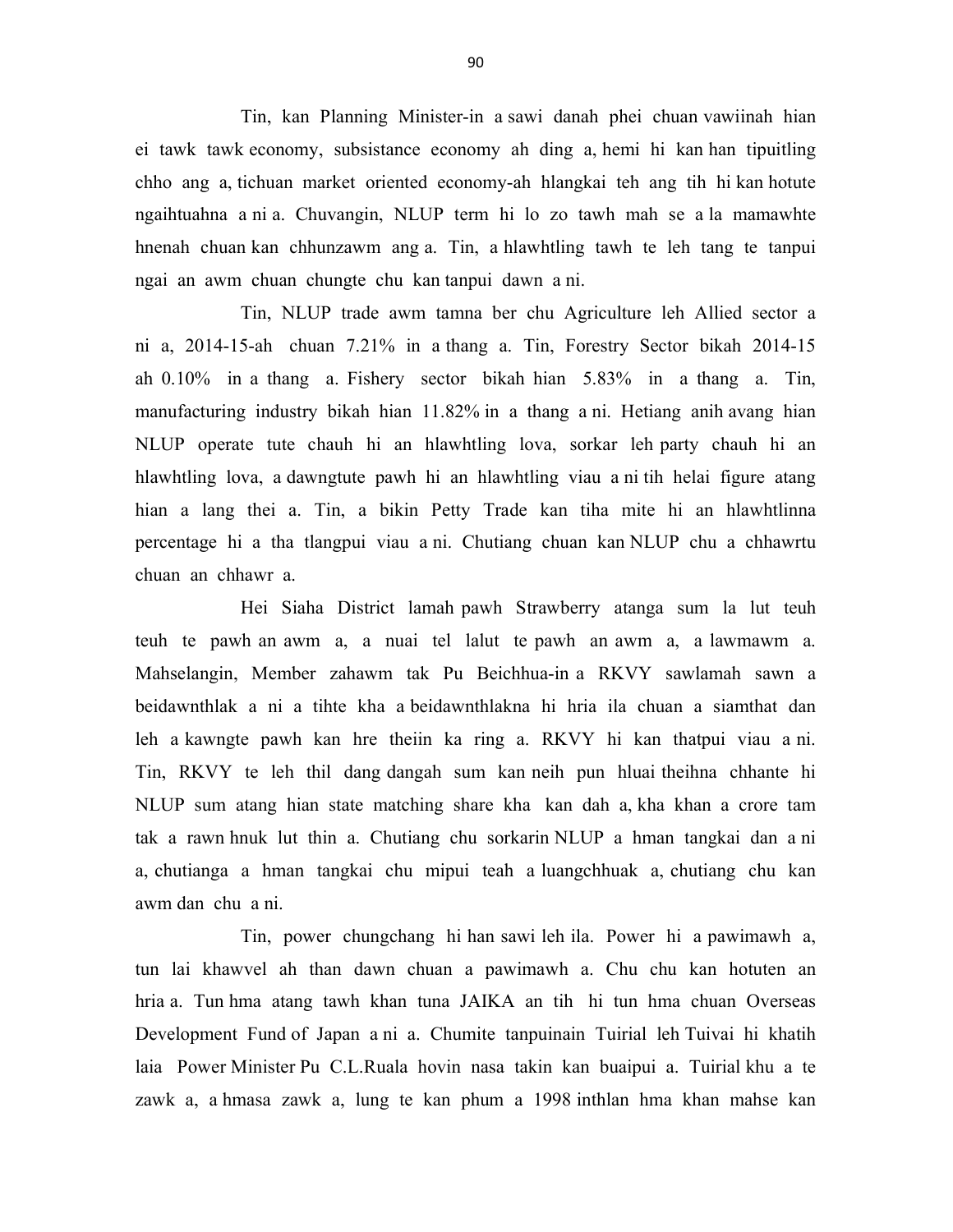Tin, kan Planning Minister-in a sawi danah phei chuan vawiinah hian ei tawk tawk economy, subsistance economy ah ding a, hemi hi kan han tipuitling chho ang a, tichuan market oriented economy-ah hlangkai teh ang tih hi kan hotute ngaihtuahna a ni a. Chuvangin, NLUP term hi lo zo tawh mah se a la mamawhte hnenah chuan kan chhunzawm ang a. Tin, a hlawhtling tawh te leh tang te tanpui ngai an awm chuan chungte chu kan tanpui dawn a ni.

Tin, NLUP trade awm tamna ber chu Agriculture leh Allied sector a ni a, 2014-15-ah chuan 7.21% in a thang a. Tin, Forestry Sector bikah 2014-15 ah 0.10% in a thang a. Fishery sector bikah hian 5.83% in a thang a. Tin, manufacturing industry bikah hian 11.82% in a thang a ni. Hetiang anih avang hian NLUP operate tute chauh hi an hlawhtling lova, sorkar leh party chauh hi an hlawhtling lova, a dawngtute pawh hi an hlawhtling viau a ni tih helai figure atang hian a lang thei a. Tin, a bikin Petty Trade kan tiha mite hi an hlawhtlinna percentage hi a tha tlangpui viau a ni. Chutiang chuan kan NLUP chu a chhawrtu chuan an chhawr a.

Hei Siaha District lamah pawh Strawberry atanga sum la lut teuh teuh te pawh an awm a, a nuai tel lalut te pawh an awm a, a lawmawm a. Mahselangin, Member zahawm tak Pu Beichhua-in a RKVY sawlamah sawn a beidawnthlak a ni a tihte kha a beidawnthlakna hi hria ila chuan a siamthat dan leh a kawngte pawh kan hre theiin ka ring a. RKVY hi kan thatpui viau a ni. Tin, RKVY te leh thil dang dangah sum kan neih pun hluai theihna chhante hi NLUP sum atang hian state matching share kha kan dah a, kha khan a crore tam tak a rawn hnuk lut thin a. Chutiang chu sorkarin NLUP a hman tangkai dan a ni a, chutianga a hman tangkai chu mipui teah a luangchhuak a, chutiang chu kan awm dan chu a ni.

Tin, power chungchang hi han sawi leh ila. Power hi a pawimawh a, tun lai khawvel ah than dawn chuan a pawimawh a. Chu chu kan hotuten an hria a. Tun hma atang tawh khan tuna JAIKA an tih hi tun hma chuan Overseas Development Fund of Japan a ni a. Chumite tanpuinain Tuirial leh Tuivai hi khatih laia Power Minister Pu C.L.Ruala hovin nasa takin kan buaipui a. Tuirial khu a te zawk a, a hmasa zawk a, lung te kan phum a 1998 inthlan hma khan mahse kan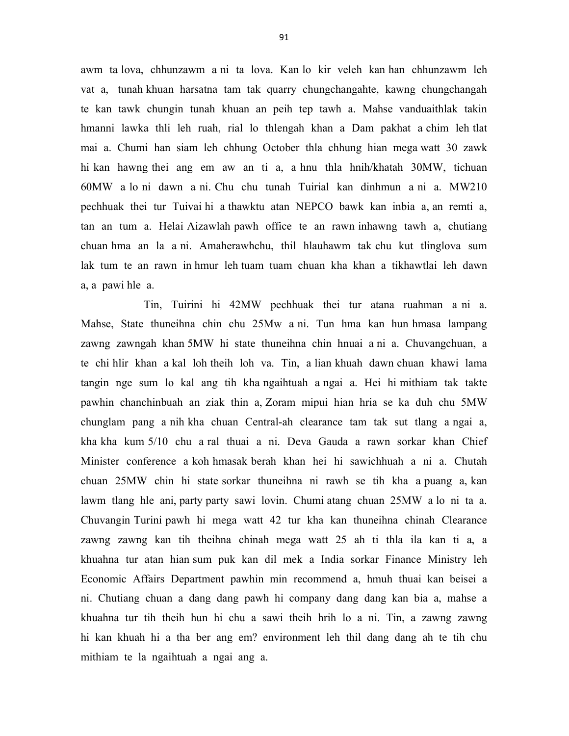awm ta lova, chhunzawm a ni ta lova. Kan lo kir veleh kan han chhunzawm leh vat a, tunah khuan harsatna tam tak quarry chungchangahte, kawng chungchangah te kan tawk chungin tunah khuan an peih tep tawh a. Mahse vanduaithlak takin hmanni lawka thli leh ruah, rial lo thlengah khan a Dam pakhat a chim leh tlat mai a. Chumi han siam leh chhung October thla chhung hian mega watt 30 zawk hi kan hawng thei ang em aw an ti a, a hnu thla hnih/khatah 30MW, tichuan 60MW a lo ni dawn a ni. Chu chu tunah Tuirial kan dinhmun a ni a. MW210 pechhuak thei tur Tuivai hi a thawktu atan NEPCO bawk kan inbia a, an remti a, tan an tum a. Helai Aizawlah pawh office te an rawn inhawng tawh a, chutiang chuan hma an la a ni. Amaherawhchu, thil hlauhawm tak chu kut tlinglova sum lak tum te an rawn in hmur leh tuam tuam chuan kha khan a tikhawtlai leh dawn a, a pawi hle a.

Tin, Tuirini hi 42MW pechhuak thei tur atana ruahman a ni a. Mahse, State thuneihna chin chu 25Mw a ni. Tun hma kan hun hmasa lampang zawng zawngah khan 5MW hi state thuneihna chin hnuai a ni a. Chuvangchuan, a te chi hlir khan a kal loh theih loh va. Tin, a lian khuah dawn chuan khawi lama tangin nge sum lo kal ang tih kha ngaihtuah a ngai a. Hei hi mithiam tak takte pawhin chanchinbuah an ziak thin a, Zoram mipui hian hria se ka duh chu 5MW chunglam pang a nih kha chuan Central-ah clearance tam tak sut tlang a ngai a, kha kha kum 5/10 chu a ral thuai a ni. Deva Gauda a rawn sorkar khan Chief Minister conference a koh hmasak berah khan hei hi sawichhuah a ni a. Chutah chuan 25MW chin hi state sorkar thuneihna ni rawh se tih kha a puang a, kan lawm tlang hle ani, party party sawi lovin. Chumi atang chuan 25MW a lo ni ta a. Chuvangin Turini pawh hi mega watt 42 tur kha kan thuneihna chinah Clearance zawng zawng kan tih theihna chinah mega watt 25 ah ti thla ila kan ti a, a khuahna tur atan hian sum puk kan dil mek a India sorkar Finance Ministry leh Economic Affairs Department pawhin min recommend a, hmuh thuai kan beisei a ni. Chutiang chuan a dang dang pawh hi company dang dang kan bia a, mahse a khuahna tur tih theih hun hi chu a sawi theih hrih lo a ni. Tin, a zawng zawng hi kan khuah hi a tha ber ang em? environment leh thil dang dang ah te tih chu mithiam te la ngaihtuah a ngai ang a.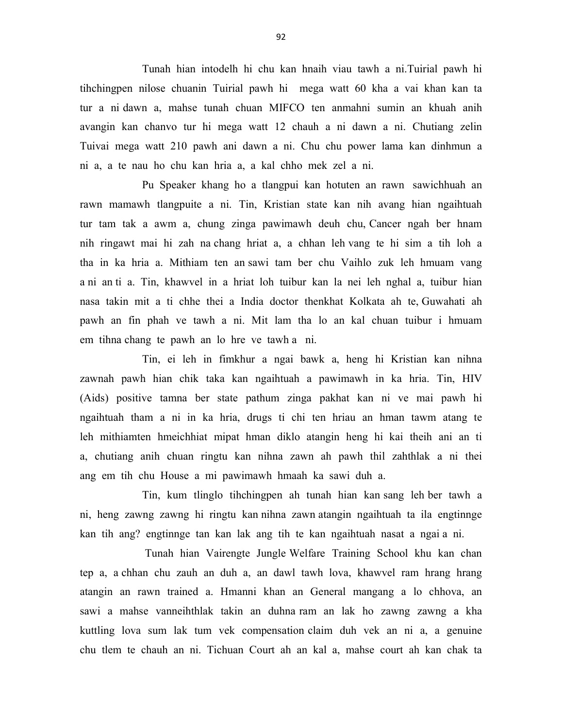Tunah hian intodelh hi chu kan hnaih viau tawh a ni.Tuirial pawh hi tihchingpen nilose chuanin Tuirial pawh hi mega watt 60 kha a vai khan kan ta tur a ni dawn a, mahse tunah chuan MIFCO ten anmahni sumin an khuah anih avangin kan chanvo tur hi mega watt 12 chauh a ni dawn a ni. Chutiang zelin Tuivai mega watt 210 pawh ani dawn a ni. Chu chu power lama kan dinhmun a ni a, a te nau ho chu kan hria a, a kal chho mek zel a ni.

Pu Speaker khang ho a tlangpui kan hotuten an rawn sawichhuah an rawn mamawh tlangpuite a ni. Tin, Kristian state kan nih avang hian ngaihtuah tur tam tak a awm a, chung zinga pawimawh deuh chu, Cancer ngah ber hnam nih ringawt mai hi zah na chang hriat a, a chhan leh vang te hi sim a tih loh a tha in ka hria a. Mithiam ten an sawi tam ber chu Vaihlo zuk leh hmuam vang a ni an ti a. Tin, khawvel in a hriat loh tuibur kan la nei leh nghal a, tuibur hian nasa takin mit a ti chhe thei a India doctor thenkhat Kolkata ah te, Guwahati ah pawh an fin phah ve tawh a ni. Mit lam tha lo an kal chuan tuibur i hmuam em tihna chang te pawh an lo hre ve tawh a ni.

Tin, ei leh in fimkhur a ngai bawk a, heng hi Kristian kan nihna zawnah pawh hian chik taka kan ngaihtuah a pawimawh in ka hria. Tin, HIV (Aids) positive tamna ber state pathum zinga pakhat kan ni ve mai pawh hi ngaihtuah tham a ni in ka hria, drugs ti chi ten hriau an hman tawm atang te leh mithiamten hmeichhiat mipat hman diklo atangin heng hi kai theih ani an ti a, chutiang anih chuan ringtu kan nihna zawn ah pawh thil zahthlak a ni thei ang em tih chu House a mi pawimawh hmaah ka sawi duh a.

Tin, kum tlinglo tihchingpen ah tunah hian kan sang leh ber tawh a ni, heng zawng zawng hi ringtu kan nihna zawn atangin ngaihtuah ta ila engtinnge kan tih ang? engtinnge tan kan lak ang tih te kan ngaihtuah nasat a ngai a ni.

Tunah hian Vairengte Jungle Welfare Training School khu kan chan tep a, a chhan chu zauh an duh a, an dawl tawh lova, khawvel ram hrang hrang atangin an rawn trained a. Hmanni khan an General mangang a lo chhova, an sawi a mahse vanneihthlak takin an duhna ram an lak ho zawng zawng a kha kuttling lova sum lak tum vek compensation claim duh vek an ni a, a genuine chu tlem te chauh an ni. Tichuan Court ah an kal a, mahse court ah kan chak ta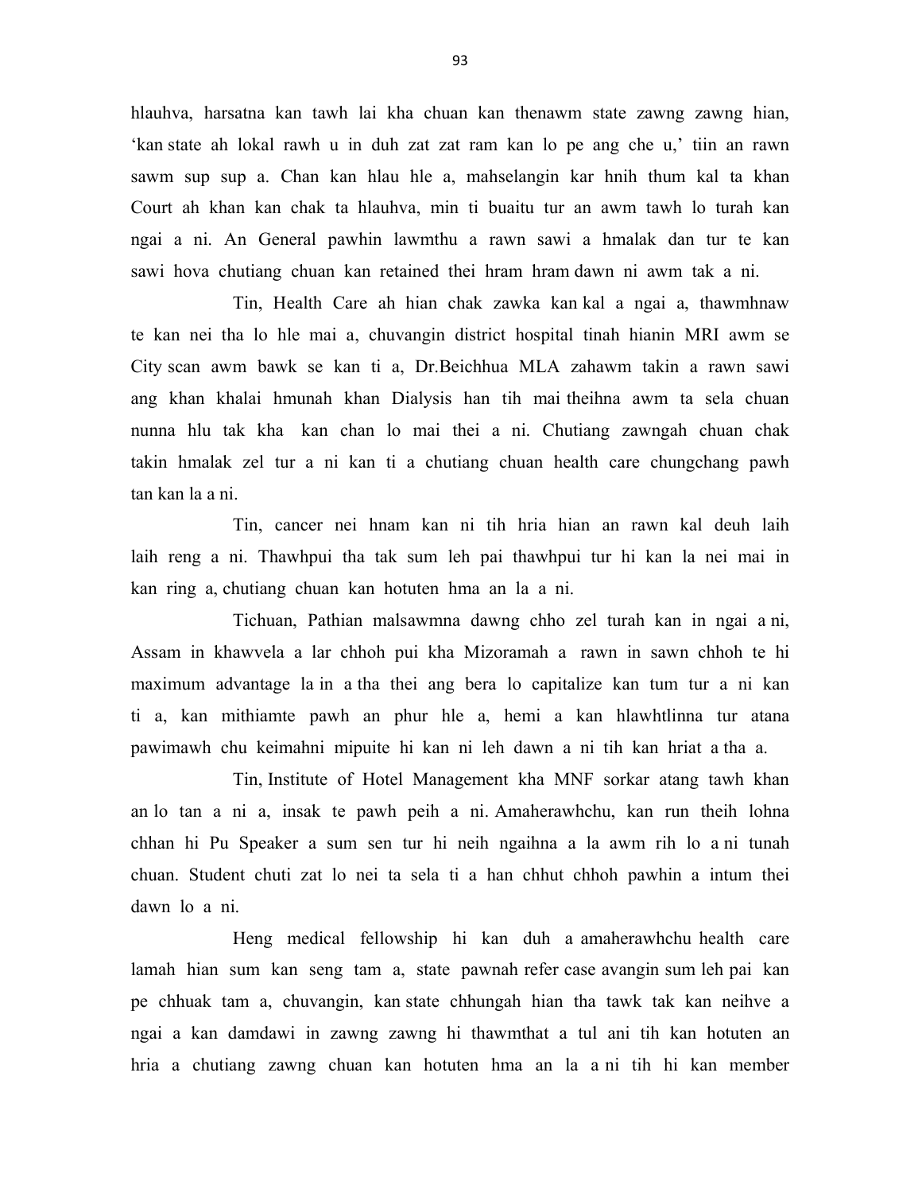hlauhva, harsatna kan tawh lai kha chuan kan thenawm state zawng zawng hian, 'kan state ah lokal rawh u in duh zat zat ram kan lo pe ang che u,' tiin an rawn sawm sup sup a. Chan kan hlau hle a, mahselangin kar hnih thum kal ta khan Court ah khan kan chak ta hlauhva, min ti buaitu tur an awm tawh lo turah kan ngai a ni. An General pawhin lawmthu a rawn sawi a hmalak dan tur te kan sawi hova chutiang chuan kan retained thei hram hram dawn ni awm tak a ni.

Tin, Health Care ah hian chak zawka kan kal a ngai a, thawmhnaw te kan nei tha lo hle mai a, chuvangin district hospital tinah hianin MRI awm se City scan awm bawk se kan ti a, Dr.Beichhua MLA zahawm takin a rawn sawi ang khan khalai hmunah khan Dialysis han tih mai theihna awm ta sela chuan nunna hlu tak kha kan chan lo mai thei a ni. Chutiang zawngah chuan chak takin hmalak zel tur a ni kan ti a chutiang chuan health care chungchang pawh tan kan la a ni.

Tin, cancer nei hnam kan ni tih hria hian an rawn kal deuh laih laih reng a ni. Thawhpui tha tak sum leh pai thawhpui tur hi kan la nei mai in kan ring a, chutiang chuan kan hotuten hma an la a ni.

Tichuan, Pathian malsawmna dawng chho zel turah kan in ngai a ni, Assam in khawvela a lar chhoh pui kha Mizoramah a rawn in sawn chhoh te hi maximum advantage la in a tha thei ang bera lo capitalize kan tum tur a ni kan ti a, kan mithiamte pawh an phur hle a, hemi a kan hlawhtlinna tur atana pawimawh chu keimahni mipuite hi kan ni leh dawn a ni tih kan hriat a tha a.

Tin, Institute of Hotel Management kha MNF sorkar atang tawh khan an lo tan a ni a, insak te pawh peih a ni. Amaherawhchu, kan run theih lohna chhan hi Pu Speaker a sum sen tur hi neih ngaihna a la awm rih lo a ni tunah chuan. Student chuti zat lo nei ta sela ti a han chhut chhoh pawhin a intum thei dawn lo a ni.

Heng medical fellowship hi kan duh a amaherawhchu health care lamah hian sum kan seng tam a, state pawnah refer case avangin sum leh pai kan pe chhuak tam a, chuvangin, kan state chhungah hian tha tawk tak kan neihve a ngai a kan damdawi in zawng zawng hi thawmthat a tul ani tih kan hotuten an hria a chutiang zawng chuan kan hotuten hma an la a ni tih hi kan member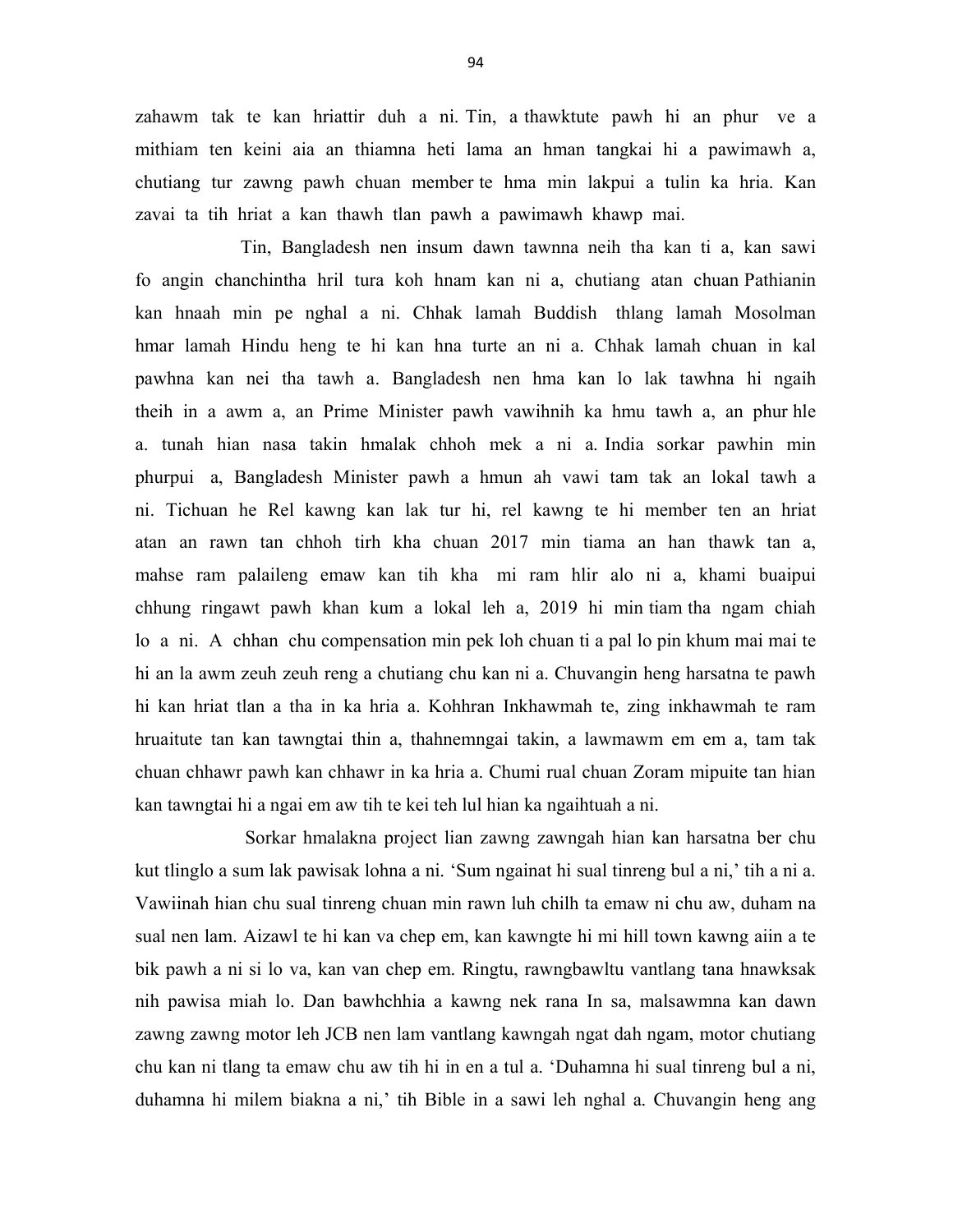zahawm tak te kan hriattir duh a ni. Tin, a thawktute pawh hi an phur ve a mithiam ten keini aia an thiamna heti lama an hman tangkai hi a pawimawh a, chutiang tur zawng pawh chuan member te hma min lakpui a tulin ka hria. Kan zavai ta tih hriat a kan thawh tlan pawh a pawimawh khawp mai.

Tin, Bangladesh nen insum dawn tawnna neih tha kan ti a, kan sawi fo angin chanchintha hril tura koh hnam kan ni a, chutiang atan chuan Pathianin kan hnaah min pe nghal a ni. Chhak lamah Buddish thlang lamah Mosolman hmar lamah Hindu heng te hi kan hna turte an ni a. Chhak lamah chuan in kal pawhna kan nei tha tawh a. Bangladesh nen hma kan lo lak tawhna hi ngaih theih in a awm a, an Prime Minister pawh vawihnih ka hmu tawh a, an phur hle a. tunah hian nasa takin hmalak chhoh mek a ni a. India sorkar pawhin min phurpui a, Bangladesh Minister pawh a hmun ah vawi tam tak an lokal tawh a ni. Tichuan he Rel kawng kan lak tur hi, rel kawng te hi member ten an hriat atan an rawn tan chhoh tirh kha chuan 2017 min tiama an han thawk tan a, mahse ram palaileng emaw kan tih kha mi ram hlir alo ni a, khami buaipui chhung ringawt pawh khan kum a lokal leh a, 2019 hi min tiam tha ngam chiah lo a ni. A chhan chu compensation min pek loh chuan ti a pal lo pin khum mai mai te hi an la awm zeuh zeuh reng a chutiang chu kan ni a. Chuvangin heng harsatna te pawh hi kan hriat tlan a tha in ka hria a. Kohhran Inkhawmah te, zing inkhawmah te ram hruaitute tan kan tawngtai thin a, thahnemngai takin, a lawmawm em em a, tam tak chuan chhawr pawh kan chhawr in ka hria a. Chumi rual chuan Zoram mipuite tan hian kan tawngtai hi a ngai em aw tih te kei teh lul hian ka ngaihtuah a ni.

Sorkar hmalakna project lian zawng zawngah hian kan harsatna ber chu kut tlinglo a sum lak pawisak lohna a ni. 'Sum ngainat hi sual tinreng bul a ni,' tih a ni a. Vawiinah hian chu sual tinreng chuan min rawn luh chilh ta emaw ni chu aw, duham na sual nen lam. Aizawl te hi kan va chep em, kan kawngte hi mi hill town kawng aiin a te bik pawh a ni si lo va, kan van chep em. Ringtu, rawngbawltu vantlang tana hnawksak nih pawisa miah lo. Dan bawhchhia a kawng nek rana In sa, malsawmna kan dawn zawng zawng motor leh JCB nen lam vantlang kawngah ngat dah ngam, motor chutiang chu kan ni tlang ta emaw chu aw tih hi in en a tul a. 'Duhamna hi sual tinreng bul a ni, duhamna hi milem biakna a ni,' tih Bible in a sawi leh nghal a. Chuvangin heng ang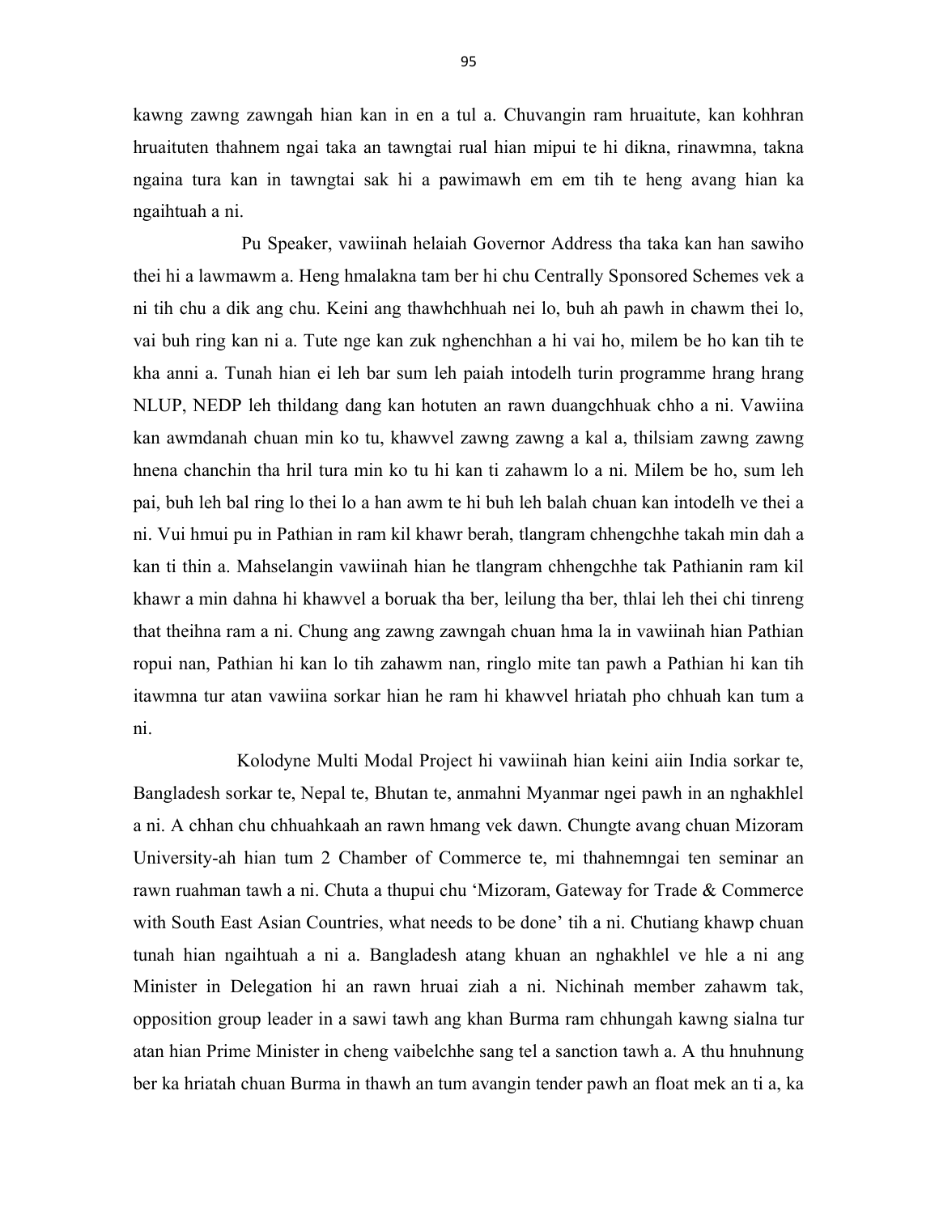kawng zawng zawngah hian kan in en a tul a. Chuvangin ram hruaitute, kan kohhran hruaituten thahnem ngai taka an tawngtai rual hian mipui te hi dikna, rinawmna, takna ngaina tura kan in tawngtai sak hi a pawimawh em em tih te heng avang hian ka ngaihtuah a ni.

Pu Speaker, vawiinah helaiah Governor Address tha taka kan han sawiho thei hi a lawmawm a. Heng hmalakna tam ber hi chu Centrally Sponsored Schemes vek a ni tih chu a dik ang chu. Keini ang thawhchhuah nei lo, buh ah pawh in chawm thei lo, vai buh ring kan ni a. Tute nge kan zuk nghenchhan a hi vai ho, milem be ho kan tih te kha anni a. Tunah hian ei leh bar sum leh paiah intodelh turin programme hrang hrang NLUP, NEDP leh thildang dang kan hotuten an rawn duangchhuak chho a ni. Vawiina kan awmdanah chuan min ko tu, khawvel zawng zawng a kal a, thilsiam zawng zawng hnena chanchin tha hril tura min ko tu hi kan ti zahawm lo a ni. Milem be ho, sum leh pai, buh leh bal ring lo thei lo a han awm te hi buh leh balah chuan kan intodelh ve thei a ni. Vui hmui pu in Pathian in ram kil khawr berah, tlangram chhengchhe takah min dah a kan ti thin a. Mahselangin vawiinah hian he tlangram chhengchhe tak Pathianin ram kil khawr a min dahna hi khawvel a boruak tha ber, leilung tha ber, thlai leh thei chi tinreng that theihna ram a ni. Chung ang zawng zawngah chuan hma la in vawiinah hian Pathian ropui nan, Pathian hi kan lo tih zahawm nan, ringlo mite tan pawh a Pathian hi kan tih itawmna tur atan vawiina sorkar hian he ram hi khawvel hriatah pho chhuah kan tum a ni.

Kolodyne Multi Modal Project hi vawiinah hian keini aiin India sorkar te, Bangladesh sorkar te, Nepal te, Bhutan te, anmahni Myanmar ngei pawh in an nghakhlel a ni. A chhan chu chhuahkaah an rawn hmang vek dawn. Chungte avang chuan Mizoram University-ah hian tum 2 Chamber of Commerce te, mi thahnemngai ten seminar an rawn ruahman tawh a ni. Chuta a thupui chu 'Mizoram, Gateway for Trade & Commerce with South East Asian Countries, what needs to be done' tih a ni. Chutiang khawp chuan tunah hian ngaihtuah a ni a. Bangladesh atang khuan an nghakhlel ve hle a ni ang Minister in Delegation hi an rawn hruai ziah a ni. Nichinah member zahawm tak, opposition group leader in a sawi tawh ang khan Burma ram chhungah kawng sialna tur atan hian Prime Minister in cheng vaibelchhe sang tel a sanction tawh a. A thu hnuhnung ber ka hriatah chuan Burma in thawh an tum avangin tender pawh an float mek an ti a, ka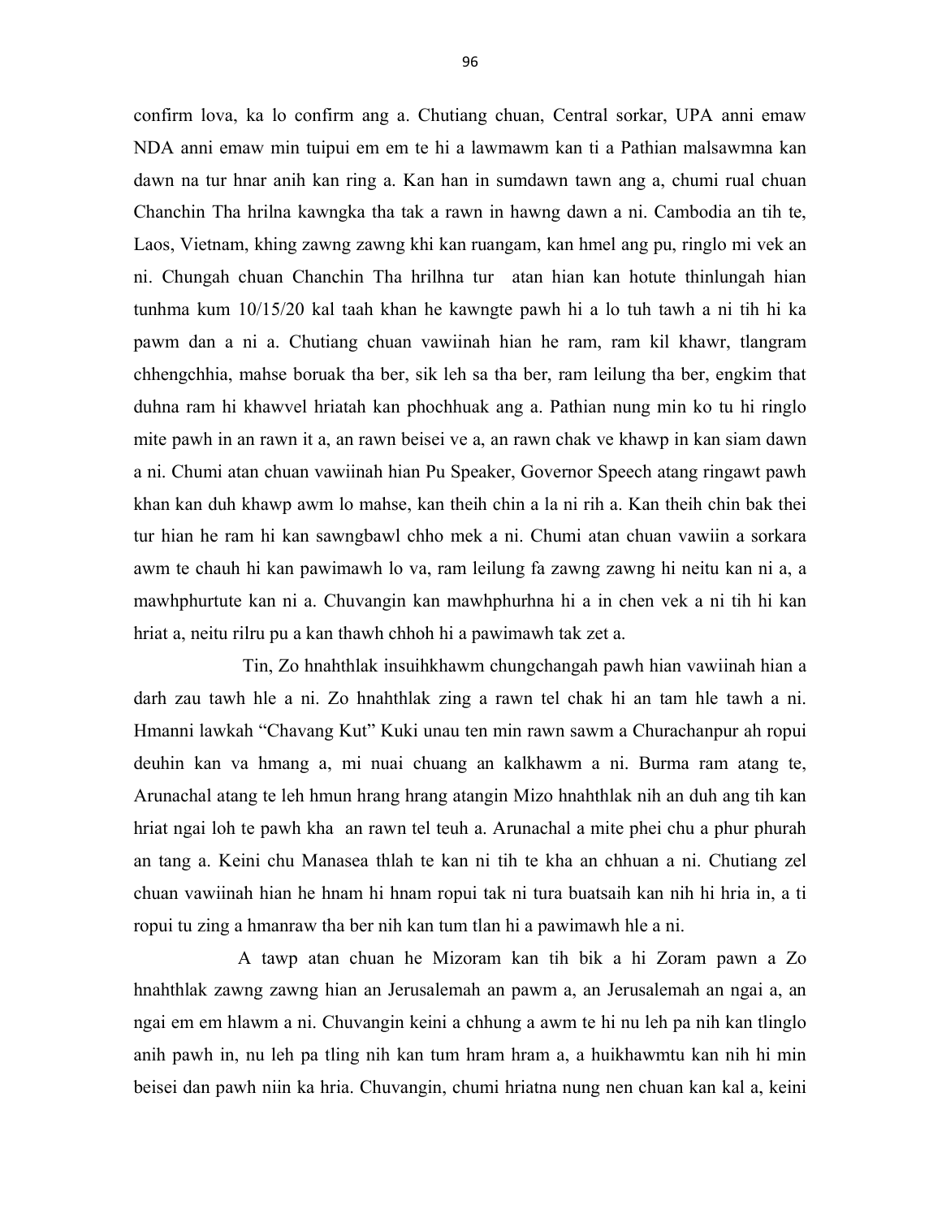confirm lova, ka lo confirm ang a. Chutiang chuan, Central sorkar, UPA anni emaw NDA anni emaw min tuipui em em te hi a lawmawm kan ti a Pathian malsawmna kan dawn na tur hnar anih kan ring a. Kan han in sumdawn tawn ang a, chumi rual chuan Chanchin Tha hrilna kawngka tha tak a rawn in hawng dawn a ni. Cambodia an tih te, Laos, Vietnam, khing zawng zawng khi kan ruangam, kan hmel ang pu, ringlo mi vek an ni. Chungah chuan Chanchin Tha hrilhna tur atan hian kan hotute thinlungah hian tunhma kum 10/15/20 kal taah khan he kawngte pawh hi a lo tuh tawh a ni tih hi ka pawm dan a ni a. Chutiang chuan vawiinah hian he ram, ram kil khawr, tlangram chhengchhia, mahse boruak tha ber, sik leh sa tha ber, ram leilung tha ber, engkim that duhna ram hi khawvel hriatah kan phochhuak ang a. Pathian nung min ko tu hi ringlo mite pawh in an rawn it a, an rawn beisei ve a, an rawn chak ve khawp in kan siam dawn a ni. Chumi atan chuan vawiinah hian Pu Speaker, Governor Speech atang ringawt pawh khan kan duh khawp awm lo mahse, kan theih chin a la ni rih a. Kan theih chin bak thei tur hian he ram hi kan sawngbawl chho mek a ni. Chumi atan chuan vawiin a sorkara awm te chauh hi kan pawimawh lo va, ram leilung fa zawng zawng hi neitu kan ni a, a mawhphurtute kan ni a. Chuvangin kan mawhphurhna hi a in chen vek a ni tih hi kan hriat a, neitu rilru pu a kan thawh chhoh hi a pawimawh tak zet a.

Tin, Zo hnahthlak insuihkhawm chungchangah pawh hian vawiinah hian a darh zau tawh hle a ni. Zo hnahthlak zing a rawn tel chak hi an tam hle tawh a ni. Hmanni lawkah “Chavang Kut” Kuki unau ten min rawn sawm a Churachanpur ah ropui deuhin kan va hmang a, mi nuai chuang an kalkhawm a ni. Burma ram atang te, Arunachal atang te leh hmun hrang hrang atangin Mizo hnahthlak nih an duh ang tih kan hriat ngai loh te pawh kha an rawn tel teuh a. Arunachal a mite phei chu a phur phurah an tang a. Keini chu Manasea thlah te kan ni tih te kha an chhuan a ni. Chutiang zel chuan vawiinah hian he hnam hi hnam ropui tak ni tura buatsaih kan nih hi hria in, a ti ropui tu zing a hmanraw tha ber nih kan tum tlan hi a pawimawh hle a ni.

A tawp atan chuan he Mizoram kan tih bik a hi Zoram pawn a Zo hnahthlak zawng zawng hian an Jerusalemah an pawm a, an Jerusalemah an ngai a, an ngai em em hlawm a ni. Chuvangin keini a chhung a awm te hi nu leh pa nih kan tlinglo anih pawh in, nu leh pa tling nih kan tum hram hram a, a huikhawmtu kan nih hi min beisei dan pawh niin ka hria. Chuvangin, chumi hriatna nung nen chuan kan kal a, keini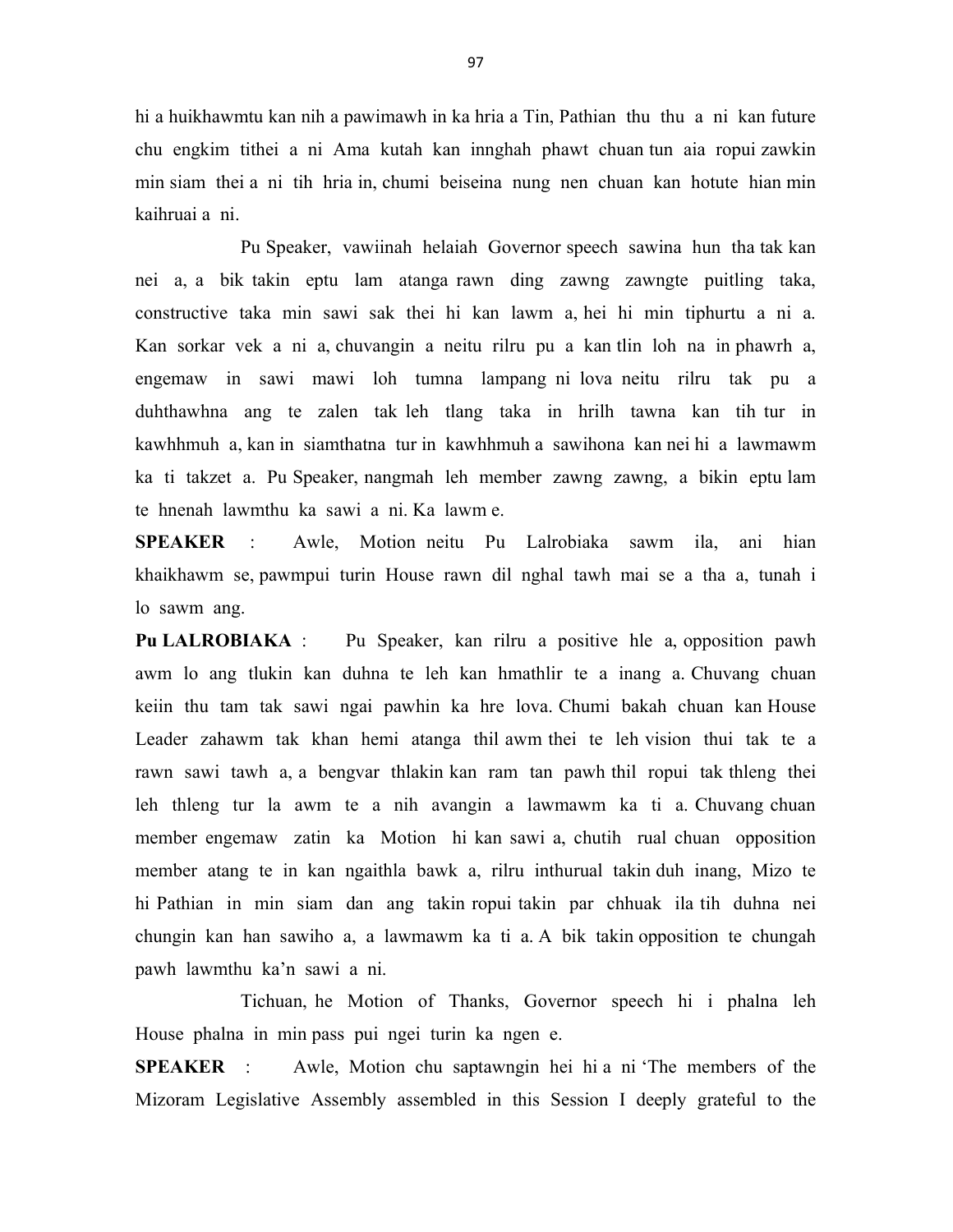hi a huikhawmtu kan nih a pawimawh in ka hria a Tin, Pathian thu thu a ni kan future chu engkim tithei a ni Ama kutah kan innghah phawt chuan tun aia ropui zawkin min siam thei a ni tih hria in, chumi beiseina nung nen chuan kan hotute hian min kaihruai a ni.

Pu Speaker, vawiinah helaiah Governor speech sawina hun tha tak kan nei a, a bik takin eptu lam atanga rawn ding zawng zawngte puitling taka, constructive taka min sawi sak thei hi kan lawm a, hei hi min tiphurtu a ni a. Kan sorkar vek a ni a, chuvangin a neitu rilru pu a kan tlin loh na in phawrh a, engemaw in sawi mawi loh tumna lampang ni lova neitu rilru tak pu a duhthawhna ang te zalen tak leh tlang taka in hrilh tawna kan tih tur in kawhhmuh a, kan in siamthatna tur in kawhhmuh a sawihona kan nei hi a lawmawm ka ti takzet a. Pu Speaker, nangmah leh member zawng zawng, a bikin eptu lam te hnenah lawmthu ka sawi a ni. Ka lawm e.

**SPEAKER** : Awle, Motion neitu Pu Lalrobiaka sawm ila, ani hian khaikhawm se, pawmpui turin House rawn dil nghal tawh mai se a tha a, tunah i lo sawm ang.

**Pu LALROBIAKA** : Pu Speaker, kan rilru a positive hle a, opposition pawh awm lo ang tlukin kan duhna te leh kan hmathlir te a inang a. Chuvang chuan keiin thu tam tak sawi ngai pawhin ka hre lova. Chumi bakah chuan kan House Leader zahawm tak khan hemi atanga thil awm thei te leh vision thui tak te a rawn sawi tawh a, a bengvar thlakin kan ram tan pawh thil ropui tak thleng thei leh thleng tur la awm te a nih avangin a lawmawm ka ti a. Chuvang chuan member engemaw zatin ka Motion hi kan sawi a, chutih rual chuan opposition member atang te in kan ngaithla bawk a, rilru inthurual takin duh inang, Mizo te hi Pathian in min siam dan ang takin ropui takin par chhuak ila tih duhna nei chungin kan han sawiho a, a lawmawm ka ti a. A bik takin opposition te chungah pawh lawmthu ka'n sawi a ni.

Tichuan, he Motion of Thanks, Governor speech hi i phalna leh House phalna in min pass pui ngei turin ka ngen e.

**SPEAKER** : Awle, Motion chu saptawngin hei hi a ni 'The members of the Mizoram Legislative Assembly assembled in this Session I deeply grateful to the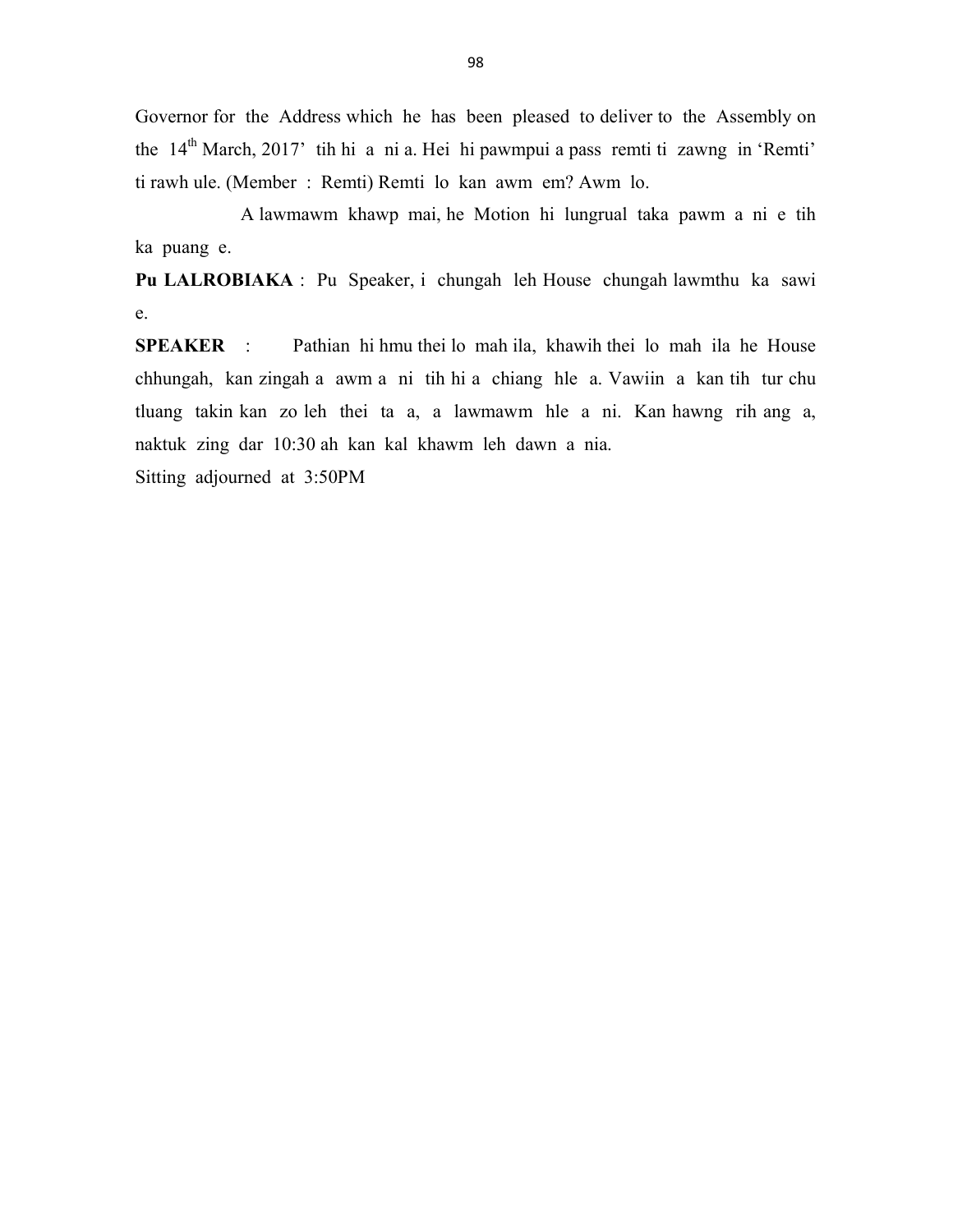Governor for the Address which he has been pleased to deliver to the Assembly on the 14th March, 2017' tih hi a ni a. Hei hi pawmpui a pass remti ti zawng in 'Remti' ti rawh ule. (Member : Remti) Remti lo kan awm em? Awm lo.

A lawmawm khawp mai, he Motion hi lungrual taka pawm a ni e tih ka puang e.

**Pu LALROBIAKA** : Pu Speaker, i chungah leh House chungah lawmthu ka sawi e.

**SPEAKER** : Pathian hi hmu thei lo mah ila, khawih thei lo mah ila he House chhungah, kan zingah a awm a ni tih hi a chiang hle a. Vawiin a kan tih tur chu tluang takin kan zo leh thei ta a, a lawmawm hle a ni. Kan hawng rih ang a, naktuk zing dar 10:30 ah kan kal khawm leh dawn a nia.

Sitting adjourned at 3:50PM